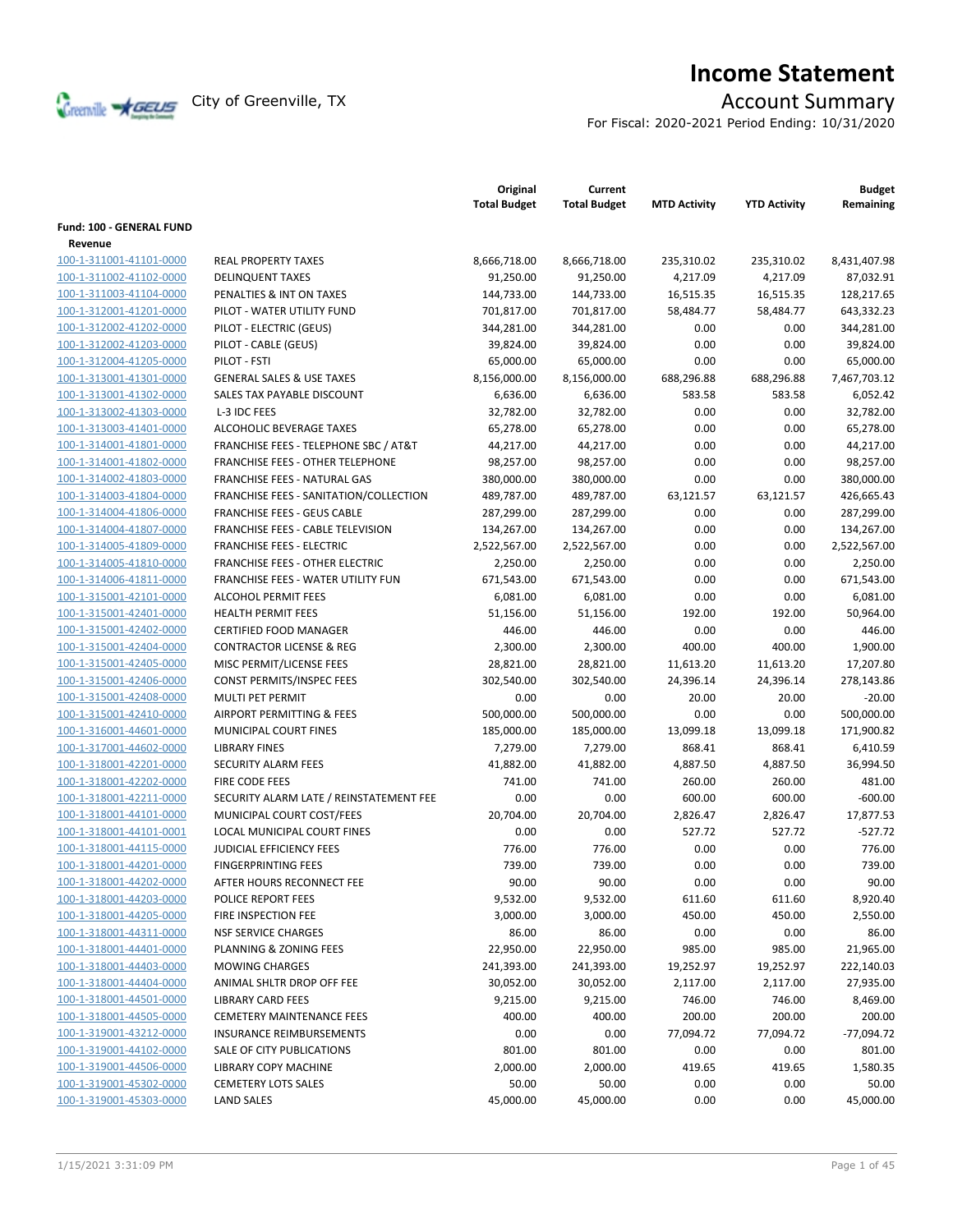City of Greenville, TX

# Income Statement

## Account Summary

For Fiscal: 2020-2021 Period Ending: 10/31/2020

| | | Original Total Budget | Current Total Budget | MTD Activity | YTD Activity | Budget Remaining |
|---|---|---|---|---|---|---|
| **Fund: 100 - GENERAL FUND** | | | | | | |
| **Revenue** | | | | | | |
| 100-1-311001-41101-0000 | REAL PROPERTY TAXES | 8,666,718.00 | 8,666,718.00 | 235,310.02 | 235,310.02 | 8,431,407.98 |
| 100-1-311002-41102-0000 | DELINQUENT TAXES | 91,250.00 | 91,250.00 | 4,217.09 | 4,217.09 | 87,032.91 |
| 100-1-311003-41104-0000 | PENALTIES & INT ON TAXES | 144,733.00 | 144,733.00 | 16,515.35 | 16,515.35 | 128,217.65 |
| 100-1-312001-41201-0000 | PILOT - WATER UTILITY FUND | 701,817.00 | 701,817.00 | 58,484.77 | 58,484.77 | 643,332.23 |
| 100-1-312002-41202-0000 | PILOT - ELECTRIC (GEUS) | 344,281.00 | 344,281.00 | 0.00 | 0.00 | 344,281.00 |
| 100-1-312002-41203-0000 | PILOT - CABLE (GEUS) | 39,824.00 | 39,824.00 | 0.00 | 0.00 | 39,824.00 |
| 100-1-312004-41205-0000 | PILOT - FSTI | 65,000.00 | 65,000.00 | 0.00 | 0.00 | 65,000.00 |
| 100-1-313001-41301-0000 | GENERAL SALES & USE TAXES | 8,156,000.00 | 8,156,000.00 | 688,296.88 | 688,296.88 | 7,467,703.12 |
| 100-1-313001-41302-0000 | SALES TAX PAYABLE DISCOUNT | 6,636.00 | 6,636.00 | 583.58 | 583.58 | 6,052.42 |
| 100-1-313002-41303-0000 | L-3 IDC FEES | 32,782.00 | 32,782.00 | 0.00 | 0.00 | 32,782.00 |
| 100-1-313003-41401-0000 | ALCOHOLIC BEVERAGE TAXES | 65,278.00 | 65,278.00 | 0.00 | 0.00 | 65,278.00 |
| 100-1-314001-41801-0000 | FRANCHISE FEES - TELEPHONE SBC / AT&T | 44,217.00 | 44,217.00 | 0.00 | 0.00 | 44,217.00 |
| 100-1-314001-41802-0000 | FRANCHISE FEES - OTHER TELEPHONE | 98,257.00 | 98,257.00 | 0.00 | 0.00 | 98,257.00 |
| 100-1-314002-41803-0000 | FRANCHISE FEES - NATURAL GAS | 380,000.00 | 380,000.00 | 0.00 | 0.00 | 380,000.00 |
| 100-1-314003-41804-0000 | FRANCHISE FEES - SANITATION/COLLECTION | 489,787.00 | 489,787.00 | 63,121.57 | 63,121.57 | 426,665.43 |
| 100-1-314004-41806-0000 | FRANCHISE FEES - GEUS CABLE | 287,299.00 | 287,299.00 | 0.00 | 0.00 | 287,299.00 |
| 100-1-314004-41807-0000 | FRANCHISE FEES - CABLE TELEVISION | 134,267.00 | 134,267.00 | 0.00 | 0.00 | 134,267.00 |
| 100-1-314005-41809-0000 | FRANCHISE FEES - ELECTRIC | 2,522,567.00 | 2,522,567.00 | 0.00 | 0.00 | 2,522,567.00 |
| 100-1-314005-41810-0000 | FRANCHISE FEES - OTHER ELECTRIC | 2,250.00 | 2,250.00 | 0.00 | 0.00 | 2,250.00 |
| 100-1-314006-41811-0000 | FRANCHISE FEES - WATER UTILITY FUN | 671,543.00 | 671,543.00 | 0.00 | 0.00 | 671,543.00 |
| 100-1-315001-42101-0000 | ALCOHOL PERMIT FEES | 6,081.00 | 6,081.00 | 0.00 | 0.00 | 6,081.00 |
| 100-1-315001-42401-0000 | HEALTH PERMIT FEES | 51,156.00 | 51,156.00 | 192.00 | 192.00 | 50,964.00 |
| 100-1-315001-42402-0000 | CERTIFIED FOOD MANAGER | 446.00 | 446.00 | 0.00 | 0.00 | 446.00 |
| 100-1-315001-42404-0000 | CONTRACTOR LICENSE & REG | 2,300.00 | 2,300.00 | 400.00 | 400.00 | 1,900.00 |
| 100-1-315001-42405-0000 | MISC PERMIT/LICENSE FEES | 28,821.00 | 28,821.00 | 11,613.20 | 11,613.20 | 17,207.80 |
| 100-1-315001-42406-0000 | CONST PERMITS/INSPEC FEES | 302,540.00 | 302,540.00 | 24,396.14 | 24,396.14 | 278,143.86 |
| 100-1-315001-42408-0000 | MULTI PET PERMIT | 0.00 | 0.00 | 20.00 | 20.00 | -20.00 |
| 100-1-315001-42410-0000 | AIRPORT PERMITTING & FEES | 500,000.00 | 500,000.00 | 0.00 | 0.00 | 500,000.00 |
| 100-1-316001-44601-0000 | MUNICIPAL COURT FINES | 185,000.00 | 185,000.00 | 13,099.18 | 13,099.18 | 171,900.82 |
| 100-1-317001-44602-0000 | LIBRARY FINES | 7,279.00 | 7,279.00 | 868.41 | 868.41 | 6,410.59 |
| 100-1-318001-42201-0000 | SECURITY ALARM FEES | 41,882.00 | 41,882.00 | 4,887.50 | 4,887.50 | 36,994.50 |
| 100-1-318001-42202-0000 | FIRE CODE FEES | 741.00 | 741.00 | 260.00 | 260.00 | 481.00 |
| 100-1-318001-42211-0000 | SECURITY ALARM LATE / REINSTATEMENT FEE | 0.00 | 0.00 | 600.00 | 600.00 | -600.00 |
| 100-1-318001-44101-0000 | MUNICIPAL COURT COST/FEES | 20,704.00 | 20,704.00 | 2,826.47 | 2,826.47 | 17,877.53 |
| 100-1-318001-44101-0001 | LOCAL MUNICIPAL COURT FINES | 0.00 | 0.00 | 527.72 | 527.72 | -527.72 |
| 100-1-318001-44115-0000 | JUDICIAL EFFICIENCY FEES | 776.00 | 776.00 | 0.00 | 0.00 | 776.00 |
| 100-1-318001-44201-0000 | FINGERPRINTING FEES | 739.00 | 739.00 | 0.00 | 0.00 | 739.00 |
| 100-1-318001-44202-0000 | AFTER HOURS RECONNECT FEE | 90.00 | 90.00 | 0.00 | 0.00 | 90.00 |
| 100-1-318001-44203-0000 | POLICE REPORT FEES | 9,532.00 | 9,532.00 | 611.60 | 611.60 | 8,920.40 |
| 100-1-318001-44205-0000 | FIRE INSPECTION FEE | 3,000.00 | 3,000.00 | 450.00 | 450.00 | 2,550.00 |
| 100-1-318001-44311-0000 | NSF SERVICE CHARGES | 86.00 | 86.00 | 0.00 | 0.00 | 86.00 |
| 100-1-318001-44401-0000 | PLANNING & ZONING FEES | 22,950.00 | 22,950.00 | 985.00 | 985.00 | 21,965.00 |
| 100-1-318001-44403-0000 | MOWING CHARGES | 241,393.00 | 241,393.00 | 19,252.97 | 19,252.97 | 222,140.03 |
| 100-1-318001-44404-0000 | ANIMAL SHLTR DROP OFF FEE | 30,052.00 | 30,052.00 | 2,117.00 | 2,117.00 | 27,935.00 |
| 100-1-318001-44501-0000 | LIBRARY CARD FEES | 9,215.00 | 9,215.00 | 746.00 | 746.00 | 8,469.00 |
| 100-1-318001-44505-0000 | CEMETERY MAINTENANCE FEES | 400.00 | 400.00 | 200.00 | 200.00 | 200.00 |
| 100-1-319001-43212-0000 | INSURANCE REIMBURSEMENTS | 0.00 | 0.00 | 77,094.72 | 77,094.72 | -77,094.72 |
| 100-1-319001-44102-0000 | SALE OF CITY PUBLICATIONS | 801.00 | 801.00 | 0.00 | 0.00 | 801.00 |
| 100-1-319001-44506-0000 | LIBRARY COPY MACHINE | 2,000.00 | 2,000.00 | 419.65 | 419.65 | 1,580.35 |
| 100-1-319001-45302-0000 | CEMETERY LOTS SALES | 50.00 | 50.00 | 0.00 | 0.00 | 50.00 |
| 100-1-319001-45303-0000 | LAND SALES | 45,000.00 | 45,000.00 | 0.00 | 0.00 | 45,000.00 |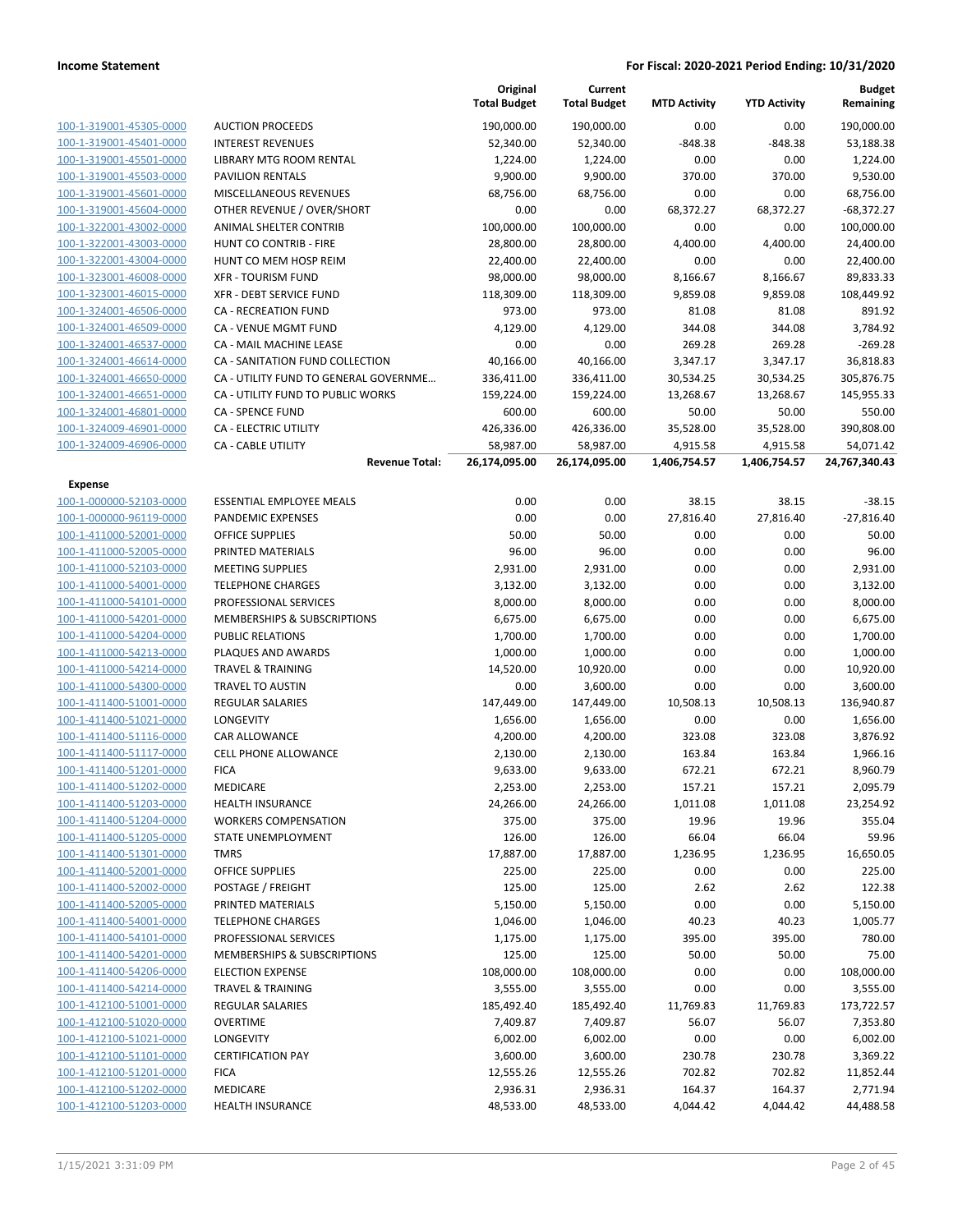| | | Original Total Budget | Current Total Budget | MTD Activity | YTD Activity | Budget Remaining |
|---|---|---|---|---|---|---|
| 100-1-319001-45305-0000 | AUCTION PROCEEDS | 190,000.00 | 190,000.00 | 0.00 | 0.00 | 190,000.00 |
| 100-1-319001-45401-0000 | INTEREST REVENUES | 52,340.00 | 52,340.00 | -848.38 | -848.38 | 53,188.38 |
| 100-1-319001-45501-0000 | LIBRARY MTG ROOM RENTAL | 1,224.00 | 1,224.00 | 0.00 | 0.00 | 1,224.00 |
| 100-1-319001-45503-0000 | PAVILION RENTALS | 9,900.00 | 9,900.00 | 370.00 | 370.00 | 9,530.00 |
| 100-1-319001-45601-0000 | MISCELLANEOUS REVENUES | 68,756.00 | 68,756.00 | 0.00 | 0.00 | 68,756.00 |
| 100-1-319001-45604-0000 | OTHER REVENUE / OVER/SHORT | 0.00 | 0.00 | 68,372.27 | 68,372.27 | -68,372.27 |
| 100-1-322001-43002-0000 | ANIMAL SHELTER CONTRIB | 100,000.00 | 100,000.00 | 0.00 | 0.00 | 100,000.00 |
| 100-1-322001-43003-0000 | HUNT CO CONTRIB - FIRE | 28,800.00 | 28,800.00 | 4,400.00 | 4,400.00 | 24,400.00 |
| 100-1-322001-43004-0000 | HUNT CO MEM HOSP REIM | 22,400.00 | 22,400.00 | 0.00 | 0.00 | 22,400.00 |
| 100-1-323001-46008-0000 | XFR - TOURISM FUND | 98,000.00 | 98,000.00 | 8,166.67 | 8,166.67 | 89,833.33 |
| 100-1-323001-46015-0000 | XFR - DEBT SERVICE FUND | 118,309.00 | 118,309.00 | 9,859.08 | 9,859.08 | 108,449.92 |
| 100-1-324001-46506-0000 | CA - RECREATION FUND | 973.00 | 973.00 | 81.08 | 81.08 | 891.92 |
| 100-1-324001-46509-0000 | CA - VENUE MGMT FUND | 4,129.00 | 4,129.00 | 344.08 | 344.08 | 3,784.92 |
| 100-1-324001-46537-0000 | CA - MAIL MACHINE LEASE | 0.00 | 0.00 | 269.28 | 269.28 | -269.28 |
| 100-1-324001-46614-0000 | CA - SANITATION FUND COLLECTION | 40,166.00 | 40,166.00 | 3,347.17 | 3,347.17 | 36,818.83 |
| 100-1-324001-46650-0000 | CA - UTILITY FUND TO GENERAL GOVERNME... | 336,411.00 | 336,411.00 | 30,534.25 | 30,534.25 | 305,876.75 |
| 100-1-324001-46651-0000 | CA - UTILITY FUND TO PUBLIC WORKS | 159,224.00 | 159,224.00 | 13,268.67 | 13,268.67 | 145,955.33 |
| 100-1-324001-46801-0000 | CA - SPENCE FUND | 600.00 | 600.00 | 50.00 | 50.00 | 550.00 |
| 100-1-324009-46901-0000 | CA - ELECTRIC UTILITY | 426,336.00 | 426,336.00 | 35,528.00 | 35,528.00 | 390,808.00 |
| 100-1-324009-46906-0000 | CA - CABLE UTILITY | 58,987.00 | 58,987.00 | 4,915.58 | 4,915.58 | 54,071.42 |
| | **Revenue Total:** | **26,174,095.00** | **26,174,095.00** | **1,406,754.57** | **1,406,754.57** | **24,767,340.43** |
| **Expense** | | | | | | |
| 100-1-000000-52103-0000 | ESSENTIAL EMPLOYEE MEALS | 0.00 | 0.00 | 38.15 | 38.15 | -38.15 |
| 100-1-000000-96119-0000 | PANDEMIC EXPENSES | 0.00 | 0.00 | 27,816.40 | 27,816.40 | -27,816.40 |
| 100-1-411000-52001-0000 | OFFICE SUPPLIES | 50.00 | 50.00 | 0.00 | 0.00 | 50.00 |
| 100-1-411000-52005-0000 | PRINTED MATERIALS | 96.00 | 96.00 | 0.00 | 0.00 | 96.00 |
| 100-1-411000-52103-0000 | MEETING SUPPLIES | 2,931.00 | 2,931.00 | 0.00 | 0.00 | 2,931.00 |
| 100-1-411000-54001-0000 | TELEPHONE CHARGES | 3,132.00 | 3,132.00 | 0.00 | 0.00 | 3,132.00 |
| 100-1-411000-54101-0000 | PROFESSIONAL SERVICES | 8,000.00 | 8,000.00 | 0.00 | 0.00 | 8,000.00 |
| 100-1-411000-54201-0000 | MEMBERSHIPS & SUBSCRIPTIONS | 6,675.00 | 6,675.00 | 0.00 | 0.00 | 6,675.00 |
| 100-1-411000-54204-0000 | PUBLIC RELATIONS | 1,700.00 | 1,700.00 | 0.00 | 0.00 | 1,700.00 |
| 100-1-411000-54213-0000 | PLAQUES AND AWARDS | 1,000.00 | 1,000.00 | 0.00 | 0.00 | 1,000.00 |
| 100-1-411000-54214-0000 | TRAVEL & TRAINING | 14,520.00 | 10,920.00 | 0.00 | 0.00 | 10,920.00 |
| 100-1-411000-54300-0000 | TRAVEL TO AUSTIN | 0.00 | 3,600.00 | 0.00 | 0.00 | 3,600.00 |
| 100-1-411400-51001-0000 | REGULAR SALARIES | 147,449.00 | 147,449.00 | 10,508.13 | 10,508.13 | 136,940.87 |
| 100-1-411400-51021-0000 | LONGEVITY | 1,656.00 | 1,656.00 | 0.00 | 0.00 | 1,656.00 |
| 100-1-411400-51116-0000 | CAR ALLOWANCE | 4,200.00 | 4,200.00 | 323.08 | 323.08 | 3,876.92 |
| 100-1-411400-51117-0000 | CELL PHONE ALLOWANCE | 2,130.00 | 2,130.00 | 163.84 | 163.84 | 1,966.16 |
| 100-1-411400-51201-0000 | FICA | 9,633.00 | 9,633.00 | 672.21 | 672.21 | 8,960.79 |
| 100-1-411400-51202-0000 | MEDICARE | 2,253.00 | 2,253.00 | 157.21 | 157.21 | 2,095.79 |
| 100-1-411400-51203-0000 | HEALTH INSURANCE | 24,266.00 | 24,266.00 | 1,011.08 | 1,011.08 | 23,254.92 |
| 100-1-411400-51204-0000 | WORKERS COMPENSATION | 375.00 | 375.00 | 19.96 | 19.96 | 355.04 |
| 100-1-411400-51205-0000 | STATE UNEMPLOYMENT | 126.00 | 126.00 | 66.04 | 66.04 | 59.96 |
| 100-1-411400-51301-0000 | TMRS | 17,887.00 | 17,887.00 | 1,236.95 | 1,236.95 | 16,650.05 |
| 100-1-411400-52001-0000 | OFFICE SUPPLIES | 225.00 | 225.00 | 0.00 | 0.00 | 225.00 |
| 100-1-411400-52002-0000 | POSTAGE / FREIGHT | 125.00 | 125.00 | 2.62 | 2.62 | 122.38 |
| 100-1-411400-52005-0000 | PRINTED MATERIALS | 5,150.00 | 5,150.00 | 0.00 | 0.00 | 5,150.00 |
| 100-1-411400-54001-0000 | TELEPHONE CHARGES | 1,046.00 | 1,046.00 | 40.23 | 40.23 | 1,005.77 |
| 100-1-411400-54101-0000 | PROFESSIONAL SERVICES | 1,175.00 | 1,175.00 | 395.00 | 395.00 | 780.00 |
| 100-1-411400-54201-0000 | MEMBERSHIPS & SUBSCRIPTIONS | 125.00 | 125.00 | 50.00 | 50.00 | 75.00 |
| 100-1-411400-54206-0000 | ELECTION EXPENSE | 108,000.00 | 108,000.00 | 0.00 | 0.00 | 108,000.00 |
| 100-1-411400-54214-0000 | TRAVEL & TRAINING | 3,555.00 | 3,555.00 | 0.00 | 0.00 | 3,555.00 |
| 100-1-412100-51001-0000 | REGULAR SALARIES | 185,492.40 | 185,492.40 | 11,769.83 | 11,769.83 | 173,722.57 |
| 100-1-412100-51020-0000 | OVERTIME | 7,409.87 | 7,409.87 | 56.07 | 56.07 | 7,353.80 |
| 100-1-412100-51021-0000 | LONGEVITY | 6,002.00 | 6,002.00 | 0.00 | 0.00 | 6,002.00 |
| 100-1-412100-51101-0000 | CERTIFICATION PAY | 3,600.00 | 3,600.00 | 230.78 | 230.78 | 3,369.22 |
| 100-1-412100-51201-0000 | FICA | 12,555.26 | 12,555.26 | 702.82 | 702.82 | 11,852.44 |
| 100-1-412100-51202-0000 | MEDICARE | 2,936.31 | 2,936.31 | 164.37 | 164.37 | 2,771.94 |
| 100-1-412100-51203-0000 | HEALTH INSURANCE | 48,533.00 | 48,533.00 | 4,044.42 | 4,044.42 | 44,488.58 |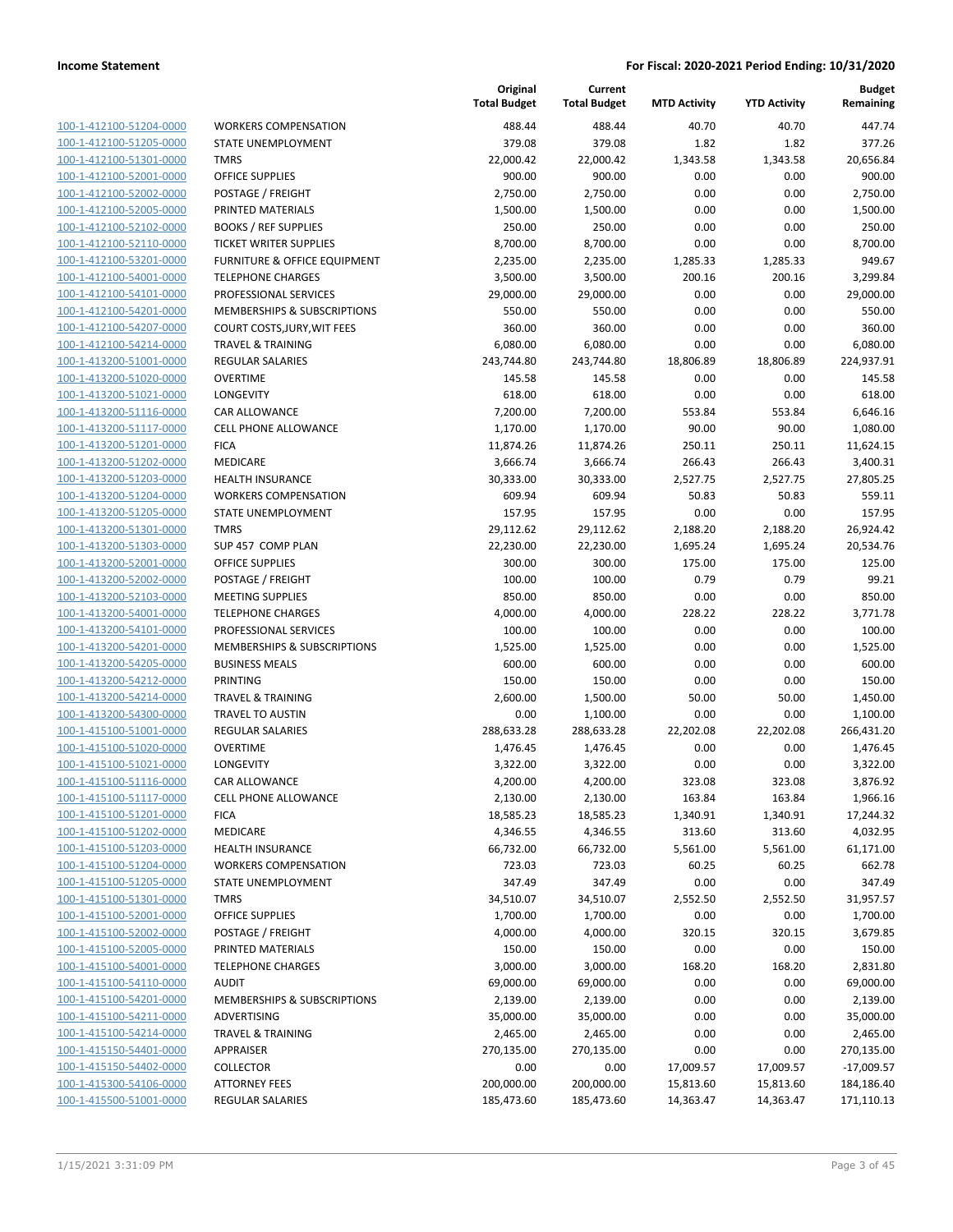|  |  | Original Total Budget | Current Total Budget | MTD Activity | YTD Activity | Budget Remaining |
|---|---|---|---|---|---|---|
| 100-1-412100-51204-0000 | WORKERS COMPENSATION | 488.44 | 488.44 | 40.70 | 40.70 | 447.74 |
| 100-1-412100-51205-0000 | STATE UNEMPLOYMENT | 379.08 | 379.08 | 1.82 | 1.82 | 377.26 |
| 100-1-412100-51301-0000 | TMRS | 22,000.42 | 22,000.42 | 1,343.58 | 1,343.58 | 20,656.84 |
| 100-1-412100-52001-0000 | OFFICE SUPPLIES | 900.00 | 900.00 | 0.00 | 0.00 | 900.00 |
| 100-1-412100-52002-0000 | POSTAGE / FREIGHT | 2,750.00 | 2,750.00 | 0.00 | 0.00 | 2,750.00 |
| 100-1-412100-52005-0000 | PRINTED MATERIALS | 1,500.00 | 1,500.00 | 0.00 | 0.00 | 1,500.00 |
| 100-1-412100-52102-0000 | BOOKS / REF SUPPLIES | 250.00 | 250.00 | 0.00 | 0.00 | 250.00 |
| 100-1-412100-52110-0000 | TICKET WRITER SUPPLIES | 8,700.00 | 8,700.00 | 0.00 | 0.00 | 8,700.00 |
| 100-1-412100-53201-0000 | FURNITURE & OFFICE EQUIPMENT | 2,235.00 | 2,235.00 | 1,285.33 | 1,285.33 | 949.67 |
| 100-1-412100-54001-0000 | TELEPHONE CHARGES | 3,500.00 | 3,500.00 | 200.16 | 200.16 | 3,299.84 |
| 100-1-412100-54101-0000 | PROFESSIONAL SERVICES | 29,000.00 | 29,000.00 | 0.00 | 0.00 | 29,000.00 |
| 100-1-412100-54201-0000 | MEMBERSHIPS & SUBSCRIPTIONS | 550.00 | 550.00 | 0.00 | 0.00 | 550.00 |
| 100-1-412100-54207-0000 | COURT COSTS,JURY,WIT FEES | 360.00 | 360.00 | 0.00 | 0.00 | 360.00 |
| 100-1-412100-54214-0000 | TRAVEL & TRAINING | 6,080.00 | 6,080.00 | 0.00 | 0.00 | 6,080.00 |
| 100-1-413200-51001-0000 | REGULAR SALARIES | 243,744.80 | 243,744.80 | 18,806.89 | 18,806.89 | 224,937.91 |
| 100-1-413200-51020-0000 | OVERTIME | 145.58 | 145.58 | 0.00 | 0.00 | 145.58 |
| 100-1-413200-51021-0000 | LONGEVITY | 618.00 | 618.00 | 0.00 | 0.00 | 618.00 |
| 100-1-413200-51116-0000 | CAR ALLOWANCE | 7,200.00 | 7,200.00 | 553.84 | 553.84 | 6,646.16 |
| 100-1-413200-51117-0000 | CELL PHONE ALLOWANCE | 1,170.00 | 1,170.00 | 90.00 | 90.00 | 1,080.00 |
| 100-1-413200-51201-0000 | FICA | 11,874.26 | 11,874.26 | 250.11 | 250.11 | 11,624.15 |
| 100-1-413200-51202-0000 | MEDICARE | 3,666.74 | 3,666.74 | 266.43 | 266.43 | 3,400.31 |
| 100-1-413200-51203-0000 | HEALTH INSURANCE | 30,333.00 | 30,333.00 | 2,527.75 | 2,527.75 | 27,805.25 |
| 100-1-413200-51204-0000 | WORKERS COMPENSATION | 609.94 | 609.94 | 50.83 | 50.83 | 559.11 |
| 100-1-413200-51205-0000 | STATE UNEMPLOYMENT | 157.95 | 157.95 | 0.00 | 0.00 | 157.95 |
| 100-1-413200-51301-0000 | TMRS | 29,112.62 | 29,112.62 | 2,188.20 | 2,188.20 | 26,924.42 |
| 100-1-413200-51303-0000 | SUP 457 COMP PLAN | 22,230.00 | 22,230.00 | 1,695.24 | 1,695.24 | 20,534.76 |
| 100-1-413200-52001-0000 | OFFICE SUPPLIES | 300.00 | 300.00 | 175.00 | 175.00 | 125.00 |
| 100-1-413200-52002-0000 | POSTAGE / FREIGHT | 100.00 | 100.00 | 0.79 | 0.79 | 99.21 |
| 100-1-413200-52103-0000 | MEETING SUPPLIES | 850.00 | 850.00 | 0.00 | 0.00 | 850.00 |
| 100-1-413200-54001-0000 | TELEPHONE CHARGES | 4,000.00 | 4,000.00 | 228.22 | 228.22 | 3,771.78 |
| 100-1-413200-54101-0000 | PROFESSIONAL SERVICES | 100.00 | 100.00 | 0.00 | 0.00 | 100.00 |
| 100-1-413200-54201-0000 | MEMBERSHIPS & SUBSCRIPTIONS | 1,525.00 | 1,525.00 | 0.00 | 0.00 | 1,525.00 |
| 100-1-413200-54205-0000 | BUSINESS MEALS | 600.00 | 600.00 | 0.00 | 0.00 | 600.00 |
| 100-1-413200-54212-0000 | PRINTING | 150.00 | 150.00 | 0.00 | 0.00 | 150.00 |
| 100-1-413200-54214-0000 | TRAVEL & TRAINING | 2,600.00 | 1,500.00 | 50.00 | 50.00 | 1,450.00 |
| 100-1-413200-54300-0000 | TRAVEL TO AUSTIN | 0.00 | 1,100.00 | 0.00 | 0.00 | 1,100.00 |
| 100-1-415100-51001-0000 | REGULAR SALARIES | 288,633.28 | 288,633.28 | 22,202.08 | 22,202.08 | 266,431.20 |
| 100-1-415100-51020-0000 | OVERTIME | 1,476.45 | 1,476.45 | 0.00 | 0.00 | 1,476.45 |
| 100-1-415100-51021-0000 | LONGEVITY | 3,322.00 | 3,322.00 | 0.00 | 0.00 | 3,322.00 |
| 100-1-415100-51116-0000 | CAR ALLOWANCE | 4,200.00 | 4,200.00 | 323.08 | 323.08 | 3,876.92 |
| 100-1-415100-51117-0000 | CELL PHONE ALLOWANCE | 2,130.00 | 2,130.00 | 163.84 | 163.84 | 1,966.16 |
| 100-1-415100-51201-0000 | FICA | 18,585.23 | 18,585.23 | 1,340.91 | 1,340.91 | 17,244.32 |
| 100-1-415100-51202-0000 | MEDICARE | 4,346.55 | 4,346.55 | 313.60 | 313.60 | 4,032.95 |
| 100-1-415100-51203-0000 | HEALTH INSURANCE | 66,732.00 | 66,732.00 | 5,561.00 | 5,561.00 | 61,171.00 |
| 100-1-415100-51204-0000 | WORKERS COMPENSATION | 723.03 | 723.03 | 60.25 | 60.25 | 662.78 |
| 100-1-415100-51205-0000 | STATE UNEMPLOYMENT | 347.49 | 347.49 | 0.00 | 0.00 | 347.49 |
| 100-1-415100-51301-0000 | TMRS | 34,510.07 | 34,510.07 | 2,552.50 | 2,552.50 | 31,957.57 |
| 100-1-415100-52001-0000 | OFFICE SUPPLIES | 1,700.00 | 1,700.00 | 0.00 | 0.00 | 1,700.00 |
| 100-1-415100-52002-0000 | POSTAGE / FREIGHT | 4,000.00 | 4,000.00 | 320.15 | 320.15 | 3,679.85 |
| 100-1-415100-52005-0000 | PRINTED MATERIALS | 150.00 | 150.00 | 0.00 | 0.00 | 150.00 |
| 100-1-415100-54001-0000 | TELEPHONE CHARGES | 3,000.00 | 3,000.00 | 168.20 | 168.20 | 2,831.80 |
| 100-1-415100-54110-0000 | AUDIT | 69,000.00 | 69,000.00 | 0.00 | 0.00 | 69,000.00 |
| 100-1-415100-54201-0000 | MEMBERSHIPS & SUBSCRIPTIONS | 2,139.00 | 2,139.00 | 0.00 | 0.00 | 2,139.00 |
| 100-1-415100-54211-0000 | ADVERTISING | 35,000.00 | 35,000.00 | 0.00 | 0.00 | 35,000.00 |
| 100-1-415100-54214-0000 | TRAVEL & TRAINING | 2,465.00 | 2,465.00 | 0.00 | 0.00 | 2,465.00 |
| 100-1-415150-54401-0000 | APPRAISER | 270,135.00 | 270,135.00 | 0.00 | 0.00 | 270,135.00 |
| 100-1-415150-54402-0000 | COLLECTOR | 0.00 | 0.00 | 17,009.57 | 17,009.57 | -17,009.57 |
| 100-1-415300-54106-0000 | ATTORNEY FEES | 200,000.00 | 200,000.00 | 15,813.60 | 15,813.60 | 184,186.40 |
| 100-1-415500-51001-0000 | REGULAR SALARIES | 185,473.60 | 185,473.60 | 14,363.47 | 14,363.47 | 171,110.13 |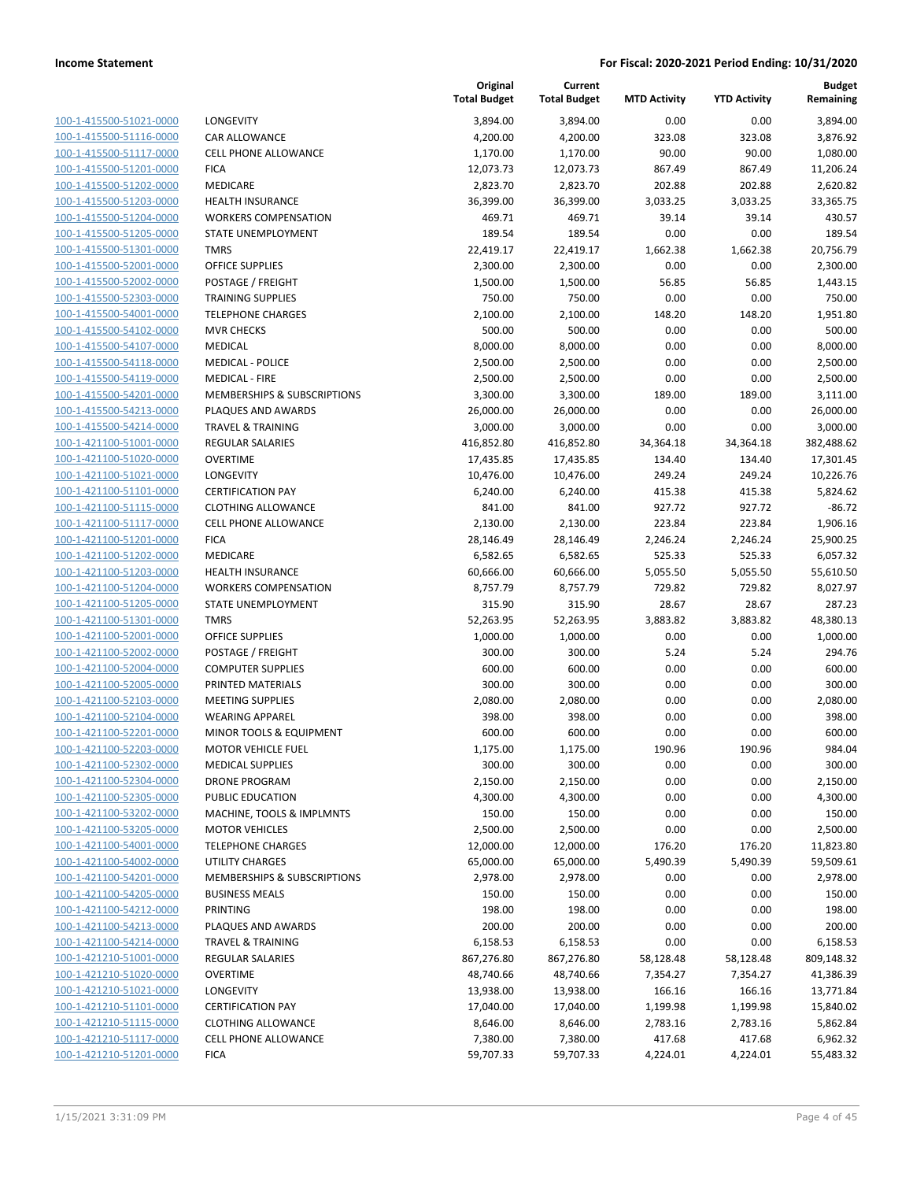| | | Original Total Budget | Current Total Budget | MTD Activity | YTD Activity | Budget Remaining |
|---|---|---|---|---|---|---|
| 100-1-415500-51021-0000 | LONGEVITY | 3,894.00 | 3,894.00 | 0.00 | 0.00 | 3,894.00 |
| 100-1-415500-51116-0000 | CAR ALLOWANCE | 4,200.00 | 4,200.00 | 323.08 | 323.08 | 3,876.92 |
| 100-1-415500-51117-0000 | CELL PHONE ALLOWANCE | 1,170.00 | 1,170.00 | 90.00 | 90.00 | 1,080.00 |
| 100-1-415500-51201-0000 | FICA | 12,073.73 | 12,073.73 | 867.49 | 867.49 | 11,206.24 |
| 100-1-415500-51202-0000 | MEDICARE | 2,823.70 | 2,823.70 | 202.88 | 202.88 | 2,620.82 |
| 100-1-415500-51203-0000 | HEALTH INSURANCE | 36,399.00 | 36,399.00 | 3,033.25 | 3,033.25 | 33,365.75 |
| 100-1-415500-51204-0000 | WORKERS COMPENSATION | 469.71 | 469.71 | 39.14 | 39.14 | 430.57 |
| 100-1-415500-51205-0000 | STATE UNEMPLOYMENT | 189.54 | 189.54 | 0.00 | 0.00 | 189.54 |
| 100-1-415500-51301-0000 | TMRS | 22,419.17 | 22,419.17 | 1,662.38 | 1,662.38 | 20,756.79 |
| 100-1-415500-52001-0000 | OFFICE SUPPLIES | 2,300.00 | 2,300.00 | 0.00 | 0.00 | 2,300.00 |
| 100-1-415500-52002-0000 | POSTAGE / FREIGHT | 1,500.00 | 1,500.00 | 56.85 | 56.85 | 1,443.15 |
| 100-1-415500-52303-0000 | TRAINING SUPPLIES | 750.00 | 750.00 | 0.00 | 0.00 | 750.00 |
| 100-1-415500-54001-0000 | TELEPHONE CHARGES | 2,100.00 | 2,100.00 | 148.20 | 148.20 | 1,951.80 |
| 100-1-415500-54102-0000 | MVR CHECKS | 500.00 | 500.00 | 0.00 | 0.00 | 500.00 |
| 100-1-415500-54107-0000 | MEDICAL | 8,000.00 | 8,000.00 | 0.00 | 0.00 | 8,000.00 |
| 100-1-415500-54118-0000 | MEDICAL - POLICE | 2,500.00 | 2,500.00 | 0.00 | 0.00 | 2,500.00 |
| 100-1-415500-54119-0000 | MEDICAL - FIRE | 2,500.00 | 2,500.00 | 0.00 | 0.00 | 2,500.00 |
| 100-1-415500-54201-0000 | MEMBERSHIPS & SUBSCRIPTIONS | 3,300.00 | 3,300.00 | 189.00 | 189.00 | 3,111.00 |
| 100-1-415500-54213-0000 | PLAQUES AND AWARDS | 26,000.00 | 26,000.00 | 0.00 | 0.00 | 26,000.00 |
| 100-1-415500-54214-0000 | TRAVEL & TRAINING | 3,000.00 | 3,000.00 | 0.00 | 0.00 | 3,000.00 |
| 100-1-421100-51001-0000 | REGULAR SALARIES | 416,852.80 | 416,852.80 | 34,364.18 | 34,364.18 | 382,488.62 |
| 100-1-421100-51020-0000 | OVERTIME | 17,435.85 | 17,435.85 | 134.40 | 134.40 | 17,301.45 |
| 100-1-421100-51021-0000 | LONGEVITY | 10,476.00 | 10,476.00 | 249.24 | 249.24 | 10,226.76 |
| 100-1-421100-51101-0000 | CERTIFICATION PAY | 6,240.00 | 6,240.00 | 415.38 | 415.38 | 5,824.62 |
| 100-1-421100-51115-0000 | CLOTHING ALLOWANCE | 841.00 | 841.00 | 927.72 | 927.72 | -86.72 |
| 100-1-421100-51117-0000 | CELL PHONE ALLOWANCE | 2,130.00 | 2,130.00 | 223.84 | 223.84 | 1,906.16 |
| 100-1-421100-51201-0000 | FICA | 28,146.49 | 28,146.49 | 2,246.24 | 2,246.24 | 25,900.25 |
| 100-1-421100-51202-0000 | MEDICARE | 6,582.65 | 6,582.65 | 525.33 | 525.33 | 6,057.32 |
| 100-1-421100-51203-0000 | HEALTH INSURANCE | 60,666.00 | 60,666.00 | 5,055.50 | 5,055.50 | 55,610.50 |
| 100-1-421100-51204-0000 | WORKERS COMPENSATION | 8,757.79 | 8,757.79 | 729.82 | 729.82 | 8,027.97 |
| 100-1-421100-51205-0000 | STATE UNEMPLOYMENT | 315.90 | 315.90 | 28.67 | 28.67 | 287.23 |
| 100-1-421100-51301-0000 | TMRS | 52,263.95 | 52,263.95 | 3,883.82 | 3,883.82 | 48,380.13 |
| 100-1-421100-52001-0000 | OFFICE SUPPLIES | 1,000.00 | 1,000.00 | 0.00 | 0.00 | 1,000.00 |
| 100-1-421100-52002-0000 | POSTAGE / FREIGHT | 300.00 | 300.00 | 5.24 | 5.24 | 294.76 |
| 100-1-421100-52004-0000 | COMPUTER SUPPLIES | 600.00 | 600.00 | 0.00 | 0.00 | 600.00 |
| 100-1-421100-52005-0000 | PRINTED MATERIALS | 300.00 | 300.00 | 0.00 | 0.00 | 300.00 |
| 100-1-421100-52103-0000 | MEETING SUPPLIES | 2,080.00 | 2,080.00 | 0.00 | 0.00 | 2,080.00 |
| 100-1-421100-52104-0000 | WEARING APPAREL | 398.00 | 398.00 | 0.00 | 0.00 | 398.00 |
| 100-1-421100-52201-0000 | MINOR TOOLS & EQUIPMENT | 600.00 | 600.00 | 0.00 | 0.00 | 600.00 |
| 100-1-421100-52203-0000 | MOTOR VEHICLE FUEL | 1,175.00 | 1,175.00 | 190.96 | 190.96 | 984.04 |
| 100-1-421100-52302-0000 | MEDICAL SUPPLIES | 300.00 | 300.00 | 0.00 | 0.00 | 300.00 |
| 100-1-421100-52304-0000 | DRONE PROGRAM | 2,150.00 | 2,150.00 | 0.00 | 0.00 | 2,150.00 |
| 100-1-421100-52305-0000 | PUBLIC EDUCATION | 4,300.00 | 4,300.00 | 0.00 | 0.00 | 4,300.00 |
| 100-1-421100-53202-0000 | MACHINE, TOOLS & IMPLMNTS | 150.00 | 150.00 | 0.00 | 0.00 | 150.00 |
| 100-1-421100-53205-0000 | MOTOR VEHICLES | 2,500.00 | 2,500.00 | 0.00 | 0.00 | 2,500.00 |
| 100-1-421100-54001-0000 | TELEPHONE CHARGES | 12,000.00 | 12,000.00 | 176.20 | 176.20 | 11,823.80 |
| 100-1-421100-54002-0000 | UTILITY CHARGES | 65,000.00 | 65,000.00 | 5,490.39 | 5,490.39 | 59,509.61 |
| 100-1-421100-54201-0000 | MEMBERSHIPS & SUBSCRIPTIONS | 2,978.00 | 2,978.00 | 0.00 | 0.00 | 2,978.00 |
| 100-1-421100-54205-0000 | BUSINESS MEALS | 150.00 | 150.00 | 0.00 | 0.00 | 150.00 |
| 100-1-421100-54212-0000 | PRINTING | 198.00 | 198.00 | 0.00 | 0.00 | 198.00 |
| 100-1-421100-54213-0000 | PLAQUES AND AWARDS | 200.00 | 200.00 | 0.00 | 0.00 | 200.00 |
| 100-1-421100-54214-0000 | TRAVEL & TRAINING | 6,158.53 | 6,158.53 | 0.00 | 0.00 | 6,158.53 |
| 100-1-421210-51001-0000 | REGULAR SALARIES | 867,276.80 | 867,276.80 | 58,128.48 | 58,128.48 | 809,148.32 |
| 100-1-421210-51020-0000 | OVERTIME | 48,740.66 | 48,740.66 | 7,354.27 | 7,354.27 | 41,386.39 |
| 100-1-421210-51021-0000 | LONGEVITY | 13,938.00 | 13,938.00 | 166.16 | 166.16 | 13,771.84 |
| 100-1-421210-51101-0000 | CERTIFICATION PAY | 17,040.00 | 17,040.00 | 1,199.98 | 1,199.98 | 15,840.02 |
| 100-1-421210-51115-0000 | CLOTHING ALLOWANCE | 8,646.00 | 8,646.00 | 2,783.16 | 2,783.16 | 5,862.84 |
| 100-1-421210-51117-0000 | CELL PHONE ALLOWANCE | 7,380.00 | 7,380.00 | 417.68 | 417.68 | 6,962.32 |
| 100-1-421210-51201-0000 | FICA | 59,707.33 | 59,707.33 | 4,224.01 | 4,224.01 | 55,483.32 |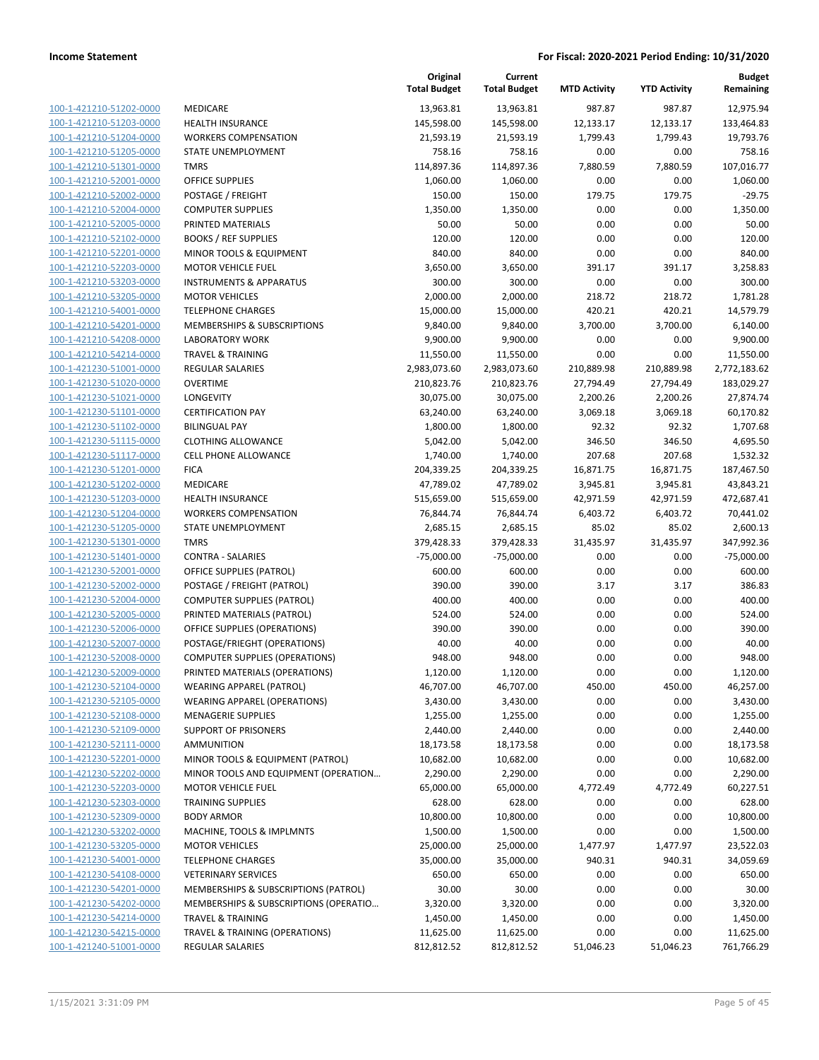**Income Statement** | **For Fiscal: 2020-2021 Period Ending: 10/31/2020**

| | | Original Total Budget | Current Total Budget | MTD Activity | YTD Activity | Budget Remaining |
|---|---|---|---|---|---|---|
| 100-1-421210-51202-0000 | MEDICARE | 13,963.81 | 13,963.81 | 987.87 | 987.87 | 12,975.94 |
| 100-1-421210-51203-0000 | HEALTH INSURANCE | 145,598.00 | 145,598.00 | 12,133.17 | 12,133.17 | 133,464.83 |
| 100-1-421210-51204-0000 | WORKERS COMPENSATION | 21,593.19 | 21,593.19 | 1,799.43 | 1,799.43 | 19,793.76 |
| 100-1-421210-51205-0000 | STATE UNEMPLOYMENT | 758.16 | 758.16 | 0.00 | 0.00 | 758.16 |
| 100-1-421210-51301-0000 | TMRS | 114,897.36 | 114,897.36 | 7,880.59 | 7,880.59 | 107,016.77 |
| 100-1-421210-52001-0000 | OFFICE SUPPLIES | 1,060.00 | 1,060.00 | 0.00 | 0.00 | 1,060.00 |
| 100-1-421210-52002-0000 | POSTAGE / FREIGHT | 150.00 | 150.00 | 179.75 | 179.75 | -29.75 |
| 100-1-421210-52004-0000 | COMPUTER SUPPLIES | 1,350.00 | 1,350.00 | 0.00 | 0.00 | 1,350.00 |
| 100-1-421210-52005-0000 | PRINTED MATERIALS | 50.00 | 50.00 | 0.00 | 0.00 | 50.00 |
| 100-1-421210-52102-0000 | BOOKS / REF SUPPLIES | 120.00 | 120.00 | 0.00 | 0.00 | 120.00 |
| 100-1-421210-52201-0000 | MINOR TOOLS & EQUIPMENT | 840.00 | 840.00 | 0.00 | 0.00 | 840.00 |
| 100-1-421210-52203-0000 | MOTOR VEHICLE FUEL | 3,650.00 | 3,650.00 | 391.17 | 391.17 | 3,258.83 |
| 100-1-421210-53203-0000 | INSTRUMENTS & APPARATUS | 300.00 | 300.00 | 0.00 | 0.00 | 300.00 |
| 100-1-421210-53205-0000 | MOTOR VEHICLES | 2,000.00 | 2,000.00 | 218.72 | 218.72 | 1,781.28 |
| 100-1-421210-54001-0000 | TELEPHONE CHARGES | 15,000.00 | 15,000.00 | 420.21 | 420.21 | 14,579.79 |
| 100-1-421210-54201-0000 | MEMBERSHIPS & SUBSCRIPTIONS | 9,840.00 | 9,840.00 | 3,700.00 | 3,700.00 | 6,140.00 |
| 100-1-421210-54208-0000 | LABORATORY WORK | 9,900.00 | 9,900.00 | 0.00 | 0.00 | 9,900.00 |
| 100-1-421210-54214-0000 | TRAVEL & TRAINING | 11,550.00 | 11,550.00 | 0.00 | 0.00 | 11,550.00 |
| 100-1-421230-51001-0000 | REGULAR SALARIES | 2,983,073.60 | 2,983,073.60 | 210,889.98 | 210,889.98 | 2,772,183.62 |
| 100-1-421230-51020-0000 | OVERTIME | 210,823.76 | 210,823.76 | 27,794.49 | 27,794.49 | 183,029.27 |
| 100-1-421230-51021-0000 | LONGEVITY | 30,075.00 | 30,075.00 | 2,200.26 | 2,200.26 | 27,874.74 |
| 100-1-421230-51101-0000 | CERTIFICATION PAY | 63,240.00 | 63,240.00 | 3,069.18 | 3,069.18 | 60,170.82 |
| 100-1-421230-51102-0000 | BILINGUAL PAY | 1,800.00 | 1,800.00 | 92.32 | 92.32 | 1,707.68 |
| 100-1-421230-51115-0000 | CLOTHING ALLOWANCE | 5,042.00 | 5,042.00 | 346.50 | 346.50 | 4,695.50 |
| 100-1-421230-51117-0000 | CELL PHONE ALLOWANCE | 1,740.00 | 1,740.00 | 207.68 | 207.68 | 1,532.32 |
| 100-1-421230-51201-0000 | FICA | 204,339.25 | 204,339.25 | 16,871.75 | 16,871.75 | 187,467.50 |
| 100-1-421230-51202-0000 | MEDICARE | 47,789.02 | 47,789.02 | 3,945.81 | 3,945.81 | 43,843.21 |
| 100-1-421230-51203-0000 | HEALTH INSURANCE | 515,659.00 | 515,659.00 | 42,971.59 | 42,971.59 | 472,687.41 |
| 100-1-421230-51204-0000 | WORKERS COMPENSATION | 76,844.74 | 76,844.74 | 6,403.72 | 6,403.72 | 70,441.02 |
| 100-1-421230-51205-0000 | STATE UNEMPLOYMENT | 2,685.15 | 2,685.15 | 85.02 | 85.02 | 2,600.13 |
| 100-1-421230-51301-0000 | TMRS | 379,428.33 | 379,428.33 | 31,435.97 | 31,435.97 | 347,992.36 |
| 100-1-421230-51401-0000 | CONTRA - SALARIES | -75,000.00 | -75,000.00 | 0.00 | 0.00 | -75,000.00 |
| 100-1-421230-52001-0000 | OFFICE SUPPLIES (PATROL) | 600.00 | 600.00 | 0.00 | 0.00 | 600.00 |
| 100-1-421230-52002-0000 | POSTAGE / FREIGHT (PATROL) | 390.00 | 390.00 | 3.17 | 3.17 | 386.83 |
| 100-1-421230-52004-0000 | COMPUTER SUPPLIES (PATROL) | 400.00 | 400.00 | 0.00 | 0.00 | 400.00 |
| 100-1-421230-52005-0000 | PRINTED MATERIALS (PATROL) | 524.00 | 524.00 | 0.00 | 0.00 | 524.00 |
| 100-1-421230-52006-0000 | OFFICE SUPPLIES (OPERATIONS) | 390.00 | 390.00 | 0.00 | 0.00 | 390.00 |
| 100-1-421230-52007-0000 | POSTAGE/FRIEGHT (OPERATIONS) | 40.00 | 40.00 | 0.00 | 0.00 | 40.00 |
| 100-1-421230-52008-0000 | COMPUTER SUPPLIES (OPERATIONS) | 948.00 | 948.00 | 0.00 | 0.00 | 948.00 |
| 100-1-421230-52009-0000 | PRINTED MATERIALS (OPERATIONS) | 1,120.00 | 1,120.00 | 0.00 | 0.00 | 1,120.00 |
| 100-1-421230-52104-0000 | WEARING APPAREL (PATROL) | 46,707.00 | 46,707.00 | 450.00 | 450.00 | 46,257.00 |
| 100-1-421230-52105-0000 | WEARING APPAREL (OPERATIONS) | 3,430.00 | 3,430.00 | 0.00 | 0.00 | 3,430.00 |
| 100-1-421230-52108-0000 | MENAGERIE SUPPLIES | 1,255.00 | 1,255.00 | 0.00 | 0.00 | 1,255.00 |
| 100-1-421230-52109-0000 | SUPPORT OF PRISONERS | 2,440.00 | 2,440.00 | 0.00 | 0.00 | 2,440.00 |
| 100-1-421230-52111-0000 | AMMUNITION | 18,173.58 | 18,173.58 | 0.00 | 0.00 | 18,173.58 |
| 100-1-421230-52201-0000 | MINOR TOOLS & EQUIPMENT (PATROL) | 10,682.00 | 10,682.00 | 0.00 | 0.00 | 10,682.00 |
| 100-1-421230-52202-0000 | MINOR TOOLS AND EQUIPMENT (OPERATION… | 2,290.00 | 2,290.00 | 0.00 | 0.00 | 2,290.00 |
| 100-1-421230-52203-0000 | MOTOR VEHICLE FUEL | 65,000.00 | 65,000.00 | 4,772.49 | 4,772.49 | 60,227.51 |
| 100-1-421230-52303-0000 | TRAINING SUPPLIES | 628.00 | 628.00 | 0.00 | 0.00 | 628.00 |
| 100-1-421230-52309-0000 | BODY ARMOR | 10,800.00 | 10,800.00 | 0.00 | 0.00 | 10,800.00 |
| 100-1-421230-53202-0000 | MACHINE, TOOLS & IMPLMNTS | 1,500.00 | 1,500.00 | 0.00 | 0.00 | 1,500.00 |
| 100-1-421230-53205-0000 | MOTOR VEHICLES | 25,000.00 | 25,000.00 | 1,477.97 | 1,477.97 | 23,522.03 |
| 100-1-421230-54001-0000 | TELEPHONE CHARGES | 35,000.00 | 35,000.00 | 940.31 | 940.31 | 34,059.69 |
| 100-1-421230-54108-0000 | VETERINARY SERVICES | 650.00 | 650.00 | 0.00 | 0.00 | 650.00 |
| 100-1-421230-54201-0000 | MEMBERSHIPS & SUBSCRIPTIONS (PATROL) | 30.00 | 30.00 | 0.00 | 0.00 | 30.00 |
| 100-1-421230-54202-0000 | MEMBERSHIPS & SUBSCRIPTIONS (OPERATIO… | 3,320.00 | 3,320.00 | 0.00 | 0.00 | 3,320.00 |
| 100-1-421230-54214-0000 | TRAVEL & TRAINING | 1,450.00 | 1,450.00 | 0.00 | 0.00 | 1,450.00 |
| 100-1-421230-54215-0000 | TRAVEL & TRAINING (OPERATIONS) | 11,625.00 | 11,625.00 | 0.00 | 0.00 | 11,625.00 |
| 100-1-421240-51001-0000 | REGULAR SALARIES | 812,812.52 | 812,812.52 | 51,046.23 | 51,046.23 | 761,766.29 |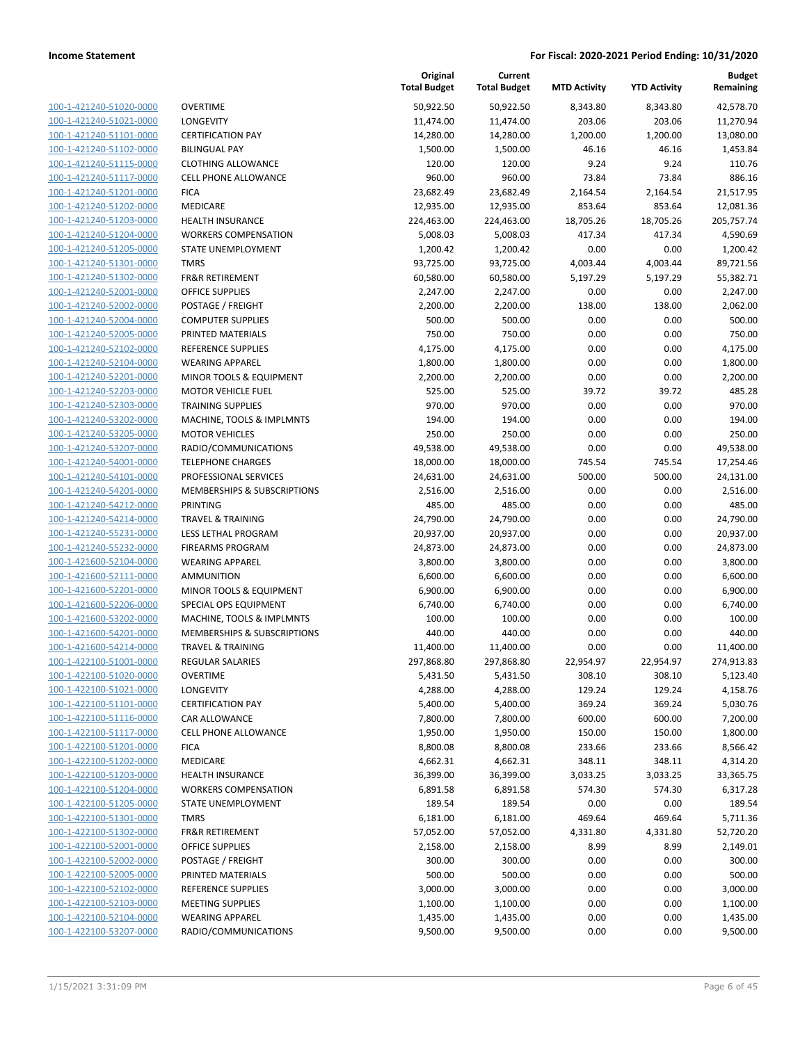| | | Original Total Budget | Current Total Budget | MTD Activity | YTD Activity | Budget Remaining |
|---|---|---|---|---|---|---|
| 100-1-421240-51020-0000 | OVERTIME | 50,922.50 | 50,922.50 | 8,343.80 | 8,343.80 | 42,578.70 |
| 100-1-421240-51021-0000 | LONGEVITY | 11,474.00 | 11,474.00 | 203.06 | 203.06 | 11,270.94 |
| 100-1-421240-51101-0000 | CERTIFICATION PAY | 14,280.00 | 14,280.00 | 1,200.00 | 1,200.00 | 13,080.00 |
| 100-1-421240-51102-0000 | BILINGUAL PAY | 1,500.00 | 1,500.00 | 46.16 | 46.16 | 1,453.84 |
| 100-1-421240-51115-0000 | CLOTHING ALLOWANCE | 120.00 | 120.00 | 9.24 | 9.24 | 110.76 |
| 100-1-421240-51117-0000 | CELL PHONE ALLOWANCE | 960.00 | 960.00 | 73.84 | 73.84 | 886.16 |
| 100-1-421240-51201-0000 | FICA | 23,682.49 | 23,682.49 | 2,164.54 | 2,164.54 | 21,517.95 |
| 100-1-421240-51202-0000 | MEDICARE | 12,935.00 | 12,935.00 | 853.64 | 853.64 | 12,081.36 |
| 100-1-421240-51203-0000 | HEALTH INSURANCE | 224,463.00 | 224,463.00 | 18,705.26 | 18,705.26 | 205,757.74 |
| 100-1-421240-51204-0000 | WORKERS COMPENSATION | 5,008.03 | 5,008.03 | 417.34 | 417.34 | 4,590.69 |
| 100-1-421240-51205-0000 | STATE UNEMPLOYMENT | 1,200.42 | 1,200.42 | 0.00 | 0.00 | 1,200.42 |
| 100-1-421240-51301-0000 | TMRS | 93,725.00 | 93,725.00 | 4,003.44 | 4,003.44 | 89,721.56 |
| 100-1-421240-51302-0000 | FR&R RETIREMENT | 60,580.00 | 60,580.00 | 5,197.29 | 5,197.29 | 55,382.71 |
| 100-1-421240-52001-0000 | OFFICE SUPPLIES | 2,247.00 | 2,247.00 | 0.00 | 0.00 | 2,247.00 |
| 100-1-421240-52002-0000 | POSTAGE / FREIGHT | 2,200.00 | 2,200.00 | 138.00 | 138.00 | 2,062.00 |
| 100-1-421240-52004-0000 | COMPUTER SUPPLIES | 500.00 | 500.00 | 0.00 | 0.00 | 500.00 |
| 100-1-421240-52005-0000 | PRINTED MATERIALS | 750.00 | 750.00 | 0.00 | 0.00 | 750.00 |
| 100-1-421240-52102-0000 | REFERENCE SUPPLIES | 4,175.00 | 4,175.00 | 0.00 | 0.00 | 4,175.00 |
| 100-1-421240-52104-0000 | WEARING APPAREL | 1,800.00 | 1,800.00 | 0.00 | 0.00 | 1,800.00 |
| 100-1-421240-52201-0000 | MINOR TOOLS & EQUIPMENT | 2,200.00 | 2,200.00 | 0.00 | 0.00 | 2,200.00 |
| 100-1-421240-52203-0000 | MOTOR VEHICLE FUEL | 525.00 | 525.00 | 39.72 | 39.72 | 485.28 |
| 100-1-421240-52303-0000 | TRAINING SUPPLIES | 970.00 | 970.00 | 0.00 | 0.00 | 970.00 |
| 100-1-421240-53202-0000 | MACHINE, TOOLS & IMPLMNTS | 194.00 | 194.00 | 0.00 | 0.00 | 194.00 |
| 100-1-421240-53205-0000 | MOTOR VEHICLES | 250.00 | 250.00 | 0.00 | 0.00 | 250.00 |
| 100-1-421240-53207-0000 | RADIO/COMMUNICATIONS | 49,538.00 | 49,538.00 | 0.00 | 0.00 | 49,538.00 |
| 100-1-421240-54001-0000 | TELEPHONE CHARGES | 18,000.00 | 18,000.00 | 745.54 | 745.54 | 17,254.46 |
| 100-1-421240-54101-0000 | PROFESSIONAL SERVICES | 24,631.00 | 24,631.00 | 500.00 | 500.00 | 24,131.00 |
| 100-1-421240-54201-0000 | MEMBERSHIPS & SUBSCRIPTIONS | 2,516.00 | 2,516.00 | 0.00 | 0.00 | 2,516.00 |
| 100-1-421240-54212-0000 | PRINTING | 485.00 | 485.00 | 0.00 | 0.00 | 485.00 |
| 100-1-421240-54214-0000 | TRAVEL & TRAINING | 24,790.00 | 24,790.00 | 0.00 | 0.00 | 24,790.00 |
| 100-1-421240-55231-0000 | LESS LETHAL PROGRAM | 20,937.00 | 20,937.00 | 0.00 | 0.00 | 20,937.00 |
| 100-1-421240-55232-0000 | FIREARMS PROGRAM | 24,873.00 | 24,873.00 | 0.00 | 0.00 | 24,873.00 |
| 100-1-421600-52104-0000 | WEARING APPAREL | 3,800.00 | 3,800.00 | 0.00 | 0.00 | 3,800.00 |
| 100-1-421600-52111-0000 | AMMUNITION | 6,600.00 | 6,600.00 | 0.00 | 0.00 | 6,600.00 |
| 100-1-421600-52201-0000 | MINOR TOOLS & EQUIPMENT | 6,900.00 | 6,900.00 | 0.00 | 0.00 | 6,900.00 |
| 100-1-421600-52206-0000 | SPECIAL OPS EQUIPMENT | 6,740.00 | 6,740.00 | 0.00 | 0.00 | 6,740.00 |
| 100-1-421600-53202-0000 | MACHINE, TOOLS & IMPLMNTS | 100.00 | 100.00 | 0.00 | 0.00 | 100.00 |
| 100-1-421600-54201-0000 | MEMBERSHIPS & SUBSCRIPTIONS | 440.00 | 440.00 | 0.00 | 0.00 | 440.00 |
| 100-1-421600-54214-0000 | TRAVEL & TRAINING | 11,400.00 | 11,400.00 | 0.00 | 0.00 | 11,400.00 |
| 100-1-422100-51001-0000 | REGULAR SALARIES | 297,868.80 | 297,868.80 | 22,954.97 | 22,954.97 | 274,913.83 |
| 100-1-422100-51020-0000 | OVERTIME | 5,431.50 | 5,431.50 | 308.10 | 308.10 | 5,123.40 |
| 100-1-422100-51021-0000 | LONGEVITY | 4,288.00 | 4,288.00 | 129.24 | 129.24 | 4,158.76 |
| 100-1-422100-51101-0000 | CERTIFICATION PAY | 5,400.00 | 5,400.00 | 369.24 | 369.24 | 5,030.76 |
| 100-1-422100-51116-0000 | CAR ALLOWANCE | 7,800.00 | 7,800.00 | 600.00 | 600.00 | 7,200.00 |
| 100-1-422100-51117-0000 | CELL PHONE ALLOWANCE | 1,950.00 | 1,950.00 | 150.00 | 150.00 | 1,800.00 |
| 100-1-422100-51201-0000 | FICA | 8,800.08 | 8,800.08 | 233.66 | 233.66 | 8,566.42 |
| 100-1-422100-51202-0000 | MEDICARE | 4,662.31 | 4,662.31 | 348.11 | 348.11 | 4,314.20 |
| 100-1-422100-51203-0000 | HEALTH INSURANCE | 36,399.00 | 36,399.00 | 3,033.25 | 3,033.25 | 33,365.75 |
| 100-1-422100-51204-0000 | WORKERS COMPENSATION | 6,891.58 | 6,891.58 | 574.30 | 574.30 | 6,317.28 |
| 100-1-422100-51205-0000 | STATE UNEMPLOYMENT | 189.54 | 189.54 | 0.00 | 0.00 | 189.54 |
| 100-1-422100-51301-0000 | TMRS | 6,181.00 | 6,181.00 | 469.64 | 469.64 | 5,711.36 |
| 100-1-422100-51302-0000 | FR&R RETIREMENT | 57,052.00 | 57,052.00 | 4,331.80 | 4,331.80 | 52,720.20 |
| 100-1-422100-52001-0000 | OFFICE SUPPLIES | 2,158.00 | 2,158.00 | 8.99 | 8.99 | 2,149.01 |
| 100-1-422100-52002-0000 | POSTAGE / FREIGHT | 300.00 | 300.00 | 0.00 | 0.00 | 300.00 |
| 100-1-422100-52005-0000 | PRINTED MATERIALS | 500.00 | 500.00 | 0.00 | 0.00 | 500.00 |
| 100-1-422100-52102-0000 | REFERENCE SUPPLIES | 3,000.00 | 3,000.00 | 0.00 | 0.00 | 3,000.00 |
| 100-1-422100-52103-0000 | MEETING SUPPLIES | 1,100.00 | 1,100.00 | 0.00 | 0.00 | 1,100.00 |
| 100-1-422100-52104-0000 | WEARING APPAREL | 1,435.00 | 1,435.00 | 0.00 | 0.00 | 1,435.00 |
| 100-1-422100-53207-0000 | RADIO/COMMUNICATIONS | 9,500.00 | 9,500.00 | 0.00 | 0.00 | 9,500.00 |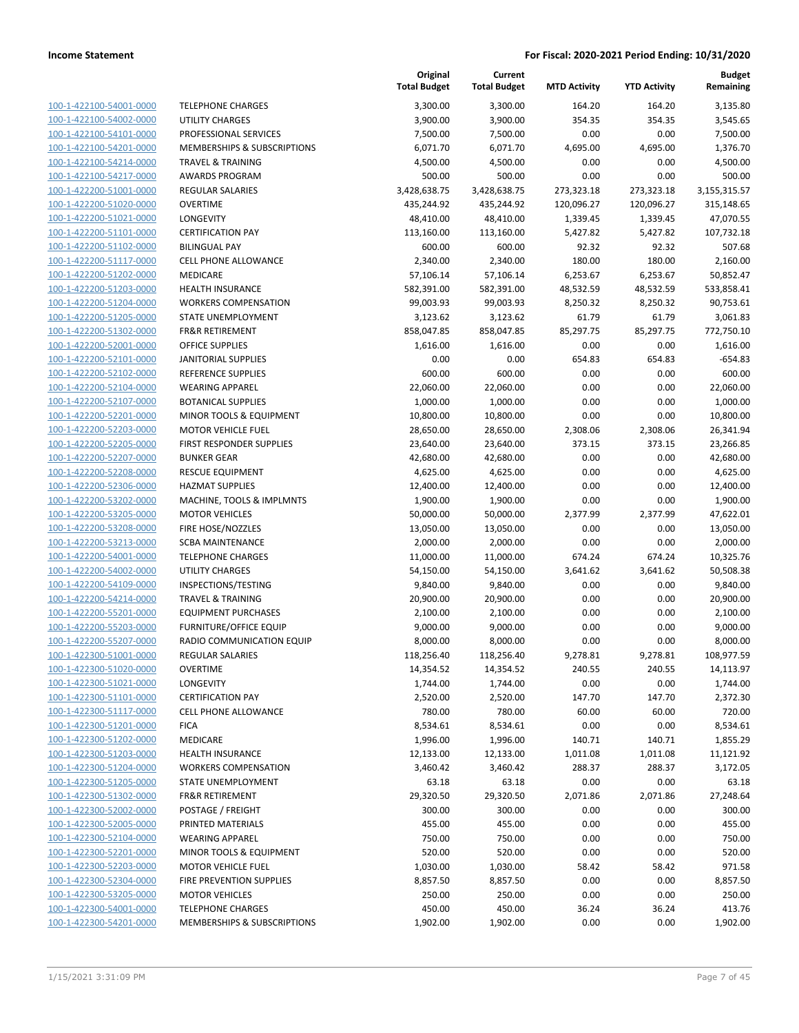**Income Statement** | **For Fiscal: 2020-2021 Period Ending: 10/31/2020**

| | | Original Total Budget | Current Total Budget | MTD Activity | YTD Activity | Budget Remaining |
|---|---|---|---|---|---|---|
| 100-1-422100-54001-0000 | TELEPHONE CHARGES | 3,300.00 | 3,300.00 | 164.20 | 164.20 | 3,135.80 |
| 100-1-422100-54002-0000 | UTILITY CHARGES | 3,900.00 | 3,900.00 | 354.35 | 354.35 | 3,545.65 |
| 100-1-422100-54101-0000 | PROFESSIONAL SERVICES | 7,500.00 | 7,500.00 | 0.00 | 0.00 | 7,500.00 |
| 100-1-422100-54201-0000 | MEMBERSHIPS & SUBSCRIPTIONS | 6,071.70 | 6,071.70 | 4,695.00 | 4,695.00 | 1,376.70 |
| 100-1-422100-54214-0000 | TRAVEL & TRAINING | 4,500.00 | 4,500.00 | 0.00 | 0.00 | 4,500.00 |
| 100-1-422100-54217-0000 | AWARDS PROGRAM | 500.00 | 500.00 | 0.00 | 0.00 | 500.00 |
| 100-1-422200-51001-0000 | REGULAR SALARIES | 3,428,638.75 | 3,428,638.75 | 273,323.18 | 273,323.18 | 3,155,315.57 |
| 100-1-422200-51020-0000 | OVERTIME | 435,244.92 | 435,244.92 | 120,096.27 | 120,096.27 | 315,148.65 |
| 100-1-422200-51021-0000 | LONGEVITY | 48,410.00 | 48,410.00 | 1,339.45 | 1,339.45 | 47,070.55 |
| 100-1-422200-51101-0000 | CERTIFICATION PAY | 113,160.00 | 113,160.00 | 5,427.82 | 5,427.82 | 107,732.18 |
| 100-1-422200-51102-0000 | BILINGUAL PAY | 600.00 | 600.00 | 92.32 | 92.32 | 507.68 |
| 100-1-422200-51117-0000 | CELL PHONE ALLOWANCE | 2,340.00 | 2,340.00 | 180.00 | 180.00 | 2,160.00 |
| 100-1-422200-51202-0000 | MEDICARE | 57,106.14 | 57,106.14 | 6,253.67 | 6,253.67 | 50,852.47 |
| 100-1-422200-51203-0000 | HEALTH INSURANCE | 582,391.00 | 582,391.00 | 48,532.59 | 48,532.59 | 533,858.41 |
| 100-1-422200-51204-0000 | WORKERS COMPENSATION | 99,003.93 | 99,003.93 | 8,250.32 | 8,250.32 | 90,753.61 |
| 100-1-422200-51205-0000 | STATE UNEMPLOYMENT | 3,123.62 | 3,123.62 | 61.79 | 61.79 | 3,061.83 |
| 100-1-422200-51302-0000 | FR&R RETIREMENT | 858,047.85 | 858,047.85 | 85,297.75 | 85,297.75 | 772,750.10 |
| 100-1-422200-52001-0000 | OFFICE SUPPLIES | 1,616.00 | 1,616.00 | 0.00 | 0.00 | 1,616.00 |
| 100-1-422200-52101-0000 | JANITORIAL SUPPLIES | 0.00 | 0.00 | 654.83 | 654.83 | -654.83 |
| 100-1-422200-52102-0000 | REFERENCE SUPPLIES | 600.00 | 600.00 | 0.00 | 0.00 | 600.00 |
| 100-1-422200-52104-0000 | WEARING APPAREL | 22,060.00 | 22,060.00 | 0.00 | 0.00 | 22,060.00 |
| 100-1-422200-52107-0000 | BOTANICAL SUPPLIES | 1,000.00 | 1,000.00 | 0.00 | 0.00 | 1,000.00 |
| 100-1-422200-52201-0000 | MINOR TOOLS & EQUIPMENT | 10,800.00 | 10,800.00 | 0.00 | 0.00 | 10,800.00 |
| 100-1-422200-52203-0000 | MOTOR VEHICLE FUEL | 28,650.00 | 28,650.00 | 2,308.06 | 2,308.06 | 26,341.94 |
| 100-1-422200-52205-0000 | FIRST RESPONDER SUPPLIES | 23,640.00 | 23,640.00 | 373.15 | 373.15 | 23,266.85 |
| 100-1-422200-52207-0000 | BUNKER GEAR | 42,680.00 | 42,680.00 | 0.00 | 0.00 | 42,680.00 |
| 100-1-422200-52208-0000 | RESCUE EQUIPMENT | 4,625.00 | 4,625.00 | 0.00 | 0.00 | 4,625.00 |
| 100-1-422200-52306-0000 | HAZMAT SUPPLIES | 12,400.00 | 12,400.00 | 0.00 | 0.00 | 12,400.00 |
| 100-1-422200-53202-0000 | MACHINE, TOOLS & IMPLMNTS | 1,900.00 | 1,900.00 | 0.00 | 0.00 | 1,900.00 |
| 100-1-422200-53205-0000 | MOTOR VEHICLES | 50,000.00 | 50,000.00 | 2,377.99 | 2,377.99 | 47,622.01 |
| 100-1-422200-53208-0000 | FIRE HOSE/NOZZLES | 13,050.00 | 13,050.00 | 0.00 | 0.00 | 13,050.00 |
| 100-1-422200-53213-0000 | SCBA MAINTENANCE | 2,000.00 | 2,000.00 | 0.00 | 0.00 | 2,000.00 |
| 100-1-422200-54001-0000 | TELEPHONE CHARGES | 11,000.00 | 11,000.00 | 674.24 | 674.24 | 10,325.76 |
| 100-1-422200-54002-0000 | UTILITY CHARGES | 54,150.00 | 54,150.00 | 3,641.62 | 3,641.62 | 50,508.38 |
| 100-1-422200-54109-0000 | INSPECTIONS/TESTING | 9,840.00 | 9,840.00 | 0.00 | 0.00 | 9,840.00 |
| 100-1-422200-54214-0000 | TRAVEL & TRAINING | 20,900.00 | 20,900.00 | 0.00 | 0.00 | 20,900.00 |
| 100-1-422200-55201-0000 | EQUIPMENT PURCHASES | 2,100.00 | 2,100.00 | 0.00 | 0.00 | 2,100.00 |
| 100-1-422200-55203-0000 | FURNITURE/OFFICE EQUIP | 9,000.00 | 9,000.00 | 0.00 | 0.00 | 9,000.00 |
| 100-1-422200-55207-0000 | RADIO COMMUNICATION EQUIP | 8,000.00 | 8,000.00 | 0.00 | 0.00 | 8,000.00 |
| 100-1-422300-51001-0000 | REGULAR SALARIES | 118,256.40 | 118,256.40 | 9,278.81 | 9,278.81 | 108,977.59 |
| 100-1-422300-51020-0000 | OVERTIME | 14,354.52 | 14,354.52 | 240.55 | 240.55 | 14,113.97 |
| 100-1-422300-51021-0000 | LONGEVITY | 1,744.00 | 1,744.00 | 0.00 | 0.00 | 1,744.00 |
| 100-1-422300-51101-0000 | CERTIFICATION PAY | 2,520.00 | 2,520.00 | 147.70 | 147.70 | 2,372.30 |
| 100-1-422300-51117-0000 | CELL PHONE ALLOWANCE | 780.00 | 780.00 | 60.00 | 60.00 | 720.00 |
| 100-1-422300-51201-0000 | FICA | 8,534.61 | 8,534.61 | 0.00 | 0.00 | 8,534.61 |
| 100-1-422300-51202-0000 | MEDICARE | 1,996.00 | 1,996.00 | 140.71 | 140.71 | 1,855.29 |
| 100-1-422300-51203-0000 | HEALTH INSURANCE | 12,133.00 | 12,133.00 | 1,011.08 | 1,011.08 | 11,121.92 |
| 100-1-422300-51204-0000 | WORKERS COMPENSATION | 3,460.42 | 3,460.42 | 288.37 | 288.37 | 3,172.05 |
| 100-1-422300-51205-0000 | STATE UNEMPLOYMENT | 63.18 | 63.18 | 0.00 | 0.00 | 63.18 |
| 100-1-422300-51302-0000 | FR&R RETIREMENT | 29,320.50 | 29,320.50 | 2,071.86 | 2,071.86 | 27,248.64 |
| 100-1-422300-52002-0000 | POSTAGE / FREIGHT | 300.00 | 300.00 | 0.00 | 0.00 | 300.00 |
| 100-1-422300-52005-0000 | PRINTED MATERIALS | 455.00 | 455.00 | 0.00 | 0.00 | 455.00 |
| 100-1-422300-52104-0000 | WEARING APPAREL | 750.00 | 750.00 | 0.00 | 0.00 | 750.00 |
| 100-1-422300-52201-0000 | MINOR TOOLS & EQUIPMENT | 520.00 | 520.00 | 0.00 | 0.00 | 520.00 |
| 100-1-422300-52203-0000 | MOTOR VEHICLE FUEL | 1,030.00 | 1,030.00 | 58.42 | 58.42 | 971.58 |
| 100-1-422300-52304-0000 | FIRE PREVENTION SUPPLIES | 8,857.50 | 8,857.50 | 0.00 | 0.00 | 8,857.50 |
| 100-1-422300-53205-0000 | MOTOR VEHICLES | 250.00 | 250.00 | 0.00 | 0.00 | 250.00 |
| 100-1-422300-54001-0000 | TELEPHONE CHARGES | 450.00 | 450.00 | 36.24 | 36.24 | 413.76 |
| 100-1-422300-54201-0000 | MEMBERSHIPS & SUBSCRIPTIONS | 1,902.00 | 1,902.00 | 0.00 | 0.00 | 1,902.00 |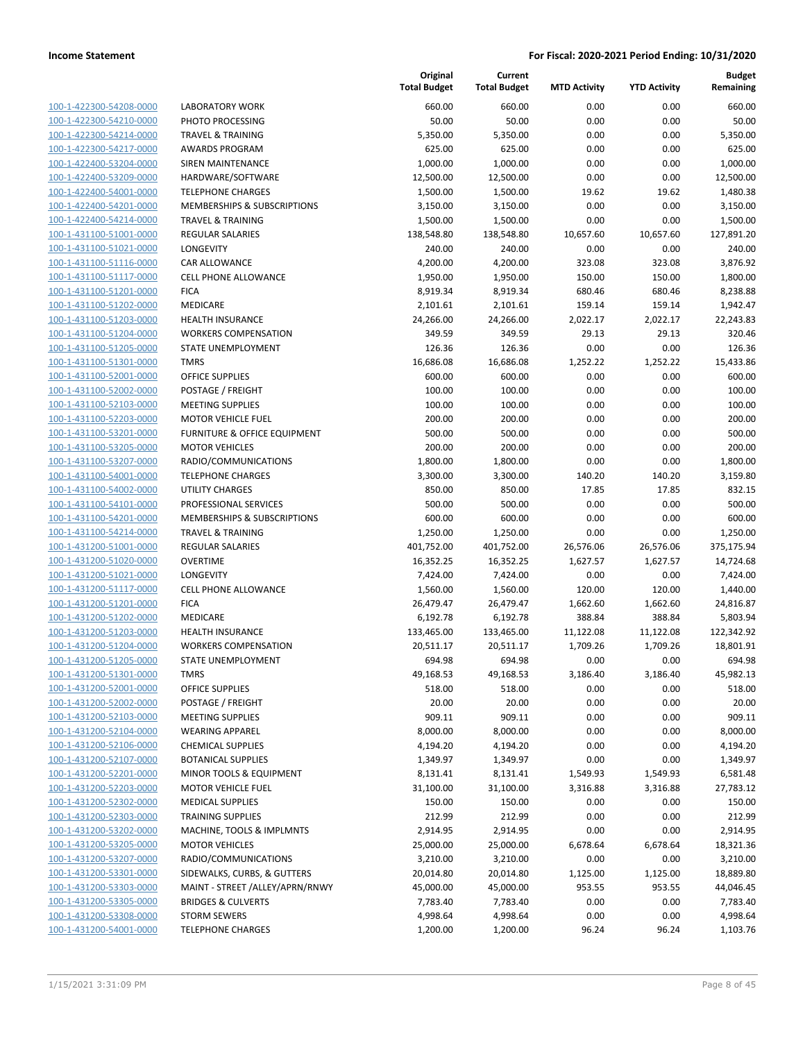| | | Original Total Budget | Current Total Budget | MTD Activity | YTD Activity | Budget Remaining |
|---|---|---|---|---|---|---|
| 100-1-422300-54208-0000 | LABORATORY WORK | 660.00 | 660.00 | 0.00 | 0.00 | 660.00 |
| 100-1-422300-54210-0000 | PHOTO PROCESSING | 50.00 | 50.00 | 0.00 | 0.00 | 50.00 |
| 100-1-422300-54214-0000 | TRAVEL & TRAINING | 5,350.00 | 5,350.00 | 0.00 | 0.00 | 5,350.00 |
| 100-1-422300-54217-0000 | AWARDS PROGRAM | 625.00 | 625.00 | 0.00 | 0.00 | 625.00 |
| 100-1-422400-53204-0000 | SIREN MAINTENANCE | 1,000.00 | 1,000.00 | 0.00 | 0.00 | 1,000.00 |
| 100-1-422400-53209-0000 | HARDWARE/SOFTWARE | 12,500.00 | 12,500.00 | 0.00 | 0.00 | 12,500.00 |
| 100-1-422400-54001-0000 | TELEPHONE CHARGES | 1,500.00 | 1,500.00 | 19.62 | 19.62 | 1,480.38 |
| 100-1-422400-54201-0000 | MEMBERSHIPS & SUBSCRIPTIONS | 3,150.00 | 3,150.00 | 0.00 | 0.00 | 3,150.00 |
| 100-1-422400-54214-0000 | TRAVEL & TRAINING | 1,500.00 | 1,500.00 | 0.00 | 0.00 | 1,500.00 |
| 100-1-431100-51001-0000 | REGULAR SALARIES | 138,548.80 | 138,548.80 | 10,657.60 | 10,657.60 | 127,891.20 |
| 100-1-431100-51021-0000 | LONGEVITY | 240.00 | 240.00 | 0.00 | 0.00 | 240.00 |
| 100-1-431100-51116-0000 | CAR ALLOWANCE | 4,200.00 | 4,200.00 | 323.08 | 323.08 | 3,876.92 |
| 100-1-431100-51117-0000 | CELL PHONE ALLOWANCE | 1,950.00 | 1,950.00 | 150.00 | 150.00 | 1,800.00 |
| 100-1-431100-51201-0000 | FICA | 8,919.34 | 8,919.34 | 680.46 | 680.46 | 8,238.88 |
| 100-1-431100-51202-0000 | MEDICARE | 2,101.61 | 2,101.61 | 159.14 | 159.14 | 1,942.47 |
| 100-1-431100-51203-0000 | HEALTH INSURANCE | 24,266.00 | 24,266.00 | 2,022.17 | 2,022.17 | 22,243.83 |
| 100-1-431100-51204-0000 | WORKERS COMPENSATION | 349.59 | 349.59 | 29.13 | 29.13 | 320.46 |
| 100-1-431100-51205-0000 | STATE UNEMPLOYMENT | 126.36 | 126.36 | 0.00 | 0.00 | 126.36 |
| 100-1-431100-51301-0000 | TMRS | 16,686.08 | 16,686.08 | 1,252.22 | 1,252.22 | 15,433.86 |
| 100-1-431100-52001-0000 | OFFICE SUPPLIES | 600.00 | 600.00 | 0.00 | 0.00 | 600.00 |
| 100-1-431100-52002-0000 | POSTAGE / FREIGHT | 100.00 | 100.00 | 0.00 | 0.00 | 100.00 |
| 100-1-431100-52103-0000 | MEETING SUPPLIES | 100.00 | 100.00 | 0.00 | 0.00 | 100.00 |
| 100-1-431100-52203-0000 | MOTOR VEHICLE FUEL | 200.00 | 200.00 | 0.00 | 0.00 | 200.00 |
| 100-1-431100-53201-0000 | FURNITURE & OFFICE EQUIPMENT | 500.00 | 500.00 | 0.00 | 0.00 | 500.00 |
| 100-1-431100-53205-0000 | MOTOR VEHICLES | 200.00 | 200.00 | 0.00 | 0.00 | 200.00 |
| 100-1-431100-53207-0000 | RADIO/COMMUNICATIONS | 1,800.00 | 1,800.00 | 0.00 | 0.00 | 1,800.00 |
| 100-1-431100-54001-0000 | TELEPHONE CHARGES | 3,300.00 | 3,300.00 | 140.20 | 140.20 | 3,159.80 |
| 100-1-431100-54002-0000 | UTILITY CHARGES | 850.00 | 850.00 | 17.85 | 17.85 | 832.15 |
| 100-1-431100-54101-0000 | PROFESSIONAL SERVICES | 500.00 | 500.00 | 0.00 | 0.00 | 500.00 |
| 100-1-431100-54201-0000 | MEMBERSHIPS & SUBSCRIPTIONS | 600.00 | 600.00 | 0.00 | 0.00 | 600.00 |
| 100-1-431100-54214-0000 | TRAVEL & TRAINING | 1,250.00 | 1,250.00 | 0.00 | 0.00 | 1,250.00 |
| 100-1-431200-51001-0000 | REGULAR SALARIES | 401,752.00 | 401,752.00 | 26,576.06 | 26,576.06 | 375,175.94 |
| 100-1-431200-51020-0000 | OVERTIME | 16,352.25 | 16,352.25 | 1,627.57 | 1,627.57 | 14,724.68 |
| 100-1-431200-51021-0000 | LONGEVITY | 7,424.00 | 7,424.00 | 0.00 | 0.00 | 7,424.00 |
| 100-1-431200-51117-0000 | CELL PHONE ALLOWANCE | 1,560.00 | 1,560.00 | 120.00 | 120.00 | 1,440.00 |
| 100-1-431200-51201-0000 | FICA | 26,479.47 | 26,479.47 | 1,662.60 | 1,662.60 | 24,816.87 |
| 100-1-431200-51202-0000 | MEDICARE | 6,192.78 | 6,192.78 | 388.84 | 388.84 | 5,803.94 |
| 100-1-431200-51203-0000 | HEALTH INSURANCE | 133,465.00 | 133,465.00 | 11,122.08 | 11,122.08 | 122,342.92 |
| 100-1-431200-51204-0000 | WORKERS COMPENSATION | 20,511.17 | 20,511.17 | 1,709.26 | 1,709.26 | 18,801.91 |
| 100-1-431200-51205-0000 | STATE UNEMPLOYMENT | 694.98 | 694.98 | 0.00 | 0.00 | 694.98 |
| 100-1-431200-51301-0000 | TMRS | 49,168.53 | 49,168.53 | 3,186.40 | 3,186.40 | 45,982.13 |
| 100-1-431200-52001-0000 | OFFICE SUPPLIES | 518.00 | 518.00 | 0.00 | 0.00 | 518.00 |
| 100-1-431200-52002-0000 | POSTAGE / FREIGHT | 20.00 | 20.00 | 0.00 | 0.00 | 20.00 |
| 100-1-431200-52103-0000 | MEETING SUPPLIES | 909.11 | 909.11 | 0.00 | 0.00 | 909.11 |
| 100-1-431200-52104-0000 | WEARING APPAREL | 8,000.00 | 8,000.00 | 0.00 | 0.00 | 8,000.00 |
| 100-1-431200-52106-0000 | CHEMICAL SUPPLIES | 4,194.20 | 4,194.20 | 0.00 | 0.00 | 4,194.20 |
| 100-1-431200-52107-0000 | BOTANICAL SUPPLIES | 1,349.97 | 1,349.97 | 0.00 | 0.00 | 1,349.97 |
| 100-1-431200-52201-0000 | MINOR TOOLS & EQUIPMENT | 8,131.41 | 8,131.41 | 1,549.93 | 1,549.93 | 6,581.48 |
| 100-1-431200-52203-0000 | MOTOR VEHICLE FUEL | 31,100.00 | 31,100.00 | 3,316.88 | 3,316.88 | 27,783.12 |
| 100-1-431200-52302-0000 | MEDICAL SUPPLIES | 150.00 | 150.00 | 0.00 | 0.00 | 150.00 |
| 100-1-431200-52303-0000 | TRAINING SUPPLIES | 212.99 | 212.99 | 0.00 | 0.00 | 212.99 |
| 100-1-431200-53202-0000 | MACHINE, TOOLS & IMPLMNTS | 2,914.95 | 2,914.95 | 0.00 | 0.00 | 2,914.95 |
| 100-1-431200-53205-0000 | MOTOR VEHICLES | 25,000.00 | 25,000.00 | 6,678.64 | 6,678.64 | 18,321.36 |
| 100-1-431200-53207-0000 | RADIO/COMMUNICATIONS | 3,210.00 | 3,210.00 | 0.00 | 0.00 | 3,210.00 |
| 100-1-431200-53301-0000 | SIDEWALKS, CURBS, & GUTTERS | 20,014.80 | 20,014.80 | 1,125.00 | 1,125.00 | 18,889.80 |
| 100-1-431200-53303-0000 | MAINT - STREET /ALLEY/APRN/RNWY | 45,000.00 | 45,000.00 | 953.55 | 953.55 | 44,046.45 |
| 100-1-431200-53305-0000 | BRIDGES & CULVERTS | 7,783.40 | 7,783.40 | 0.00 | 0.00 | 7,783.40 |
| 100-1-431200-53308-0000 | STORM SEWERS | 4,998.64 | 4,998.64 | 0.00 | 0.00 | 4,998.64 |
| 100-1-431200-54001-0000 | TELEPHONE CHARGES | 1,200.00 | 1,200.00 | 96.24 | 96.24 | 1,103.76 |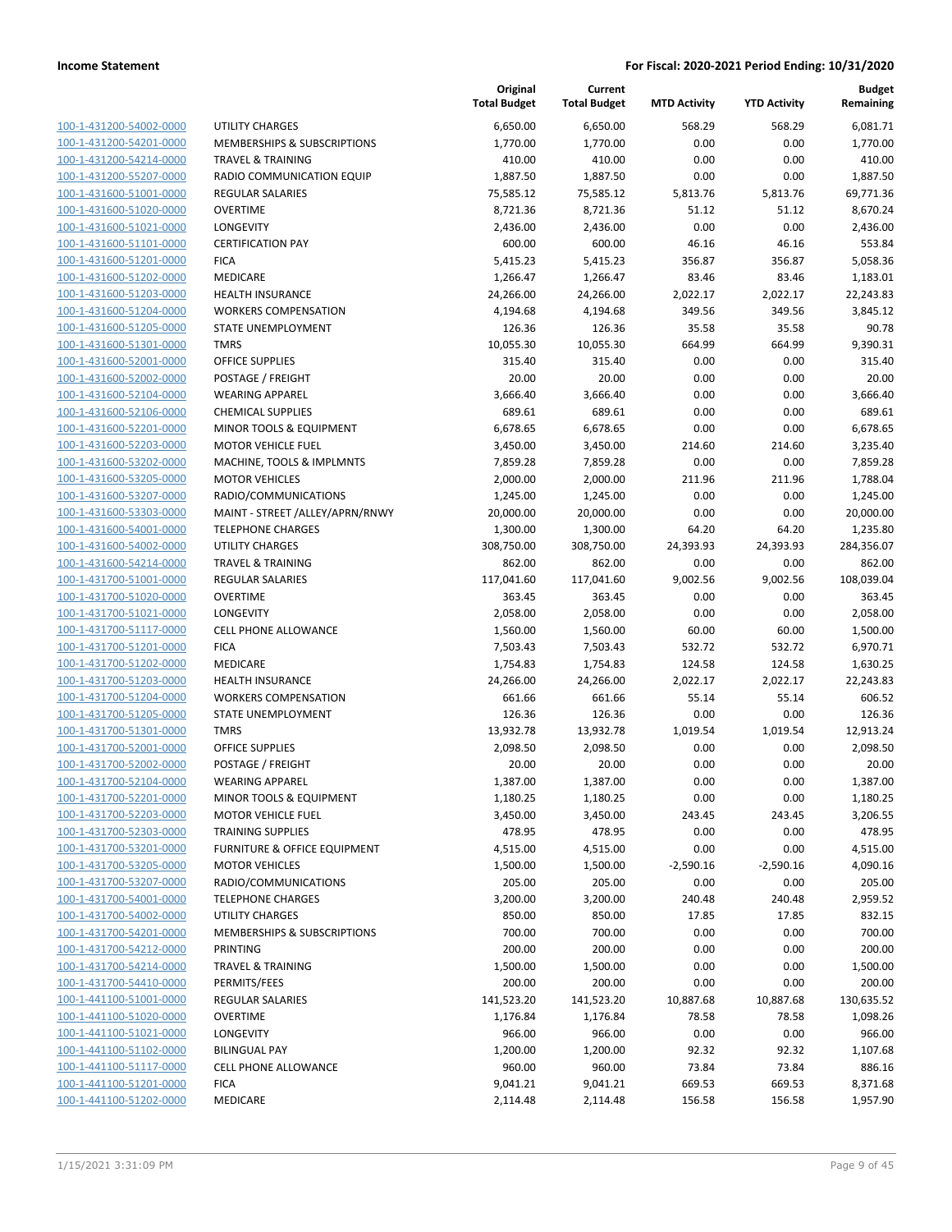**Income Statement** | **For Fiscal: 2020-2021 Period Ending: 10/31/2020**

| | | Original Total Budget | Current Total Budget | MTD Activity | YTD Activity | Budget Remaining |
|---|---|---|---|---|---|---|
| 100-1-431200-54002-0000 | UTILITY CHARGES | 6,650.00 | 6,650.00 | 568.29 | 568.29 | 6,081.71 |
| 100-1-431200-54201-0000 | MEMBERSHIPS & SUBSCRIPTIONS | 1,770.00 | 1,770.00 | 0.00 | 0.00 | 1,770.00 |
| 100-1-431200-54214-0000 | TRAVEL & TRAINING | 410.00 | 410.00 | 0.00 | 0.00 | 410.00 |
| 100-1-431200-55207-0000 | RADIO COMMUNICATION EQUIP | 1,887.50 | 1,887.50 | 0.00 | 0.00 | 1,887.50 |
| 100-1-431600-51001-0000 | REGULAR SALARIES | 75,585.12 | 75,585.12 | 5,813.76 | 5,813.76 | 69,771.36 |
| 100-1-431600-51020-0000 | OVERTIME | 8,721.36 | 8,721.36 | 51.12 | 51.12 | 8,670.24 |
| 100-1-431600-51021-0000 | LONGEVITY | 2,436.00 | 2,436.00 | 0.00 | 0.00 | 2,436.00 |
| 100-1-431600-51101-0000 | CERTIFICATION PAY | 600.00 | 600.00 | 46.16 | 46.16 | 553.84 |
| 100-1-431600-51201-0000 | FICA | 5,415.23 | 5,415.23 | 356.87 | 356.87 | 5,058.36 |
| 100-1-431600-51202-0000 | MEDICARE | 1,266.47 | 1,266.47 | 83.46 | 83.46 | 1,183.01 |
| 100-1-431600-51203-0000 | HEALTH INSURANCE | 24,266.00 | 24,266.00 | 2,022.17 | 2,022.17 | 22,243.83 |
| 100-1-431600-51204-0000 | WORKERS COMPENSATION | 4,194.68 | 4,194.68 | 349.56 | 349.56 | 3,845.12 |
| 100-1-431600-51205-0000 | STATE UNEMPLOYMENT | 126.36 | 126.36 | 35.58 | 35.58 | 90.78 |
| 100-1-431600-51301-0000 | TMRS | 10,055.30 | 10,055.30 | 664.99 | 664.99 | 9,390.31 |
| 100-1-431600-52001-0000 | OFFICE SUPPLIES | 315.40 | 315.40 | 0.00 | 0.00 | 315.40 |
| 100-1-431600-52002-0000 | POSTAGE / FREIGHT | 20.00 | 20.00 | 0.00 | 0.00 | 20.00 |
| 100-1-431600-52104-0000 | WEARING APPAREL | 3,666.40 | 3,666.40 | 0.00 | 0.00 | 3,666.40 |
| 100-1-431600-52106-0000 | CHEMICAL SUPPLIES | 689.61 | 689.61 | 0.00 | 0.00 | 689.61 |
| 100-1-431600-52201-0000 | MINOR TOOLS & EQUIPMENT | 6,678.65 | 6,678.65 | 0.00 | 0.00 | 6,678.65 |
| 100-1-431600-52203-0000 | MOTOR VEHICLE FUEL | 3,450.00 | 3,450.00 | 214.60 | 214.60 | 3,235.40 |
| 100-1-431600-53202-0000 | MACHINE, TOOLS & IMPLMNTS | 7,859.28 | 7,859.28 | 0.00 | 0.00 | 7,859.28 |
| 100-1-431600-53205-0000 | MOTOR VEHICLES | 2,000.00 | 2,000.00 | 211.96 | 211.96 | 1,788.04 |
| 100-1-431600-53207-0000 | RADIO/COMMUNICATIONS | 1,245.00 | 1,245.00 | 0.00 | 0.00 | 1,245.00 |
| 100-1-431600-53303-0000 | MAINT - STREET /ALLEY/APRN/RNWY | 20,000.00 | 20,000.00 | 0.00 | 0.00 | 20,000.00 |
| 100-1-431600-54001-0000 | TELEPHONE CHARGES | 1,300.00 | 1,300.00 | 64.20 | 64.20 | 1,235.80 |
| 100-1-431600-54002-0000 | UTILITY CHARGES | 308,750.00 | 308,750.00 | 24,393.93 | 24,393.93 | 284,356.07 |
| 100-1-431600-54214-0000 | TRAVEL & TRAINING | 862.00 | 862.00 | 0.00 | 0.00 | 862.00 |
| 100-1-431700-51001-0000 | REGULAR SALARIES | 117,041.60 | 117,041.60 | 9,002.56 | 9,002.56 | 108,039.04 |
| 100-1-431700-51020-0000 | OVERTIME | 363.45 | 363.45 | 0.00 | 0.00 | 363.45 |
| 100-1-431700-51021-0000 | LONGEVITY | 2,058.00 | 2,058.00 | 0.00 | 0.00 | 2,058.00 |
| 100-1-431700-51117-0000 | CELL PHONE ALLOWANCE | 1,560.00 | 1,560.00 | 60.00 | 60.00 | 1,500.00 |
| 100-1-431700-51201-0000 | FICA | 7,503.43 | 7,503.43 | 532.72 | 532.72 | 6,970.71 |
| 100-1-431700-51202-0000 | MEDICARE | 1,754.83 | 1,754.83 | 124.58 | 124.58 | 1,630.25 |
| 100-1-431700-51203-0000 | HEALTH INSURANCE | 24,266.00 | 24,266.00 | 2,022.17 | 2,022.17 | 22,243.83 |
| 100-1-431700-51204-0000 | WORKERS COMPENSATION | 661.66 | 661.66 | 55.14 | 55.14 | 606.52 |
| 100-1-431700-51205-0000 | STATE UNEMPLOYMENT | 126.36 | 126.36 | 0.00 | 0.00 | 126.36 |
| 100-1-431700-51301-0000 | TMRS | 13,932.78 | 13,932.78 | 1,019.54 | 1,019.54 | 12,913.24 |
| 100-1-431700-52001-0000 | OFFICE SUPPLIES | 2,098.50 | 2,098.50 | 0.00 | 0.00 | 2,098.50 |
| 100-1-431700-52002-0000 | POSTAGE / FREIGHT | 20.00 | 20.00 | 0.00 | 0.00 | 20.00 |
| 100-1-431700-52104-0000 | WEARING APPAREL | 1,387.00 | 1,387.00 | 0.00 | 0.00 | 1,387.00 |
| 100-1-431700-52201-0000 | MINOR TOOLS & EQUIPMENT | 1,180.25 | 1,180.25 | 0.00 | 0.00 | 1,180.25 |
| 100-1-431700-52203-0000 | MOTOR VEHICLE FUEL | 3,450.00 | 3,450.00 | 243.45 | 243.45 | 3,206.55 |
| 100-1-431700-52303-0000 | TRAINING SUPPLIES | 478.95 | 478.95 | 0.00 | 0.00 | 478.95 |
| 100-1-431700-53201-0000 | FURNITURE & OFFICE EQUIPMENT | 4,515.00 | 4,515.00 | 0.00 | 0.00 | 4,515.00 |
| 100-1-431700-53205-0000 | MOTOR VEHICLES | 1,500.00 | 1,500.00 | -2,590.16 | -2,590.16 | 4,090.16 |
| 100-1-431700-53207-0000 | RADIO/COMMUNICATIONS | 205.00 | 205.00 | 0.00 | 0.00 | 205.00 |
| 100-1-431700-54001-0000 | TELEPHONE CHARGES | 3,200.00 | 3,200.00 | 240.48 | 240.48 | 2,959.52 |
| 100-1-431700-54002-0000 | UTILITY CHARGES | 850.00 | 850.00 | 17.85 | 17.85 | 832.15 |
| 100-1-431700-54201-0000 | MEMBERSHIPS & SUBSCRIPTIONS | 700.00 | 700.00 | 0.00 | 0.00 | 700.00 |
| 100-1-431700-54212-0000 | PRINTING | 200.00 | 200.00 | 0.00 | 0.00 | 200.00 |
| 100-1-431700-54214-0000 | TRAVEL & TRAINING | 1,500.00 | 1,500.00 | 0.00 | 0.00 | 1,500.00 |
| 100-1-431700-54410-0000 | PERMITS/FEES | 200.00 | 200.00 | 0.00 | 0.00 | 200.00 |
| 100-1-441100-51001-0000 | REGULAR SALARIES | 141,523.20 | 141,523.20 | 10,887.68 | 10,887.68 | 130,635.52 |
| 100-1-441100-51020-0000 | OVERTIME | 1,176.84 | 1,176.84 | 78.58 | 78.58 | 1,098.26 |
| 100-1-441100-51021-0000 | LONGEVITY | 966.00 | 966.00 | 0.00 | 0.00 | 966.00 |
| 100-1-441100-51102-0000 | BILINGUAL PAY | 1,200.00 | 1,200.00 | 92.32 | 92.32 | 1,107.68 |
| 100-1-441100-51117-0000 | CELL PHONE ALLOWANCE | 960.00 | 960.00 | 73.84 | 73.84 | 886.16 |
| 100-1-441100-51201-0000 | FICA | 9,041.21 | 9,041.21 | 669.53 | 669.53 | 8,371.68 |
| 100-1-441100-51202-0000 | MEDICARE | 2,114.48 | 2,114.48 | 156.58 | 156.58 | 1,957.90 |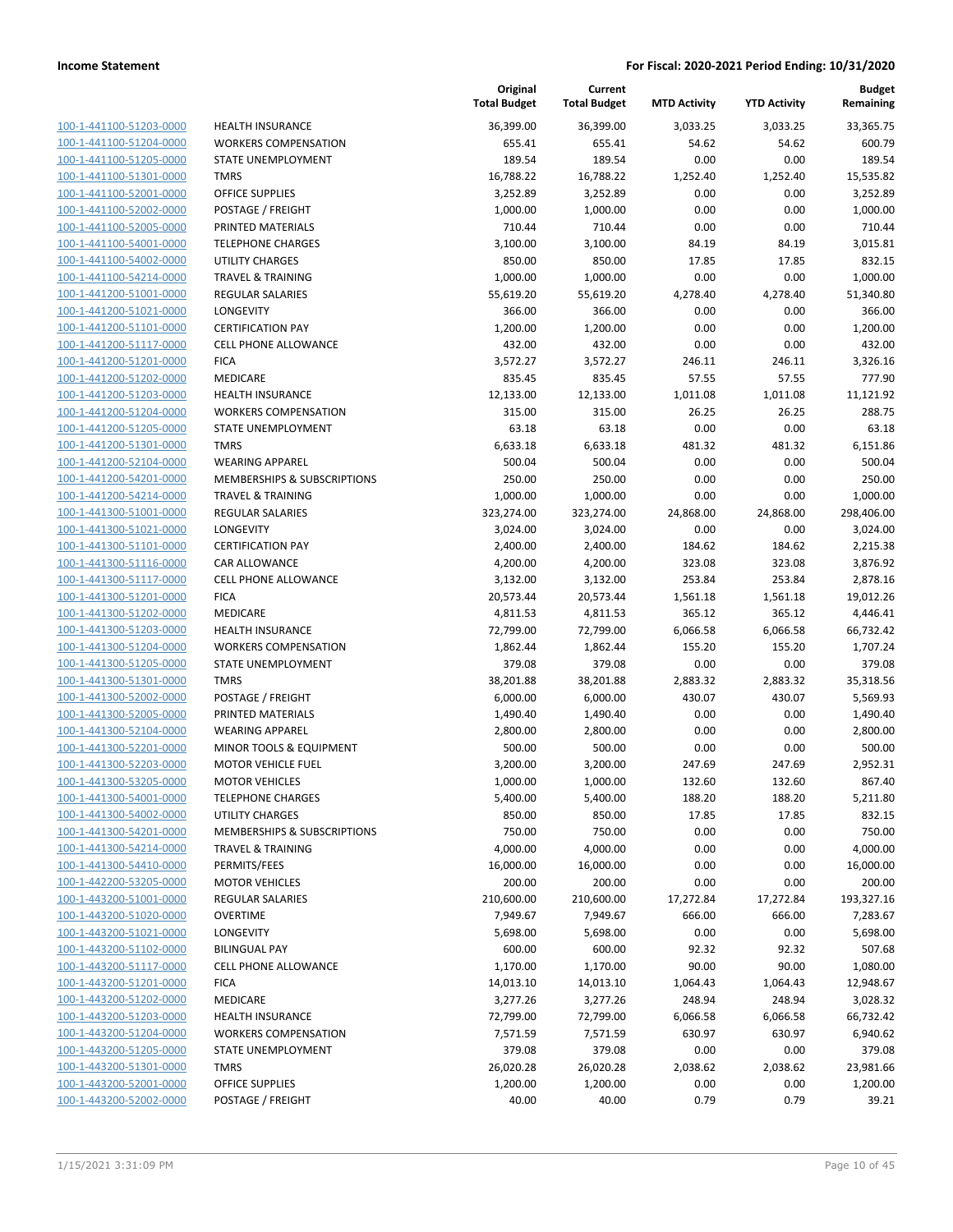| | | Original Total Budget | Current Total Budget | MTD Activity | YTD Activity | Budget Remaining |
|---|---|---|---|---|---|---|
| 100-1-441100-51203-0000 | HEALTH INSURANCE | 36,399.00 | 36,399.00 | 3,033.25 | 3,033.25 | 33,365.75 |
| 100-1-441100-51204-0000 | WORKERS COMPENSATION | 655.41 | 655.41 | 54.62 | 54.62 | 600.79 |
| 100-1-441100-51205-0000 | STATE UNEMPLOYMENT | 189.54 | 189.54 | 0.00 | 0.00 | 189.54 |
| 100-1-441100-51301-0000 | TMRS | 16,788.22 | 16,788.22 | 1,252.40 | 1,252.40 | 15,535.82 |
| 100-1-441100-52001-0000 | OFFICE SUPPLIES | 3,252.89 | 3,252.89 | 0.00 | 0.00 | 3,252.89 |
| 100-1-441100-52002-0000 | POSTAGE / FREIGHT | 1,000.00 | 1,000.00 | 0.00 | 0.00 | 1,000.00 |
| 100-1-441100-52005-0000 | PRINTED MATERIALS | 710.44 | 710.44 | 0.00 | 0.00 | 710.44 |
| 100-1-441100-54001-0000 | TELEPHONE CHARGES | 3,100.00 | 3,100.00 | 84.19 | 84.19 | 3,015.81 |
| 100-1-441100-54002-0000 | UTILITY CHARGES | 850.00 | 850.00 | 17.85 | 17.85 | 832.15 |
| 100-1-441100-54214-0000 | TRAVEL & TRAINING | 1,000.00 | 1,000.00 | 0.00 | 0.00 | 1,000.00 |
| 100-1-441200-51001-0000 | REGULAR SALARIES | 55,619.20 | 55,619.20 | 4,278.40 | 4,278.40 | 51,340.80 |
| 100-1-441200-51021-0000 | LONGEVITY | 366.00 | 366.00 | 0.00 | 0.00 | 366.00 |
| 100-1-441200-51101-0000 | CERTIFICATION PAY | 1,200.00 | 1,200.00 | 0.00 | 0.00 | 1,200.00 |
| 100-1-441200-51117-0000 | CELL PHONE ALLOWANCE | 432.00 | 432.00 | 0.00 | 0.00 | 432.00 |
| 100-1-441200-51201-0000 | FICA | 3,572.27 | 3,572.27 | 246.11 | 246.11 | 3,326.16 |
| 100-1-441200-51202-0000 | MEDICARE | 835.45 | 835.45 | 57.55 | 57.55 | 777.90 |
| 100-1-441200-51203-0000 | HEALTH INSURANCE | 12,133.00 | 12,133.00 | 1,011.08 | 1,011.08 | 11,121.92 |
| 100-1-441200-51204-0000 | WORKERS COMPENSATION | 315.00 | 315.00 | 26.25 | 26.25 | 288.75 |
| 100-1-441200-51205-0000 | STATE UNEMPLOYMENT | 63.18 | 63.18 | 0.00 | 0.00 | 63.18 |
| 100-1-441200-51301-0000 | TMRS | 6,633.18 | 6,633.18 | 481.32 | 481.32 | 6,151.86 |
| 100-1-441200-52104-0000 | WEARING APPAREL | 500.04 | 500.04 | 0.00 | 0.00 | 500.04 |
| 100-1-441200-54201-0000 | MEMBERSHIPS & SUBSCRIPTIONS | 250.00 | 250.00 | 0.00 | 0.00 | 250.00 |
| 100-1-441200-54214-0000 | TRAVEL & TRAINING | 1,000.00 | 1,000.00 | 0.00 | 0.00 | 1,000.00 |
| 100-1-441300-51001-0000 | REGULAR SALARIES | 323,274.00 | 323,274.00 | 24,868.00 | 24,868.00 | 298,406.00 |
| 100-1-441300-51021-0000 | LONGEVITY | 3,024.00 | 3,024.00 | 0.00 | 0.00 | 3,024.00 |
| 100-1-441300-51101-0000 | CERTIFICATION PAY | 2,400.00 | 2,400.00 | 184.62 | 184.62 | 2,215.38 |
| 100-1-441300-51116-0000 | CAR ALLOWANCE | 4,200.00 | 4,200.00 | 323.08 | 323.08 | 3,876.92 |
| 100-1-441300-51117-0000 | CELL PHONE ALLOWANCE | 3,132.00 | 3,132.00 | 253.84 | 253.84 | 2,878.16 |
| 100-1-441300-51201-0000 | FICA | 20,573.44 | 20,573.44 | 1,561.18 | 1,561.18 | 19,012.26 |
| 100-1-441300-51202-0000 | MEDICARE | 4,811.53 | 4,811.53 | 365.12 | 365.12 | 4,446.41 |
| 100-1-441300-51203-0000 | HEALTH INSURANCE | 72,799.00 | 72,799.00 | 6,066.58 | 6,066.58 | 66,732.42 |
| 100-1-441300-51204-0000 | WORKERS COMPENSATION | 1,862.44 | 1,862.44 | 155.20 | 155.20 | 1,707.24 |
| 100-1-441300-51205-0000 | STATE UNEMPLOYMENT | 379.08 | 379.08 | 0.00 | 0.00 | 379.08 |
| 100-1-441300-51301-0000 | TMRS | 38,201.88 | 38,201.88 | 2,883.32 | 2,883.32 | 35,318.56 |
| 100-1-441300-52002-0000 | POSTAGE / FREIGHT | 6,000.00 | 6,000.00 | 430.07 | 430.07 | 5,569.93 |
| 100-1-441300-52005-0000 | PRINTED MATERIALS | 1,490.40 | 1,490.40 | 0.00 | 0.00 | 1,490.40 |
| 100-1-441300-52104-0000 | WEARING APPAREL | 2,800.00 | 2,800.00 | 0.00 | 0.00 | 2,800.00 |
| 100-1-441300-52201-0000 | MINOR TOOLS & EQUIPMENT | 500.00 | 500.00 | 0.00 | 0.00 | 500.00 |
| 100-1-441300-52203-0000 | MOTOR VEHICLE FUEL | 3,200.00 | 3,200.00 | 247.69 | 247.69 | 2,952.31 |
| 100-1-441300-53205-0000 | MOTOR VEHICLES | 1,000.00 | 1,000.00 | 132.60 | 132.60 | 867.40 |
| 100-1-441300-54001-0000 | TELEPHONE CHARGES | 5,400.00 | 5,400.00 | 188.20 | 188.20 | 5,211.80 |
| 100-1-441300-54002-0000 | UTILITY CHARGES | 850.00 | 850.00 | 17.85 | 17.85 | 832.15 |
| 100-1-441300-54201-0000 | MEMBERSHIPS & SUBSCRIPTIONS | 750.00 | 750.00 | 0.00 | 0.00 | 750.00 |
| 100-1-441300-54214-0000 | TRAVEL & TRAINING | 4,000.00 | 4,000.00 | 0.00 | 0.00 | 4,000.00 |
| 100-1-441300-54410-0000 | PERMITS/FEES | 16,000.00 | 16,000.00 | 0.00 | 0.00 | 16,000.00 |
| 100-1-442200-53205-0000 | MOTOR VEHICLES | 200.00 | 200.00 | 0.00 | 0.00 | 200.00 |
| 100-1-443200-51001-0000 | REGULAR SALARIES | 210,600.00 | 210,600.00 | 17,272.84 | 17,272.84 | 193,327.16 |
| 100-1-443200-51020-0000 | OVERTIME | 7,949.67 | 7,949.67 | 666.00 | 666.00 | 7,283.67 |
| 100-1-443200-51021-0000 | LONGEVITY | 5,698.00 | 5,698.00 | 0.00 | 0.00 | 5,698.00 |
| 100-1-443200-51102-0000 | BILINGUAL PAY | 600.00 | 600.00 | 92.32 | 92.32 | 507.68 |
| 100-1-443200-51117-0000 | CELL PHONE ALLOWANCE | 1,170.00 | 1,170.00 | 90.00 | 90.00 | 1,080.00 |
| 100-1-443200-51201-0000 | FICA | 14,013.10 | 14,013.10 | 1,064.43 | 1,064.43 | 12,948.67 |
| 100-1-443200-51202-0000 | MEDICARE | 3,277.26 | 3,277.26 | 248.94 | 248.94 | 3,028.32 |
| 100-1-443200-51203-0000 | HEALTH INSURANCE | 72,799.00 | 72,799.00 | 6,066.58 | 6,066.58 | 66,732.42 |
| 100-1-443200-51204-0000 | WORKERS COMPENSATION | 7,571.59 | 7,571.59 | 630.97 | 630.97 | 6,940.62 |
| 100-1-443200-51205-0000 | STATE UNEMPLOYMENT | 379.08 | 379.08 | 0.00 | 0.00 | 379.08 |
| 100-1-443200-51301-0000 | TMRS | 26,020.28 | 26,020.28 | 2,038.62 | 2,038.62 | 23,981.66 |
| 100-1-443200-52001-0000 | OFFICE SUPPLIES | 1,200.00 | 1,200.00 | 0.00 | 0.00 | 1,200.00 |
| 100-1-443200-52002-0000 | POSTAGE / FREIGHT | 40.00 | 40.00 | 0.79 | 0.79 | 39.21 |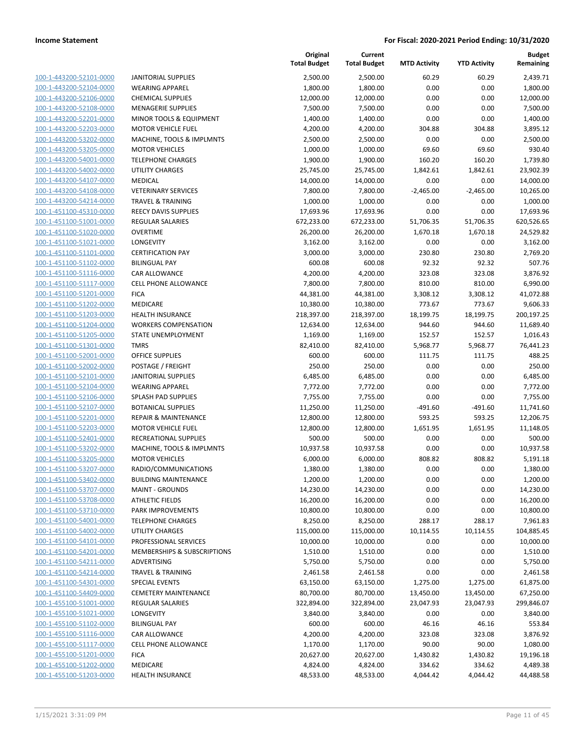**Income Statement** **For Fiscal: 2020-2021 Period Ending: 10/31/2020**

| | | Original Total Budget | Current Total Budget | MTD Activity | YTD Activity | Budget Remaining |
|---|---|---|---|---|---|---|
| 100-1-443200-52101-0000 | JANITORIAL SUPPLIES | 2,500.00 | 2,500.00 | 60.29 | 60.29 | 2,439.71 |
| 100-1-443200-52104-0000 | WEARING APPAREL | 1,800.00 | 1,800.00 | 0.00 | 0.00 | 1,800.00 |
| 100-1-443200-52106-0000 | CHEMICAL SUPPLIES | 12,000.00 | 12,000.00 | 0.00 | 0.00 | 12,000.00 |
| 100-1-443200-52108-0000 | MENAGERIE SUPPLIES | 7,500.00 | 7,500.00 | 0.00 | 0.00 | 7,500.00 |
| 100-1-443200-52201-0000 | MINOR TOOLS & EQUIPMENT | 1,400.00 | 1,400.00 | 0.00 | 0.00 | 1,400.00 |
| 100-1-443200-52203-0000 | MOTOR VEHICLE FUEL | 4,200.00 | 4,200.00 | 304.88 | 304.88 | 3,895.12 |
| 100-1-443200-53202-0000 | MACHINE, TOOLS & IMPLMNTS | 2,500.00 | 2,500.00 | 0.00 | 0.00 | 2,500.00 |
| 100-1-443200-53205-0000 | MOTOR VEHICLES | 1,000.00 | 1,000.00 | 69.60 | 69.60 | 930.40 |
| 100-1-443200-54001-0000 | TELEPHONE CHARGES | 1,900.00 | 1,900.00 | 160.20 | 160.20 | 1,739.80 |
| 100-1-443200-54002-0000 | UTILITY CHARGES | 25,745.00 | 25,745.00 | 1,842.61 | 1,842.61 | 23,902.39 |
| 100-1-443200-54107-0000 | MEDICAL | 14,000.00 | 14,000.00 | 0.00 | 0.00 | 14,000.00 |
| 100-1-443200-54108-0000 | VETERINARY SERVICES | 7,800.00 | 7,800.00 | -2,465.00 | -2,465.00 | 10,265.00 |
| 100-1-443200-54214-0000 | TRAVEL & TRAINING | 1,000.00 | 1,000.00 | 0.00 | 0.00 | 1,000.00 |
| 100-1-451100-45310-0000 | REECY DAVIS SUPPLIES | 17,693.96 | 17,693.96 | 0.00 | 0.00 | 17,693.96 |
| 100-1-451100-51001-0000 | REGULAR SALARIES | 672,233.00 | 672,233.00 | 51,706.35 | 51,706.35 | 620,526.65 |
| 100-1-451100-51020-0000 | OVERTIME | 26,200.00 | 26,200.00 | 1,670.18 | 1,670.18 | 24,529.82 |
| 100-1-451100-51021-0000 | LONGEVITY | 3,162.00 | 3,162.00 | 0.00 | 0.00 | 3,162.00 |
| 100-1-451100-51101-0000 | CERTIFICATION PAY | 3,000.00 | 3,000.00 | 230.80 | 230.80 | 2,769.20 |
| 100-1-451100-51102-0000 | BILINGUAL PAY | 600.08 | 600.08 | 92.32 | 92.32 | 507.76 |
| 100-1-451100-51116-0000 | CAR ALLOWANCE | 4,200.00 | 4,200.00 | 323.08 | 323.08 | 3,876.92 |
| 100-1-451100-51117-0000 | CELL PHONE ALLOWANCE | 7,800.00 | 7,800.00 | 810.00 | 810.00 | 6,990.00 |
| 100-1-451100-51201-0000 | FICA | 44,381.00 | 44,381.00 | 3,308.12 | 3,308.12 | 41,072.88 |
| 100-1-451100-51202-0000 | MEDICARE | 10,380.00 | 10,380.00 | 773.67 | 773.67 | 9,606.33 |
| 100-1-451100-51203-0000 | HEALTH INSURANCE | 218,397.00 | 218,397.00 | 18,199.75 | 18,199.75 | 200,197.25 |
| 100-1-451100-51204-0000 | WORKERS COMPENSATION | 12,634.00 | 12,634.00 | 944.60 | 944.60 | 11,689.40 |
| 100-1-451100-51205-0000 | STATE UNEMPLOYMENT | 1,169.00 | 1,169.00 | 152.57 | 152.57 | 1,016.43 |
| 100-1-451100-51301-0000 | TMRS | 82,410.00 | 82,410.00 | 5,968.77 | 5,968.77 | 76,441.23 |
| 100-1-451100-52001-0000 | OFFICE SUPPLIES | 600.00 | 600.00 | 111.75 | 111.75 | 488.25 |
| 100-1-451100-52002-0000 | POSTAGE / FREIGHT | 250.00 | 250.00 | 0.00 | 0.00 | 250.00 |
| 100-1-451100-52101-0000 | JANITORIAL SUPPLIES | 6,485.00 | 6,485.00 | 0.00 | 0.00 | 6,485.00 |
| 100-1-451100-52104-0000 | WEARING APPAREL | 7,772.00 | 7,772.00 | 0.00 | 0.00 | 7,772.00 |
| 100-1-451100-52106-0000 | SPLASH PAD SUPPLIES | 7,755.00 | 7,755.00 | 0.00 | 0.00 | 7,755.00 |
| 100-1-451100-52107-0000 | BOTANICAL SUPPLIES | 11,250.00 | 11,250.00 | -491.60 | -491.60 | 11,741.60 |
| 100-1-451100-52201-0000 | REPAIR & MAINTENANCE | 12,800.00 | 12,800.00 | 593.25 | 593.25 | 12,206.75 |
| 100-1-451100-52203-0000 | MOTOR VEHICLE FUEL | 12,800.00 | 12,800.00 | 1,651.95 | 1,651.95 | 11,148.05 |
| 100-1-451100-52401-0000 | RECREATIONAL SUPPLIES | 500.00 | 500.00 | 0.00 | 0.00 | 500.00 |
| 100-1-451100-53202-0000 | MACHINE, TOOLS & IMPLMNTS | 10,937.58 | 10,937.58 | 0.00 | 0.00 | 10,937.58 |
| 100-1-451100-53205-0000 | MOTOR VEHICLES | 6,000.00 | 6,000.00 | 808.82 | 808.82 | 5,191.18 |
| 100-1-451100-53207-0000 | RADIO/COMMUNICATIONS | 1,380.00 | 1,380.00 | 0.00 | 0.00 | 1,380.00 |
| 100-1-451100-53402-0000 | BUILDING MAINTENANCE | 1,200.00 | 1,200.00 | 0.00 | 0.00 | 1,200.00 |
| 100-1-451100-53707-0000 | MAINT - GROUNDS | 14,230.00 | 14,230.00 | 0.00 | 0.00 | 14,230.00 |
| 100-1-451100-53708-0000 | ATHLETIC FIELDS | 16,200.00 | 16,200.00 | 0.00 | 0.00 | 16,200.00 |
| 100-1-451100-53710-0000 | PARK IMPROVEMENTS | 10,800.00 | 10,800.00 | 0.00 | 0.00 | 10,800.00 |
| 100-1-451100-54001-0000 | TELEPHONE CHARGES | 8,250.00 | 8,250.00 | 288.17 | 288.17 | 7,961.83 |
| 100-1-451100-54002-0000 | UTILITY CHARGES | 115,000.00 | 115,000.00 | 10,114.55 | 10,114.55 | 104,885.45 |
| 100-1-451100-54101-0000 | PROFESSIONAL SERVICES | 10,000.00 | 10,000.00 | 0.00 | 0.00 | 10,000.00 |
| 100-1-451100-54201-0000 | MEMBERSHIPS & SUBSCRIPTIONS | 1,510.00 | 1,510.00 | 0.00 | 0.00 | 1,510.00 |
| 100-1-451100-54211-0000 | ADVERTISING | 5,750.00 | 5,750.00 | 0.00 | 0.00 | 5,750.00 |
| 100-1-451100-54214-0000 | TRAVEL & TRAINING | 2,461.58 | 2,461.58 | 0.00 | 0.00 | 2,461.58 |
| 100-1-451100-54301-0000 | SPECIAL EVENTS | 63,150.00 | 63,150.00 | 1,275.00 | 1,275.00 | 61,875.00 |
| 100-1-451100-54409-0000 | CEMETERY MAINTENANCE | 80,700.00 | 80,700.00 | 13,450.00 | 13,450.00 | 67,250.00 |
| 100-1-455100-51001-0000 | REGULAR SALARIES | 322,894.00 | 322,894.00 | 23,047.93 | 23,047.93 | 299,846.07 |
| 100-1-455100-51021-0000 | LONGEVITY | 3,840.00 | 3,840.00 | 0.00 | 0.00 | 3,840.00 |
| 100-1-455100-51102-0000 | BILINGUAL PAY | 600.00 | 600.00 | 46.16 | 46.16 | 553.84 |
| 100-1-455100-51116-0000 | CAR ALLOWANCE | 4,200.00 | 4,200.00 | 323.08 | 323.08 | 3,876.92 |
| 100-1-455100-51117-0000 | CELL PHONE ALLOWANCE | 1,170.00 | 1,170.00 | 90.00 | 90.00 | 1,080.00 |
| 100-1-455100-51201-0000 | FICA | 20,627.00 | 20,627.00 | 1,430.82 | 1,430.82 | 19,196.18 |
| 100-1-455100-51202-0000 | MEDICARE | 4,824.00 | 4,824.00 | 334.62 | 334.62 | 4,489.38 |
| 100-1-455100-51203-0000 | HEALTH INSURANCE | 48,533.00 | 48,533.00 | 4,044.42 | 4,044.42 | 44,488.58 |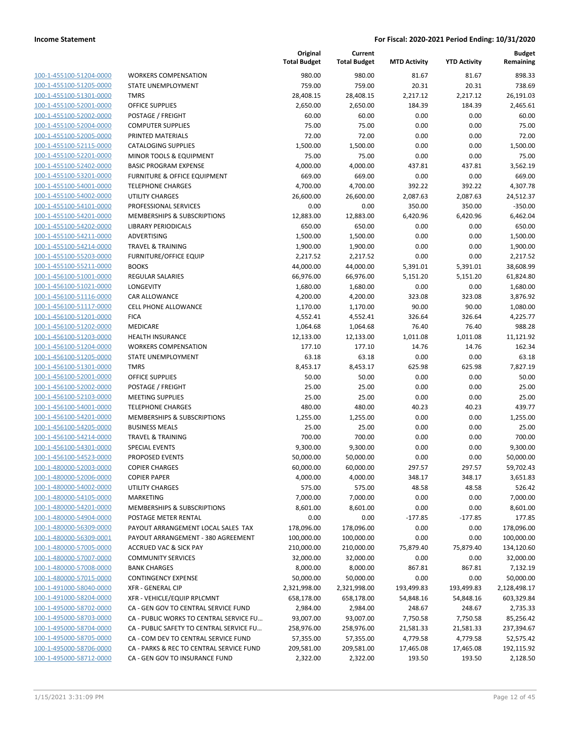| | | Original Total Budget | Current Total Budget | MTD Activity | YTD Activity | Budget Remaining |
|---|---|---|---|---|---|---|
| 100-1-455100-51204-0000 | WORKERS COMPENSATION | 980.00 | 980.00 | 81.67 | 81.67 | 898.33 |
| 100-1-455100-51205-0000 | STATE UNEMPLOYMENT | 759.00 | 759.00 | 20.31 | 20.31 | 738.69 |
| 100-1-455100-51301-0000 | TMRS | 28,408.15 | 28,408.15 | 2,217.12 | 2,217.12 | 26,191.03 |
| 100-1-455100-52001-0000 | OFFICE SUPPLIES | 2,650.00 | 2,650.00 | 184.39 | 184.39 | 2,465.61 |
| 100-1-455100-52002-0000 | POSTAGE / FREIGHT | 60.00 | 60.00 | 0.00 | 0.00 | 60.00 |
| 100-1-455100-52004-0000 | COMPUTER SUPPLIES | 75.00 | 75.00 | 0.00 | 0.00 | 75.00 |
| 100-1-455100-52005-0000 | PRINTED MATERIALS | 72.00 | 72.00 | 0.00 | 0.00 | 72.00 |
| 100-1-455100-52115-0000 | CATALOGING SUPPLIES | 1,500.00 | 1,500.00 | 0.00 | 0.00 | 1,500.00 |
| 100-1-455100-52201-0000 | MINOR TOOLS & EQUIPMENT | 75.00 | 75.00 | 0.00 | 0.00 | 75.00 |
| 100-1-455100-52402-0000 | BASIC PROGRAM EXPENSE | 4,000.00 | 4,000.00 | 437.81 | 437.81 | 3,562.19 |
| 100-1-455100-53201-0000 | FURNITURE & OFFICE EQUIPMENT | 669.00 | 669.00 | 0.00 | 0.00 | 669.00 |
| 100-1-455100-54001-0000 | TELEPHONE CHARGES | 4,700.00 | 4,700.00 | 392.22 | 392.22 | 4,307.78 |
| 100-1-455100-54002-0000 | UTILITY CHARGES | 26,600.00 | 26,600.00 | 2,087.63 | 2,087.63 | 24,512.37 |
| 100-1-455100-54101-0000 | PROFESSIONAL SERVICES | 0.00 | 0.00 | 350.00 | 350.00 | -350.00 |
| 100-1-455100-54201-0000 | MEMBERSHIPS & SUBSCRIPTIONS | 12,883.00 | 12,883.00 | 6,420.96 | 6,420.96 | 6,462.04 |
| 100-1-455100-54202-0000 | LIBRARY PERIODICALS | 650.00 | 650.00 | 0.00 | 0.00 | 650.00 |
| 100-1-455100-54211-0000 | ADVERTISING | 1,500.00 | 1,500.00 | 0.00 | 0.00 | 1,500.00 |
| 100-1-455100-54214-0000 | TRAVEL & TRAINING | 1,900.00 | 1,900.00 | 0.00 | 0.00 | 1,900.00 |
| 100-1-455100-55203-0000 | FURNITURE/OFFICE EQUIP | 2,217.52 | 2,217.52 | 0.00 | 0.00 | 2,217.52 |
| 100-1-455100-55211-0000 | BOOKS | 44,000.00 | 44,000.00 | 5,391.01 | 5,391.01 | 38,608.99 |
| 100-1-456100-51001-0000 | REGULAR SALARIES | 66,976.00 | 66,976.00 | 5,151.20 | 5,151.20 | 61,824.80 |
| 100-1-456100-51021-0000 | LONGEVITY | 1,680.00 | 1,680.00 | 0.00 | 0.00 | 1,680.00 |
| 100-1-456100-51116-0000 | CAR ALLOWANCE | 4,200.00 | 4,200.00 | 323.08 | 323.08 | 3,876.92 |
| 100-1-456100-51117-0000 | CELL PHONE ALLOWANCE | 1,170.00 | 1,170.00 | 90.00 | 90.00 | 1,080.00 |
| 100-1-456100-51201-0000 | FICA | 4,552.41 | 4,552.41 | 326.64 | 326.64 | 4,225.77 |
| 100-1-456100-51202-0000 | MEDICARE | 1,064.68 | 1,064.68 | 76.40 | 76.40 | 988.28 |
| 100-1-456100-51203-0000 | HEALTH INSURANCE | 12,133.00 | 12,133.00 | 1,011.08 | 1,011.08 | 11,121.92 |
| 100-1-456100-51204-0000 | WORKERS COMPENSATION | 177.10 | 177.10 | 14.76 | 14.76 | 162.34 |
| 100-1-456100-51205-0000 | STATE UNEMPLOYMENT | 63.18 | 63.18 | 0.00 | 0.00 | 63.18 |
| 100-1-456100-51301-0000 | TMRS | 8,453.17 | 8,453.17 | 625.98 | 625.98 | 7,827.19 |
| 100-1-456100-52001-0000 | OFFICE SUPPLIES | 50.00 | 50.00 | 0.00 | 0.00 | 50.00 |
| 100-1-456100-52002-0000 | POSTAGE / FREIGHT | 25.00 | 25.00 | 0.00 | 0.00 | 25.00 |
| 100-1-456100-52103-0000 | MEETING SUPPLIES | 25.00 | 25.00 | 0.00 | 0.00 | 25.00 |
| 100-1-456100-54001-0000 | TELEPHONE CHARGES | 480.00 | 480.00 | 40.23 | 40.23 | 439.77 |
| 100-1-456100-54201-0000 | MEMBERSHIPS & SUBSCRIPTIONS | 1,255.00 | 1,255.00 | 0.00 | 0.00 | 1,255.00 |
| 100-1-456100-54205-0000 | BUSINESS MEALS | 25.00 | 25.00 | 0.00 | 0.00 | 25.00 |
| 100-1-456100-54214-0000 | TRAVEL & TRAINING | 700.00 | 700.00 | 0.00 | 0.00 | 700.00 |
| 100-1-456100-54301-0000 | SPECIAL EVENTS | 9,300.00 | 9,300.00 | 0.00 | 0.00 | 9,300.00 |
| 100-1-456100-54523-0000 | PROPOSED EVENTS | 50,000.00 | 50,000.00 | 0.00 | 0.00 | 50,000.00 |
| 100-1-480000-52003-0000 | COPIER CHARGES | 60,000.00 | 60,000.00 | 297.57 | 297.57 | 59,702.43 |
| 100-1-480000-52006-0000 | COPIER PAPER | 4,000.00 | 4,000.00 | 348.17 | 348.17 | 3,651.83 |
| 100-1-480000-54002-0000 | UTILITY CHARGES | 575.00 | 575.00 | 48.58 | 48.58 | 526.42 |
| 100-1-480000-54105-0000 | MARKETING | 7,000.00 | 7,000.00 | 0.00 | 0.00 | 7,000.00 |
| 100-1-480000-54201-0000 | MEMBERSHIPS & SUBSCRIPTIONS | 8,601.00 | 8,601.00 | 0.00 | 0.00 | 8,601.00 |
| 100-1-480000-54904-0000 | POSTAGE METER RENTAL | 0.00 | 0.00 | -177.85 | -177.85 | 177.85 |
| 100-1-480000-56309-0000 | PAYOUT ARRANGEMENT LOCAL SALES TAX | 178,096.00 | 178,096.00 | 0.00 | 0.00 | 178,096.00 |
| 100-1-480000-56309-0001 | PAYOUT ARRANGEMENT - 380 AGREEMENT | 100,000.00 | 100,000.00 | 0.00 | 0.00 | 100,000.00 |
| 100-1-480000-57005-0000 | ACCRUED VAC & SICK PAY | 210,000.00 | 210,000.00 | 75,879.40 | 75,879.40 | 134,120.60 |
| 100-1-480000-57007-0000 | COMMUNITY SERVICES | 32,000.00 | 32,000.00 | 0.00 | 0.00 | 32,000.00 |
| 100-1-480000-57008-0000 | BANK CHARGES | 8,000.00 | 8,000.00 | 867.81 | 867.81 | 7,132.19 |
| 100-1-480000-57015-0000 | CONTINGENCY EXPENSE | 50,000.00 | 50,000.00 | 0.00 | 0.00 | 50,000.00 |
| 100-1-491000-58040-0000 | XFR - GENERAL CIP | 2,321,998.00 | 2,321,998.00 | 193,499.83 | 193,499.83 | 2,128,498.17 |
| 100-1-491000-58204-0000 | XFR - VEHICLE/EQUIP RPLCMNT | 658,178.00 | 658,178.00 | 54,848.16 | 54,848.16 | 603,329.84 |
| 100-1-495000-58702-0000 | CA - GEN GOV TO CENTRAL SERVICE FUND | 2,984.00 | 2,984.00 | 248.67 | 248.67 | 2,735.33 |
| 100-1-495000-58703-0000 | CA - PUBLIC WORKS TO CENTRAL SERVICE FU... | 93,007.00 | 93,007.00 | 7,750.58 | 7,750.58 | 85,256.42 |
| 100-1-495000-58704-0000 | CA - PUBLIC SAFETY TO CENTRAL SERVICE FU... | 258,976.00 | 258,976.00 | 21,581.33 | 21,581.33 | 237,394.67 |
| 100-1-495000-58705-0000 | CA - COM DEV TO CENTRAL SERVICE FUND | 57,355.00 | 57,355.00 | 4,779.58 | 4,779.58 | 52,575.42 |
| 100-1-495000-58706-0000 | CA - PARKS & REC TO CENTRAL SERVICE FUND | 209,581.00 | 209,581.00 | 17,465.08 | 17,465.08 | 192,115.92 |
| 100-1-495000-58712-0000 | CA - GEN GOV TO INSURANCE FUND | 2,322.00 | 2,322.00 | 193.50 | 193.50 | 2,128.50 |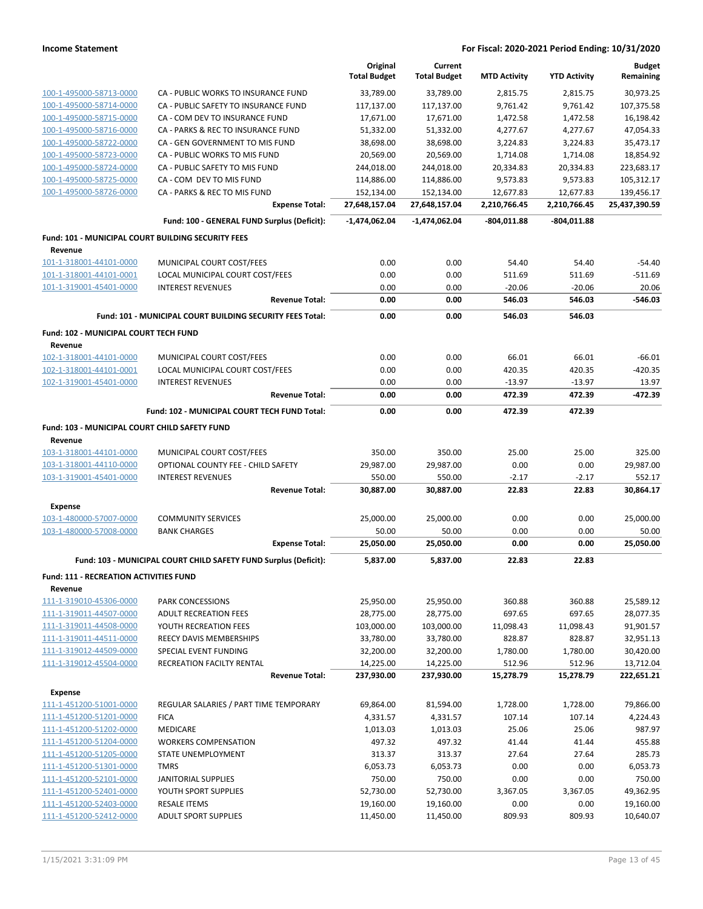**Income Statement** — **For Fiscal: 2020-2021 Period Ending: 10/31/2020**

| | | Original Total Budget | Current Total Budget | MTD Activity | YTD Activity | Budget Remaining |
|---|---|---|---|---|---|---|
| 100-1-495000-58713-0000 | CA - PUBLIC WORKS TO INSURANCE FUND | 33,789.00 | 33,789.00 | 2,815.75 | 2,815.75 | 30,973.25 |
| 100-1-495000-58714-0000 | CA - PUBLIC SAFETY TO INSURANCE FUND | 117,137.00 | 117,137.00 | 9,761.42 | 9,761.42 | 107,375.58 |
| 100-1-495000-58715-0000 | CA - COM DEV TO INSURANCE FUND | 17,671.00 | 17,671.00 | 1,472.58 | 1,472.58 | 16,198.42 |
| 100-1-495000-58716-0000 | CA - PARKS & REC TO INSURANCE FUND | 51,332.00 | 51,332.00 | 4,277.67 | 4,277.67 | 47,054.33 |
| 100-1-495000-58722-0000 | CA - GEN GOVERNMENT TO MIS FUND | 38,698.00 | 38,698.00 | 3,224.83 | 3,224.83 | 35,473.17 |
| 100-1-495000-58723-0000 | CA - PUBLIC WORKS TO MIS FUND | 20,569.00 | 20,569.00 | 1,714.08 | 1,714.08 | 18,854.92 |
| 100-1-495000-58724-0000 | CA - PUBLIC SAFETY TO MIS FUND | 244,018.00 | 244,018.00 | 20,334.83 | 20,334.83 | 223,683.17 |
| 100-1-495000-58725-0000 | CA - COM DEV TO MIS FUND | 114,886.00 | 114,886.00 | 9,573.83 | 9,573.83 | 105,312.17 |
| 100-1-495000-58726-0000 | CA - PARKS & REC TO MIS FUND | 152,134.00 | 152,134.00 | 12,677.83 | 12,677.83 | 139,456.17 |
| | **Expense Total:** | **27,648,157.04** | **27,648,157.04** | **2,210,766.45** | **2,210,766.45** | **25,437,390.59** |
| | **Fund: 100 - GENERAL FUND Surplus (Deficit):** | **-1,474,062.04** | **-1,474,062.04** | **-804,011.88** | **-804,011.88** | |
| **Fund: 101 - MUNICIPAL COURT BUILDING SECURITY FEES** | | | | | | |
| **Revenue** | | | | | | |
| 101-1-318001-44101-0000 | MUNICIPAL COURT COST/FEES | 0.00 | 0.00 | 54.40 | 54.40 | -54.40 |
| 101-1-318001-44101-0001 | LOCAL MUNICIPAL COURT COST/FEES | 0.00 | 0.00 | 511.69 | 511.69 | -511.69 |
| 101-1-319001-45401-0000 | INTEREST REVENUES | 0.00 | 0.00 | -20.06 | -20.06 | 20.06 |
| | **Revenue Total:** | **0.00** | **0.00** | **546.03** | **546.03** | **-546.03** |
| | **Fund: 101 - MUNICIPAL COURT BUILDING SECURITY FEES Total:** | **0.00** | **0.00** | **546.03** | **546.03** | |
| **Fund: 102 - MUNICIPAL COURT TECH FUND** | | | | | | |
| **Revenue** | | | | | | |
| 102-1-318001-44101-0000 | MUNICIPAL COURT COST/FEES | 0.00 | 0.00 | 66.01 | 66.01 | -66.01 |
| 102-1-318001-44101-0001 | LOCAL MUNICIPAL COURT COST/FEES | 0.00 | 0.00 | 420.35 | 420.35 | -420.35 |
| 102-1-319001-45401-0000 | INTEREST REVENUES | 0.00 | 0.00 | -13.97 | -13.97 | 13.97 |
| | **Revenue Total:** | **0.00** | **0.00** | **472.39** | **472.39** | **-472.39** |
| | **Fund: 102 - MUNICIPAL COURT TECH FUND Total:** | **0.00** | **0.00** | **472.39** | **472.39** | |
| **Fund: 103 - MUNICIPAL COURT CHILD SAFETY FUND** | | | | | | |
| **Revenue** | | | | | | |
| 103-1-318001-44101-0000 | MUNICIPAL COURT COST/FEES | 350.00 | 350.00 | 25.00 | 25.00 | 325.00 |
| 103-1-318001-44110-0000 | OPTIONAL COUNTY FEE - CHILD SAFETY | 29,987.00 | 29,987.00 | 0.00 | 0.00 | 29,987.00 |
| 103-1-319001-45401-0000 | INTEREST REVENUES | 550.00 | 550.00 | -2.17 | -2.17 | 552.17 |
| | **Revenue Total:** | **30,887.00** | **30,887.00** | **22.83** | **22.83** | **30,864.17** |
| **Expense** | | | | | | |
| 103-1-480000-57007-0000 | COMMUNITY SERVICES | 25,000.00 | 25,000.00 | 0.00 | 0.00 | 25,000.00 |
| 103-1-480000-57008-0000 | BANK CHARGES | 50.00 | 50.00 | 0.00 | 0.00 | 50.00 |
| | **Expense Total:** | **25,050.00** | **25,050.00** | **0.00** | **0.00** | **25,050.00** |
| | **Fund: 103 - MUNICIPAL COURT CHILD SAFETY FUND Surplus (Deficit):** | **5,837.00** | **5,837.00** | **22.83** | **22.83** | |
| **Fund: 111 - RECREATION ACTIVITIES FUND** | | | | | | |
| **Revenue** | | | | | | |
| 111-1-319010-45306-0000 | PARK CONCESSIONS | 25,950.00 | 25,950.00 | 360.88 | 360.88 | 25,589.12 |
| 111-1-319011-44507-0000 | ADULT RECREATION FEES | 28,775.00 | 28,775.00 | 697.65 | 697.65 | 28,077.35 |
| 111-1-319011-44508-0000 | YOUTH RECREATION FEES | 103,000.00 | 103,000.00 | 11,098.43 | 11,098.43 | 91,901.57 |
| 111-1-319011-44511-0000 | REECY DAVIS MEMBERSHIPS | 33,780.00 | 33,780.00 | 828.87 | 828.87 | 32,951.13 |
| 111-1-319012-44509-0000 | SPECIAL EVENT FUNDING | 32,200.00 | 32,200.00 | 1,780.00 | 1,780.00 | 30,420.00 |
| 111-1-319012-45504-0000 | RECREATION FACILTY RENTAL | 14,225.00 | 14,225.00 | 512.96 | 512.96 | 13,712.04 |
| | **Revenue Total:** | **237,930.00** | **237,930.00** | **15,278.79** | **15,278.79** | **222,651.21** |
| **Expense** | | | | | | |
| 111-1-451200-51001-0000 | REGULAR SALARIES / PART TIME TEMPORARY | 69,864.00 | 81,594.00 | 1,728.00 | 1,728.00 | 79,866.00 |
| 111-1-451200-51201-0000 | FICA | 4,331.57 | 4,331.57 | 107.14 | 107.14 | 4,224.43 |
| 111-1-451200-51202-0000 | MEDICARE | 1,013.03 | 1,013.03 | 25.06 | 25.06 | 987.97 |
| 111-1-451200-51204-0000 | WORKERS COMPENSATION | 497.32 | 497.32 | 41.44 | 41.44 | 455.88 |
| 111-1-451200-51205-0000 | STATE UNEMPLOYMENT | 313.37 | 313.37 | 27.64 | 27.64 | 285.73 |
| 111-1-451200-51301-0000 | TMRS | 6,053.73 | 6,053.73 | 0.00 | 0.00 | 6,053.73 |
| 111-1-451200-52101-0000 | JANITORIAL SUPPLIES | 750.00 | 750.00 | 0.00 | 0.00 | 750.00 |
| 111-1-451200-52401-0000 | YOUTH SPORT SUPPLIES | 52,730.00 | 52,730.00 | 3,367.05 | 3,367.05 | 49,362.95 |
| 111-1-451200-52403-0000 | RESALE ITEMS | 19,160.00 | 19,160.00 | 0.00 | 0.00 | 19,160.00 |
| 111-1-451200-52412-0000 | ADULT SPORT SUPPLIES | 11,450.00 | 11,450.00 | 809.93 | 809.93 | 10,640.07 |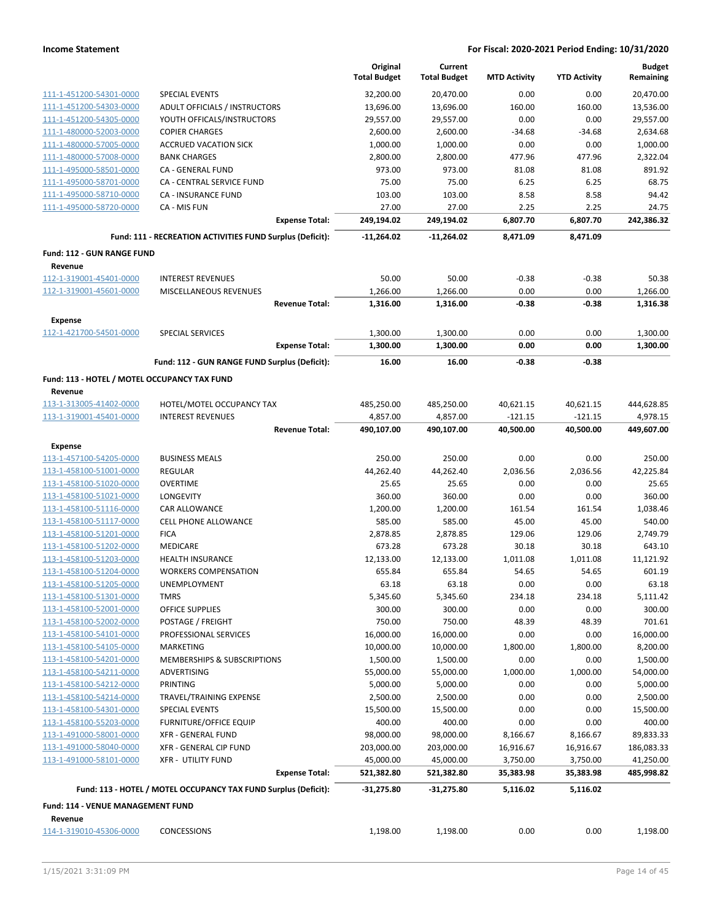**Income Statement** — For Fiscal: 2020-2021 Period Ending: 10/31/2020

| | | Original Total Budget | Current Total Budget | MTD Activity | YTD Activity | Budget Remaining |
|---|---|---|---|---|---|---|
| 111-1-451200-54301-0000 | SPECIAL EVENTS | 32,200.00 | 20,470.00 | 0.00 | 0.00 | 20,470.00 |
| 111-1-451200-54303-0000 | ADULT OFFICIALS / INSTRUCTORS | 13,696.00 | 13,696.00 | 160.00 | 160.00 | 13,536.00 |
| 111-1-451200-54305-0000 | YOUTH OFFICALS/INSTRUCTORS | 29,557.00 | 29,557.00 | 0.00 | 0.00 | 29,557.00 |
| 111-1-480000-52003-0000 | COPIER CHARGES | 2,600.00 | 2,600.00 | -34.68 | -34.68 | 2,634.68 |
| 111-1-480000-57005-0000 | ACCRUED VACATION SICK | 1,000.00 | 1,000.00 | 0.00 | 0.00 | 1,000.00 |
| 111-1-480000-57008-0000 | BANK CHARGES | 2,800.00 | 2,800.00 | 477.96 | 477.96 | 2,322.04 |
| 111-1-495000-58501-0000 | CA - GENERAL FUND | 973.00 | 973.00 | 81.08 | 81.08 | 891.92 |
| 111-1-495000-58701-0000 | CA - CENTRAL SERVICE FUND | 75.00 | 75.00 | 6.25 | 6.25 | 68.75 |
| 111-1-495000-58710-0000 | CA - INSURANCE FUND | 103.00 | 103.00 | 8.58 | 8.58 | 94.42 |
| 111-1-495000-58720-0000 | CA - MIS FUN | 27.00 | 27.00 | 2.25 | 2.25 | 24.75 |
| | **Expense Total:** | **249,194.02** | **249,194.02** | **6,807.70** | **6,807.70** | **242,386.32** |
| | **Fund: 111 - RECREATION ACTIVITIES FUND Surplus (Deficit):** | **-11,264.02** | **-11,264.02** | **8,471.09** | **8,471.09** | |
| **Fund: 112 - GUN RANGE FUND** | | | | | | |
| **Revenue** | | | | | | |
| 112-1-319001-45401-0000 | INTEREST REVENUES | 50.00 | 50.00 | -0.38 | -0.38 | 50.38 |
| 112-1-319001-45601-0000 | MISCELLANEOUS REVENUES | 1,266.00 | 1,266.00 | 0.00 | 0.00 | 1,266.00 |
| | **Revenue Total:** | **1,316.00** | **1,316.00** | **-0.38** | **-0.38** | **1,316.38** |
| **Expense** | | | | | | |
| 112-1-421700-54501-0000 | SPECIAL SERVICES | 1,300.00 | 1,300.00 | 0.00 | 0.00 | 1,300.00 |
| | **Expense Total:** | **1,300.00** | **1,300.00** | **0.00** | **0.00** | **1,300.00** |
| | **Fund: 112 - GUN RANGE FUND Surplus (Deficit):** | **16.00** | **16.00** | **-0.38** | **-0.38** | |
| **Fund: 113 - HOTEL / MOTEL OCCUPANCY TAX FUND** | | | | | | |
| **Revenue** | | | | | | |
| 113-1-313005-41402-0000 | HOTEL/MOTEL OCCUPANCY TAX | 485,250.00 | 485,250.00 | 40,621.15 | 40,621.15 | 444,628.85 |
| 113-1-319001-45401-0000 | INTEREST REVENUES | 4,857.00 | 4,857.00 | -121.15 | -121.15 | 4,978.15 |
| | **Revenue Total:** | **490,107.00** | **490,107.00** | **40,500.00** | **40,500.00** | **449,607.00** |
| **Expense** | | | | | | |
| 113-1-457100-54205-0000 | BUSINESS MEALS | 250.00 | 250.00 | 0.00 | 0.00 | 250.00 |
| 113-1-458100-51001-0000 | REGULAR | 44,262.40 | 44,262.40 | 2,036.56 | 2,036.56 | 42,225.84 |
| 113-1-458100-51020-0000 | OVERTIME | 25.65 | 25.65 | 0.00 | 0.00 | 25.65 |
| 113-1-458100-51021-0000 | LONGEVITY | 360.00 | 360.00 | 0.00 | 0.00 | 360.00 |
| 113-1-458100-51116-0000 | CAR ALLOWANCE | 1,200.00 | 1,200.00 | 161.54 | 161.54 | 1,038.46 |
| 113-1-458100-51117-0000 | CELL PHONE ALLOWANCE | 585.00 | 585.00 | 45.00 | 45.00 | 540.00 |
| 113-1-458100-51201-0000 | FICA | 2,878.85 | 2,878.85 | 129.06 | 129.06 | 2,749.79 |
| 113-1-458100-51202-0000 | MEDICARE | 673.28 | 673.28 | 30.18 | 30.18 | 643.10 |
| 113-1-458100-51203-0000 | HEALTH INSURANCE | 12,133.00 | 12,133.00 | 1,011.08 | 1,011.08 | 11,121.92 |
| 113-1-458100-51204-0000 | WORKERS COMPENSATION | 655.84 | 655.84 | 54.65 | 54.65 | 601.19 |
| 113-1-458100-51205-0000 | UNEMPLOYMENT | 63.18 | 63.18 | 0.00 | 0.00 | 63.18 |
| 113-1-458100-51301-0000 | TMRS | 5,345.60 | 5,345.60 | 234.18 | 234.18 | 5,111.42 |
| 113-1-458100-52001-0000 | OFFICE SUPPLIES | 300.00 | 300.00 | 0.00 | 0.00 | 300.00 |
| 113-1-458100-52002-0000 | POSTAGE / FREIGHT | 750.00 | 750.00 | 48.39 | 48.39 | 701.61 |
| 113-1-458100-54101-0000 | PROFESSIONAL SERVICES | 16,000.00 | 16,000.00 | 0.00 | 0.00 | 16,000.00 |
| 113-1-458100-54105-0000 | MARKETING | 10,000.00 | 10,000.00 | 1,800.00 | 1,800.00 | 8,200.00 |
| 113-1-458100-54201-0000 | MEMBERSHIPS & SUBSCRIPTIONS | 1,500.00 | 1,500.00 | 0.00 | 0.00 | 1,500.00 |
| 113-1-458100-54211-0000 | ADVERTISING | 55,000.00 | 55,000.00 | 1,000.00 | 1,000.00 | 54,000.00 |
| 113-1-458100-54212-0000 | PRINTING | 5,000.00 | 5,000.00 | 0.00 | 0.00 | 5,000.00 |
| 113-1-458100-54214-0000 | TRAVEL/TRAINING EXPENSE | 2,500.00 | 2,500.00 | 0.00 | 0.00 | 2,500.00 |
| 113-1-458100-54301-0000 | SPECIAL EVENTS | 15,500.00 | 15,500.00 | 0.00 | 0.00 | 15,500.00 |
| 113-1-458100-55203-0000 | FURNITURE/OFFICE EQUIP | 400.00 | 400.00 | 0.00 | 0.00 | 400.00 |
| 113-1-491000-58001-0000 | XFR - GENERAL FUND | 98,000.00 | 98,000.00 | 8,166.67 | 8,166.67 | 89,833.33 |
| 113-1-491000-58040-0000 | XFR - GENERAL CIP FUND | 203,000.00 | 203,000.00 | 16,916.67 | 16,916.67 | 186,083.33 |
| 113-1-491000-58101-0000 | XFR - UTILITY FUND | 45,000.00 | 45,000.00 | 3,750.00 | 3,750.00 | 41,250.00 |
| | **Expense Total:** | **521,382.80** | **521,382.80** | **35,383.98** | **35,383.98** | **485,998.82** |
| | **Fund: 113 - HOTEL / MOTEL OCCUPANCY TAX FUND Surplus (Deficit):** | **-31,275.80** | **-31,275.80** | **5,116.02** | **5,116.02** | |
| **Fund: 114 - VENUE MANAGEMENT FUND** | | | | | | |
| **Revenue** | | | | | | |
| 114-1-319010-45306-0000 | CONCESSIONS | 1,198.00 | 1,198.00 | 0.00 | 0.00 | 1,198.00 |

1/15/2021 3:31:09 PM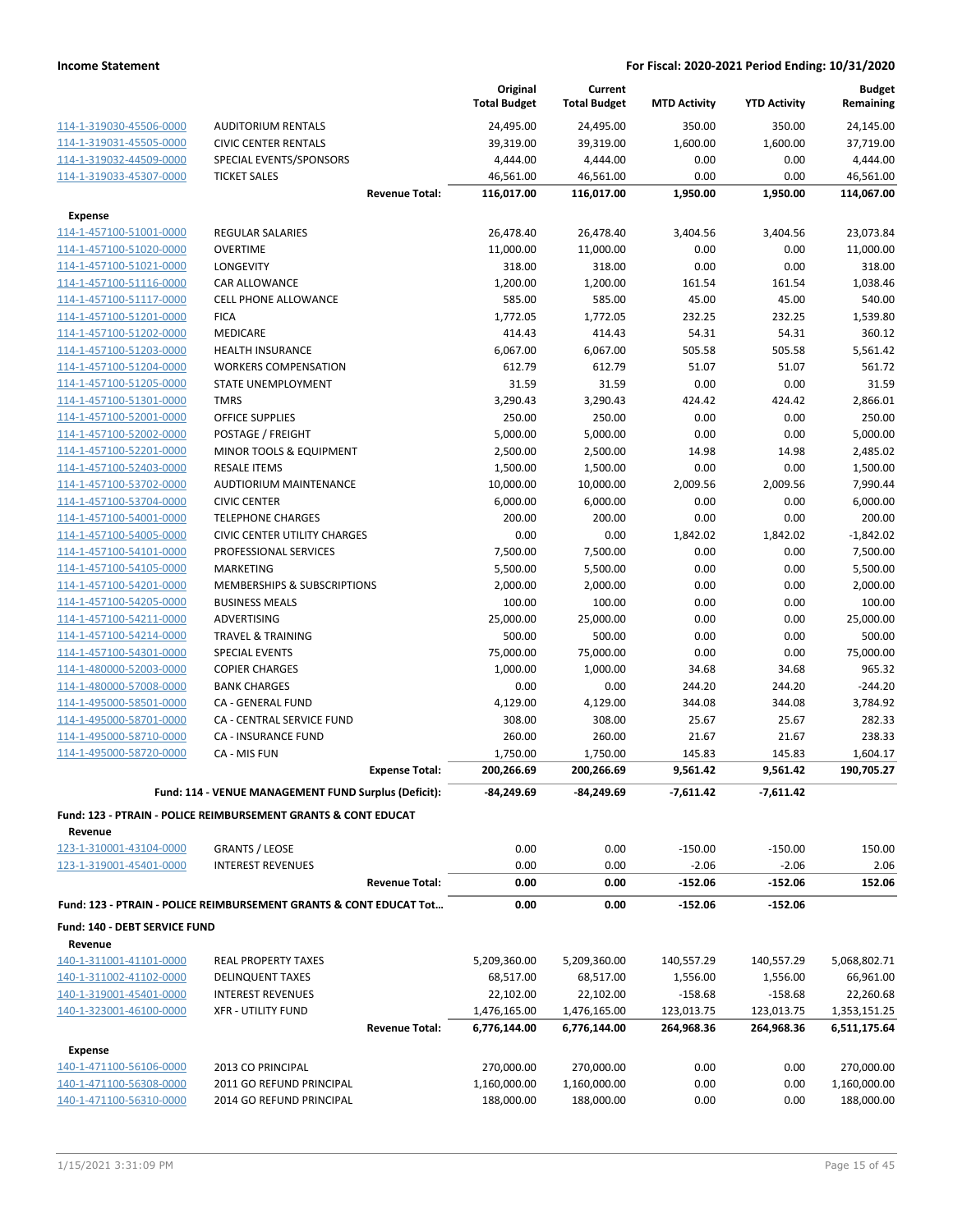| | | Original Total Budget | Current Total Budget | MTD Activity | YTD Activity | Budget Remaining |
|---|---|---|---|---|---|---|
| 114-1-319030-45506-0000 | AUDITORIUM RENTALS | 24,495.00 | 24,495.00 | 350.00 | 350.00 | 24,145.00 |
| 114-1-319031-45505-0000 | CIVIC CENTER RENTALS | 39,319.00 | 39,319.00 | 1,600.00 | 1,600.00 | 37,719.00 |
| 114-1-319032-44509-0000 | SPECIAL EVENTS/SPONSORS | 4,444.00 | 4,444.00 | 0.00 | 0.00 | 4,444.00 |
| 114-1-319033-45307-0000 | TICKET SALES | 46,561.00 | 46,561.00 | 0.00 | 0.00 | 46,561.00 |
| | **Revenue Total:** | **116,017.00** | **116,017.00** | **1,950.00** | **1,950.00** | **114,067.00** |
| **Expense** | | | | | | |
| 114-1-457100-51001-0000 | REGULAR SALARIES | 26,478.40 | 26,478.40 | 3,404.56 | 3,404.56 | 23,073.84 |
| 114-1-457100-51020-0000 | OVERTIME | 11,000.00 | 11,000.00 | 0.00 | 0.00 | 11,000.00 |
| 114-1-457100-51021-0000 | LONGEVITY | 318.00 | 318.00 | 0.00 | 0.00 | 318.00 |
| 114-1-457100-51116-0000 | CAR ALLOWANCE | 1,200.00 | 1,200.00 | 161.54 | 161.54 | 1,038.46 |
| 114-1-457100-51117-0000 | CELL PHONE ALLOWANCE | 585.00 | 585.00 | 45.00 | 45.00 | 540.00 |
| 114-1-457100-51201-0000 | FICA | 1,772.05 | 1,772.05 | 232.25 | 232.25 | 1,539.80 |
| 114-1-457100-51202-0000 | MEDICARE | 414.43 | 414.43 | 54.31 | 54.31 | 360.12 |
| 114-1-457100-51203-0000 | HEALTH INSURANCE | 6,067.00 | 6,067.00 | 505.58 | 505.58 | 5,561.42 |
| 114-1-457100-51204-0000 | WORKERS COMPENSATION | 612.79 | 612.79 | 51.07 | 51.07 | 561.72 |
| 114-1-457100-51205-0000 | STATE UNEMPLOYMENT | 31.59 | 31.59 | 0.00 | 0.00 | 31.59 |
| 114-1-457100-51301-0000 | TMRS | 3,290.43 | 3,290.43 | 424.42 | 424.42 | 2,866.01 |
| 114-1-457100-52001-0000 | OFFICE SUPPLIES | 250.00 | 250.00 | 0.00 | 0.00 | 250.00 |
| 114-1-457100-52002-0000 | POSTAGE / FREIGHT | 5,000.00 | 5,000.00 | 0.00 | 0.00 | 5,000.00 |
| 114-1-457100-52201-0000 | MINOR TOOLS & EQUIPMENT | 2,500.00 | 2,500.00 | 14.98 | 14.98 | 2,485.02 |
| 114-1-457100-52403-0000 | RESALE ITEMS | 1,500.00 | 1,500.00 | 0.00 | 0.00 | 1,500.00 |
| 114-1-457100-53702-0000 | AUDTIORIUM MAINTENANCE | 10,000.00 | 10,000.00 | 2,009.56 | 2,009.56 | 7,990.44 |
| 114-1-457100-53704-0000 | CIVIC CENTER | 6,000.00 | 6,000.00 | 0.00 | 0.00 | 6,000.00 |
| 114-1-457100-54001-0000 | TELEPHONE CHARGES | 200.00 | 200.00 | 0.00 | 0.00 | 200.00 |
| 114-1-457100-54005-0000 | CIVIC CENTER UTILITY CHARGES | 0.00 | 0.00 | 1,842.02 | 1,842.02 | -1,842.02 |
| 114-1-457100-54101-0000 | PROFESSIONAL SERVICES | 7,500.00 | 7,500.00 | 0.00 | 0.00 | 7,500.00 |
| 114-1-457100-54105-0000 | MARKETING | 5,500.00 | 5,500.00 | 0.00 | 0.00 | 5,500.00 |
| 114-1-457100-54201-0000 | MEMBERSHIPS & SUBSCRIPTIONS | 2,000.00 | 2,000.00 | 0.00 | 0.00 | 2,000.00 |
| 114-1-457100-54205-0000 | BUSINESS MEALS | 100.00 | 100.00 | 0.00 | 0.00 | 100.00 |
| 114-1-457100-54211-0000 | ADVERTISING | 25,000.00 | 25,000.00 | 0.00 | 0.00 | 25,000.00 |
| 114-1-457100-54214-0000 | TRAVEL & TRAINING | 500.00 | 500.00 | 0.00 | 0.00 | 500.00 |
| 114-1-457100-54301-0000 | SPECIAL EVENTS | 75,000.00 | 75,000.00 | 0.00 | 0.00 | 75,000.00 |
| 114-1-480000-52003-0000 | COPIER CHARGES | 1,000.00 | 1,000.00 | 34.68 | 34.68 | 965.32 |
| 114-1-480000-57008-0000 | BANK CHARGES | 0.00 | 0.00 | 244.20 | 244.20 | -244.20 |
| 114-1-495000-58501-0000 | CA - GENERAL FUND | 4,129.00 | 4,129.00 | 344.08 | 344.08 | 3,784.92 |
| 114-1-495000-58701-0000 | CA - CENTRAL SERVICE FUND | 308.00 | 308.00 | 25.67 | 25.67 | 282.33 |
| 114-1-495000-58710-0000 | CA - INSURANCE FUND | 260.00 | 260.00 | 21.67 | 21.67 | 238.33 |
| 114-1-495000-58720-0000 | CA - MIS FUN | 1,750.00 | 1,750.00 | 145.83 | 145.83 | 1,604.17 |
| | **Expense Total:** | **200,266.69** | **200,266.69** | **9,561.42** | **9,561.42** | **190,705.27** |
| | **Fund: 114 - VENUE MANAGEMENT FUND Surplus (Deficit):** | **-84,249.69** | **-84,249.69** | **-7,611.42** | **-7,611.42** | |

**Fund: 123 - PTRAIN - POLICE REIMBURSEMENT GRANTS & CONT EDUCAT**

| | | Original Total Budget | Current Total Budget | MTD Activity | YTD Activity | Budget Remaining |
|---|---|---|---|---|---|---|
| **Revenue** | | | | | | |
| 123-1-310001-43104-0000 | GRANTS / LEOSE | 0.00 | 0.00 | -150.00 | -150.00 | 150.00 |
| 123-1-319001-45401-0000 | INTEREST REVENUES | 0.00 | 0.00 | -2.06 | -2.06 | 2.06 |
| | **Revenue Total:** | **0.00** | **0.00** | **-152.06** | **-152.06** | **152.06** |
| **Fund: 123 - PTRAIN - POLICE REIMBURSEMENT GRANTS & CONT EDUCAT Tot…** | | **0.00** | **0.00** | **-152.06** | **-152.06** | |

**Fund: 140 - DEBT SERVICE FUND**

| | | Original Total Budget | Current Total Budget | MTD Activity | YTD Activity | Budget Remaining |
|---|---|---|---|---|---|---|
| **Revenue** | | | | | | |
| 140-1-311001-41101-0000 | REAL PROPERTY TAXES | 5,209,360.00 | 5,209,360.00 | 140,557.29 | 140,557.29 | 5,068,802.71 |
| 140-1-311002-41102-0000 | DELINQUENT TAXES | 68,517.00 | 68,517.00 | 1,556.00 | 1,556.00 | 66,961.00 |
| 140-1-319001-45401-0000 | INTEREST REVENUES | 22,102.00 | 22,102.00 | -158.68 | -158.68 | 22,260.68 |
| 140-1-323001-46100-0000 | XFR - UTILITY FUND | 1,476,165.00 | 1,476,165.00 | 123,013.75 | 123,013.75 | 1,353,151.25 |
| | **Revenue Total:** | **6,776,144.00** | **6,776,144.00** | **264,968.36** | **264,968.36** | **6,511,175.64** |
| **Expense** | | | | | | |
| 140-1-471100-56106-0000 | 2013 CO PRINCIPAL | 270,000.00 | 270,000.00 | 0.00 | 0.00 | 270,000.00 |
| 140-1-471100-56308-0000 | 2011 GO REFUND PRINCIPAL | 1,160,000.00 | 1,160,000.00 | 0.00 | 0.00 | 1,160,000.00 |
| 140-1-471100-56310-0000 | 2014 GO REFUND PRINCIPAL | 188,000.00 | 188,000.00 | 0.00 | 0.00 | 188,000.00 |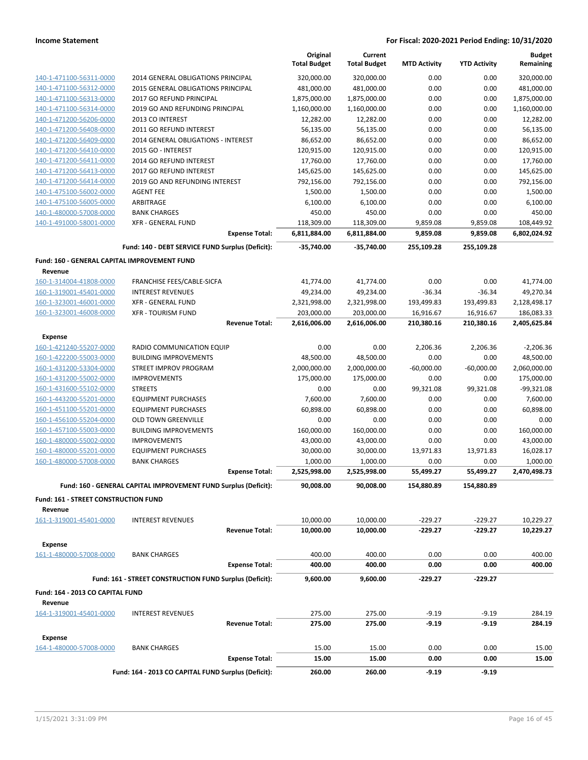| | | Original Total Budget | Current Total Budget | MTD Activity | YTD Activity | Budget Remaining |
|---|---|---|---|---|---|---|
| 140-1-471100-56311-0000 | 2014 GENERAL OBLIGATIONS PRINCIPAL | 320,000.00 | 320,000.00 | 0.00 | 0.00 | 320,000.00 |
| 140-1-471100-56312-0000 | 2015 GENERAL OBLIGATIONS PRINCIPAL | 481,000.00 | 481,000.00 | 0.00 | 0.00 | 481,000.00 |
| 140-1-471100-56313-0000 | 2017 GO REFUND PRINCIPAL | 1,875,000.00 | 1,875,000.00 | 0.00 | 0.00 | 1,875,000.00 |
| 140-1-471100-56314-0000 | 2019 GO AND REFUNDING PRINCIPAL | 1,160,000.00 | 1,160,000.00 | 0.00 | 0.00 | 1,160,000.00 |
| 140-1-471200-56206-0000 | 2013 CO INTEREST | 12,282.00 | 12,282.00 | 0.00 | 0.00 | 12,282.00 |
| 140-1-471200-56408-0000 | 2011 GO REFUND INTEREST | 56,135.00 | 56,135.00 | 0.00 | 0.00 | 56,135.00 |
| 140-1-471200-56409-0000 | 2014 GENERAL OBLIGATIONS - INTEREST | 86,652.00 | 86,652.00 | 0.00 | 0.00 | 86,652.00 |
| 140-1-471200-56410-0000 | 2015 GO - INTEREST | 120,915.00 | 120,915.00 | 0.00 | 0.00 | 120,915.00 |
| 140-1-471200-56411-0000 | 2014 GO REFUND INTEREST | 17,760.00 | 17,760.00 | 0.00 | 0.00 | 17,760.00 |
| 140-1-471200-56413-0000 | 2017 GO REFUND INTEREST | 145,625.00 | 145,625.00 | 0.00 | 0.00 | 145,625.00 |
| 140-1-471200-56414-0000 | 2019 GO AND REFUNDING INTEREST | 792,156.00 | 792,156.00 | 0.00 | 0.00 | 792,156.00 |
| 140-1-475100-56002-0000 | AGENT FEE | 1,500.00 | 1,500.00 | 0.00 | 0.00 | 1,500.00 |
| 140-1-475100-56005-0000 | ARBITRAGE | 6,100.00 | 6,100.00 | 0.00 | 0.00 | 6,100.00 |
| 140-1-480000-57008-0000 | BANK CHARGES | 450.00 | 450.00 | 0.00 | 0.00 | 450.00 |
| 140-1-491000-58001-0000 | XFR - GENERAL FUND | 118,309.00 | 118,309.00 | 9,859.08 | 9,859.08 | 108,449.92 |
| | **Expense Total:** | **6,811,884.00** | **6,811,884.00** | **9,859.08** | **9,859.08** | **6,802,024.92** |
| | **Fund: 140 - DEBT SERVICE FUND Surplus (Deficit):** | **-35,740.00** | **-35,740.00** | **255,109.28** | **255,109.28** | |

**Fund: 160 - GENERAL CAPITAL IMPROVEMENT FUND**

| | | Original Total Budget | Current Total Budget | MTD Activity | YTD Activity | Budget Remaining |
|---|---|---|---|---|---|---|
| **Revenue** | | | | | | |
| 160-1-314004-41808-0000 | FRANCHISE FEES/CABLE-SICFA | 41,774.00 | 41,774.00 | 0.00 | 0.00 | 41,774.00 |
| 160-1-319001-45401-0000 | INTEREST REVENUES | 49,234.00 | 49,234.00 | -36.34 | -36.34 | 49,270.34 |
| 160-1-323001-46001-0000 | XFR - GENERAL FUND | 2,321,998.00 | 2,321,998.00 | 193,499.83 | 193,499.83 | 2,128,498.17 |
| 160-1-323001-46008-0000 | XFR - TOURISM FUND | 203,000.00 | 203,000.00 | 16,916.67 | 16,916.67 | 186,083.33 |
| | **Revenue Total:** | **2,616,006.00** | **2,616,006.00** | **210,380.16** | **210,380.16** | **2,405,625.84** |
| **Expense** | | | | | | |
| 160-1-421240-55207-0000 | RADIO COMMUNICATION EQUIP | 0.00 | 0.00 | 2,206.36 | 2,206.36 | -2,206.36 |
| 160-1-422200-55003-0000 | BUILDING IMPROVEMENTS | 48,500.00 | 48,500.00 | 0.00 | 0.00 | 48,500.00 |
| 160-1-431200-53304-0000 | STREET IMPROV PROGRAM | 2,000,000.00 | 2,000,000.00 | -60,000.00 | -60,000.00 | 2,060,000.00 |
| 160-1-431200-55002-0000 | IMPROVEMENTS | 175,000.00 | 175,000.00 | 0.00 | 0.00 | 175,000.00 |
| 160-1-431600-55102-0000 | STREETS | 0.00 | 0.00 | 99,321.08 | 99,321.08 | -99,321.08 |
| 160-1-443200-55201-0000 | EQUIPMENT PURCHASES | 7,600.00 | 7,600.00 | 0.00 | 0.00 | 7,600.00 |
| 160-1-451100-55201-0000 | EQUIPMENT PURCHASES | 60,898.00 | 60,898.00 | 0.00 | 0.00 | 60,898.00 |
| 160-1-456100-55204-0000 | OLD TOWN GREENVILLE | 0.00 | 0.00 | 0.00 | 0.00 | 0.00 |
| 160-1-457100-55003-0000 | BUILDING IMPROVEMENTS | 160,000.00 | 160,000.00 | 0.00 | 0.00 | 160,000.00 |
| 160-1-480000-55002-0000 | IMPROVEMENTS | 43,000.00 | 43,000.00 | 0.00 | 0.00 | 43,000.00 |
| 160-1-480000-55201-0000 | EQUIPMENT PURCHASES | 30,000.00 | 30,000.00 | 13,971.83 | 13,971.83 | 16,028.17 |
| 160-1-480000-57008-0000 | BANK CHARGES | 1,000.00 | 1,000.00 | 0.00 | 0.00 | 1,000.00 |
| | **Expense Total:** | **2,525,998.00** | **2,525,998.00** | **55,499.27** | **55,499.27** | **2,470,498.73** |
| | **Fund: 160 - GENERAL CAPITAL IMPROVEMENT FUND Surplus (Deficit):** | **90,008.00** | **90,008.00** | **154,880.89** | **154,880.89** | |

**Fund: 161 - STREET CONSTRUCTION FUND**

| | | Original Total Budget | Current Total Budget | MTD Activity | YTD Activity | Budget Remaining |
|---|---|---|---|---|---|---|
| **Revenue** | | | | | | |
| 161-1-319001-45401-0000 | INTEREST REVENUES | 10,000.00 | 10,000.00 | -229.27 | -229.27 | 10,229.27 |
| | **Revenue Total:** | **10,000.00** | **10,000.00** | **-229.27** | **-229.27** | **10,229.27** |
| **Expense** | | | | | | |
| 161-1-480000-57008-0000 | BANK CHARGES | 400.00 | 400.00 | 0.00 | 0.00 | 400.00 |
| | **Expense Total:** | **400.00** | **400.00** | **0.00** | **0.00** | **400.00** |
| | **Fund: 161 - STREET CONSTRUCTION FUND Surplus (Deficit):** | **9,600.00** | **9,600.00** | **-229.27** | **-229.27** | |

**Fund: 164 - 2013 CO CAPITAL FUND**

| | | Original Total Budget | Current Total Budget | MTD Activity | YTD Activity | Budget Remaining |
|---|---|---|---|---|---|---|
| **Revenue** | | | | | | |
| 164-1-319001-45401-0000 | INTEREST REVENUES | 275.00 | 275.00 | -9.19 | -9.19 | 284.19 |
| | **Revenue Total:** | **275.00** | **275.00** | **-9.19** | **-9.19** | **284.19** |
| **Expense** | | | | | | |
| 164-1-480000-57008-0000 | BANK CHARGES | 15.00 | 15.00 | 0.00 | 0.00 | 15.00 |
| | **Expense Total:** | **15.00** | **15.00** | **0.00** | **0.00** | **15.00** |
| | **Fund: 164 - 2013 CO CAPITAL FUND Surplus (Deficit):** | **260.00** | **260.00** | **-9.19** | **-9.19** | |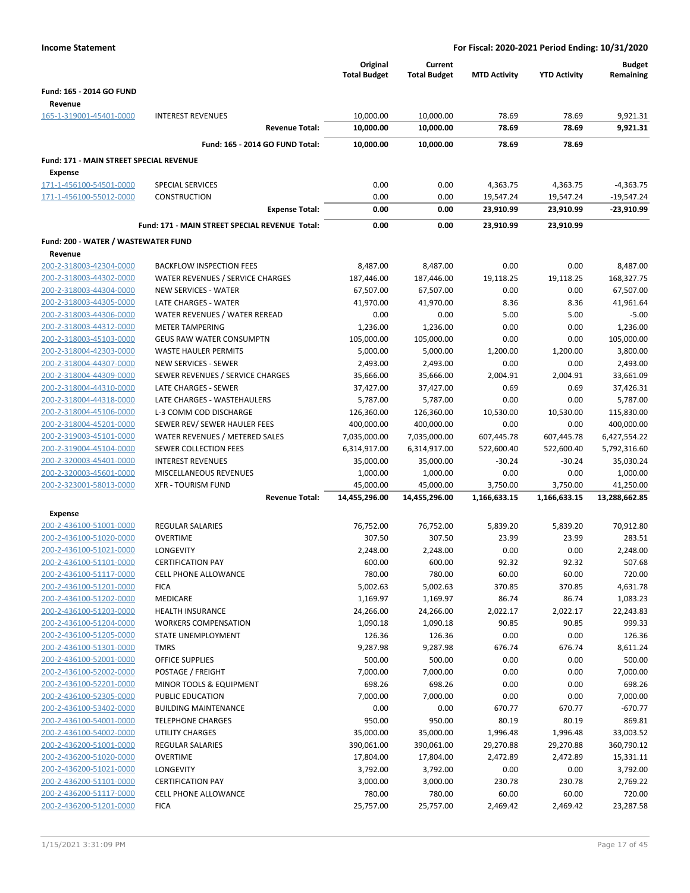**Income Statement** | **For Fiscal: 2020-2021 Period Ending: 10/31/2020**

| | | Original Total Budget | Current Total Budget | MTD Activity | YTD Activity | Budget Remaining |
|---|---|---|---|---|---|---|
| **Fund: 165 - 2014 GO FUND** | | | | | | |
| **Revenue** | | | | | | |
| 165-1-319001-45401-0000 | INTEREST REVENUES | 10,000.00 | 10,000.00 | 78.69 | 78.69 | 9,921.31 |
| | **Revenue Total:** | **10,000.00** | **10,000.00** | **78.69** | **78.69** | **9,921.31** |
| | **Fund: 165 - 2014 GO FUND Total:** | **10,000.00** | **10,000.00** | **78.69** | **78.69** | |
| **Fund: 171 - MAIN STREET SPECIAL REVENUE** | | | | | | |
| **Expense** | | | | | | |
| 171-1-456100-54501-0000 | SPECIAL SERVICES | 0.00 | 0.00 | 4,363.75 | 4,363.75 | -4,363.75 |
| 171-1-456100-55012-0000 | CONSTRUCTION | 0.00 | 0.00 | 19,547.24 | 19,547.24 | -19,547.24 |
| | **Expense Total:** | **0.00** | **0.00** | **23,910.99** | **23,910.99** | **-23,910.99** |
| | **Fund: 171 - MAIN STREET SPECIAL REVENUE Total:** | **0.00** | **0.00** | **23,910.99** | **23,910.99** | |
| **Fund: 200 - WATER / WASTEWATER FUND** | | | | | | |
| **Revenue** | | | | | | |
| 200-2-318003-42304-0000 | BACKFLOW INSPECTION FEES | 8,487.00 | 8,487.00 | 0.00 | 0.00 | 8,487.00 |
| 200-2-318003-44302-0000 | WATER REVENUES / SERVICE CHARGES | 187,446.00 | 187,446.00 | 19,118.25 | 19,118.25 | 168,327.75 |
| 200-2-318003-44304-0000 | NEW SERVICES - WATER | 67,507.00 | 67,507.00 | 0.00 | 0.00 | 67,507.00 |
| 200-2-318003-44305-0000 | LATE CHARGES - WATER | 41,970.00 | 41,970.00 | 8.36 | 8.36 | 41,961.64 |
| 200-2-318003-44306-0000 | WATER REVENUES / WATER REREAD | 0.00 | 0.00 | 5.00 | 5.00 | -5.00 |
| 200-2-318003-44312-0000 | METER TAMPERING | 1,236.00 | 1,236.00 | 0.00 | 0.00 | 1,236.00 |
| 200-2-318003-45103-0000 | GEUS RAW WATER CONSUMPTN | 105,000.00 | 105,000.00 | 0.00 | 0.00 | 105,000.00 |
| 200-2-318004-42303-0000 | WASTE HAULER PERMITS | 5,000.00 | 5,000.00 | 1,200.00 | 1,200.00 | 3,800.00 |
| 200-2-318004-44307-0000 | NEW SERVICES - SEWER | 2,493.00 | 2,493.00 | 0.00 | 0.00 | 2,493.00 |
| 200-2-318004-44309-0000 | SEWER REVENUES / SERVICE CHARGES | 35,666.00 | 35,666.00 | 2,004.91 | 2,004.91 | 33,661.09 |
| 200-2-318004-44310-0000 | LATE CHARGES - SEWER | 37,427.00 | 37,427.00 | 0.69 | 0.69 | 37,426.31 |
| 200-2-318004-44318-0000 | LATE CHARGES - WASTEHAULERS | 5,787.00 | 5,787.00 | 0.00 | 0.00 | 5,787.00 |
| 200-2-318004-45106-0000 | L-3 COMM COD DISCHARGE | 126,360.00 | 126,360.00 | 10,530.00 | 10,530.00 | 115,830.00 |
| 200-2-318004-45201-0000 | SEWER REV/ SEWER HAULER FEES | 400,000.00 | 400,000.00 | 0.00 | 0.00 | 400,000.00 |
| 200-2-319003-45101-0000 | WATER REVENUES / METERED SALES | 7,035,000.00 | 7,035,000.00 | 607,445.78 | 607,445.78 | 6,427,554.22 |
| 200-2-319004-45104-0000 | SEWER COLLECTION FEES | 6,314,917.00 | 6,314,917.00 | 522,600.40 | 522,600.40 | 5,792,316.60 |
| 200-2-320003-45401-0000 | INTEREST REVENUES | 35,000.00 | 35,000.00 | -30.24 | -30.24 | 35,030.24 |
| 200-2-320003-45601-0000 | MISCELLANEOUS REVENUES | 1,000.00 | 1,000.00 | 0.00 | 0.00 | 1,000.00 |
| 200-2-323001-58013-0000 | XFR - TOURISM FUND | 45,000.00 | 45,000.00 | 3,750.00 | 3,750.00 | 41,250.00 |
| | **Revenue Total:** | **14,455,296.00** | **14,455,296.00** | **1,166,633.15** | **1,166,633.15** | **13,288,662.85** |
| **Expense** | | | | | | |
| 200-2-436100-51001-0000 | REGULAR SALARIES | 76,752.00 | 76,752.00 | 5,839.20 | 5,839.20 | 70,912.80 |
| 200-2-436100-51020-0000 | OVERTIME | 307.50 | 307.50 | 23.99 | 23.99 | 283.51 |
| 200-2-436100-51021-0000 | LONGEVITY | 2,248.00 | 2,248.00 | 0.00 | 0.00 | 2,248.00 |
| 200-2-436100-51101-0000 | CERTIFICATION PAY | 600.00 | 600.00 | 92.32 | 92.32 | 507.68 |
| 200-2-436100-51117-0000 | CELL PHONE ALLOWANCE | 780.00 | 780.00 | 60.00 | 60.00 | 720.00 |
| 200-2-436100-51201-0000 | FICA | 5,002.63 | 5,002.63 | 370.85 | 370.85 | 4,631.78 |
| 200-2-436100-51202-0000 | MEDICARE | 1,169.97 | 1,169.97 | 86.74 | 86.74 | 1,083.23 |
| 200-2-436100-51203-0000 | HEALTH INSURANCE | 24,266.00 | 24,266.00 | 2,022.17 | 2,022.17 | 22,243.83 |
| 200-2-436100-51204-0000 | WORKERS COMPENSATION | 1,090.18 | 1,090.18 | 90.85 | 90.85 | 999.33 |
| 200-2-436100-51205-0000 | STATE UNEMPLOYMENT | 126.36 | 126.36 | 0.00 | 0.00 | 126.36 |
| 200-2-436100-51301-0000 | TMRS | 9,287.98 | 9,287.98 | 676.74 | 676.74 | 8,611.24 |
| 200-2-436100-52001-0000 | OFFICE SUPPLIES | 500.00 | 500.00 | 0.00 | 0.00 | 500.00 |
| 200-2-436100-52002-0000 | POSTAGE / FREIGHT | 7,000.00 | 7,000.00 | 0.00 | 0.00 | 7,000.00 |
| 200-2-436100-52201-0000 | MINOR TOOLS & EQUIPMENT | 698.26 | 698.26 | 0.00 | 0.00 | 698.26 |
| 200-2-436100-52305-0000 | PUBLIC EDUCATION | 7,000.00 | 7,000.00 | 0.00 | 0.00 | 7,000.00 |
| 200-2-436100-53402-0000 | BUILDING MAINTENANCE | 0.00 | 0.00 | 670.77 | 670.77 | -670.77 |
| 200-2-436100-54001-0000 | TELEPHONE CHARGES | 950.00 | 950.00 | 80.19 | 80.19 | 869.81 |
| 200-2-436100-54002-0000 | UTILITY CHARGES | 35,000.00 | 35,000.00 | 1,996.48 | 1,996.48 | 33,003.52 |
| 200-2-436200-51001-0000 | REGULAR SALARIES | 390,061.00 | 390,061.00 | 29,270.88 | 29,270.88 | 360,790.12 |
| 200-2-436200-51020-0000 | OVERTIME | 17,804.00 | 17,804.00 | 2,472.89 | 2,472.89 | 15,331.11 |
| 200-2-436200-51021-0000 | LONGEVITY | 3,792.00 | 3,792.00 | 0.00 | 0.00 | 3,792.00 |
| 200-2-436200-51101-0000 | CERTIFICATION PAY | 3,000.00 | 3,000.00 | 230.78 | 230.78 | 2,769.22 |
| 200-2-436200-51117-0000 | CELL PHONE ALLOWANCE | 780.00 | 780.00 | 60.00 | 60.00 | 720.00 |
| 200-2-436200-51201-0000 | FICA | 25,757.00 | 25,757.00 | 2,469.42 | 2,469.42 | 23,287.58 |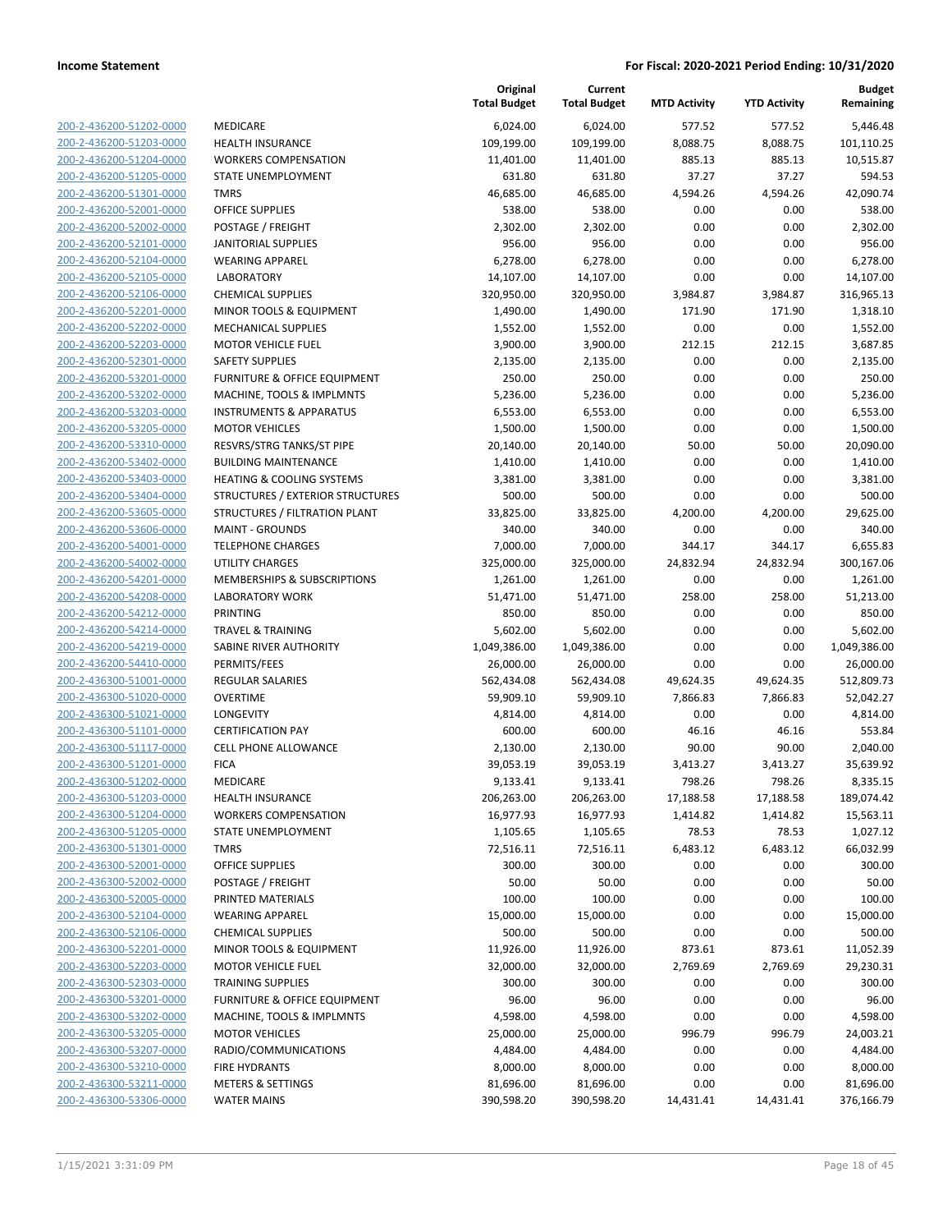| | | Original Total Budget | Current Total Budget | MTD Activity | YTD Activity | Budget Remaining |
|---|---|---|---|---|---|---|
| 200-2-436200-51202-0000 | MEDICARE | 6,024.00 | 6,024.00 | 577.52 | 577.52 | 5,446.48 |
| 200-2-436200-51203-0000 | HEALTH INSURANCE | 109,199.00 | 109,199.00 | 8,088.75 | 8,088.75 | 101,110.25 |
| 200-2-436200-51204-0000 | WORKERS COMPENSATION | 11,401.00 | 11,401.00 | 885.13 | 885.13 | 10,515.87 |
| 200-2-436200-51205-0000 | STATE UNEMPLOYMENT | 631.80 | 631.80 | 37.27 | 37.27 | 594.53 |
| 200-2-436200-51301-0000 | TMRS | 46,685.00 | 46,685.00 | 4,594.26 | 4,594.26 | 42,090.74 |
| 200-2-436200-52001-0000 | OFFICE SUPPLIES | 538.00 | 538.00 | 0.00 | 0.00 | 538.00 |
| 200-2-436200-52002-0000 | POSTAGE / FREIGHT | 2,302.00 | 2,302.00 | 0.00 | 0.00 | 2,302.00 |
| 200-2-436200-52101-0000 | JANITORIAL SUPPLIES | 956.00 | 956.00 | 0.00 | 0.00 | 956.00 |
| 200-2-436200-52104-0000 | WEARING APPAREL | 6,278.00 | 6,278.00 | 0.00 | 0.00 | 6,278.00 |
| 200-2-436200-52105-0000 | LABORATORY | 14,107.00 | 14,107.00 | 0.00 | 0.00 | 14,107.00 |
| 200-2-436200-52106-0000 | CHEMICAL SUPPLIES | 320,950.00 | 320,950.00 | 3,984.87 | 3,984.87 | 316,965.13 |
| 200-2-436200-52201-0000 | MINOR TOOLS & EQUIPMENT | 1,490.00 | 1,490.00 | 171.90 | 171.90 | 1,318.10 |
| 200-2-436200-52202-0000 | MECHANICAL SUPPLIES | 1,552.00 | 1,552.00 | 0.00 | 0.00 | 1,552.00 |
| 200-2-436200-52203-0000 | MOTOR VEHICLE FUEL | 3,900.00 | 3,900.00 | 212.15 | 212.15 | 3,687.85 |
| 200-2-436200-52301-0000 | SAFETY SUPPLIES | 2,135.00 | 2,135.00 | 0.00 | 0.00 | 2,135.00 |
| 200-2-436200-53201-0000 | FURNITURE & OFFICE EQUIPMENT | 250.00 | 250.00 | 0.00 | 0.00 | 250.00 |
| 200-2-436200-53202-0000 | MACHINE, TOOLS & IMPLMNTS | 5,236.00 | 5,236.00 | 0.00 | 0.00 | 5,236.00 |
| 200-2-436200-53203-0000 | INSTRUMENTS & APPARATUS | 6,553.00 | 6,553.00 | 0.00 | 0.00 | 6,553.00 |
| 200-2-436200-53205-0000 | MOTOR VEHICLES | 1,500.00 | 1,500.00 | 0.00 | 0.00 | 1,500.00 |
| 200-2-436200-53310-0000 | RESVRS/STRG TANKS/ST PIPE | 20,140.00 | 20,140.00 | 50.00 | 50.00 | 20,090.00 |
| 200-2-436200-53402-0000 | BUILDING MAINTENANCE | 1,410.00 | 1,410.00 | 0.00 | 0.00 | 1,410.00 |
| 200-2-436200-53403-0000 | HEATING & COOLING SYSTEMS | 3,381.00 | 3,381.00 | 0.00 | 0.00 | 3,381.00 |
| 200-2-436200-53404-0000 | STRUCTURES / EXTERIOR STRUCTURES | 500.00 | 500.00 | 0.00 | 0.00 | 500.00 |
| 200-2-436200-53605-0000 | STRUCTURES / FILTRATION PLANT | 33,825.00 | 33,825.00 | 4,200.00 | 4,200.00 | 29,625.00 |
| 200-2-436200-53606-0000 | MAINT - GROUNDS | 340.00 | 340.00 | 0.00 | 0.00 | 340.00 |
| 200-2-436200-54001-0000 | TELEPHONE CHARGES | 7,000.00 | 7,000.00 | 344.17 | 344.17 | 6,655.83 |
| 200-2-436200-54002-0000 | UTILITY CHARGES | 325,000.00 | 325,000.00 | 24,832.94 | 24,832.94 | 300,167.06 |
| 200-2-436200-54201-0000 | MEMBERSHIPS & SUBSCRIPTIONS | 1,261.00 | 1,261.00 | 0.00 | 0.00 | 1,261.00 |
| 200-2-436200-54208-0000 | LABORATORY WORK | 51,471.00 | 51,471.00 | 258.00 | 258.00 | 51,213.00 |
| 200-2-436200-54212-0000 | PRINTING | 850.00 | 850.00 | 0.00 | 0.00 | 850.00 |
| 200-2-436200-54214-0000 | TRAVEL & TRAINING | 5,602.00 | 5,602.00 | 0.00 | 0.00 | 5,602.00 |
| 200-2-436200-54219-0000 | SABINE RIVER AUTHORITY | 1,049,386.00 | 1,049,386.00 | 0.00 | 0.00 | 1,049,386.00 |
| 200-2-436200-54410-0000 | PERMITS/FEES | 26,000.00 | 26,000.00 | 0.00 | 0.00 | 26,000.00 |
| 200-2-436300-51001-0000 | REGULAR SALARIES | 562,434.08 | 562,434.08 | 49,624.35 | 49,624.35 | 512,809.73 |
| 200-2-436300-51020-0000 | OVERTIME | 59,909.10 | 59,909.10 | 7,866.83 | 7,866.83 | 52,042.27 |
| 200-2-436300-51021-0000 | LONGEVITY | 4,814.00 | 4,814.00 | 0.00 | 0.00 | 4,814.00 |
| 200-2-436300-51101-0000 | CERTIFICATION PAY | 600.00 | 600.00 | 46.16 | 46.16 | 553.84 |
| 200-2-436300-51117-0000 | CELL PHONE ALLOWANCE | 2,130.00 | 2,130.00 | 90.00 | 90.00 | 2,040.00 |
| 200-2-436300-51201-0000 | FICA | 39,053.19 | 39,053.19 | 3,413.27 | 3,413.27 | 35,639.92 |
| 200-2-436300-51202-0000 | MEDICARE | 9,133.41 | 9,133.41 | 798.26 | 798.26 | 8,335.15 |
| 200-2-436300-51203-0000 | HEALTH INSURANCE | 206,263.00 | 206,263.00 | 17,188.58 | 17,188.58 | 189,074.42 |
| 200-2-436300-51204-0000 | WORKERS COMPENSATION | 16,977.93 | 16,977.93 | 1,414.82 | 1,414.82 | 15,563.11 |
| 200-2-436300-51205-0000 | STATE UNEMPLOYMENT | 1,105.65 | 1,105.65 | 78.53 | 78.53 | 1,027.12 |
| 200-2-436300-51301-0000 | TMRS | 72,516.11 | 72,516.11 | 6,483.12 | 6,483.12 | 66,032.99 |
| 200-2-436300-52001-0000 | OFFICE SUPPLIES | 300.00 | 300.00 | 0.00 | 0.00 | 300.00 |
| 200-2-436300-52002-0000 | POSTAGE / FREIGHT | 50.00 | 50.00 | 0.00 | 0.00 | 50.00 |
| 200-2-436300-52005-0000 | PRINTED MATERIALS | 100.00 | 100.00 | 0.00 | 0.00 | 100.00 |
| 200-2-436300-52104-0000 | WEARING APPAREL | 15,000.00 | 15,000.00 | 0.00 | 0.00 | 15,000.00 |
| 200-2-436300-52106-0000 | CHEMICAL SUPPLIES | 500.00 | 500.00 | 0.00 | 0.00 | 500.00 |
| 200-2-436300-52201-0000 | MINOR TOOLS & EQUIPMENT | 11,926.00 | 11,926.00 | 873.61 | 873.61 | 11,052.39 |
| 200-2-436300-52203-0000 | MOTOR VEHICLE FUEL | 32,000.00 | 32,000.00 | 2,769.69 | 2,769.69 | 29,230.31 |
| 200-2-436300-52303-0000 | TRAINING SUPPLIES | 300.00 | 300.00 | 0.00 | 0.00 | 300.00 |
| 200-2-436300-53201-0000 | FURNITURE & OFFICE EQUIPMENT | 96.00 | 96.00 | 0.00 | 0.00 | 96.00 |
| 200-2-436300-53202-0000 | MACHINE, TOOLS & IMPLMNTS | 4,598.00 | 4,598.00 | 0.00 | 0.00 | 4,598.00 |
| 200-2-436300-53205-0000 | MOTOR VEHICLES | 25,000.00 | 25,000.00 | 996.79 | 996.79 | 24,003.21 |
| 200-2-436300-53207-0000 | RADIO/COMMUNICATIONS | 4,484.00 | 4,484.00 | 0.00 | 0.00 | 4,484.00 |
| 200-2-436300-53210-0000 | FIRE HYDRANTS | 8,000.00 | 8,000.00 | 0.00 | 0.00 | 8,000.00 |
| 200-2-436300-53211-0000 | METERS & SETTINGS | 81,696.00 | 81,696.00 | 0.00 | 0.00 | 81,696.00 |
| 200-2-436300-53306-0000 | WATER MAINS | 390,598.20 | 390,598.20 | 14,431.41 | 14,431.41 | 376,166.79 |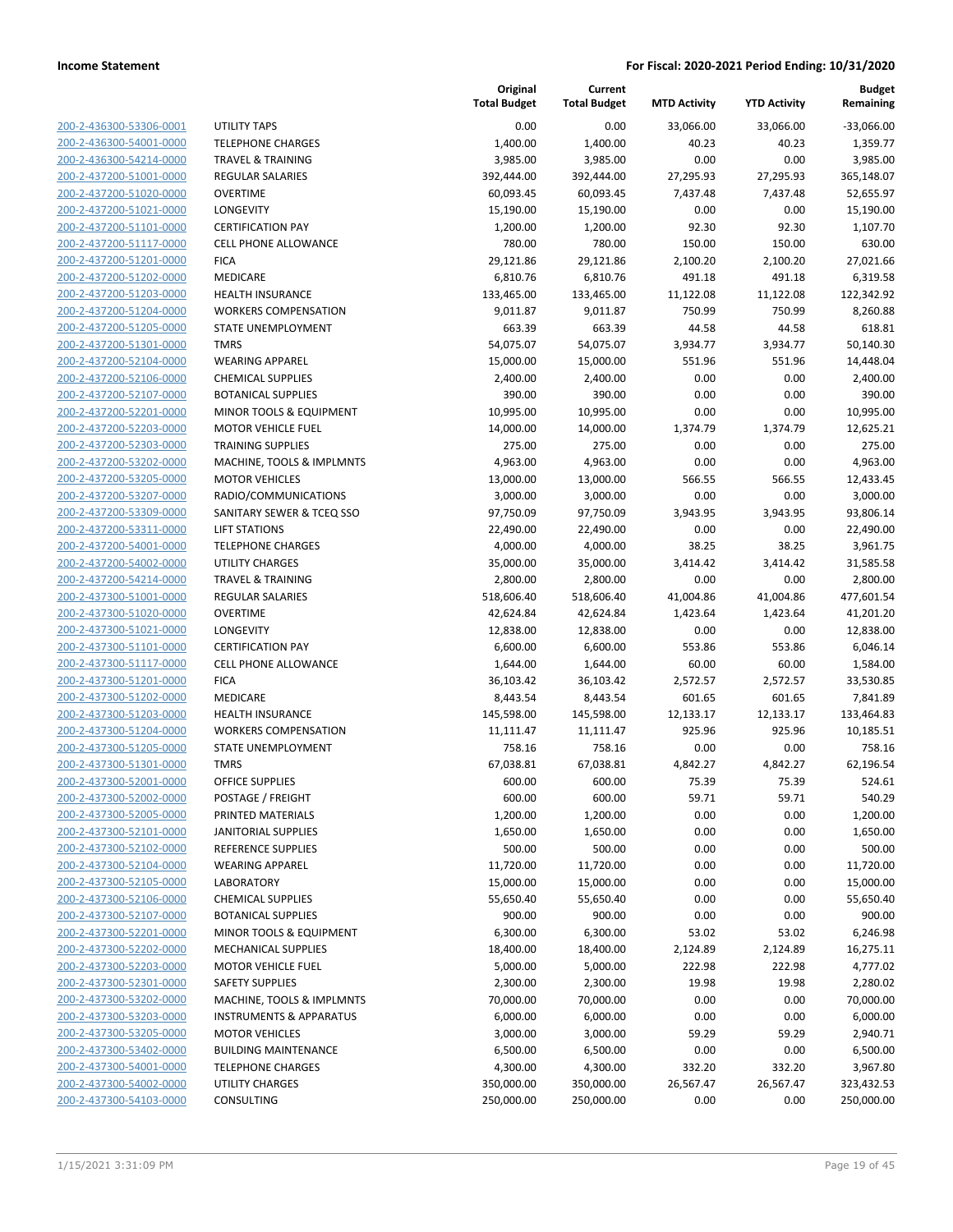**Income Statement** | **For Fiscal: 2020-2021 Period Ending: 10/31/2020**

| | | Original Total Budget | Current Total Budget | MTD Activity | YTD Activity | Budget Remaining |
|---|---|---|---|---|---|---|
| 200-2-436300-53306-0001 | UTILITY TAPS | 0.00 | 0.00 | 33,066.00 | 33,066.00 | -33,066.00 |
| 200-2-436300-54001-0000 | TELEPHONE CHARGES | 1,400.00 | 1,400.00 | 40.23 | 40.23 | 1,359.77 |
| 200-2-436300-54214-0000 | TRAVEL & TRAINING | 3,985.00 | 3,985.00 | 0.00 | 0.00 | 3,985.00 |
| 200-2-437200-51001-0000 | REGULAR SALARIES | 392,444.00 | 392,444.00 | 27,295.93 | 27,295.93 | 365,148.07 |
| 200-2-437200-51020-0000 | OVERTIME | 60,093.45 | 60,093.45 | 7,437.48 | 7,437.48 | 52,655.97 |
| 200-2-437200-51021-0000 | LONGEVITY | 15,190.00 | 15,190.00 | 0.00 | 0.00 | 15,190.00 |
| 200-2-437200-51101-0000 | CERTIFICATION PAY | 1,200.00 | 1,200.00 | 92.30 | 92.30 | 1,107.70 |
| 200-2-437200-51117-0000 | CELL PHONE ALLOWANCE | 780.00 | 780.00 | 150.00 | 150.00 | 630.00 |
| 200-2-437200-51201-0000 | FICA | 29,121.86 | 29,121.86 | 2,100.20 | 2,100.20 | 27,021.66 |
| 200-2-437200-51202-0000 | MEDICARE | 6,810.76 | 6,810.76 | 491.18 | 491.18 | 6,319.58 |
| 200-2-437200-51203-0000 | HEALTH INSURANCE | 133,465.00 | 133,465.00 | 11,122.08 | 11,122.08 | 122,342.92 |
| 200-2-437200-51204-0000 | WORKERS COMPENSATION | 9,011.87 | 9,011.87 | 750.99 | 750.99 | 8,260.88 |
| 200-2-437200-51205-0000 | STATE UNEMPLOYMENT | 663.39 | 663.39 | 44.58 | 44.58 | 618.81 |
| 200-2-437200-51301-0000 | TMRS | 54,075.07 | 54,075.07 | 3,934.77 | 3,934.77 | 50,140.30 |
| 200-2-437200-52104-0000 | WEARING APPAREL | 15,000.00 | 15,000.00 | 551.96 | 551.96 | 14,448.04 |
| 200-2-437200-52106-0000 | CHEMICAL SUPPLIES | 2,400.00 | 2,400.00 | 0.00 | 0.00 | 2,400.00 |
| 200-2-437200-52107-0000 | BOTANICAL SUPPLIES | 390.00 | 390.00 | 0.00 | 0.00 | 390.00 |
| 200-2-437200-52201-0000 | MINOR TOOLS & EQUIPMENT | 10,995.00 | 10,995.00 | 0.00 | 0.00 | 10,995.00 |
| 200-2-437200-52203-0000 | MOTOR VEHICLE FUEL | 14,000.00 | 14,000.00 | 1,374.79 | 1,374.79 | 12,625.21 |
| 200-2-437200-52303-0000 | TRAINING SUPPLIES | 275.00 | 275.00 | 0.00 | 0.00 | 275.00 |
| 200-2-437200-53202-0000 | MACHINE, TOOLS & IMPLMNTS | 4,963.00 | 4,963.00 | 0.00 | 0.00 | 4,963.00 |
| 200-2-437200-53205-0000 | MOTOR VEHICLES | 13,000.00 | 13,000.00 | 566.55 | 566.55 | 12,433.45 |
| 200-2-437200-53207-0000 | RADIO/COMMUNICATIONS | 3,000.00 | 3,000.00 | 0.00 | 0.00 | 3,000.00 |
| 200-2-437200-53309-0000 | SANITARY SEWER & TCEQ SSO | 97,750.09 | 97,750.09 | 3,943.95 | 3,943.95 | 93,806.14 |
| 200-2-437200-53311-0000 | LIFT STATIONS | 22,490.00 | 22,490.00 | 0.00 | 0.00 | 22,490.00 |
| 200-2-437200-54001-0000 | TELEPHONE CHARGES | 4,000.00 | 4,000.00 | 38.25 | 38.25 | 3,961.75 |
| 200-2-437200-54002-0000 | UTILITY CHARGES | 35,000.00 | 35,000.00 | 3,414.42 | 3,414.42 | 31,585.58 |
| 200-2-437200-54214-0000 | TRAVEL & TRAINING | 2,800.00 | 2,800.00 | 0.00 | 0.00 | 2,800.00 |
| 200-2-437300-51001-0000 | REGULAR SALARIES | 518,606.40 | 518,606.40 | 41,004.86 | 41,004.86 | 477,601.54 |
| 200-2-437300-51020-0000 | OVERTIME | 42,624.84 | 42,624.84 | 1,423.64 | 1,423.64 | 41,201.20 |
| 200-2-437300-51021-0000 | LONGEVITY | 12,838.00 | 12,838.00 | 0.00 | 0.00 | 12,838.00 |
| 200-2-437300-51101-0000 | CERTIFICATION PAY | 6,600.00 | 6,600.00 | 553.86 | 553.86 | 6,046.14 |
| 200-2-437300-51117-0000 | CELL PHONE ALLOWANCE | 1,644.00 | 1,644.00 | 60.00 | 60.00 | 1,584.00 |
| 200-2-437300-51201-0000 | FICA | 36,103.42 | 36,103.42 | 2,572.57 | 2,572.57 | 33,530.85 |
| 200-2-437300-51202-0000 | MEDICARE | 8,443.54 | 8,443.54 | 601.65 | 601.65 | 7,841.89 |
| 200-2-437300-51203-0000 | HEALTH INSURANCE | 145,598.00 | 145,598.00 | 12,133.17 | 12,133.17 | 133,464.83 |
| 200-2-437300-51204-0000 | WORKERS COMPENSATION | 11,111.47 | 11,111.47 | 925.96 | 925.96 | 10,185.51 |
| 200-2-437300-51205-0000 | STATE UNEMPLOYMENT | 758.16 | 758.16 | 0.00 | 0.00 | 758.16 |
| 200-2-437300-51301-0000 | TMRS | 67,038.81 | 67,038.81 | 4,842.27 | 4,842.27 | 62,196.54 |
| 200-2-437300-52001-0000 | OFFICE SUPPLIES | 600.00 | 600.00 | 75.39 | 75.39 | 524.61 |
| 200-2-437300-52002-0000 | POSTAGE / FREIGHT | 600.00 | 600.00 | 59.71 | 59.71 | 540.29 |
| 200-2-437300-52005-0000 | PRINTED MATERIALS | 1,200.00 | 1,200.00 | 0.00 | 0.00 | 1,200.00 |
| 200-2-437300-52101-0000 | JANITORIAL SUPPLIES | 1,650.00 | 1,650.00 | 0.00 | 0.00 | 1,650.00 |
| 200-2-437300-52102-0000 | REFERENCE SUPPLIES | 500.00 | 500.00 | 0.00 | 0.00 | 500.00 |
| 200-2-437300-52104-0000 | WEARING APPAREL | 11,720.00 | 11,720.00 | 0.00 | 0.00 | 11,720.00 |
| 200-2-437300-52105-0000 | LABORATORY | 15,000.00 | 15,000.00 | 0.00 | 0.00 | 15,000.00 |
| 200-2-437300-52106-0000 | CHEMICAL SUPPLIES | 55,650.40 | 55,650.40 | 0.00 | 0.00 | 55,650.40 |
| 200-2-437300-52107-0000 | BOTANICAL SUPPLIES | 900.00 | 900.00 | 0.00 | 0.00 | 900.00 |
| 200-2-437300-52201-0000 | MINOR TOOLS & EQUIPMENT | 6,300.00 | 6,300.00 | 53.02 | 53.02 | 6,246.98 |
| 200-2-437300-52202-0000 | MECHANICAL SUPPLIES | 18,400.00 | 18,400.00 | 2,124.89 | 2,124.89 | 16,275.11 |
| 200-2-437300-52203-0000 | MOTOR VEHICLE FUEL | 5,000.00 | 5,000.00 | 222.98 | 222.98 | 4,777.02 |
| 200-2-437300-52301-0000 | SAFETY SUPPLIES | 2,300.00 | 2,300.00 | 19.98 | 19.98 | 2,280.02 |
| 200-2-437300-53202-0000 | MACHINE, TOOLS & IMPLMNTS | 70,000.00 | 70,000.00 | 0.00 | 0.00 | 70,000.00 |
| 200-2-437300-53203-0000 | INSTRUMENTS & APPARATUS | 6,000.00 | 6,000.00 | 0.00 | 0.00 | 6,000.00 |
| 200-2-437300-53205-0000 | MOTOR VEHICLES | 3,000.00 | 3,000.00 | 59.29 | 59.29 | 2,940.71 |
| 200-2-437300-53402-0000 | BUILDING MAINTENANCE | 6,500.00 | 6,500.00 | 0.00 | 0.00 | 6,500.00 |
| 200-2-437300-54001-0000 | TELEPHONE CHARGES | 4,300.00 | 4,300.00 | 332.20 | 332.20 | 3,967.80 |
| 200-2-437300-54002-0000 | UTILITY CHARGES | 350,000.00 | 350,000.00 | 26,567.47 | 26,567.47 | 323,432.53 |
| 200-2-437300-54103-0000 | CONSULTING | 250,000.00 | 250,000.00 | 0.00 | 0.00 | 250,000.00 |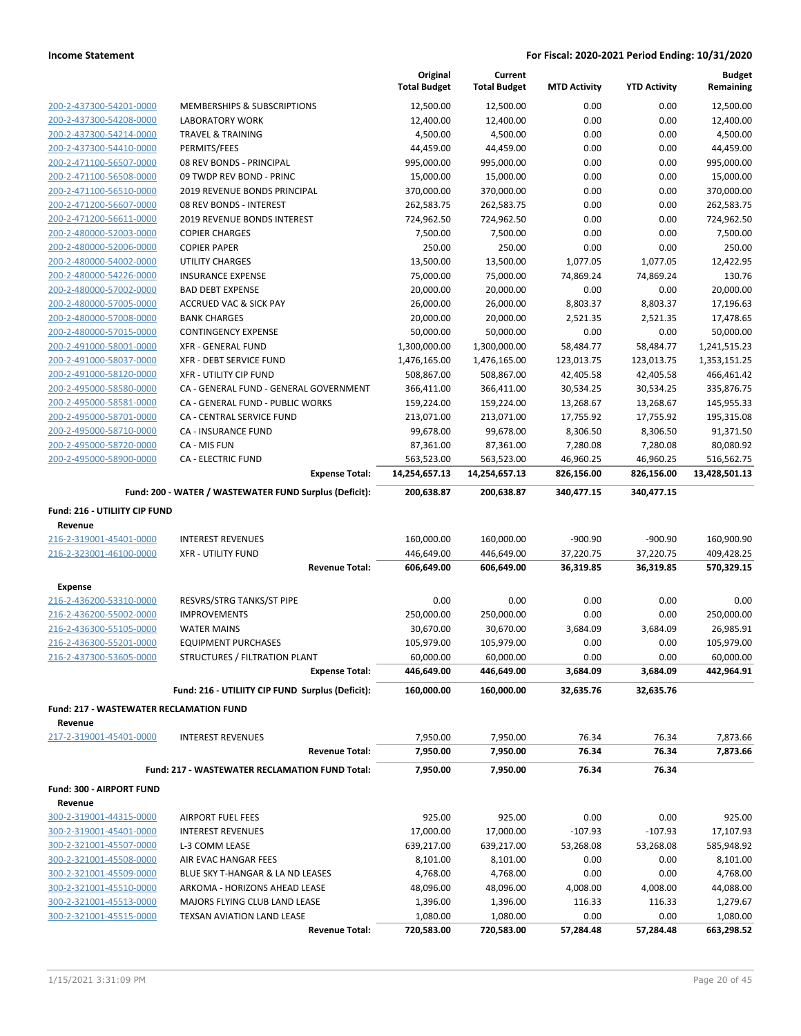**Income Statement** | **For Fiscal: 2020-2021 Period Ending: 10/31/2020**

| | | Original Total Budget | Current Total Budget | MTD Activity | YTD Activity | Budget Remaining |
|---|---|---|---|---|---|---|
| 200-2-437300-54201-0000 | MEMBERSHIPS & SUBSCRIPTIONS | 12,500.00 | 12,500.00 | 0.00 | 0.00 | 12,500.00 |
| 200-2-437300-54208-0000 | LABORATORY WORK | 12,400.00 | 12,400.00 | 0.00 | 0.00 | 12,400.00 |
| 200-2-437300-54214-0000 | TRAVEL & TRAINING | 4,500.00 | 4,500.00 | 0.00 | 0.00 | 4,500.00 |
| 200-2-437300-54410-0000 | PERMITS/FEES | 44,459.00 | 44,459.00 | 0.00 | 0.00 | 44,459.00 |
| 200-2-471100-56507-0000 | 08 REV BONDS - PRINCIPAL | 995,000.00 | 995,000.00 | 0.00 | 0.00 | 995,000.00 |
| 200-2-471100-56508-0000 | 09 TWDP REV BOND - PRINC | 15,000.00 | 15,000.00 | 0.00 | 0.00 | 15,000.00 |
| 200-2-471100-56510-0000 | 2019 REVENUE BONDS PRINCIPAL | 370,000.00 | 370,000.00 | 0.00 | 0.00 | 370,000.00 |
| 200-2-471200-56607-0000 | 08 REV BONDS - INTEREST | 262,583.75 | 262,583.75 | 0.00 | 0.00 | 262,583.75 |
| 200-2-471200-56611-0000 | 2019 REVENUE BONDS INTEREST | 724,962.50 | 724,962.50 | 0.00 | 0.00 | 724,962.50 |
| 200-2-480000-52003-0000 | COPIER CHARGES | 7,500.00 | 7,500.00 | 0.00 | 0.00 | 7,500.00 |
| 200-2-480000-52006-0000 | COPIER PAPER | 250.00 | 250.00 | 0.00 | 0.00 | 250.00 |
| 200-2-480000-54002-0000 | UTILITY CHARGES | 13,500.00 | 13,500.00 | 1,077.05 | 1,077.05 | 12,422.95 |
| 200-2-480000-54226-0000 | INSURANCE EXPENSE | 75,000.00 | 75,000.00 | 74,869.24 | 74,869.24 | 130.76 |
| 200-2-480000-57002-0000 | BAD DEBT EXPENSE | 20,000.00 | 20,000.00 | 0.00 | 0.00 | 20,000.00 |
| 200-2-480000-57005-0000 | ACCRUED VAC & SICK PAY | 26,000.00 | 26,000.00 | 8,803.37 | 8,803.37 | 17,196.63 |
| 200-2-480000-57008-0000 | BANK CHARGES | 20,000.00 | 20,000.00 | 2,521.35 | 2,521.35 | 17,478.65 |
| 200-2-480000-57015-0000 | CONTINGENCY EXPENSE | 50,000.00 | 50,000.00 | 0.00 | 0.00 | 50,000.00 |
| 200-2-491000-58001-0000 | XFR - GENERAL FUND | 1,300,000.00 | 1,300,000.00 | 58,484.77 | 58,484.77 | 1,241,515.23 |
| 200-2-491000-58037-0000 | XFR - DEBT SERVICE FUND | 1,476,165.00 | 1,476,165.00 | 123,013.75 | 123,013.75 | 1,353,151.25 |
| 200-2-491000-58120-0000 | XFR - UTILITY CIP FUND | 508,867.00 | 508,867.00 | 42,405.58 | 42,405.58 | 466,461.42 |
| 200-2-495000-58580-0000 | CA - GENERAL FUND - GENERAL GOVERNMENT | 366,411.00 | 366,411.00 | 30,534.25 | 30,534.25 | 335,876.75 |
| 200-2-495000-58581-0000 | CA - GENERAL FUND - PUBLIC WORKS | 159,224.00 | 159,224.00 | 13,268.67 | 13,268.67 | 145,955.33 |
| 200-2-495000-58701-0000 | CA - CENTRAL SERVICE FUND | 213,071.00 | 213,071.00 | 17,755.92 | 17,755.92 | 195,315.08 |
| 200-2-495000-58710-0000 | CA - INSURANCE FUND | 99,678.00 | 99,678.00 | 8,306.50 | 8,306.50 | 91,371.50 |
| 200-2-495000-58720-0000 | CA - MIS FUN | 87,361.00 | 87,361.00 | 7,280.08 | 7,280.08 | 80,080.92 |
| 200-2-495000-58900-0000 | CA - ELECTRIC FUND | 563,523.00 | 563,523.00 | 46,960.25 | 46,960.25 | 516,562.75 |
| | **Expense Total:** | **14,254,657.13** | **14,254,657.13** | **826,156.00** | **826,156.00** | **13,428,501.13** |
| | **Fund: 200 - WATER / WASTEWATER FUND Surplus (Deficit):** | **200,638.87** | **200,638.87** | **340,477.15** | **340,477.15** | |
| **Fund: 216 - UTILIITY CIP FUND** | | | | | | |
| **Revenue** | | | | | | |
| 216-2-319001-45401-0000 | INTEREST REVENUES | 160,000.00 | 160,000.00 | -900.90 | -900.90 | 160,900.90 |
| 216-2-323001-46100-0000 | XFR - UTILITY FUND | 446,649.00 | 446,649.00 | 37,220.75 | 37,220.75 | 409,428.25 |
| | **Revenue Total:** | **606,649.00** | **606,649.00** | **36,319.85** | **36,319.85** | **570,329.15** |
| **Expense** | | | | | | |
| 216-2-436200-53310-0000 | RESVRS/STRG TANKS/ST PIPE | 0.00 | 0.00 | 0.00 | 0.00 | 0.00 |
| 216-2-436200-55002-0000 | IMPROVEMENTS | 250,000.00 | 250,000.00 | 0.00 | 0.00 | 250,000.00 |
| 216-2-436300-55105-0000 | WATER MAINS | 30,670.00 | 30,670.00 | 3,684.09 | 3,684.09 | 26,985.91 |
| 216-2-436300-55201-0000 | EQUIPMENT PURCHASES | 105,979.00 | 105,979.00 | 0.00 | 0.00 | 105,979.00 |
| 216-2-437300-53605-0000 | STRUCTURES / FILTRATION PLANT | 60,000.00 | 60,000.00 | 0.00 | 0.00 | 60,000.00 |
| | **Expense Total:** | **446,649.00** | **446,649.00** | **3,684.09** | **3,684.09** | **442,964.91** |
| | **Fund: 216 - UTILIITY CIP FUND Surplus (Deficit):** | **160,000.00** | **160,000.00** | **32,635.76** | **32,635.76** | |
| **Fund: 217 - WASTEWATER RECLAMATION FUND** | | | | | | |
| **Revenue** | | | | | | |
| 217-2-319001-45401-0000 | INTEREST REVENUES | 7,950.00 | 7,950.00 | 76.34 | 76.34 | 7,873.66 |
| | **Revenue Total:** | **7,950.00** | **7,950.00** | **76.34** | **76.34** | **7,873.66** |
| | **Fund: 217 - WASTEWATER RECLAMATION FUND Total:** | **7,950.00** | **7,950.00** | **76.34** | **76.34** | |
| **Fund: 300 - AIRPORT FUND** | | | | | | |
| **Revenue** | | | | | | |
| 300-2-319001-44315-0000 | AIRPORT FUEL FEES | 925.00 | 925.00 | 0.00 | 0.00 | 925.00 |
| 300-2-319001-45401-0000 | INTEREST REVENUES | 17,000.00 | 17,000.00 | -107.93 | -107.93 | 17,107.93 |
| 300-2-321001-45507-0000 | L-3 COMM LEASE | 639,217.00 | 639,217.00 | 53,268.08 | 53,268.08 | 585,948.92 |
| 300-2-321001-45508-0000 | AIR EVAC HANGAR FEES | 8,101.00 | 8,101.00 | 0.00 | 0.00 | 8,101.00 |
| 300-2-321001-45509-0000 | BLUE SKY T-HANGAR & LA ND LEASES | 4,768.00 | 4,768.00 | 0.00 | 0.00 | 4,768.00 |
| 300-2-321001-45510-0000 | ARKOMA - HORIZONS AHEAD LEASE | 48,096.00 | 48,096.00 | 4,008.00 | 4,008.00 | 44,088.00 |
| 300-2-321001-45513-0000 | MAJORS FLYING CLUB LAND LEASE | 1,396.00 | 1,396.00 | 116.33 | 116.33 | 1,279.67 |
| 300-2-321001-45515-0000 | TEXSAN AVIATION LAND LEASE | 1,080.00 | 1,080.00 | 0.00 | 0.00 | 1,080.00 |
| | **Revenue Total:** | **720,583.00** | **720,583.00** | **57,284.48** | **57,284.48** | **663,298.52** |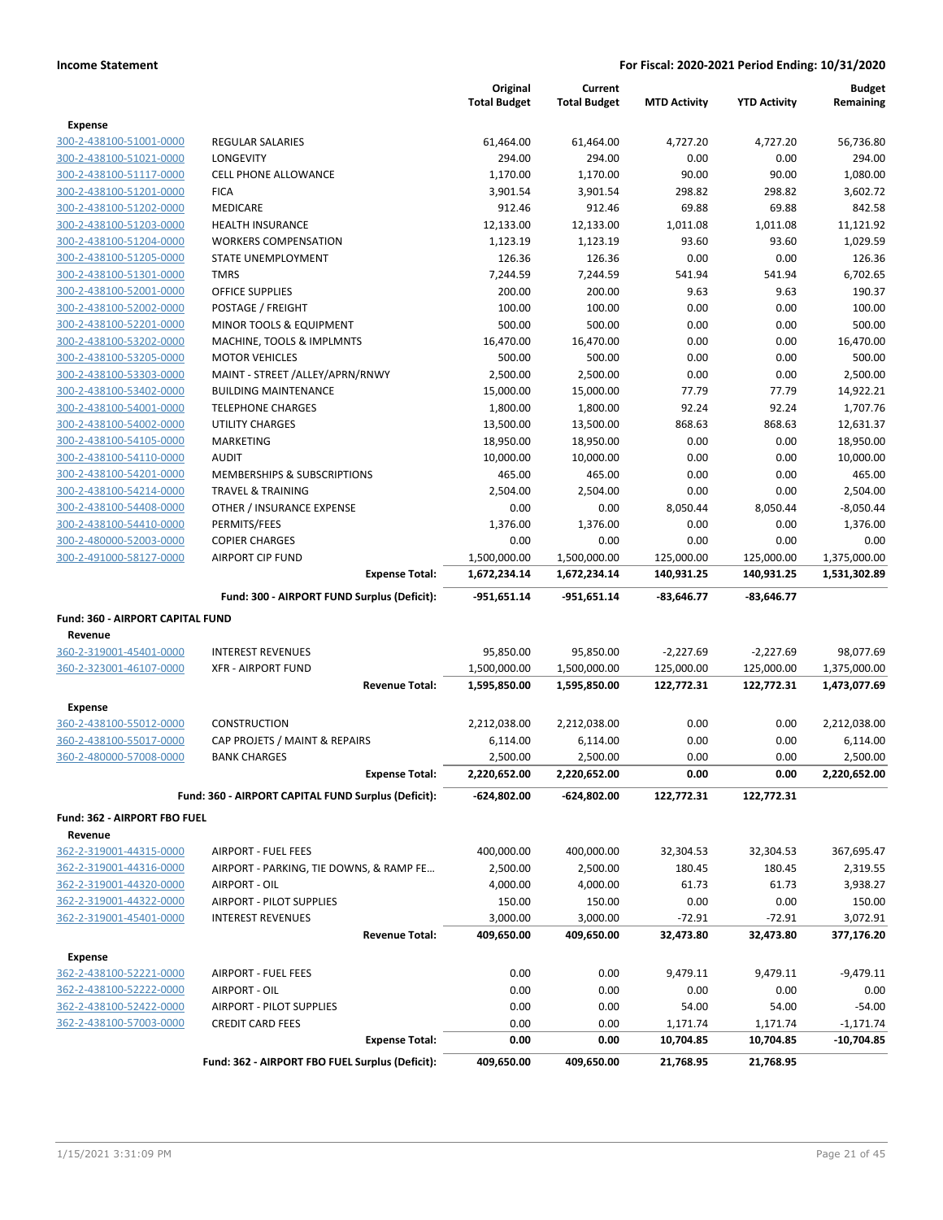| | | Original Total Budget | Current Total Budget | MTD Activity | YTD Activity | Budget Remaining |
|---|---|---|---|---|---|---|
| **Expense** | | | | | | |
| 300-2-438100-51001-0000 | REGULAR SALARIES | 61,464.00 | 61,464.00 | 4,727.20 | 4,727.20 | 56,736.80 |
| 300-2-438100-51021-0000 | LONGEVITY | 294.00 | 294.00 | 0.00 | 0.00 | 294.00 |
| 300-2-438100-51117-0000 | CELL PHONE ALLOWANCE | 1,170.00 | 1,170.00 | 90.00 | 90.00 | 1,080.00 |
| 300-2-438100-51201-0000 | FICA | 3,901.54 | 3,901.54 | 298.82 | 298.82 | 3,602.72 |
| 300-2-438100-51202-0000 | MEDICARE | 912.46 | 912.46 | 69.88 | 69.88 | 842.58 |
| 300-2-438100-51203-0000 | HEALTH INSURANCE | 12,133.00 | 12,133.00 | 1,011.08 | 1,011.08 | 11,121.92 |
| 300-2-438100-51204-0000 | WORKERS COMPENSATION | 1,123.19 | 1,123.19 | 93.60 | 93.60 | 1,029.59 |
| 300-2-438100-51205-0000 | STATE UNEMPLOYMENT | 126.36 | 126.36 | 0.00 | 0.00 | 126.36 |
| 300-2-438100-51301-0000 | TMRS | 7,244.59 | 7,244.59 | 541.94 | 541.94 | 6,702.65 |
| 300-2-438100-52001-0000 | OFFICE SUPPLIES | 200.00 | 200.00 | 9.63 | 9.63 | 190.37 |
| 300-2-438100-52002-0000 | POSTAGE / FREIGHT | 100.00 | 100.00 | 0.00 | 0.00 | 100.00 |
| 300-2-438100-52201-0000 | MINOR TOOLS & EQUIPMENT | 500.00 | 500.00 | 0.00 | 0.00 | 500.00 |
| 300-2-438100-53202-0000 | MACHINE, TOOLS & IMPLMNTS | 16,470.00 | 16,470.00 | 0.00 | 0.00 | 16,470.00 |
| 300-2-438100-53205-0000 | MOTOR VEHICLES | 500.00 | 500.00 | 0.00 | 0.00 | 500.00 |
| 300-2-438100-53303-0000 | MAINT - STREET /ALLEY/APRN/RNWY | 2,500.00 | 2,500.00 | 0.00 | 0.00 | 2,500.00 |
| 300-2-438100-53402-0000 | BUILDING MAINTENANCE | 15,000.00 | 15,000.00 | 77.79 | 77.79 | 14,922.21 |
| 300-2-438100-54001-0000 | TELEPHONE CHARGES | 1,800.00 | 1,800.00 | 92.24 | 92.24 | 1,707.76 |
| 300-2-438100-54002-0000 | UTILITY CHARGES | 13,500.00 | 13,500.00 | 868.63 | 868.63 | 12,631.37 |
| 300-2-438100-54105-0000 | MARKETING | 18,950.00 | 18,950.00 | 0.00 | 0.00 | 18,950.00 |
| 300-2-438100-54110-0000 | AUDIT | 10,000.00 | 10,000.00 | 0.00 | 0.00 | 10,000.00 |
| 300-2-438100-54201-0000 | MEMBERSHIPS & SUBSCRIPTIONS | 465.00 | 465.00 | 0.00 | 0.00 | 465.00 |
| 300-2-438100-54214-0000 | TRAVEL & TRAINING | 2,504.00 | 2,504.00 | 0.00 | 0.00 | 2,504.00 |
| 300-2-438100-54408-0000 | OTHER / INSURANCE EXPENSE | 0.00 | 0.00 | 8,050.44 | 8,050.44 | -8,050.44 |
| 300-2-438100-54410-0000 | PERMITS/FEES | 1,376.00 | 1,376.00 | 0.00 | 0.00 | 1,376.00 |
| 300-2-480000-52003-0000 | COPIER CHARGES | 0.00 | 0.00 | 0.00 | 0.00 | 0.00 |
| 300-2-491000-58127-0000 | AIRPORT CIP FUND | 1,500,000.00 | 1,500,000.00 | 125,000.00 | 125,000.00 | 1,375,000.00 |
| | **Expense Total:** | **1,672,234.14** | **1,672,234.14** | **140,931.25** | **140,931.25** | **1,531,302.89** |
| | **Fund: 300 - AIRPORT FUND Surplus (Deficit):** | **-951,651.14** | **-951,651.14** | **-83,646.77** | **-83,646.77** | |
| **Fund: 360 - AIRPORT CAPITAL FUND** | | | | | | |
| **Revenue** | | | | | | |
| 360-2-319001-45401-0000 | INTEREST REVENUES | 95,850.00 | 95,850.00 | -2,227.69 | -2,227.69 | 98,077.69 |
| 360-2-323001-46107-0000 | XFR - AIRPORT FUND | 1,500,000.00 | 1,500,000.00 | 125,000.00 | 125,000.00 | 1,375,000.00 |
| | **Revenue Total:** | **1,595,850.00** | **1,595,850.00** | **122,772.31** | **122,772.31** | **1,473,077.69** |
| **Expense** | | | | | | |
| 360-2-438100-55012-0000 | CONSTRUCTION | 2,212,038.00 | 2,212,038.00 | 0.00 | 0.00 | 2,212,038.00 |
| 360-2-438100-55017-0000 | CAP PROJETS / MAINT & REPAIRS | 6,114.00 | 6,114.00 | 0.00 | 0.00 | 6,114.00 |
| 360-2-480000-57008-0000 | BANK CHARGES | 2,500.00 | 2,500.00 | 0.00 | 0.00 | 2,500.00 |
| | **Expense Total:** | **2,220,652.00** | **2,220,652.00** | **0.00** | **0.00** | **2,220,652.00** |
| | **Fund: 360 - AIRPORT CAPITAL FUND Surplus (Deficit):** | **-624,802.00** | **-624,802.00** | **122,772.31** | **122,772.31** | |
| **Fund: 362 - AIRPORT FBO FUEL** | | | | | | |
| **Revenue** | | | | | | |
| 362-2-319001-44315-0000 | AIRPORT - FUEL FEES | 400,000.00 | 400,000.00 | 32,304.53 | 32,304.53 | 367,695.47 |
| 362-2-319001-44316-0000 | AIRPORT - PARKING, TIE DOWNS, & RAMP FE... | 2,500.00 | 2,500.00 | 180.45 | 180.45 | 2,319.55 |
| 362-2-319001-44320-0000 | AIRPORT - OIL | 4,000.00 | 4,000.00 | 61.73 | 61.73 | 3,938.27 |
| 362-2-319001-44322-0000 | AIRPORT - PILOT SUPPLIES | 150.00 | 150.00 | 0.00 | 0.00 | 150.00 |
| 362-2-319001-45401-0000 | INTEREST REVENUES | 3,000.00 | 3,000.00 | -72.91 | -72.91 | 3,072.91 |
| | **Revenue Total:** | **409,650.00** | **409,650.00** | **32,473.80** | **32,473.80** | **377,176.20** |
| **Expense** | | | | | | |
| 362-2-438100-52221-0000 | AIRPORT - FUEL FEES | 0.00 | 0.00 | 9,479.11 | 9,479.11 | -9,479.11 |
| 362-2-438100-52222-0000 | AIRPORT - OIL | 0.00 | 0.00 | 0.00 | 0.00 | 0.00 |
| 362-2-438100-52422-0000 | AIRPORT - PILOT SUPPLIES | 0.00 | 0.00 | 54.00 | 54.00 | -54.00 |
| 362-2-438100-57003-0000 | CREDIT CARD FEES | 0.00 | 0.00 | 1,171.74 | 1,171.74 | -1,171.74 |
| | **Expense Total:** | **0.00** | **0.00** | **10,704.85** | **10,704.85** | **-10,704.85** |
| | **Fund: 362 - AIRPORT FBO FUEL Surplus (Deficit):** | **409,650.00** | **409,650.00** | **21,768.95** | **21,768.95** | |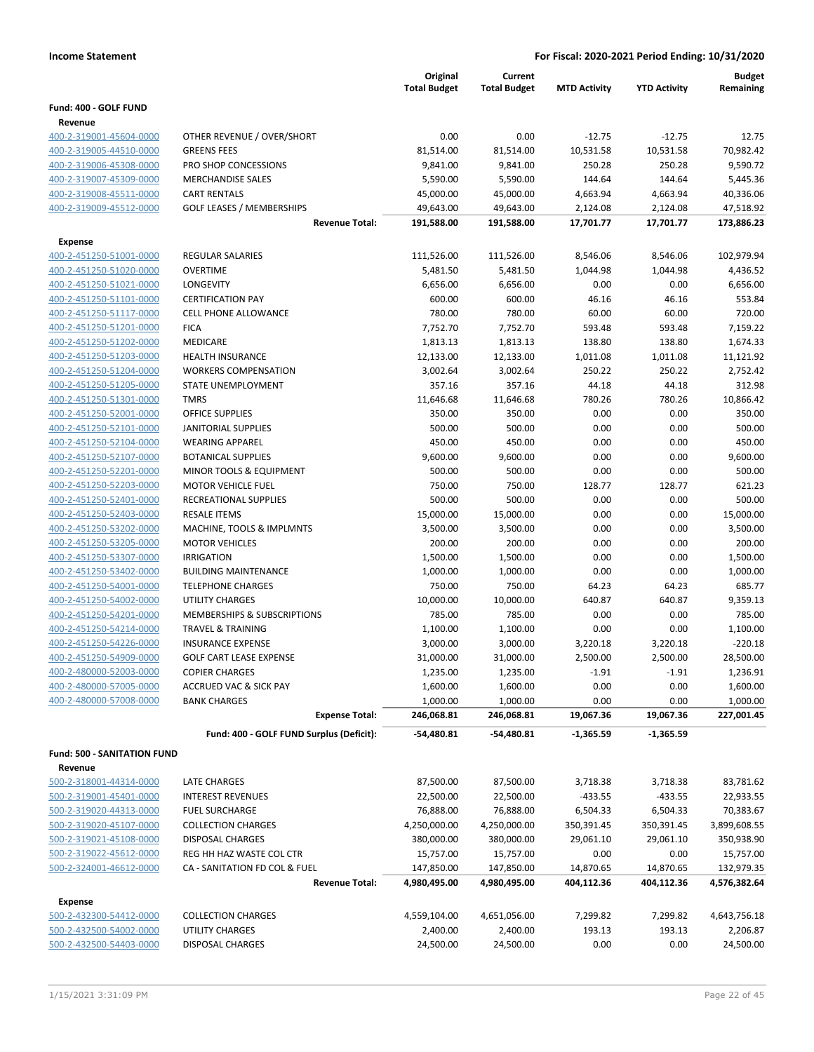**Income Statement** | **For Fiscal: 2020-2021 Period Ending: 10/31/2020**

| | | Original Total Budget | Current Total Budget | MTD Activity | YTD Activity | Budget Remaining |
|---|---|---|---|---|---|---|
| **Fund: 400 - GOLF FUND** | | | | | | |
| **Revenue** | | | | | | |
| 400-2-319001-45604-0000 | OTHER REVENUE / OVER/SHORT | 0.00 | 0.00 | -12.75 | -12.75 | 12.75 |
| 400-2-319005-44510-0000 | GREENS FEES | 81,514.00 | 81,514.00 | 10,531.58 | 10,531.58 | 70,982.42 |
| 400-2-319006-45308-0000 | PRO SHOP CONCESSIONS | 9,841.00 | 9,841.00 | 250.28 | 250.28 | 9,590.72 |
| 400-2-319007-45309-0000 | MERCHANDISE SALES | 5,590.00 | 5,590.00 | 144.64 | 144.64 | 5,445.36 |
| 400-2-319008-45511-0000 | CART RENTALS | 45,000.00 | 45,000.00 | 4,663.94 | 4,663.94 | 40,336.06 |
| 400-2-319009-45512-0000 | GOLF LEASES / MEMBERSHIPS | 49,643.00 | 49,643.00 | 2,124.08 | 2,124.08 | 47,518.92 |
| | **Revenue Total:** | **191,588.00** | **191,588.00** | **17,701.77** | **17,701.77** | **173,886.23** |
| **Expense** | | | | | | |
| 400-2-451250-51001-0000 | REGULAR SALARIES | 111,526.00 | 111,526.00 | 8,546.06 | 8,546.06 | 102,979.94 |
| 400-2-451250-51020-0000 | OVERTIME | 5,481.50 | 5,481.50 | 1,044.98 | 1,044.98 | 4,436.52 |
| 400-2-451250-51021-0000 | LONGEVITY | 6,656.00 | 6,656.00 | 0.00 | 0.00 | 6,656.00 |
| 400-2-451250-51101-0000 | CERTIFICATION PAY | 600.00 | 600.00 | 46.16 | 46.16 | 553.84 |
| 400-2-451250-51117-0000 | CELL PHONE ALLOWANCE | 780.00 | 780.00 | 60.00 | 60.00 | 720.00 |
| 400-2-451250-51201-0000 | FICA | 7,752.70 | 7,752.70 | 593.48 | 593.48 | 7,159.22 |
| 400-2-451250-51202-0000 | MEDICARE | 1,813.13 | 1,813.13 | 138.80 | 138.80 | 1,674.33 |
| 400-2-451250-51203-0000 | HEALTH INSURANCE | 12,133.00 | 12,133.00 | 1,011.08 | 1,011.08 | 11,121.92 |
| 400-2-451250-51204-0000 | WORKERS COMPENSATION | 3,002.64 | 3,002.64 | 250.22 | 250.22 | 2,752.42 |
| 400-2-451250-51205-0000 | STATE UNEMPLOYMENT | 357.16 | 357.16 | 44.18 | 44.18 | 312.98 |
| 400-2-451250-51301-0000 | TMRS | 11,646.68 | 11,646.68 | 780.26 | 780.26 | 10,866.42 |
| 400-2-451250-52001-0000 | OFFICE SUPPLIES | 350.00 | 350.00 | 0.00 | 0.00 | 350.00 |
| 400-2-451250-52101-0000 | JANITORIAL SUPPLIES | 500.00 | 500.00 | 0.00 | 0.00 | 500.00 |
| 400-2-451250-52104-0000 | WEARING APPAREL | 450.00 | 450.00 | 0.00 | 0.00 | 450.00 |
| 400-2-451250-52107-0000 | BOTANICAL SUPPLIES | 9,600.00 | 9,600.00 | 0.00 | 0.00 | 9,600.00 |
| 400-2-451250-52201-0000 | MINOR TOOLS & EQUIPMENT | 500.00 | 500.00 | 0.00 | 0.00 | 500.00 |
| 400-2-451250-52203-0000 | MOTOR VEHICLE FUEL | 750.00 | 750.00 | 128.77 | 128.77 | 621.23 |
| 400-2-451250-52401-0000 | RECREATIONAL SUPPLIES | 500.00 | 500.00 | 0.00 | 0.00 | 500.00 |
| 400-2-451250-52403-0000 | RESALE ITEMS | 15,000.00 | 15,000.00 | 0.00 | 0.00 | 15,000.00 |
| 400-2-451250-53202-0000 | MACHINE, TOOLS & IMPLMNTS | 3,500.00 | 3,500.00 | 0.00 | 0.00 | 3,500.00 |
| 400-2-451250-53205-0000 | MOTOR VEHICLES | 200.00 | 200.00 | 0.00 | 0.00 | 200.00 |
| 400-2-451250-53307-0000 | IRRIGATION | 1,500.00 | 1,500.00 | 0.00 | 0.00 | 1,500.00 |
| 400-2-451250-53402-0000 | BUILDING MAINTENANCE | 1,000.00 | 1,000.00 | 0.00 | 0.00 | 1,000.00 |
| 400-2-451250-54001-0000 | TELEPHONE CHARGES | 750.00 | 750.00 | 64.23 | 64.23 | 685.77 |
| 400-2-451250-54002-0000 | UTILITY CHARGES | 10,000.00 | 10,000.00 | 640.87 | 640.87 | 9,359.13 |
| 400-2-451250-54201-0000 | MEMBERSHIPS & SUBSCRIPTIONS | 785.00 | 785.00 | 0.00 | 0.00 | 785.00 |
| 400-2-451250-54214-0000 | TRAVEL & TRAINING | 1,100.00 | 1,100.00 | 0.00 | 0.00 | 1,100.00 |
| 400-2-451250-54226-0000 | INSURANCE EXPENSE | 3,000.00 | 3,000.00 | 3,220.18 | 3,220.18 | -220.18 |
| 400-2-451250-54909-0000 | GOLF CART LEASE EXPENSE | 31,000.00 | 31,000.00 | 2,500.00 | 2,500.00 | 28,500.00 |
| 400-2-480000-52003-0000 | COPIER CHARGES | 1,235.00 | 1,235.00 | -1.91 | -1.91 | 1,236.91 |
| 400-2-480000-57005-0000 | ACCRUED VAC & SICK PAY | 1,600.00 | 1,600.00 | 0.00 | 0.00 | 1,600.00 |
| 400-2-480000-57008-0000 | BANK CHARGES | 1,000.00 | 1,000.00 | 0.00 | 0.00 | 1,000.00 |
| | **Expense Total:** | **246,068.81** | **246,068.81** | **19,067.36** | **19,067.36** | **227,001.45** |
| | **Fund: 400 - GOLF FUND Surplus (Deficit):** | **-54,480.81** | **-54,480.81** | **-1,365.59** | **-1,365.59** | |
| **Fund: 500 - SANITATION FUND** | | | | | | |
| **Revenue** | | | | | | |
| 500-2-318001-44314-0000 | LATE CHARGES | 87,500.00 | 87,500.00 | 3,718.38 | 3,718.38 | 83,781.62 |
| 500-2-319001-45401-0000 | INTEREST REVENUES | 22,500.00 | 22,500.00 | -433.55 | -433.55 | 22,933.55 |
| 500-2-319020-44313-0000 | FUEL SURCHARGE | 76,888.00 | 76,888.00 | 6,504.33 | 6,504.33 | 70,383.67 |
| 500-2-319020-45107-0000 | COLLECTION CHARGES | 4,250,000.00 | 4,250,000.00 | 350,391.45 | 350,391.45 | 3,899,608.55 |
| 500-2-319021-45108-0000 | DISPOSAL CHARGES | 380,000.00 | 380,000.00 | 29,061.10 | 29,061.10 | 350,938.90 |
| 500-2-319022-45612-0000 | REG HH HAZ WASTE COL CTR | 15,757.00 | 15,757.00 | 0.00 | 0.00 | 15,757.00 |
| 500-2-324001-46612-0000 | CA - SANITATION FD COL & FUEL | 147,850.00 | 147,850.00 | 14,870.65 | 14,870.65 | 132,979.35 |
| | **Revenue Total:** | **4,980,495.00** | **4,980,495.00** | **404,112.36** | **404,112.36** | **4,576,382.64** |
| **Expense** | | | | | | |
| 500-2-432300-54412-0000 | COLLECTION CHARGES | 4,559,104.00 | 4,651,056.00 | 7,299.82 | 7,299.82 | 4,643,756.18 |
| 500-2-432500-54002-0000 | UTILITY CHARGES | 2,400.00 | 2,400.00 | 193.13 | 193.13 | 2,206.87 |
| 500-2-432500-54403-0000 | DISPOSAL CHARGES | 24,500.00 | 24,500.00 | 0.00 | 0.00 | 24,500.00 |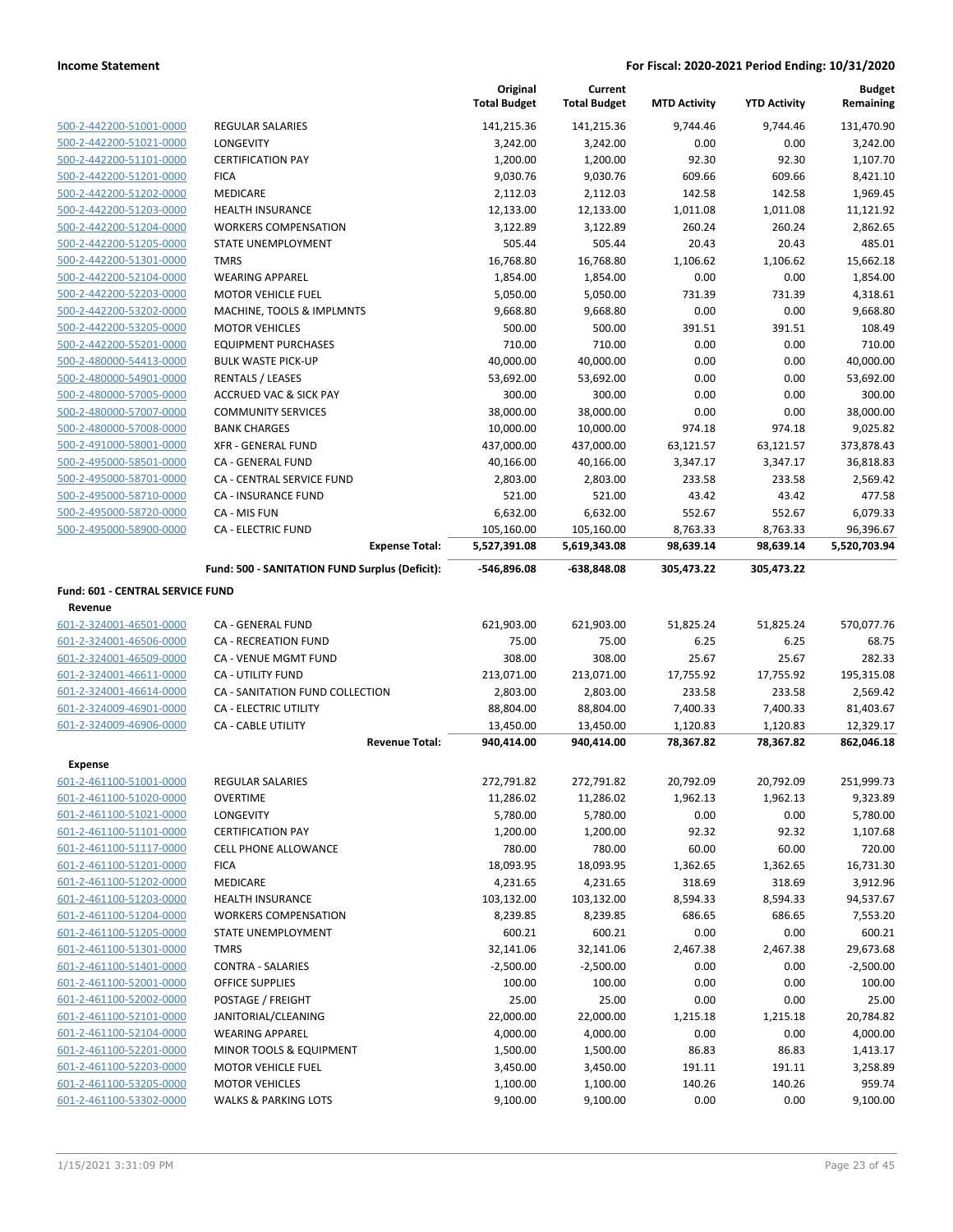**Income Statement** **For Fiscal: 2020-2021 Period Ending: 10/31/2020**

| | | Original Total Budget | Current Total Budget | MTD Activity | YTD Activity | Budget Remaining |
|---|---|---|---|---|---|---|
| 500-2-442200-51001-0000 | REGULAR SALARIES | 141,215.36 | 141,215.36 | 9,744.46 | 9,744.46 | 131,470.90 |
| 500-2-442200-51021-0000 | LONGEVITY | 3,242.00 | 3,242.00 | 0.00 | 0.00 | 3,242.00 |
| 500-2-442200-51101-0000 | CERTIFICATION PAY | 1,200.00 | 1,200.00 | 92.30 | 92.30 | 1,107.70 |
| 500-2-442200-51201-0000 | FICA | 9,030.76 | 9,030.76 | 609.66 | 609.66 | 8,421.10 |
| 500-2-442200-51202-0000 | MEDICARE | 2,112.03 | 2,112.03 | 142.58 | 142.58 | 1,969.45 |
| 500-2-442200-51203-0000 | HEALTH INSURANCE | 12,133.00 | 12,133.00 | 1,011.08 | 1,011.08 | 11,121.92 |
| 500-2-442200-51204-0000 | WORKERS COMPENSATION | 3,122.89 | 3,122.89 | 260.24 | 260.24 | 2,862.65 |
| 500-2-442200-51205-0000 | STATE UNEMPLOYMENT | 505.44 | 505.44 | 20.43 | 20.43 | 485.01 |
| 500-2-442200-51301-0000 | TMRS | 16,768.80 | 16,768.80 | 1,106.62 | 1,106.62 | 15,662.18 |
| 500-2-442200-52104-0000 | WEARING APPAREL | 1,854.00 | 1,854.00 | 0.00 | 0.00 | 1,854.00 |
| 500-2-442200-52203-0000 | MOTOR VEHICLE FUEL | 5,050.00 | 5,050.00 | 731.39 | 731.39 | 4,318.61 |
| 500-2-442200-53202-0000 | MACHINE, TOOLS & IMPLMNTS | 9,668.80 | 9,668.80 | 0.00 | 0.00 | 9,668.80 |
| 500-2-442200-53205-0000 | MOTOR VEHICLES | 500.00 | 500.00 | 391.51 | 391.51 | 108.49 |
| 500-2-442200-55201-0000 | EQUIPMENT PURCHASES | 710.00 | 710.00 | 0.00 | 0.00 | 710.00 |
| 500-2-480000-54413-0000 | BULK WASTE PICK-UP | 40,000.00 | 40,000.00 | 0.00 | 0.00 | 40,000.00 |
| 500-2-480000-54901-0000 | RENTALS / LEASES | 53,692.00 | 53,692.00 | 0.00 | 0.00 | 53,692.00 |
| 500-2-480000-57005-0000 | ACCRUED VAC & SICK PAY | 300.00 | 300.00 | 0.00 | 0.00 | 300.00 |
| 500-2-480000-57007-0000 | COMMUNITY SERVICES | 38,000.00 | 38,000.00 | 0.00 | 0.00 | 38,000.00 |
| 500-2-480000-57008-0000 | BANK CHARGES | 10,000.00 | 10,000.00 | 974.18 | 974.18 | 9,025.82 |
| 500-2-491000-58001-0000 | XFR - GENERAL FUND | 437,000.00 | 437,000.00 | 63,121.57 | 63,121.57 | 373,878.43 |
| 500-2-495000-58501-0000 | CA - GENERAL FUND | 40,166.00 | 40,166.00 | 3,347.17 | 3,347.17 | 36,818.83 |
| 500-2-495000-58701-0000 | CA - CENTRAL SERVICE FUND | 2,803.00 | 2,803.00 | 233.58 | 233.58 | 2,569.42 |
| 500-2-495000-58710-0000 | CA - INSURANCE FUND | 521.00 | 521.00 | 43.42 | 43.42 | 477.58 |
| 500-2-495000-58720-0000 | CA - MIS FUN | 6,632.00 | 6,632.00 | 552.67 | 552.67 | 6,079.33 |
| 500-2-495000-58900-0000 | CA - ELECTRIC FUND | 105,160.00 | 105,160.00 | 8,763.33 | 8,763.33 | 96,396.67 |
| | **Expense Total:** | **5,527,391.08** | **5,619,343.08** | **98,639.14** | **98,639.14** | **5,520,703.94** |
| | **Fund: 500 - SANITATION FUND Surplus (Deficit):** | **-546,896.08** | **-638,848.08** | **305,473.22** | **305,473.22** | |

**Fund: 601 - CENTRAL SERVICE FUND**

**Revenue**

| | | Original Total Budget | Current Total Budget | MTD Activity | YTD Activity | Budget Remaining |
|---|---|---|---|---|---|---|
| 601-2-324001-46501-0000 | CA - GENERAL FUND | 621,903.00 | 621,903.00 | 51,825.24 | 51,825.24 | 570,077.76 |
| 601-2-324001-46506-0000 | CA - RECREATION FUND | 75.00 | 75.00 | 6.25 | 6.25 | 68.75 |
| 601-2-324001-46509-0000 | CA - VENUE MGMT FUND | 308.00 | 308.00 | 25.67 | 25.67 | 282.33 |
| 601-2-324001-46611-0000 | CA - UTILITY FUND | 213,071.00 | 213,071.00 | 17,755.92 | 17,755.92 | 195,315.08 |
| 601-2-324001-46614-0000 | CA - SANITATION FUND COLLECTION | 2,803.00 | 2,803.00 | 233.58 | 233.58 | 2,569.42 |
| 601-2-324009-46901-0000 | CA - ELECTRIC UTILITY | 88,804.00 | 88,804.00 | 7,400.33 | 7,400.33 | 81,403.67 |
| 601-2-324009-46906-0000 | CA - CABLE UTILITY | 13,450.00 | 13,450.00 | 1,120.83 | 1,120.83 | 12,329.17 |
| | **Revenue Total:** | **940,414.00** | **940,414.00** | **78,367.82** | **78,367.82** | **862,046.18** |

**Expense**

| | | Original Total Budget | Current Total Budget | MTD Activity | YTD Activity | Budget Remaining |
|---|---|---|---|---|---|---|
| 601-2-461100-51001-0000 | REGULAR SALARIES | 272,791.82 | 272,791.82 | 20,792.09 | 20,792.09 | 251,999.73 |
| 601-2-461100-51020-0000 | OVERTIME | 11,286.02 | 11,286.02 | 1,962.13 | 1,962.13 | 9,323.89 |
| 601-2-461100-51021-0000 | LONGEVITY | 5,780.00 | 5,780.00 | 0.00 | 0.00 | 5,780.00 |
| 601-2-461100-51101-0000 | CERTIFICATION PAY | 1,200.00 | 1,200.00 | 92.32 | 92.32 | 1,107.68 |
| 601-2-461100-51117-0000 | CELL PHONE ALLOWANCE | 780.00 | 780.00 | 60.00 | 60.00 | 720.00 |
| 601-2-461100-51201-0000 | FICA | 18,093.95 | 18,093.95 | 1,362.65 | 1,362.65 | 16,731.30 |
| 601-2-461100-51202-0000 | MEDICARE | 4,231.65 | 4,231.65 | 318.69 | 318.69 | 3,912.96 |
| 601-2-461100-51203-0000 | HEALTH INSURANCE | 103,132.00 | 103,132.00 | 8,594.33 | 8,594.33 | 94,537.67 |
| 601-2-461100-51204-0000 | WORKERS COMPENSATION | 8,239.85 | 8,239.85 | 686.65 | 686.65 | 7,553.20 |
| 601-2-461100-51205-0000 | STATE UNEMPLOYMENT | 600.21 | 600.21 | 0.00 | 0.00 | 600.21 |
| 601-2-461100-51301-0000 | TMRS | 32,141.06 | 32,141.06 | 2,467.38 | 2,467.38 | 29,673.68 |
| 601-2-461100-51401-0000 | CONTRA - SALARIES | -2,500.00 | -2,500.00 | 0.00 | 0.00 | -2,500.00 |
| 601-2-461100-52001-0000 | OFFICE SUPPLIES | 100.00 | 100.00 | 0.00 | 0.00 | 100.00 |
| 601-2-461100-52002-0000 | POSTAGE / FREIGHT | 25.00 | 25.00 | 0.00 | 0.00 | 25.00 |
| 601-2-461100-52101-0000 | JANITORIAL/CLEANING | 22,000.00 | 22,000.00 | 1,215.18 | 1,215.18 | 20,784.82 |
| 601-2-461100-52104-0000 | WEARING APPAREL | 4,000.00 | 4,000.00 | 0.00 | 0.00 | 4,000.00 |
| 601-2-461100-52201-0000 | MINOR TOOLS & EQUIPMENT | 1,500.00 | 1,500.00 | 86.83 | 86.83 | 1,413.17 |
| 601-2-461100-52203-0000 | MOTOR VEHICLE FUEL | 3,450.00 | 3,450.00 | 191.11 | 191.11 | 3,258.89 |
| 601-2-461100-53205-0000 | MOTOR VEHICLES | 1,100.00 | 1,100.00 | 140.26 | 140.26 | 959.74 |
| 601-2-461100-53302-0000 | WALKS & PARKING LOTS | 9,100.00 | 9,100.00 | 0.00 | 0.00 | 9,100.00 |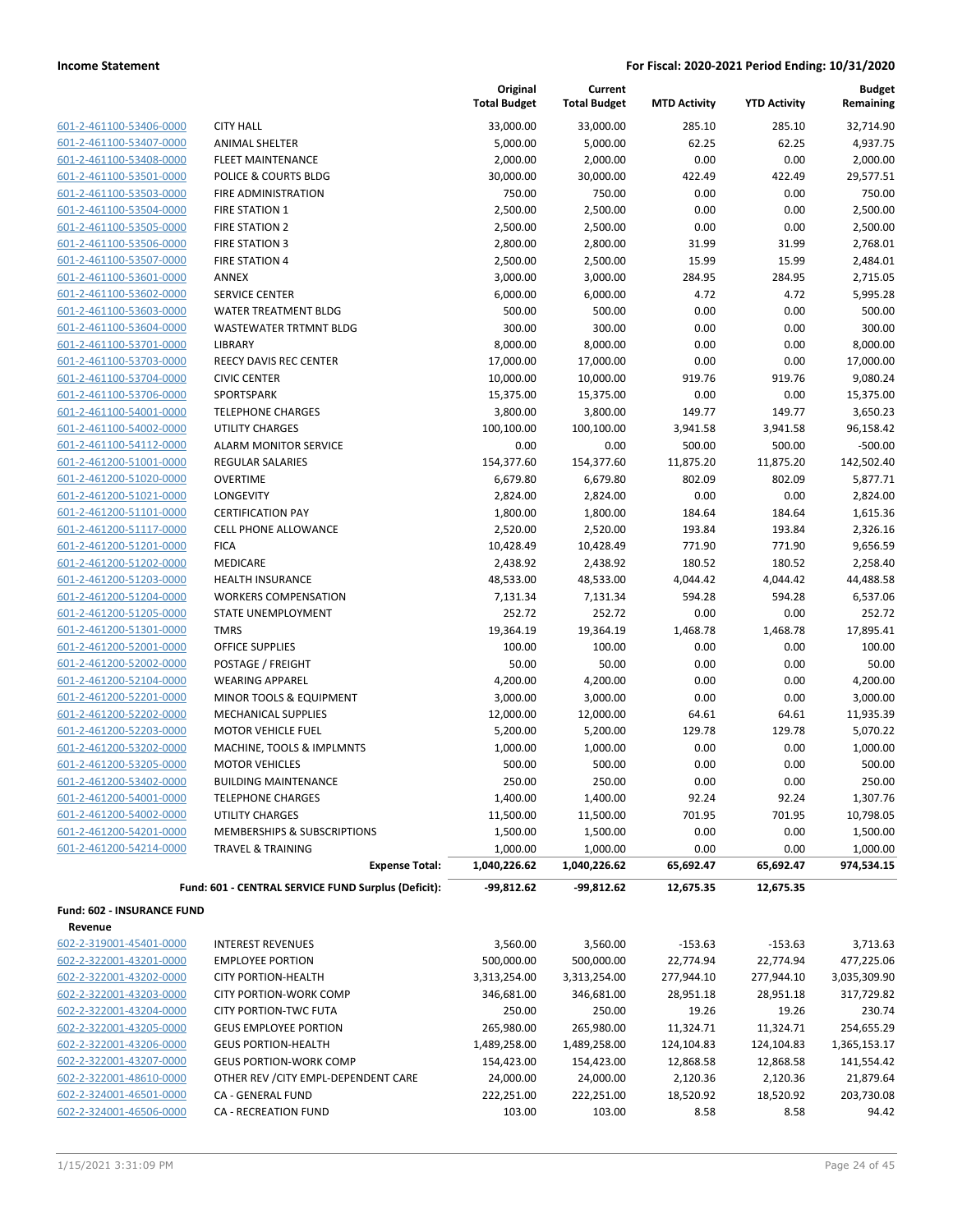**Income Statement** | **For Fiscal: 2020-2021 Period Ending: 10/31/2020**

| | | Original Total Budget | Current Total Budget | MTD Activity | YTD Activity | Budget Remaining |
|---|---|---|---|---|---|---|
| 601-2-461100-53406-0000 | CITY HALL | 33,000.00 | 33,000.00 | 285.10 | 285.10 | 32,714.90 |
| 601-2-461100-53407-0000 | ANIMAL SHELTER | 5,000.00 | 5,000.00 | 62.25 | 62.25 | 4,937.75 |
| 601-2-461100-53408-0000 | FLEET MAINTENANCE | 2,000.00 | 2,000.00 | 0.00 | 0.00 | 2,000.00 |
| 601-2-461100-53501-0000 | POLICE & COURTS BLDG | 30,000.00 | 30,000.00 | 422.49 | 422.49 | 29,577.51 |
| 601-2-461100-53503-0000 | FIRE ADMINISTRATION | 750.00 | 750.00 | 0.00 | 0.00 | 750.00 |
| 601-2-461100-53504-0000 | FIRE STATION 1 | 2,500.00 | 2,500.00 | 0.00 | 0.00 | 2,500.00 |
| 601-2-461100-53505-0000 | FIRE STATION 2 | 2,500.00 | 2,500.00 | 0.00 | 0.00 | 2,500.00 |
| 601-2-461100-53506-0000 | FIRE STATION 3 | 2,800.00 | 2,800.00 | 31.99 | 31.99 | 2,768.01 |
| 601-2-461100-53507-0000 | FIRE STATION 4 | 2,500.00 | 2,500.00 | 15.99 | 15.99 | 2,484.01 |
| 601-2-461100-53601-0000 | ANNEX | 3,000.00 | 3,000.00 | 284.95 | 284.95 | 2,715.05 |
| 601-2-461100-53602-0000 | SERVICE CENTER | 6,000.00 | 6,000.00 | 4.72 | 4.72 | 5,995.28 |
| 601-2-461100-53603-0000 | WATER TREATMENT BLDG | 500.00 | 500.00 | 0.00 | 0.00 | 500.00 |
| 601-2-461100-53604-0000 | WASTEWATER TRTMNT BLDG | 300.00 | 300.00 | 0.00 | 0.00 | 300.00 |
| 601-2-461100-53701-0000 | LIBRARY | 8,000.00 | 8,000.00 | 0.00 | 0.00 | 8,000.00 |
| 601-2-461100-53703-0000 | REECY DAVIS REC CENTER | 17,000.00 | 17,000.00 | 0.00 | 0.00 | 17,000.00 |
| 601-2-461100-53704-0000 | CIVIC CENTER | 10,000.00 | 10,000.00 | 919.76 | 919.76 | 9,080.24 |
| 601-2-461100-53706-0000 | SPORTSPARK | 15,375.00 | 15,375.00 | 0.00 | 0.00 | 15,375.00 |
| 601-2-461100-54001-0000 | TELEPHONE CHARGES | 3,800.00 | 3,800.00 | 149.77 | 149.77 | 3,650.23 |
| 601-2-461100-54002-0000 | UTILITY CHARGES | 100,100.00 | 100,100.00 | 3,941.58 | 3,941.58 | 96,158.42 |
| 601-2-461100-54112-0000 | ALARM MONITOR SERVICE | 0.00 | 0.00 | 500.00 | 500.00 | -500.00 |
| 601-2-461200-51001-0000 | REGULAR SALARIES | 154,377.60 | 154,377.60 | 11,875.20 | 11,875.20 | 142,502.40 |
| 601-2-461200-51020-0000 | OVERTIME | 6,679.80 | 6,679.80 | 802.09 | 802.09 | 5,877.71 |
| 601-2-461200-51021-0000 | LONGEVITY | 2,824.00 | 2,824.00 | 0.00 | 0.00 | 2,824.00 |
| 601-2-461200-51101-0000 | CERTIFICATION PAY | 1,800.00 | 1,800.00 | 184.64 | 184.64 | 1,615.36 |
| 601-2-461200-51117-0000 | CELL PHONE ALLOWANCE | 2,520.00 | 2,520.00 | 193.84 | 193.84 | 2,326.16 |
| 601-2-461200-51201-0000 | FICA | 10,428.49 | 10,428.49 | 771.90 | 771.90 | 9,656.59 |
| 601-2-461200-51202-0000 | MEDICARE | 2,438.92 | 2,438.92 | 180.52 | 180.52 | 2,258.40 |
| 601-2-461200-51203-0000 | HEALTH INSURANCE | 48,533.00 | 48,533.00 | 4,044.42 | 4,044.42 | 44,488.58 |
| 601-2-461200-51204-0000 | WORKERS COMPENSATION | 7,131.34 | 7,131.34 | 594.28 | 594.28 | 6,537.06 |
| 601-2-461200-51205-0000 | STATE UNEMPLOYMENT | 252.72 | 252.72 | 0.00 | 0.00 | 252.72 |
| 601-2-461200-51301-0000 | TMRS | 19,364.19 | 19,364.19 | 1,468.78 | 1,468.78 | 17,895.41 |
| 601-2-461200-52001-0000 | OFFICE SUPPLIES | 100.00 | 100.00 | 0.00 | 0.00 | 100.00 |
| 601-2-461200-52002-0000 | POSTAGE / FREIGHT | 50.00 | 50.00 | 0.00 | 0.00 | 50.00 |
| 601-2-461200-52104-0000 | WEARING APPAREL | 4,200.00 | 4,200.00 | 0.00 | 0.00 | 4,200.00 |
| 601-2-461200-52201-0000 | MINOR TOOLS & EQUIPMENT | 3,000.00 | 3,000.00 | 0.00 | 0.00 | 3,000.00 |
| 601-2-461200-52202-0000 | MECHANICAL SUPPLIES | 12,000.00 | 12,000.00 | 64.61 | 64.61 | 11,935.39 |
| 601-2-461200-52203-0000 | MOTOR VEHICLE FUEL | 5,200.00 | 5,200.00 | 129.78 | 129.78 | 5,070.22 |
| 601-2-461200-53202-0000 | MACHINE, TOOLS & IMPLMNTS | 1,000.00 | 1,000.00 | 0.00 | 0.00 | 1,000.00 |
| 601-2-461200-53205-0000 | MOTOR VEHICLES | 500.00 | 500.00 | 0.00 | 0.00 | 500.00 |
| 601-2-461200-53402-0000 | BUILDING MAINTENANCE | 250.00 | 250.00 | 0.00 | 0.00 | 250.00 |
| 601-2-461200-54001-0000 | TELEPHONE CHARGES | 1,400.00 | 1,400.00 | 92.24 | 92.24 | 1,307.76 |
| 601-2-461200-54002-0000 | UTILITY CHARGES | 11,500.00 | 11,500.00 | 701.95 | 701.95 | 10,798.05 |
| 601-2-461200-54201-0000 | MEMBERSHIPS & SUBSCRIPTIONS | 1,500.00 | 1,500.00 | 0.00 | 0.00 | 1,500.00 |
| 601-2-461200-54214-0000 | TRAVEL & TRAINING | 1,000.00 | 1,000.00 | 0.00 | 0.00 | 1,000.00 |
| | **Expense Total:** | **1,040,226.62** | **1,040,226.62** | **65,692.47** | **65,692.47** | **974,534.15** |
| | **Fund: 601 - CENTRAL SERVICE FUND Surplus (Deficit):** | **-99,812.62** | **-99,812.62** | **12,675.35** | **12,675.35** | |

**Fund: 602 - INSURANCE FUND**

**Revenue**

| | | Original Total Budget | Current Total Budget | MTD Activity | YTD Activity | Budget Remaining |
|---|---|---|---|---|---|---|
| 602-2-319001-45401-0000 | INTEREST REVENUES | 3,560.00 | 3,560.00 | -153.63 | -153.63 | 3,713.63 |
| 602-2-322001-43201-0000 | EMPLOYEE PORTION | 500,000.00 | 500,000.00 | 22,774.94 | 22,774.94 | 477,225.06 |
| 602-2-322001-43202-0000 | CITY PORTION-HEALTH | 3,313,254.00 | 3,313,254.00 | 277,944.10 | 277,944.10 | 3,035,309.90 |
| 602-2-322001-43203-0000 | CITY PORTION-WORK COMP | 346,681.00 | 346,681.00 | 28,951.18 | 28,951.18 | 317,729.82 |
| 602-2-322001-43204-0000 | CITY PORTION-TWC FUTA | 250.00 | 250.00 | 19.26 | 19.26 | 230.74 |
| 602-2-322001-43205-0000 | GEUS EMPLOYEE PORTION | 265,980.00 | 265,980.00 | 11,324.71 | 11,324.71 | 254,655.29 |
| 602-2-322001-43206-0000 | GEUS PORTION-HEALTH | 1,489,258.00 | 1,489,258.00 | 124,104.83 | 124,104.83 | 1,365,153.17 |
| 602-2-322001-43207-0000 | GEUS PORTION-WORK COMP | 154,423.00 | 154,423.00 | 12,868.58 | 12,868.58 | 141,554.42 |
| 602-2-322001-48610-0000 | OTHER REV /CITY EMPL-DEPENDENT CARE | 24,000.00 | 24,000.00 | 2,120.36 | 2,120.36 | 21,879.64 |
| 602-2-324001-46501-0000 | CA - GENERAL FUND | 222,251.00 | 222,251.00 | 18,520.92 | 18,520.92 | 203,730.08 |
| 602-2-324001-46506-0000 | CA - RECREATION FUND | 103.00 | 103.00 | 8.58 | 8.58 | 94.42 |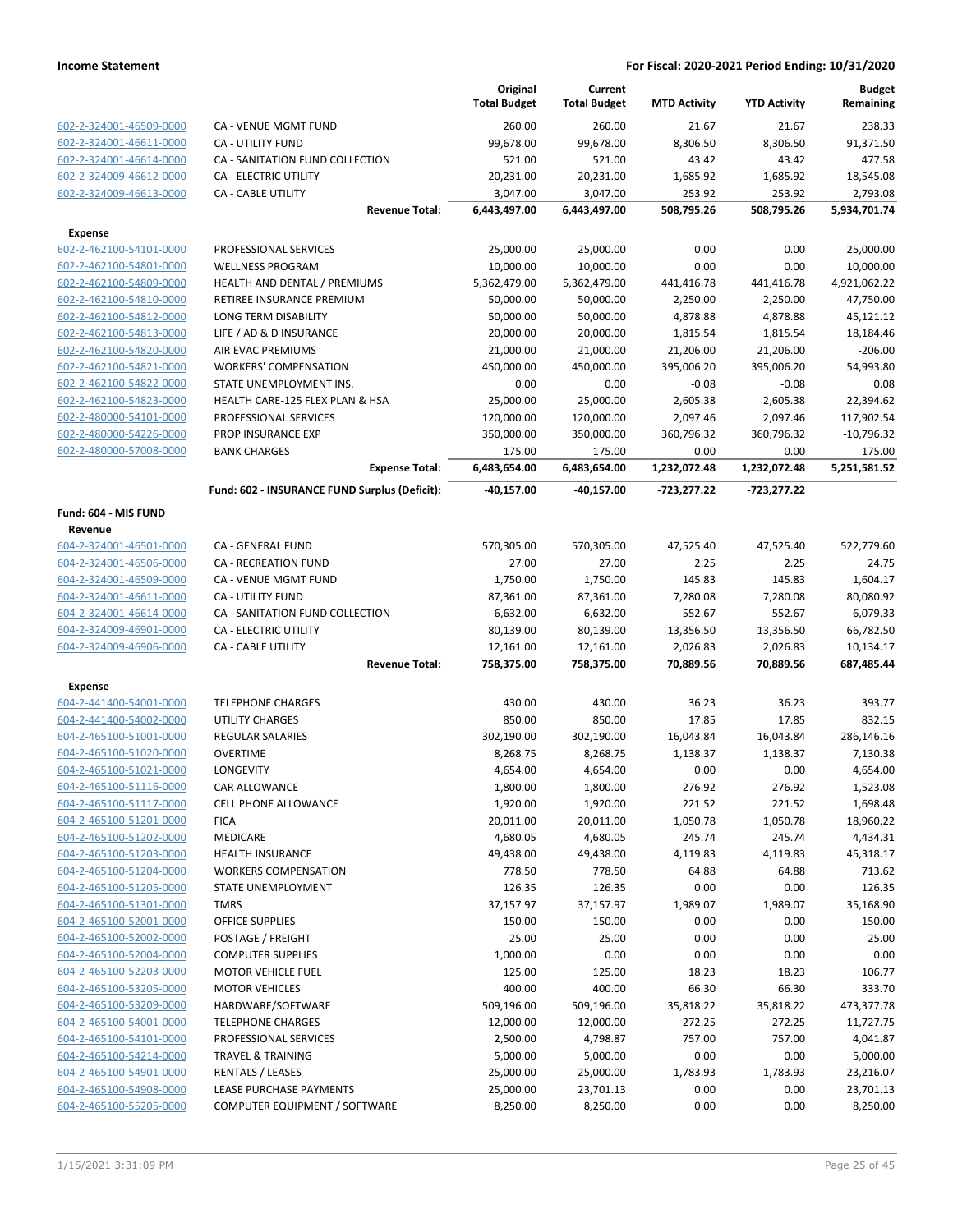| | | Original Total Budget | Current Total Budget | MTD Activity | YTD Activity | Budget Remaining |
|---|---|---|---|---|---|---|
| 602-2-324001-46509-0000 | CA - VENUE MGMT FUND | 260.00 | 260.00 | 21.67 | 21.67 | 238.33 |
| 602-2-324001-46611-0000 | CA - UTILITY FUND | 99,678.00 | 99,678.00 | 8,306.50 | 8,306.50 | 91,371.50 |
| 602-2-324001-46614-0000 | CA - SANITATION FUND COLLECTION | 521.00 | 521.00 | 43.42 | 43.42 | 477.58 |
| 602-2-324009-46612-0000 | CA - ELECTRIC UTILITY | 20,231.00 | 20,231.00 | 1,685.92 | 1,685.92 | 18,545.08 |
| 602-2-324009-46613-0000 | CA - CABLE UTILITY | 3,047.00 | 3,047.00 | 253.92 | 253.92 | 2,793.08 |
| | **Revenue Total:** | **6,443,497.00** | **6,443,497.00** | **508,795.26** | **508,795.26** | **5,934,701.74** |
| **Expense** | | | | | | |
| 602-2-462100-54101-0000 | PROFESSIONAL SERVICES | 25,000.00 | 25,000.00 | 0.00 | 0.00 | 25,000.00 |
| 602-2-462100-54801-0000 | WELLNESS PROGRAM | 10,000.00 | 10,000.00 | 0.00 | 0.00 | 10,000.00 |
| 602-2-462100-54809-0000 | HEALTH AND DENTAL / PREMIUMS | 5,362,479.00 | 5,362,479.00 | 441,416.78 | 441,416.78 | 4,921,062.22 |
| 602-2-462100-54810-0000 | RETIREE INSURANCE PREMIUM | 50,000.00 | 50,000.00 | 2,250.00 | 2,250.00 | 47,750.00 |
| 602-2-462100-54812-0000 | LONG TERM DISABILITY | 50,000.00 | 50,000.00 | 4,878.88 | 4,878.88 | 45,121.12 |
| 602-2-462100-54813-0000 | LIFE / AD & D INSURANCE | 20,000.00 | 20,000.00 | 1,815.54 | 1,815.54 | 18,184.46 |
| 602-2-462100-54820-0000 | AIR EVAC PREMIUMS | 21,000.00 | 21,000.00 | 21,206.00 | 21,206.00 | -206.00 |
| 602-2-462100-54821-0000 | WORKERS' COMPENSATION | 450,000.00 | 450,000.00 | 395,006.20 | 395,006.20 | 54,993.80 |
| 602-2-462100-54822-0000 | STATE UNEMPLOYMENT INS. | 0.00 | 0.00 | -0.08 | -0.08 | 0.08 |
| 602-2-462100-54823-0000 | HEALTH CARE-125 FLEX PLAN & HSA | 25,000.00 | 25,000.00 | 2,605.38 | 2,605.38 | 22,394.62 |
| 602-2-480000-54101-0000 | PROFESSIONAL SERVICES | 120,000.00 | 120,000.00 | 2,097.46 | 2,097.46 | 117,902.54 |
| 602-2-480000-54226-0000 | PROP INSURANCE EXP | 350,000.00 | 350,000.00 | 360,796.32 | 360,796.32 | -10,796.32 |
| 602-2-480000-57008-0000 | BANK CHARGES | 175.00 | 175.00 | 0.00 | 0.00 | 175.00 |
| | **Expense Total:** | **6,483,654.00** | **6,483,654.00** | **1,232,072.48** | **1,232,072.48** | **5,251,581.52** |
| | **Fund: 602 - INSURANCE FUND Surplus (Deficit):** | **-40,157.00** | **-40,157.00** | **-723,277.22** | **-723,277.22** | |
| **Fund: 604 - MIS FUND** | | | | | | |
| **Revenue** | | | | | | |
| 604-2-324001-46501-0000 | CA - GENERAL FUND | 570,305.00 | 570,305.00 | 47,525.40 | 47,525.40 | 522,779.60 |
| 604-2-324001-46506-0000 | CA - RECREATION FUND | 27.00 | 27.00 | 2.25 | 2.25 | 24.75 |
| 604-2-324001-46509-0000 | CA - VENUE MGMT FUND | 1,750.00 | 1,750.00 | 145.83 | 145.83 | 1,604.17 |
| 604-2-324001-46611-0000 | CA - UTILITY FUND | 87,361.00 | 87,361.00 | 7,280.08 | 7,280.08 | 80,080.92 |
| 604-2-324001-46614-0000 | CA - SANITATION FUND COLLECTION | 6,632.00 | 6,632.00 | 552.67 | 552.67 | 6,079.33 |
| 604-2-324009-46901-0000 | CA - ELECTRIC UTILITY | 80,139.00 | 80,139.00 | 13,356.50 | 13,356.50 | 66,782.50 |
| 604-2-324009-46906-0000 | CA - CABLE UTILITY | 12,161.00 | 12,161.00 | 2,026.83 | 2,026.83 | 10,134.17 |
| | **Revenue Total:** | **758,375.00** | **758,375.00** | **70,889.56** | **70,889.56** | **687,485.44** |
| **Expense** | | | | | | |
| 604-2-441400-54001-0000 | TELEPHONE CHARGES | 430.00 | 430.00 | 36.23 | 36.23 | 393.77 |
| 604-2-441400-54002-0000 | UTILITY CHARGES | 850.00 | 850.00 | 17.85 | 17.85 | 832.15 |
| 604-2-465100-51001-0000 | REGULAR SALARIES | 302,190.00 | 302,190.00 | 16,043.84 | 16,043.84 | 286,146.16 |
| 604-2-465100-51020-0000 | OVERTIME | 8,268.75 | 8,268.75 | 1,138.37 | 1,138.37 | 7,130.38 |
| 604-2-465100-51021-0000 | LONGEVITY | 4,654.00 | 4,654.00 | 0.00 | 0.00 | 4,654.00 |
| 604-2-465100-51116-0000 | CAR ALLOWANCE | 1,800.00 | 1,800.00 | 276.92 | 276.92 | 1,523.08 |
| 604-2-465100-51117-0000 | CELL PHONE ALLOWANCE | 1,920.00 | 1,920.00 | 221.52 | 221.52 | 1,698.48 |
| 604-2-465100-51201-0000 | FICA | 20,011.00 | 20,011.00 | 1,050.78 | 1,050.78 | 18,960.22 |
| 604-2-465100-51202-0000 | MEDICARE | 4,680.05 | 4,680.05 | 245.74 | 245.74 | 4,434.31 |
| 604-2-465100-51203-0000 | HEALTH INSURANCE | 49,438.00 | 49,438.00 | 4,119.83 | 4,119.83 | 45,318.17 |
| 604-2-465100-51204-0000 | WORKERS COMPENSATION | 778.50 | 778.50 | 64.88 | 64.88 | 713.62 |
| 604-2-465100-51205-0000 | STATE UNEMPLOYMENT | 126.35 | 126.35 | 0.00 | 0.00 | 126.35 |
| 604-2-465100-51301-0000 | TMRS | 37,157.97 | 37,157.97 | 1,989.07 | 1,989.07 | 35,168.90 |
| 604-2-465100-52001-0000 | OFFICE SUPPLIES | 150.00 | 150.00 | 0.00 | 0.00 | 150.00 |
| 604-2-465100-52002-0000 | POSTAGE / FREIGHT | 25.00 | 25.00 | 0.00 | 0.00 | 25.00 |
| 604-2-465100-52004-0000 | COMPUTER SUPPLIES | 1,000.00 | 0.00 | 0.00 | 0.00 | 0.00 |
| 604-2-465100-52203-0000 | MOTOR VEHICLE FUEL | 125.00 | 125.00 | 18.23 | 18.23 | 106.77 |
| 604-2-465100-53205-0000 | MOTOR VEHICLES | 400.00 | 400.00 | 66.30 | 66.30 | 333.70 |
| 604-2-465100-53209-0000 | HARDWARE/SOFTWARE | 509,196.00 | 509,196.00 | 35,818.22 | 35,818.22 | 473,377.78 |
| 604-2-465100-54001-0000 | TELEPHONE CHARGES | 12,000.00 | 12,000.00 | 272.25 | 272.25 | 11,727.75 |
| 604-2-465100-54101-0000 | PROFESSIONAL SERVICES | 2,500.00 | 4,798.87 | 757.00 | 757.00 | 4,041.87 |
| 604-2-465100-54214-0000 | TRAVEL & TRAINING | 5,000.00 | 5,000.00 | 0.00 | 0.00 | 5,000.00 |
| 604-2-465100-54901-0000 | RENTALS / LEASES | 25,000.00 | 25,000.00 | 1,783.93 | 1,783.93 | 23,216.07 |
| 604-2-465100-54908-0000 | LEASE PURCHASE PAYMENTS | 25,000.00 | 23,701.13 | 0.00 | 0.00 | 23,701.13 |
| 604-2-465100-55205-0000 | COMPUTER EQUIPMENT / SOFTWARE | 8,250.00 | 8,250.00 | 0.00 | 0.00 | 8,250.00 |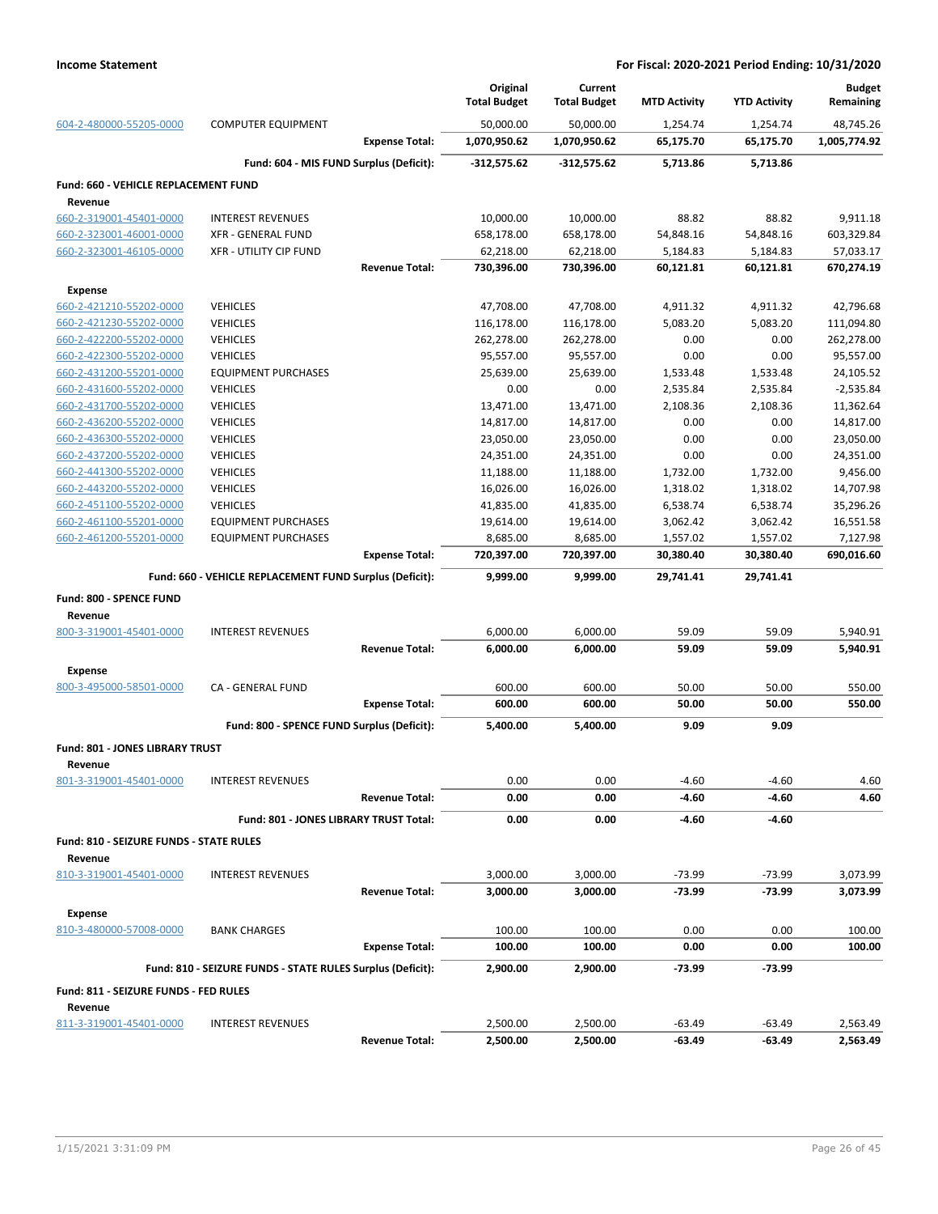| | | Original Total Budget | Current Total Budget | MTD Activity | YTD Activity | Budget Remaining |
|---|---|---|---|---|---|---|
| 604-2-480000-55205-0000 | COMPUTER EQUIPMENT | 50,000.00 | 50,000.00 | 1,254.74 | 1,254.74 | 48,745.26 |
| | **Expense Total:** | **1,070,950.62** | **1,070,950.62** | **65,175.70** | **65,175.70** | **1,005,774.92** |
| | **Fund: 604 - MIS FUND Surplus (Deficit):** | **-312,575.62** | **-312,575.62** | **5,713.86** | **5,713.86** | |
| **Fund: 660 - VEHICLE REPLACEMENT FUND** | | | | | | |
| **Revenue** | | | | | | |
| 660-2-319001-45401-0000 | INTEREST REVENUES | 10,000.00 | 10,000.00 | 88.82 | 88.82 | 9,911.18 |
| 660-2-323001-46001-0000 | XFR - GENERAL FUND | 658,178.00 | 658,178.00 | 54,848.16 | 54,848.16 | 603,329.84 |
| 660-2-323001-46105-0000 | XFR - UTILITY CIP FUND | 62,218.00 | 62,218.00 | 5,184.83 | 5,184.83 | 57,033.17 |
| | **Revenue Total:** | **730,396.00** | **730,396.00** | **60,121.81** | **60,121.81** | **670,274.19** |
| **Expense** | | | | | | |
| 660-2-421210-55202-0000 | VEHICLES | 47,708.00 | 47,708.00 | 4,911.32 | 4,911.32 | 42,796.68 |
| 660-2-421230-55202-0000 | VEHICLES | 116,178.00 | 116,178.00 | 5,083.20 | 5,083.20 | 111,094.80 |
| 660-2-422200-55202-0000 | VEHICLES | 262,278.00 | 262,278.00 | 0.00 | 0.00 | 262,278.00 |
| 660-2-422300-55202-0000 | VEHICLES | 95,557.00 | 95,557.00 | 0.00 | 0.00 | 95,557.00 |
| 660-2-431200-55201-0000 | EQUIPMENT PURCHASES | 25,639.00 | 25,639.00 | 1,533.48 | 1,533.48 | 24,105.52 |
| 660-2-431600-55202-0000 | VEHICLES | 0.00 | 0.00 | 2,535.84 | 2,535.84 | -2,535.84 |
| 660-2-431700-55202-0000 | VEHICLES | 13,471.00 | 13,471.00 | 2,108.36 | 2,108.36 | 11,362.64 |
| 660-2-436200-55202-0000 | VEHICLES | 14,817.00 | 14,817.00 | 0.00 | 0.00 | 14,817.00 |
| 660-2-436300-55202-0000 | VEHICLES | 23,050.00 | 23,050.00 | 0.00 | 0.00 | 23,050.00 |
| 660-2-437200-55202-0000 | VEHICLES | 24,351.00 | 24,351.00 | 0.00 | 0.00 | 24,351.00 |
| 660-2-441300-55202-0000 | VEHICLES | 11,188.00 | 11,188.00 | 1,732.00 | 1,732.00 | 9,456.00 |
| 660-2-443200-55202-0000 | VEHICLES | 16,026.00 | 16,026.00 | 1,318.02 | 1,318.02 | 14,707.98 |
| 660-2-451100-55202-0000 | VEHICLES | 41,835.00 | 41,835.00 | 6,538.74 | 6,538.74 | 35,296.26 |
| 660-2-461100-55201-0000 | EQUIPMENT PURCHASES | 19,614.00 | 19,614.00 | 3,062.42 | 3,062.42 | 16,551.58 |
| 660-2-461200-55201-0000 | EQUIPMENT PURCHASES | 8,685.00 | 8,685.00 | 1,557.02 | 1,557.02 | 7,127.98 |
| | **Expense Total:** | **720,397.00** | **720,397.00** | **30,380.40** | **30,380.40** | **690,016.60** |
| | **Fund: 660 - VEHICLE REPLACEMENT FUND Surplus (Deficit):** | **9,999.00** | **9,999.00** | **29,741.41** | **29,741.41** | |
| **Fund: 800 - SPENCE FUND** | | | | | | |
| **Revenue** | | | | | | |
| 800-3-319001-45401-0000 | INTEREST REVENUES | 6,000.00 | 6,000.00 | 59.09 | 59.09 | 5,940.91 |
| | **Revenue Total:** | **6,000.00** | **6,000.00** | **59.09** | **59.09** | **5,940.91** |
| **Expense** | | | | | | |
| 800-3-495000-58501-0000 | CA - GENERAL FUND | 600.00 | 600.00 | 50.00 | 50.00 | 550.00 |
| | **Expense Total:** | **600.00** | **600.00** | **50.00** | **50.00** | **550.00** |
| | **Fund: 800 - SPENCE FUND Surplus (Deficit):** | **5,400.00** | **5,400.00** | **9.09** | **9.09** | |
| **Fund: 801 - JONES LIBRARY TRUST** | | | | | | |
| **Revenue** | | | | | | |
| 801-3-319001-45401-0000 | INTEREST REVENUES | 0.00 | 0.00 | -4.60 | -4.60 | 4.60 |
| | **Revenue Total:** | **0.00** | **0.00** | **-4.60** | **-4.60** | **4.60** |
| | **Fund: 801 - JONES LIBRARY TRUST Total:** | **0.00** | **0.00** | **-4.60** | **-4.60** | |
| **Fund: 810 - SEIZURE FUNDS - STATE RULES** | | | | | | |
| **Revenue** | | | | | | |
| 810-3-319001-45401-0000 | INTEREST REVENUES | 3,000.00 | 3,000.00 | -73.99 | -73.99 | 3,073.99 |
| | **Revenue Total:** | **3,000.00** | **3,000.00** | **-73.99** | **-73.99** | **3,073.99** |
| **Expense** | | | | | | |
| 810-3-480000-57008-0000 | BANK CHARGES | 100.00 | 100.00 | 0.00 | 0.00 | 100.00 |
| | **Expense Total:** | **100.00** | **100.00** | **0.00** | **0.00** | **100.00** |
| | **Fund: 810 - SEIZURE FUNDS - STATE RULES Surplus (Deficit):** | **2,900.00** | **2,900.00** | **-73.99** | **-73.99** | |
| **Fund: 811 - SEIZURE FUNDS - FED RULES** | | | | | | |
| **Revenue** | | | | | | |
| 811-3-319001-45401-0000 | INTEREST REVENUES | 2,500.00 | 2,500.00 | -63.49 | -63.49 | 2,563.49 |
| | **Revenue Total:** | **2,500.00** | **2,500.00** | **-63.49** | **-63.49** | **2,563.49** |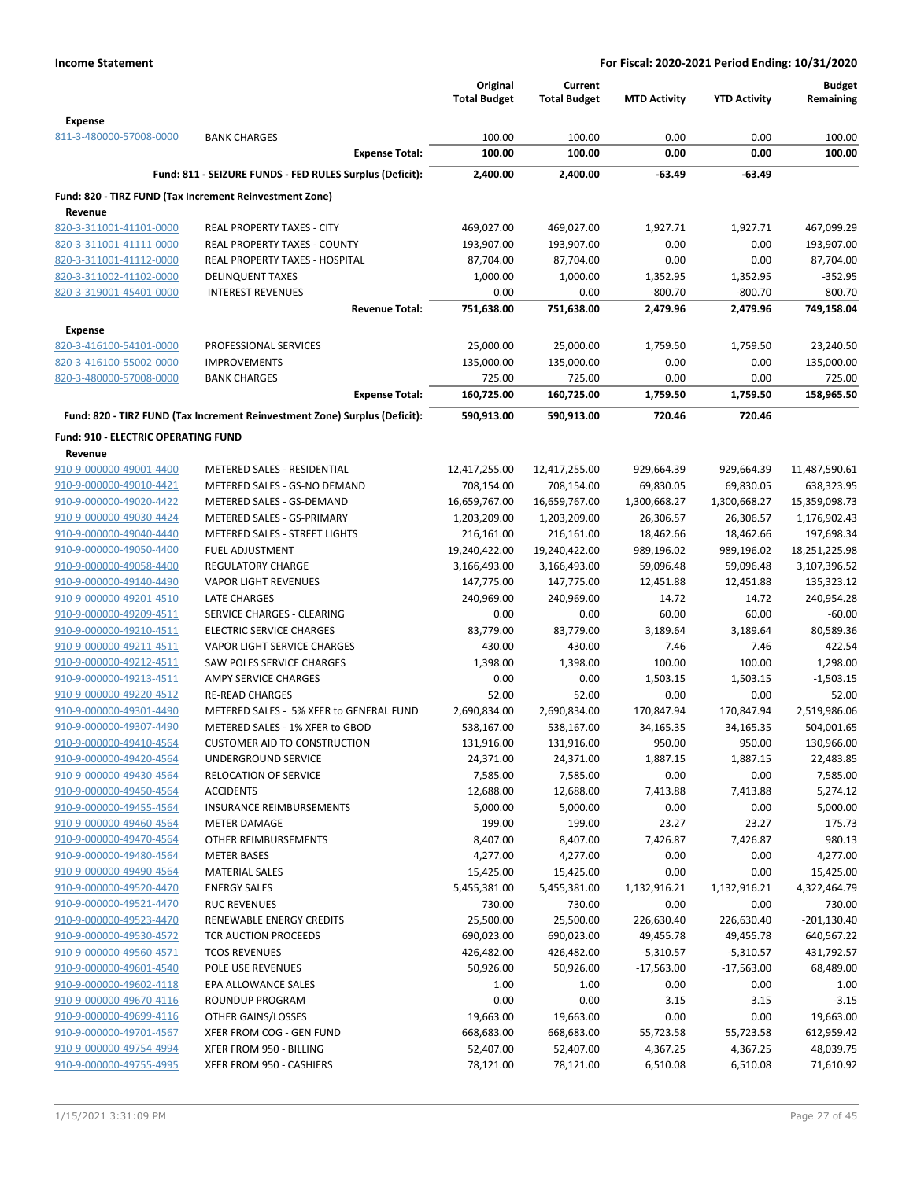**Income Statement** | **For Fiscal: 2020-2021 Period Ending: 10/31/2020**

| | | Original Total Budget | Current Total Budget | MTD Activity | YTD Activity | Budget Remaining |
|---|---|---|---|---|---|---|
| **Expense** | | | | | | |
| 811-3-480000-57008-0000 | BANK CHARGES | 100.00 | 100.00 | 0.00 | 0.00 | 100.00 |
| | **Expense Total:** | **100.00** | **100.00** | **0.00** | **0.00** | **100.00** |
| | **Fund: 811 - SEIZURE FUNDS - FED RULES Surplus (Deficit):** | **2,400.00** | **2,400.00** | **-63.49** | **-63.49** | |
| **Fund: 820 - TIRZ FUND (Tax Increment Reinvestment Zone)** | | | | | | |
| **Revenue** | | | | | | |
| 820-3-311001-41101-0000 | REAL PROPERTY TAXES - CITY | 469,027.00 | 469,027.00 | 1,927.71 | 1,927.71 | 467,099.29 |
| 820-3-311001-41111-0000 | REAL PROPERTY TAXES - COUNTY | 193,907.00 | 193,907.00 | 0.00 | 0.00 | 193,907.00 |
| 820-3-311001-41112-0000 | REAL PROPERTY TAXES - HOSPITAL | 87,704.00 | 87,704.00 | 0.00 | 0.00 | 87,704.00 |
| 820-3-311002-41102-0000 | DELINQUENT TAXES | 1,000.00 | 1,000.00 | 1,352.95 | 1,352.95 | -352.95 |
| 820-3-319001-45401-0000 | INTEREST REVENUES | 0.00 | 0.00 | -800.70 | -800.70 | 800.70 |
| | **Revenue Total:** | **751,638.00** | **751,638.00** | **2,479.96** | **2,479.96** | **749,158.04** |
| **Expense** | | | | | | |
| 820-3-416100-54101-0000 | PROFESSIONAL SERVICES | 25,000.00 | 25,000.00 | 1,759.50 | 1,759.50 | 23,240.50 |
| 820-3-416100-55002-0000 | IMPROVEMENTS | 135,000.00 | 135,000.00 | 0.00 | 0.00 | 135,000.00 |
| 820-3-480000-57008-0000 | BANK CHARGES | 725.00 | 725.00 | 0.00 | 0.00 | 725.00 |
| | **Expense Total:** | **160,725.00** | **160,725.00** | **1,759.50** | **1,759.50** | **158,965.50** |
| | **Fund: 820 - TIRZ FUND (Tax Increment Reinvestment Zone) Surplus (Deficit):** | **590,913.00** | **590,913.00** | **720.46** | **720.46** | |
| **Fund: 910 - ELECTRIC OPERATING FUND** | | | | | | |
| **Revenue** | | | | | | |
| 910-9-000000-49001-4400 | METERED SALES - RESIDENTIAL | 12,417,255.00 | 12,417,255.00 | 929,664.39 | 929,664.39 | 11,487,590.61 |
| 910-9-000000-49010-4421 | METERED SALES - GS-NO DEMAND | 708,154.00 | 708,154.00 | 69,830.05 | 69,830.05 | 638,323.95 |
| 910-9-000000-49020-4422 | METERED SALES - GS-DEMAND | 16,659,767.00 | 16,659,767.00 | 1,300,668.27 | 1,300,668.27 | 15,359,098.73 |
| 910-9-000000-49030-4424 | METERED SALES - GS-PRIMARY | 1,203,209.00 | 1,203,209.00 | 26,306.57 | 26,306.57 | 1,176,902.43 |
| 910-9-000000-49040-4440 | METERED SALES - STREET LIGHTS | 216,161.00 | 216,161.00 | 18,462.66 | 18,462.66 | 197,698.34 |
| 910-9-000000-49050-4400 | FUEL ADJUSTMENT | 19,240,422.00 | 19,240,422.00 | 989,196.02 | 989,196.02 | 18,251,225.98 |
| 910-9-000000-49058-4400 | REGULATORY CHARGE | 3,166,493.00 | 3,166,493.00 | 59,096.48 | 59,096.48 | 3,107,396.52 |
| 910-9-000000-49140-4490 | VAPOR LIGHT REVENUES | 147,775.00 | 147,775.00 | 12,451.88 | 12,451.88 | 135,323.12 |
| 910-9-000000-49201-4510 | LATE CHARGES | 240,969.00 | 240,969.00 | 14.72 | 14.72 | 240,954.28 |
| 910-9-000000-49209-4511 | SERVICE CHARGES - CLEARING | 0.00 | 0.00 | 60.00 | 60.00 | -60.00 |
| 910-9-000000-49210-4511 | ELECTRIC SERVICE CHARGES | 83,779.00 | 83,779.00 | 3,189.64 | 3,189.64 | 80,589.36 |
| 910-9-000000-49211-4511 | VAPOR LIGHT SERVICE CHARGES | 430.00 | 430.00 | 7.46 | 7.46 | 422.54 |
| 910-9-000000-49212-4511 | SAW POLES SERVICE CHARGES | 1,398.00 | 1,398.00 | 100.00 | 100.00 | 1,298.00 |
| 910-9-000000-49213-4511 | AMPY SERVICE CHARGES | 0.00 | 0.00 | 1,503.15 | 1,503.15 | -1,503.15 |
| 910-9-000000-49220-4512 | RE-READ CHARGES | 52.00 | 52.00 | 0.00 | 0.00 | 52.00 |
| 910-9-000000-49301-4490 | METERED SALES - 5% XFER to GENERAL FUND | 2,690,834.00 | 2,690,834.00 | 170,847.94 | 170,847.94 | 2,519,986.06 |
| 910-9-000000-49307-4490 | METERED SALES - 1% XFER to GBOD | 538,167.00 | 538,167.00 | 34,165.35 | 34,165.35 | 504,001.65 |
| 910-9-000000-49410-4564 | CUSTOMER AID TO CONSTRUCTION | 131,916.00 | 131,916.00 | 950.00 | 950.00 | 130,966.00 |
| 910-9-000000-49420-4564 | UNDERGROUND SERVICE | 24,371.00 | 24,371.00 | 1,887.15 | 1,887.15 | 22,483.85 |
| 910-9-000000-49430-4564 | RELOCATION OF SERVICE | 7,585.00 | 7,585.00 | 0.00 | 0.00 | 7,585.00 |
| 910-9-000000-49450-4564 | ACCIDENTS | 12,688.00 | 12,688.00 | 7,413.88 | 7,413.88 | 5,274.12 |
| 910-9-000000-49455-4564 | INSURANCE REIMBURSEMENTS | 5,000.00 | 5,000.00 | 0.00 | 0.00 | 5,000.00 |
| 910-9-000000-49460-4564 | METER DAMAGE | 199.00 | 199.00 | 23.27 | 23.27 | 175.73 |
| 910-9-000000-49470-4564 | OTHER REIMBURSEMENTS | 8,407.00 | 8,407.00 | 7,426.87 | 7,426.87 | 980.13 |
| 910-9-000000-49480-4564 | METER BASES | 4,277.00 | 4,277.00 | 0.00 | 0.00 | 4,277.00 |
| 910-9-000000-49490-4564 | MATERIAL SALES | 15,425.00 | 15,425.00 | 0.00 | 0.00 | 15,425.00 |
| 910-9-000000-49520-4470 | ENERGY SALES | 5,455,381.00 | 5,455,381.00 | 1,132,916.21 | 1,132,916.21 | 4,322,464.79 |
| 910-9-000000-49521-4470 | RUC REVENUES | 730.00 | 730.00 | 0.00 | 0.00 | 730.00 |
| 910-9-000000-49523-4470 | RENEWABLE ENERGY CREDITS | 25,500.00 | 25,500.00 | 226,630.40 | 226,630.40 | -201,130.40 |
| 910-9-000000-49530-4572 | TCR AUCTION PROCEEDS | 690,023.00 | 690,023.00 | 49,455.78 | 49,455.78 | 640,567.22 |
| 910-9-000000-49560-4571 | TCOS REVENUES | 426,482.00 | 426,482.00 | -5,310.57 | -5,310.57 | 431,792.57 |
| 910-9-000000-49601-4540 | POLE USE REVENUES | 50,926.00 | 50,926.00 | -17,563.00 | -17,563.00 | 68,489.00 |
| 910-9-000000-49602-4118 | EPA ALLOWANCE SALES | 1.00 | 1.00 | 0.00 | 0.00 | 1.00 |
| 910-9-000000-49670-4116 | ROUNDUP PROGRAM | 0.00 | 0.00 | 3.15 | 3.15 | -3.15 |
| 910-9-000000-49699-4116 | OTHER GAINS/LOSSES | 19,663.00 | 19,663.00 | 0.00 | 0.00 | 19,663.00 |
| 910-9-000000-49701-4567 | XFER FROM COG - GEN FUND | 668,683.00 | 668,683.00 | 55,723.58 | 55,723.58 | 612,959.42 |
| 910-9-000000-49754-4994 | XFER FROM 950 - BILLING | 52,407.00 | 52,407.00 | 4,367.25 | 4,367.25 | 48,039.75 |
| 910-9-000000-49755-4995 | XFER FROM 950 - CASHIERS | 78,121.00 | 78,121.00 | 6,510.08 | 6,510.08 | 71,610.92 |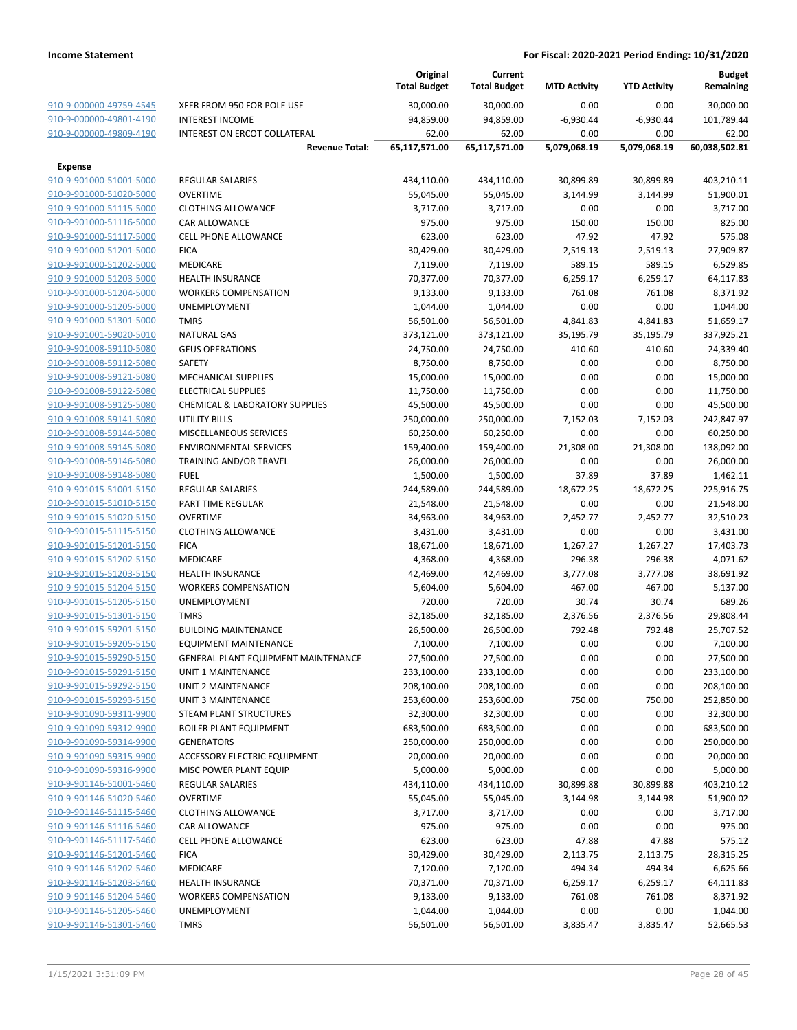| | | Original Total Budget | Current Total Budget | MTD Activity | YTD Activity | Budget Remaining |
|---|---|---|---|---|---|---|
| 910-9-000000-49759-4545 | XFER FROM 950 FOR POLE USE | 30,000.00 | 30,000.00 | 0.00 | 0.00 | 30,000.00 |
| 910-9-000000-49801-4190 | INTEREST INCOME | 94,859.00 | 94,859.00 | -6,930.44 | -6,930.44 | 101,789.44 |
| 910-9-000000-49809-4190 | INTEREST ON ERCOT COLLATERAL | 62.00 | 62.00 | 0.00 | 0.00 | 62.00 |
| | **Revenue Total:** | **65,117,571.00** | **65,117,571.00** | **5,079,068.19** | **5,079,068.19** | **60,038,502.81** |
| **Expense** | | | | | | |
| 910-9-901000-51001-5000 | REGULAR SALARIES | 434,110.00 | 434,110.00 | 30,899.89 | 30,899.89 | 403,210.11 |
| 910-9-901000-51020-5000 | OVERTIME | 55,045.00 | 55,045.00 | 3,144.99 | 3,144.99 | 51,900.01 |
| 910-9-901000-51115-5000 | CLOTHING ALLOWANCE | 3,717.00 | 3,717.00 | 0.00 | 0.00 | 3,717.00 |
| 910-9-901000-51116-5000 | CAR ALLOWANCE | 975.00 | 975.00 | 150.00 | 150.00 | 825.00 |
| 910-9-901000-51117-5000 | CELL PHONE ALLOWANCE | 623.00 | 623.00 | 47.92 | 47.92 | 575.08 |
| 910-9-901000-51201-5000 | FICA | 30,429.00 | 30,429.00 | 2,519.13 | 2,519.13 | 27,909.87 |
| 910-9-901000-51202-5000 | MEDICARE | 7,119.00 | 7,119.00 | 589.15 | 589.15 | 6,529.85 |
| 910-9-901000-51203-5000 | HEALTH INSURANCE | 70,377.00 | 70,377.00 | 6,259.17 | 6,259.17 | 64,117.83 |
| 910-9-901000-51204-5000 | WORKERS COMPENSATION | 9,133.00 | 9,133.00 | 761.08 | 761.08 | 8,371.92 |
| 910-9-901000-51205-5000 | UNEMPLOYMENT | 1,044.00 | 1,044.00 | 0.00 | 0.00 | 1,044.00 |
| 910-9-901000-51301-5000 | TMRS | 56,501.00 | 56,501.00 | 4,841.83 | 4,841.83 | 51,659.17 |
| 910-9-901001-59020-5010 | NATURAL GAS | 373,121.00 | 373,121.00 | 35,195.79 | 35,195.79 | 337,925.21 |
| 910-9-901008-59110-5080 | GEUS OPERATIONS | 24,750.00 | 24,750.00 | 410.60 | 410.60 | 24,339.40 |
| 910-9-901008-59112-5080 | SAFETY | 8,750.00 | 8,750.00 | 0.00 | 0.00 | 8,750.00 |
| 910-9-901008-59121-5080 | MECHANICAL SUPPLIES | 15,000.00 | 15,000.00 | 0.00 | 0.00 | 15,000.00 |
| 910-9-901008-59122-5080 | ELECTRICAL SUPPLIES | 11,750.00 | 11,750.00 | 0.00 | 0.00 | 11,750.00 |
| 910-9-901008-59125-5080 | CHEMICAL & LABORATORY SUPPLIES | 45,500.00 | 45,500.00 | 0.00 | 0.00 | 45,500.00 |
| 910-9-901008-59141-5080 | UTILITY BILLS | 250,000.00 | 250,000.00 | 7,152.03 | 7,152.03 | 242,847.97 |
| 910-9-901008-59144-5080 | MISCELLANEOUS SERVICES | 60,250.00 | 60,250.00 | 0.00 | 0.00 | 60,250.00 |
| 910-9-901008-59145-5080 | ENVIRONMENTAL SERVICES | 159,400.00 | 159,400.00 | 21,308.00 | 21,308.00 | 138,092.00 |
| 910-9-901008-59146-5080 | TRAINING AND/OR TRAVEL | 26,000.00 | 26,000.00 | 0.00 | 0.00 | 26,000.00 |
| 910-9-901008-59148-5080 | FUEL | 1,500.00 | 1,500.00 | 37.89 | 37.89 | 1,462.11 |
| 910-9-901015-51001-5150 | REGULAR SALARIES | 244,589.00 | 244,589.00 | 18,672.25 | 18,672.25 | 225,916.75 |
| 910-9-901015-51010-5150 | PART TIME REGULAR | 21,548.00 | 21,548.00 | 0.00 | 0.00 | 21,548.00 |
| 910-9-901015-51020-5150 | OVERTIME | 34,963.00 | 34,963.00 | 2,452.77 | 2,452.77 | 32,510.23 |
| 910-9-901015-51115-5150 | CLOTHING ALLOWANCE | 3,431.00 | 3,431.00 | 0.00 | 0.00 | 3,431.00 |
| 910-9-901015-51201-5150 | FICA | 18,671.00 | 18,671.00 | 1,267.27 | 1,267.27 | 17,403.73 |
| 910-9-901015-51202-5150 | MEDICARE | 4,368.00 | 4,368.00 | 296.38 | 296.38 | 4,071.62 |
| 910-9-901015-51203-5150 | HEALTH INSURANCE | 42,469.00 | 42,469.00 | 3,777.08 | 3,777.08 | 38,691.92 |
| 910-9-901015-51204-5150 | WORKERS COMPENSATION | 5,604.00 | 5,604.00 | 467.00 | 467.00 | 5,137.00 |
| 910-9-901015-51205-5150 | UNEMPLOYMENT | 720.00 | 720.00 | 30.74 | 30.74 | 689.26 |
| 910-9-901015-51301-5150 | TMRS | 32,185.00 | 32,185.00 | 2,376.56 | 2,376.56 | 29,808.44 |
| 910-9-901015-59201-5150 | BUILDING MAINTENANCE | 26,500.00 | 26,500.00 | 792.48 | 792.48 | 25,707.52 |
| 910-9-901015-59205-5150 | EQUIPMENT MAINTENANCE | 7,100.00 | 7,100.00 | 0.00 | 0.00 | 7,100.00 |
| 910-9-901015-59290-5150 | GENERAL PLANT EQUIPMENT MAINTENANCE | 27,500.00 | 27,500.00 | 0.00 | 0.00 | 27,500.00 |
| 910-9-901015-59291-5150 | UNIT 1 MAINTENANCE | 233,100.00 | 233,100.00 | 0.00 | 0.00 | 233,100.00 |
| 910-9-901015-59292-5150 | UNIT 2 MAINTENANCE | 208,100.00 | 208,100.00 | 0.00 | 0.00 | 208,100.00 |
| 910-9-901015-59293-5150 | UNIT 3 MAINTENANCE | 253,600.00 | 253,600.00 | 750.00 | 750.00 | 252,850.00 |
| 910-9-901090-59311-9900 | STEAM PLANT STRUCTURES | 32,300.00 | 32,300.00 | 0.00 | 0.00 | 32,300.00 |
| 910-9-901090-59312-9900 | BOILER PLANT EQUIPMENT | 683,500.00 | 683,500.00 | 0.00 | 0.00 | 683,500.00 |
| 910-9-901090-59314-9900 | GENERATORS | 250,000.00 | 250,000.00 | 0.00 | 0.00 | 250,000.00 |
| 910-9-901090-59315-9900 | ACCESSORY ELECTRIC EQUIPMENT | 20,000.00 | 20,000.00 | 0.00 | 0.00 | 20,000.00 |
| 910-9-901090-59316-9900 | MISC POWER PLANT EQUIP | 5,000.00 | 5,000.00 | 0.00 | 0.00 | 5,000.00 |
| 910-9-901146-51001-5460 | REGULAR SALARIES | 434,110.00 | 434,110.00 | 30,899.88 | 30,899.88 | 403,210.12 |
| 910-9-901146-51020-5460 | OVERTIME | 55,045.00 | 55,045.00 | 3,144.98 | 3,144.98 | 51,900.02 |
| 910-9-901146-51115-5460 | CLOTHING ALLOWANCE | 3,717.00 | 3,717.00 | 0.00 | 0.00 | 3,717.00 |
| 910-9-901146-51116-5460 | CAR ALLOWANCE | 975.00 | 975.00 | 0.00 | 0.00 | 975.00 |
| 910-9-901146-51117-5460 | CELL PHONE ALLOWANCE | 623.00 | 623.00 | 47.88 | 47.88 | 575.12 |
| 910-9-901146-51201-5460 | FICA | 30,429.00 | 30,429.00 | 2,113.75 | 2,113.75 | 28,315.25 |
| 910-9-901146-51202-5460 | MEDICARE | 7,120.00 | 7,120.00 | 494.34 | 494.34 | 6,625.66 |
| 910-9-901146-51203-5460 | HEALTH INSURANCE | 70,371.00 | 70,371.00 | 6,259.17 | 6,259.17 | 64,111.83 |
| 910-9-901146-51204-5460 | WORKERS COMPENSATION | 9,133.00 | 9,133.00 | 761.08 | 761.08 | 8,371.92 |
| 910-9-901146-51205-5460 | UNEMPLOYMENT | 1,044.00 | 1,044.00 | 0.00 | 0.00 | 1,044.00 |
| 910-9-901146-51301-5460 | TMRS | 56,501.00 | 56,501.00 | 3,835.47 | 3,835.47 | 52,665.53 |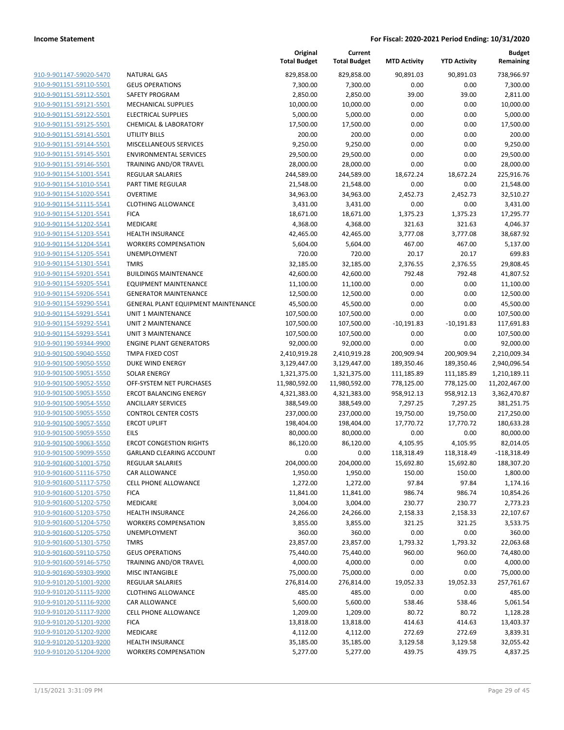**Income Statement** | **For Fiscal: 2020-2021 Period Ending: 10/31/2020**

| | | Original Total Budget | Current Total Budget | MTD Activity | YTD Activity | Budget Remaining |
|---|---|---|---|---|---|---|
| 910-9-901147-59020-5470 | NATURAL GAS | 829,858.00 | 829,858.00 | 90,891.03 | 90,891.03 | 738,966.97 |
| 910-9-901151-59110-5501 | GEUS OPERATIONS | 7,300.00 | 7,300.00 | 0.00 | 0.00 | 7,300.00 |
| 910-9-901151-59112-5501 | SAFETY PROGRAM | 2,850.00 | 2,850.00 | 39.00 | 39.00 | 2,811.00 |
| 910-9-901151-59121-5501 | MECHANICAL SUPPLIES | 10,000.00 | 10,000.00 | 0.00 | 0.00 | 10,000.00 |
| 910-9-901151-59122-5501 | ELECTRICAL SUPPLIES | 5,000.00 | 5,000.00 | 0.00 | 0.00 | 5,000.00 |
| 910-9-901151-59125-5501 | CHEMICAL & LABORATORY | 17,500.00 | 17,500.00 | 0.00 | 0.00 | 17,500.00 |
| 910-9-901151-59141-5501 | UTILITY BILLS | 200.00 | 200.00 | 0.00 | 0.00 | 200.00 |
| 910-9-901151-59144-5501 | MISCELLANEOUS SERVICES | 9,250.00 | 9,250.00 | 0.00 | 0.00 | 9,250.00 |
| 910-9-901151-59145-5501 | ENVIRONMENTAL SERVICES | 29,500.00 | 29,500.00 | 0.00 | 0.00 | 29,500.00 |
| 910-9-901151-59146-5501 | TRAINING AND/OR TRAVEL | 28,000.00 | 28,000.00 | 0.00 | 0.00 | 28,000.00 |
| 910-9-901154-51001-5541 | REGULAR SALARIES | 244,589.00 | 244,589.00 | 18,672.24 | 18,672.24 | 225,916.76 |
| 910-9-901154-51010-5541 | PART TIME REGULAR | 21,548.00 | 21,548.00 | 0.00 | 0.00 | 21,548.00 |
| 910-9-901154-51020-5541 | OVERTIME | 34,963.00 | 34,963.00 | 2,452.73 | 2,452.73 | 32,510.27 |
| 910-9-901154-51115-5541 | CLOTHING ALLOWANCE | 3,431.00 | 3,431.00 | 0.00 | 0.00 | 3,431.00 |
| 910-9-901154-51201-5541 | FICA | 18,671.00 | 18,671.00 | 1,375.23 | 1,375.23 | 17,295.77 |
| 910-9-901154-51202-5541 | MEDICARE | 4,368.00 | 4,368.00 | 321.63 | 321.63 | 4,046.37 |
| 910-9-901154-51203-5541 | HEALTH INSURANCE | 42,465.00 | 42,465.00 | 3,777.08 | 3,777.08 | 38,687.92 |
| 910-9-901154-51204-5541 | WORKERS COMPENSATION | 5,604.00 | 5,604.00 | 467.00 | 467.00 | 5,137.00 |
| 910-9-901154-51205-5541 | UNEMPLOYMENT | 720.00 | 720.00 | 20.17 | 20.17 | 699.83 |
| 910-9-901154-51301-5541 | TMRS | 32,185.00 | 32,185.00 | 2,376.55 | 2,376.55 | 29,808.45 |
| 910-9-901154-59201-5541 | BUILDINGS MAINTENANCE | 42,600.00 | 42,600.00 | 792.48 | 792.48 | 41,807.52 |
| 910-9-901154-59205-5541 | EQUIPMENT MAINTENANCE | 11,100.00 | 11,100.00 | 0.00 | 0.00 | 11,100.00 |
| 910-9-901154-59206-5541 | GENERATOR MAINTENANCE | 12,500.00 | 12,500.00 | 0.00 | 0.00 | 12,500.00 |
| 910-9-901154-59290-5541 | GENERAL PLANT EQUIPMENT MAINTENANCE | 45,500.00 | 45,500.00 | 0.00 | 0.00 | 45,500.00 |
| 910-9-901154-59291-5541 | UNIT 1 MAINTENANCE | 107,500.00 | 107,500.00 | 0.00 | 0.00 | 107,500.00 |
| 910-9-901154-59292-5541 | UNIT 2 MAINTENANCE | 107,500.00 | 107,500.00 | -10,191.83 | -10,191.83 | 117,691.83 |
| 910-9-901154-59293-5541 | UNIT 3 MAINTENANCE | 107,500.00 | 107,500.00 | 0.00 | 0.00 | 107,500.00 |
| 910-9-901190-59344-9900 | ENGINE PLANT GENERATORS | 92,000.00 | 92,000.00 | 0.00 | 0.00 | 92,000.00 |
| 910-9-901500-59040-5550 | TMPA FIXED COST | 2,410,919.28 | 2,410,919.28 | 200,909.94 | 200,909.94 | 2,210,009.34 |
| 910-9-901500-59050-5550 | DUKE WIND ENERGY | 3,129,447.00 | 3,129,447.00 | 189,350.46 | 189,350.46 | 2,940,096.54 |
| 910-9-901500-59051-5550 | SOLAR ENERGY | 1,321,375.00 | 1,321,375.00 | 111,185.89 | 111,185.89 | 1,210,189.11 |
| 910-9-901500-59052-5550 | OFF-SYSTEM NET PURCHASES | 11,980,592.00 | 11,980,592.00 | 778,125.00 | 778,125.00 | 11,202,467.00 |
| 910-9-901500-59053-5550 | ERCOT BALANCING ENERGY | 4,321,383.00 | 4,321,383.00 | 958,912.13 | 958,912.13 | 3,362,470.87 |
| 910-9-901500-59054-5550 | ANCILLARY SERVICES | 388,549.00 | 388,549.00 | 7,297.25 | 7,297.25 | 381,251.75 |
| 910-9-901500-59055-5550 | CONTROL CENTER COSTS | 237,000.00 | 237,000.00 | 19,750.00 | 19,750.00 | 217,250.00 |
| 910-9-901500-59057-5550 | ERCOT UPLIFT | 198,404.00 | 198,404.00 | 17,770.72 | 17,770.72 | 180,633.28 |
| 910-9-901500-59059-5550 | EILS | 80,000.00 | 80,000.00 | 0.00 | 0.00 | 80,000.00 |
| 910-9-901500-59063-5550 | ERCOT CONGESTION RIGHTS | 86,120.00 | 86,120.00 | 4,105.95 | 4,105.95 | 82,014.05 |
| 910-9-901500-59099-5550 | GARLAND CLEARING ACCOUNT | 0.00 | 0.00 | 118,318.49 | 118,318.49 | -118,318.49 |
| 910-9-901600-51001-5750 | REGULAR SALARIES | 204,000.00 | 204,000.00 | 15,692.80 | 15,692.80 | 188,307.20 |
| 910-9-901600-51116-5750 | CAR ALLOWANCE | 1,950.00 | 1,950.00 | 150.00 | 150.00 | 1,800.00 |
| 910-9-901600-51117-5750 | CELL PHONE ALLOWANCE | 1,272.00 | 1,272.00 | 97.84 | 97.84 | 1,174.16 |
| 910-9-901600-51201-5750 | FICA | 11,841.00 | 11,841.00 | 986.74 | 986.74 | 10,854.26 |
| 910-9-901600-51202-5750 | MEDICARE | 3,004.00 | 3,004.00 | 230.77 | 230.77 | 2,773.23 |
| 910-9-901600-51203-5750 | HEALTH INSURANCE | 24,266.00 | 24,266.00 | 2,158.33 | 2,158.33 | 22,107.67 |
| 910-9-901600-51204-5750 | WORKERS COMPENSATION | 3,855.00 | 3,855.00 | 321.25 | 321.25 | 3,533.75 |
| 910-9-901600-51205-5750 | UNEMPLOYMENT | 360.00 | 360.00 | 0.00 | 0.00 | 360.00 |
| 910-9-901600-51301-5750 | TMRS | 23,857.00 | 23,857.00 | 1,793.32 | 1,793.32 | 22,063.68 |
| 910-9-901600-59110-5750 | GEUS OPERATIONS | 75,440.00 | 75,440.00 | 960.00 | 960.00 | 74,480.00 |
| 910-9-901600-59146-5750 | TRAINING AND/OR TRAVEL | 4,000.00 | 4,000.00 | 0.00 | 0.00 | 4,000.00 |
| 910-9-901690-59303-9900 | MISC INTANGIBLE | 75,000.00 | 75,000.00 | 0.00 | 0.00 | 75,000.00 |
| 910-9-910120-51001-9200 | REGULAR SALARIES | 276,814.00 | 276,814.00 | 19,052.33 | 19,052.33 | 257,761.67 |
| 910-9-910120-51115-9200 | CLOTHING ALLOWANCE | 485.00 | 485.00 | 0.00 | 0.00 | 485.00 |
| 910-9-910120-51116-9200 | CAR ALLOWANCE | 5,600.00 | 5,600.00 | 538.46 | 538.46 | 5,061.54 |
| 910-9-910120-51117-9200 | CELL PHONE ALLOWANCE | 1,209.00 | 1,209.00 | 80.72 | 80.72 | 1,128.28 |
| 910-9-910120-51201-9200 | FICA | 13,818.00 | 13,818.00 | 414.63 | 414.63 | 13,403.37 |
| 910-9-910120-51202-9200 | MEDICARE | 4,112.00 | 4,112.00 | 272.69 | 272.69 | 3,839.31 |
| 910-9-910120-51203-9200 | HEALTH INSURANCE | 35,185.00 | 35,185.00 | 3,129.58 | 3,129.58 | 32,055.42 |
| 910-9-910120-51204-9200 | WORKERS COMPENSATION | 5,277.00 | 5,277.00 | 439.75 | 439.75 | 4,837.25 |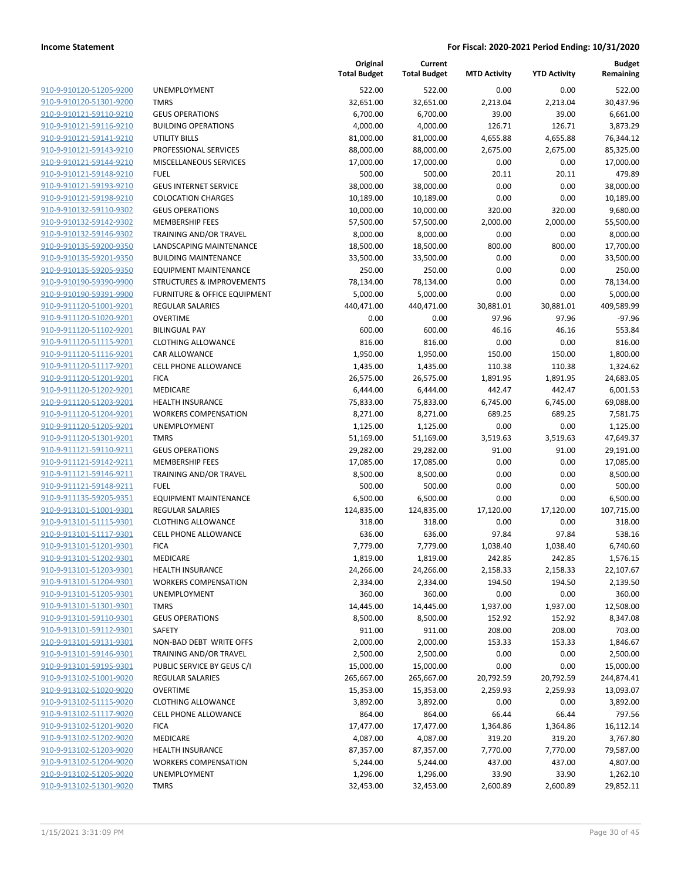**Income Statement** — For Fiscal: 2020-2021 Period Ending: 10/31/2020

| | | Original Total Budget | Current Total Budget | MTD Activity | YTD Activity | Budget Remaining |
|---|---|---|---|---|---|---|
| 910-9-910120-51205-9200 | UNEMPLOYMENT | 522.00 | 522.00 | 0.00 | 0.00 | 522.00 |
| 910-9-910120-51301-9200 | TMRS | 32,651.00 | 32,651.00 | 2,213.04 | 2,213.04 | 30,437.96 |
| 910-9-910121-59110-9210 | GEUS OPERATIONS | 6,700.00 | 6,700.00 | 39.00 | 39.00 | 6,661.00 |
| 910-9-910121-59116-9210 | BUILDING OPERATIONS | 4,000.00 | 4,000.00 | 126.71 | 126.71 | 3,873.29 |
| 910-9-910121-59141-9210 | UTILITY BILLS | 81,000.00 | 81,000.00 | 4,655.88 | 4,655.88 | 76,344.12 |
| 910-9-910121-59143-9210 | PROFESSIONAL SERVICES | 88,000.00 | 88,000.00 | 2,675.00 | 2,675.00 | 85,325.00 |
| 910-9-910121-59144-9210 | MISCELLANEOUS SERVICES | 17,000.00 | 17,000.00 | 0.00 | 0.00 | 17,000.00 |
| 910-9-910121-59148-9210 | FUEL | 500.00 | 500.00 | 20.11 | 20.11 | 479.89 |
| 910-9-910121-59193-9210 | GEUS INTERNET SERVICE | 38,000.00 | 38,000.00 | 0.00 | 0.00 | 38,000.00 |
| 910-9-910121-59198-9210 | COLOCATION CHARGES | 10,189.00 | 10,189.00 | 0.00 | 0.00 | 10,189.00 |
| 910-9-910132-59110-9302 | GEUS OPERATIONS | 10,000.00 | 10,000.00 | 320.00 | 320.00 | 9,680.00 |
| 910-9-910132-59142-9302 | MEMBERSHIP FEES | 57,500.00 | 57,500.00 | 2,000.00 | 2,000.00 | 55,500.00 |
| 910-9-910132-59146-9302 | TRAINING AND/OR TRAVEL | 8,000.00 | 8,000.00 | 0.00 | 0.00 | 8,000.00 |
| 910-9-910135-59200-9350 | LANDSCAPING MAINTENANCE | 18,500.00 | 18,500.00 | 800.00 | 800.00 | 17,700.00 |
| 910-9-910135-59201-9350 | BUILDING MAINTENANCE | 33,500.00 | 33,500.00 | 0.00 | 0.00 | 33,500.00 |
| 910-9-910135-59205-9350 | EQUIPMENT MAINTENANCE | 250.00 | 250.00 | 0.00 | 0.00 | 250.00 |
| 910-9-910190-59390-9900 | STRUCTURES & IMPROVEMENTS | 78,134.00 | 78,134.00 | 0.00 | 0.00 | 78,134.00 |
| 910-9-910190-59391-9900 | FURNITURE & OFFICE EQUIPMENT | 5,000.00 | 5,000.00 | 0.00 | 0.00 | 5,000.00 |
| 910-9-911120-51001-9201 | REGULAR SALARIES | 440,471.00 | 440,471.00 | 30,881.01 | 30,881.01 | 409,589.99 |
| 910-9-911120-51020-9201 | OVERTIME | 0.00 | 0.00 | 97.96 | 97.96 | -97.96 |
| 910-9-911120-51102-9201 | BILINGUAL PAY | 600.00 | 600.00 | 46.16 | 46.16 | 553.84 |
| 910-9-911120-51115-9201 | CLOTHING ALLOWANCE | 816.00 | 816.00 | 0.00 | 0.00 | 816.00 |
| 910-9-911120-51116-9201 | CAR ALLOWANCE | 1,950.00 | 1,950.00 | 150.00 | 150.00 | 1,800.00 |
| 910-9-911120-51117-9201 | CELL PHONE ALLOWANCE | 1,435.00 | 1,435.00 | 110.38 | 110.38 | 1,324.62 |
| 910-9-911120-51201-9201 | FICA | 26,575.00 | 26,575.00 | 1,891.95 | 1,891.95 | 24,683.05 |
| 910-9-911120-51202-9201 | MEDICARE | 6,444.00 | 6,444.00 | 442.47 | 442.47 | 6,001.53 |
| 910-9-911120-51203-9201 | HEALTH INSURANCE | 75,833.00 | 75,833.00 | 6,745.00 | 6,745.00 | 69,088.00 |
| 910-9-911120-51204-9201 | WORKERS COMPENSATION | 8,271.00 | 8,271.00 | 689.25 | 689.25 | 7,581.75 |
| 910-9-911120-51205-9201 | UNEMPLOYMENT | 1,125.00 | 1,125.00 | 0.00 | 0.00 | 1,125.00 |
| 910-9-911120-51301-9201 | TMRS | 51,169.00 | 51,169.00 | 3,519.63 | 3,519.63 | 47,649.37 |
| 910-9-911121-59110-9211 | GEUS OPERATIONS | 29,282.00 | 29,282.00 | 91.00 | 91.00 | 29,191.00 |
| 910-9-911121-59142-9211 | MEMBERSHIP FEES | 17,085.00 | 17,085.00 | 0.00 | 0.00 | 17,085.00 |
| 910-9-911121-59146-9211 | TRAINING AND/OR TRAVEL | 8,500.00 | 8,500.00 | 0.00 | 0.00 | 8,500.00 |
| 910-9-911121-59148-9211 | FUEL | 500.00 | 500.00 | 0.00 | 0.00 | 500.00 |
| 910-9-911135-59205-9351 | EQUIPMENT MAINTENANCE | 6,500.00 | 6,500.00 | 0.00 | 0.00 | 6,500.00 |
| 910-9-913101-51001-9301 | REGULAR SALARIES | 124,835.00 | 124,835.00 | 17,120.00 | 17,120.00 | 107,715.00 |
| 910-9-913101-51115-9301 | CLOTHING ALLOWANCE | 318.00 | 318.00 | 0.00 | 0.00 | 318.00 |
| 910-9-913101-51117-9301 | CELL PHONE ALLOWANCE | 636.00 | 636.00 | 97.84 | 97.84 | 538.16 |
| 910-9-913101-51201-9301 | FICA | 7,779.00 | 7,779.00 | 1,038.40 | 1,038.40 | 6,740.60 |
| 910-9-913101-51202-9301 | MEDICARE | 1,819.00 | 1,819.00 | 242.85 | 242.85 | 1,576.15 |
| 910-9-913101-51203-9301 | HEALTH INSURANCE | 24,266.00 | 24,266.00 | 2,158.33 | 2,158.33 | 22,107.67 |
| 910-9-913101-51204-9301 | WORKERS COMPENSATION | 2,334.00 | 2,334.00 | 194.50 | 194.50 | 2,139.50 |
| 910-9-913101-51205-9301 | UNEMPLOYMENT | 360.00 | 360.00 | 0.00 | 0.00 | 360.00 |
| 910-9-913101-51301-9301 | TMRS | 14,445.00 | 14,445.00 | 1,937.00 | 1,937.00 | 12,508.00 |
| 910-9-913101-59110-9301 | GEUS OPERATIONS | 8,500.00 | 8,500.00 | 152.92 | 152.92 | 8,347.08 |
| 910-9-913101-59112-9301 | SAFETY | 911.00 | 911.00 | 208.00 | 208.00 | 703.00 |
| 910-9-913101-59131-9301 | NON-BAD DEBT WRITE OFFS | 2,000.00 | 2,000.00 | 153.33 | 153.33 | 1,846.67 |
| 910-9-913101-59146-9301 | TRAINING AND/OR TRAVEL | 2,500.00 | 2,500.00 | 0.00 | 0.00 | 2,500.00 |
| 910-9-913101-59195-9301 | PUBLIC SERVICE BY GEUS C/I | 15,000.00 | 15,000.00 | 0.00 | 0.00 | 15,000.00 |
| 910-9-913102-51001-9020 | REGULAR SALARIES | 265,667.00 | 265,667.00 | 20,792.59 | 20,792.59 | 244,874.41 |
| 910-9-913102-51020-9020 | OVERTIME | 15,353.00 | 15,353.00 | 2,259.93 | 2,259.93 | 13,093.07 |
| 910-9-913102-51115-9020 | CLOTHING ALLOWANCE | 3,892.00 | 3,892.00 | 0.00 | 0.00 | 3,892.00 |
| 910-9-913102-51117-9020 | CELL PHONE ALLOWANCE | 864.00 | 864.00 | 66.44 | 66.44 | 797.56 |
| 910-9-913102-51201-9020 | FICA | 17,477.00 | 17,477.00 | 1,364.86 | 1,364.86 | 16,112.14 |
| 910-9-913102-51202-9020 | MEDICARE | 4,087.00 | 4,087.00 | 319.20 | 319.20 | 3,767.80 |
| 910-9-913102-51203-9020 | HEALTH INSURANCE | 87,357.00 | 87,357.00 | 7,770.00 | 7,770.00 | 79,587.00 |
| 910-9-913102-51204-9020 | WORKERS COMPENSATION | 5,244.00 | 5,244.00 | 437.00 | 437.00 | 4,807.00 |
| 910-9-913102-51205-9020 | UNEMPLOYMENT | 1,296.00 | 1,296.00 | 33.90 | 33.90 | 1,262.10 |
| 910-9-913102-51301-9020 | TMRS | 32,453.00 | 32,453.00 | 2,600.89 | 2,600.89 | 29,852.11 |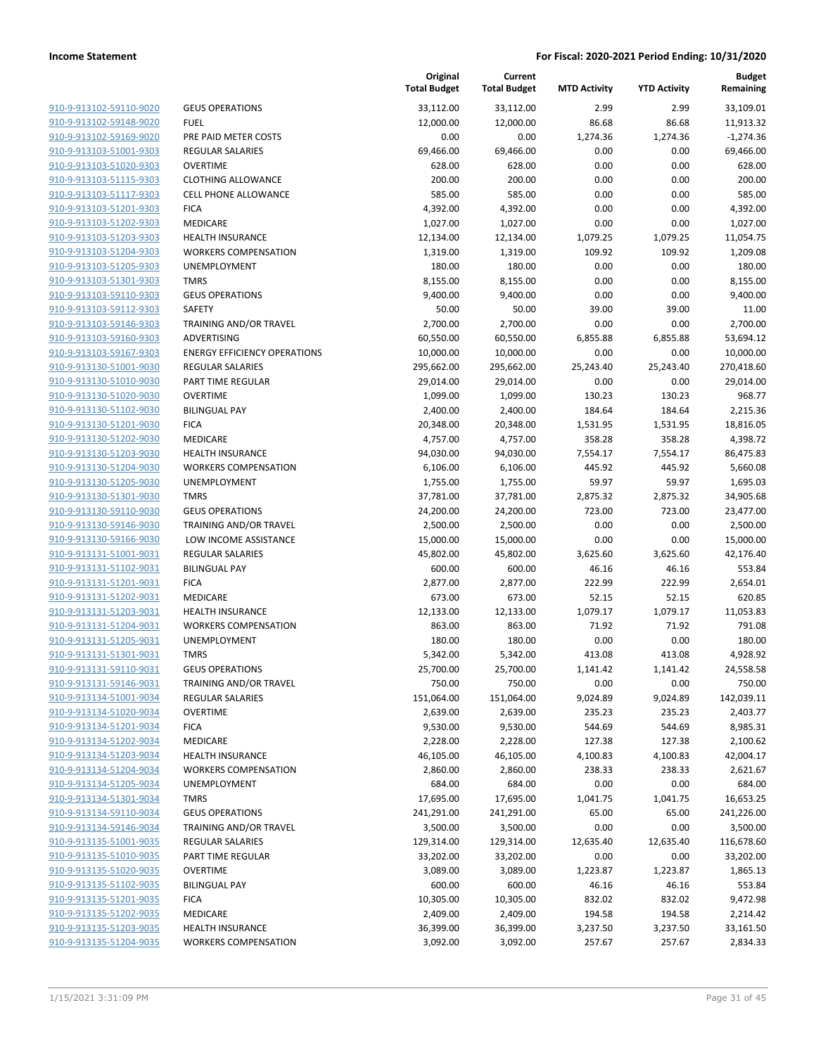| | | Original Total Budget | Current Total Budget | MTD Activity | YTD Activity | Budget Remaining |
|---|---|---|---|---|---|---|
| 910-9-913102-59110-9020 | GEUS OPERATIONS | 33,112.00 | 33,112.00 | 2.99 | 2.99 | 33,109.01 |
| 910-9-913102-59148-9020 | FUEL | 12,000.00 | 12,000.00 | 86.68 | 86.68 | 11,913.32 |
| 910-9-913102-59169-9020 | PRE PAID METER COSTS | 0.00 | 0.00 | 1,274.36 | 1,274.36 | -1,274.36 |
| 910-9-913103-51001-9303 | REGULAR SALARIES | 69,466.00 | 69,466.00 | 0.00 | 0.00 | 69,466.00 |
| 910-9-913103-51020-9303 | OVERTIME | 628.00 | 628.00 | 0.00 | 0.00 | 628.00 |
| 910-9-913103-51115-9303 | CLOTHING ALLOWANCE | 200.00 | 200.00 | 0.00 | 0.00 | 200.00 |
| 910-9-913103-51117-9303 | CELL PHONE ALLOWANCE | 585.00 | 585.00 | 0.00 | 0.00 | 585.00 |
| 910-9-913103-51201-9303 | FICA | 4,392.00 | 4,392.00 | 0.00 | 0.00 | 4,392.00 |
| 910-9-913103-51202-9303 | MEDICARE | 1,027.00 | 1,027.00 | 0.00 | 0.00 | 1,027.00 |
| 910-9-913103-51203-9303 | HEALTH INSURANCE | 12,134.00 | 12,134.00 | 1,079.25 | 1,079.25 | 11,054.75 |
| 910-9-913103-51204-9303 | WORKERS COMPENSATION | 1,319.00 | 1,319.00 | 109.92 | 109.92 | 1,209.08 |
| 910-9-913103-51205-9303 | UNEMPLOYMENT | 180.00 | 180.00 | 0.00 | 0.00 | 180.00 |
| 910-9-913103-51301-9303 | TMRS | 8,155.00 | 8,155.00 | 0.00 | 0.00 | 8,155.00 |
| 910-9-913103-59110-9303 | GEUS OPERATIONS | 9,400.00 | 9,400.00 | 0.00 | 0.00 | 9,400.00 |
| 910-9-913103-59112-9303 | SAFETY | 50.00 | 50.00 | 39.00 | 39.00 | 11.00 |
| 910-9-913103-59146-9303 | TRAINING AND/OR TRAVEL | 2,700.00 | 2,700.00 | 0.00 | 0.00 | 2,700.00 |
| 910-9-913103-59160-9303 | ADVERTISING | 60,550.00 | 60,550.00 | 6,855.88 | 6,855.88 | 53,694.12 |
| 910-9-913103-59167-9303 | ENERGY EFFICIENCY OPERATIONS | 10,000.00 | 10,000.00 | 0.00 | 0.00 | 10,000.00 |
| 910-9-913130-51001-9030 | REGULAR SALARIES | 295,662.00 | 295,662.00 | 25,243.40 | 25,243.40 | 270,418.60 |
| 910-9-913130-51010-9030 | PART TIME REGULAR | 29,014.00 | 29,014.00 | 0.00 | 0.00 | 29,014.00 |
| 910-9-913130-51020-9030 | OVERTIME | 1,099.00 | 1,099.00 | 130.23 | 130.23 | 968.77 |
| 910-9-913130-51102-9030 | BILINGUAL PAY | 2,400.00 | 2,400.00 | 184.64 | 184.64 | 2,215.36 |
| 910-9-913130-51201-9030 | FICA | 20,348.00 | 20,348.00 | 1,531.95 | 1,531.95 | 18,816.05 |
| 910-9-913130-51202-9030 | MEDICARE | 4,757.00 | 4,757.00 | 358.28 | 358.28 | 4,398.72 |
| 910-9-913130-51203-9030 | HEALTH INSURANCE | 94,030.00 | 94,030.00 | 7,554.17 | 7,554.17 | 86,475.83 |
| 910-9-913130-51204-9030 | WORKERS COMPENSATION | 6,106.00 | 6,106.00 | 445.92 | 445.92 | 5,660.08 |
| 910-9-913130-51205-9030 | UNEMPLOYMENT | 1,755.00 | 1,755.00 | 59.97 | 59.97 | 1,695.03 |
| 910-9-913130-51301-9030 | TMRS | 37,781.00 | 37,781.00 | 2,875.32 | 2,875.32 | 34,905.68 |
| 910-9-913130-59110-9030 | GEUS OPERATIONS | 24,200.00 | 24,200.00 | 723.00 | 723.00 | 23,477.00 |
| 910-9-913130-59146-9030 | TRAINING AND/OR TRAVEL | 2,500.00 | 2,500.00 | 0.00 | 0.00 | 2,500.00 |
| 910-9-913130-59166-9030 | LOW INCOME ASSISTANCE | 15,000.00 | 15,000.00 | 0.00 | 0.00 | 15,000.00 |
| 910-9-913131-51001-9031 | REGULAR SALARIES | 45,802.00 | 45,802.00 | 3,625.60 | 3,625.60 | 42,176.40 |
| 910-9-913131-51102-9031 | BILINGUAL PAY | 600.00 | 600.00 | 46.16 | 46.16 | 553.84 |
| 910-9-913131-51201-9031 | FICA | 2,877.00 | 2,877.00 | 222.99 | 222.99 | 2,654.01 |
| 910-9-913131-51202-9031 | MEDICARE | 673.00 | 673.00 | 52.15 | 52.15 | 620.85 |
| 910-9-913131-51203-9031 | HEALTH INSURANCE | 12,133.00 | 12,133.00 | 1,079.17 | 1,079.17 | 11,053.83 |
| 910-9-913131-51204-9031 | WORKERS COMPENSATION | 863.00 | 863.00 | 71.92 | 71.92 | 791.08 |
| 910-9-913131-51205-9031 | UNEMPLOYMENT | 180.00 | 180.00 | 0.00 | 0.00 | 180.00 |
| 910-9-913131-51301-9031 | TMRS | 5,342.00 | 5,342.00 | 413.08 | 413.08 | 4,928.92 |
| 910-9-913131-59110-9031 | GEUS OPERATIONS | 25,700.00 | 25,700.00 | 1,141.42 | 1,141.42 | 24,558.58 |
| 910-9-913131-59146-9031 | TRAINING AND/OR TRAVEL | 750.00 | 750.00 | 0.00 | 0.00 | 750.00 |
| 910-9-913134-51001-9034 | REGULAR SALARIES | 151,064.00 | 151,064.00 | 9,024.89 | 9,024.89 | 142,039.11 |
| 910-9-913134-51020-9034 | OVERTIME | 2,639.00 | 2,639.00 | 235.23 | 235.23 | 2,403.77 |
| 910-9-913134-51201-9034 | FICA | 9,530.00 | 9,530.00 | 544.69 | 544.69 | 8,985.31 |
| 910-9-913134-51202-9034 | MEDICARE | 2,228.00 | 2,228.00 | 127.38 | 127.38 | 2,100.62 |
| 910-9-913134-51203-9034 | HEALTH INSURANCE | 46,105.00 | 46,105.00 | 4,100.83 | 4,100.83 | 42,004.17 |
| 910-9-913134-51204-9034 | WORKERS COMPENSATION | 2,860.00 | 2,860.00 | 238.33 | 238.33 | 2,621.67 |
| 910-9-913134-51205-9034 | UNEMPLOYMENT | 684.00 | 684.00 | 0.00 | 0.00 | 684.00 |
| 910-9-913134-51301-9034 | TMRS | 17,695.00 | 17,695.00 | 1,041.75 | 1,041.75 | 16,653.25 |
| 910-9-913134-59110-9034 | GEUS OPERATIONS | 241,291.00 | 241,291.00 | 65.00 | 65.00 | 241,226.00 |
| 910-9-913134-59146-9034 | TRAINING AND/OR TRAVEL | 3,500.00 | 3,500.00 | 0.00 | 0.00 | 3,500.00 |
| 910-9-913135-51001-9035 | REGULAR SALARIES | 129,314.00 | 129,314.00 | 12,635.40 | 12,635.40 | 116,678.60 |
| 910-9-913135-51010-9035 | PART TIME REGULAR | 33,202.00 | 33,202.00 | 0.00 | 0.00 | 33,202.00 |
| 910-9-913135-51020-9035 | OVERTIME | 3,089.00 | 3,089.00 | 1,223.87 | 1,223.87 | 1,865.13 |
| 910-9-913135-51102-9035 | BILINGUAL PAY | 600.00 | 600.00 | 46.16 | 46.16 | 553.84 |
| 910-9-913135-51201-9035 | FICA | 10,305.00 | 10,305.00 | 832.02 | 832.02 | 9,472.98 |
| 910-9-913135-51202-9035 | MEDICARE | 2,409.00 | 2,409.00 | 194.58 | 194.58 | 2,214.42 |
| 910-9-913135-51203-9035 | HEALTH INSURANCE | 36,399.00 | 36,399.00 | 3,237.50 | 3,237.50 | 33,161.50 |
| 910-9-913135-51204-9035 | WORKERS COMPENSATION | 3,092.00 | 3,092.00 | 257.67 | 257.67 | 2,834.33 |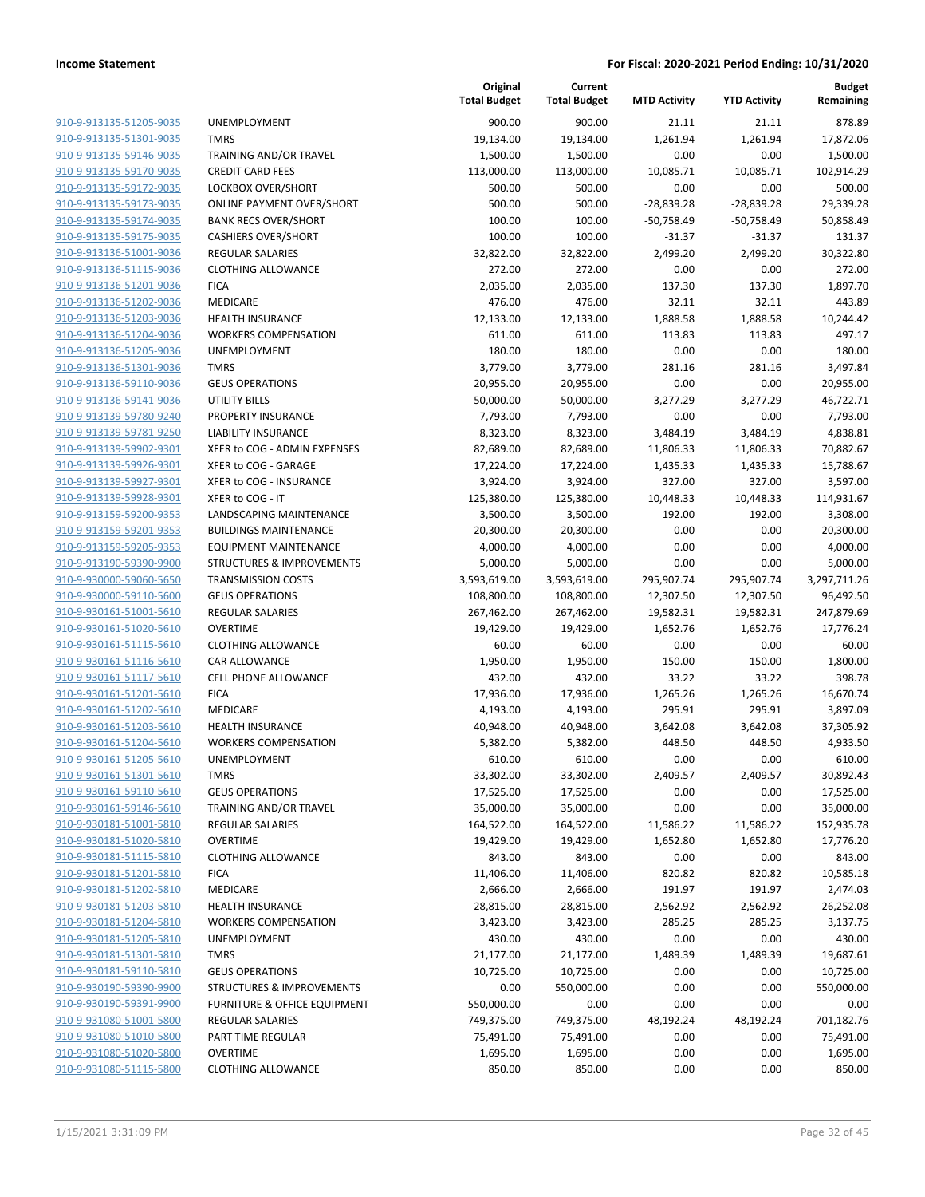| | | Original Total Budget | Current Total Budget | MTD Activity | YTD Activity | Budget Remaining |
|---|---|---|---|---|---|---|
| 910-9-913135-51205-9035 | UNEMPLOYMENT | 900.00 | 900.00 | 21.11 | 21.11 | 878.89 |
| 910-9-913135-51301-9035 | TMRS | 19,134.00 | 19,134.00 | 1,261.94 | 1,261.94 | 17,872.06 |
| 910-9-913135-59146-9035 | TRAINING AND/OR TRAVEL | 1,500.00 | 1,500.00 | 0.00 | 0.00 | 1,500.00 |
| 910-9-913135-59170-9035 | CREDIT CARD FEES | 113,000.00 | 113,000.00 | 10,085.71 | 10,085.71 | 102,914.29 |
| 910-9-913135-59172-9035 | LOCKBOX OVER/SHORT | 500.00 | 500.00 | 0.00 | 0.00 | 500.00 |
| 910-9-913135-59173-9035 | ONLINE PAYMENT OVER/SHORT | 500.00 | 500.00 | -28,839.28 | -28,839.28 | 29,339.28 |
| 910-9-913135-59174-9035 | BANK RECS OVER/SHORT | 100.00 | 100.00 | -50,758.49 | -50,758.49 | 50,858.49 |
| 910-9-913135-59175-9035 | CASHIERS OVER/SHORT | 100.00 | 100.00 | -31.37 | -31.37 | 131.37 |
| 910-9-913136-51001-9036 | REGULAR SALARIES | 32,822.00 | 32,822.00 | 2,499.20 | 2,499.20 | 30,322.80 |
| 910-9-913136-51115-9036 | CLOTHING ALLOWANCE | 272.00 | 272.00 | 0.00 | 0.00 | 272.00 |
| 910-9-913136-51201-9036 | FICA | 2,035.00 | 2,035.00 | 137.30 | 137.30 | 1,897.70 |
| 910-9-913136-51202-9036 | MEDICARE | 476.00 | 476.00 | 32.11 | 32.11 | 443.89 |
| 910-9-913136-51203-9036 | HEALTH INSURANCE | 12,133.00 | 12,133.00 | 1,888.58 | 1,888.58 | 10,244.42 |
| 910-9-913136-51204-9036 | WORKERS COMPENSATION | 611.00 | 611.00 | 113.83 | 113.83 | 497.17 |
| 910-9-913136-51205-9036 | UNEMPLOYMENT | 180.00 | 180.00 | 0.00 | 0.00 | 180.00 |
| 910-9-913136-51301-9036 | TMRS | 3,779.00 | 3,779.00 | 281.16 | 281.16 | 3,497.84 |
| 910-9-913136-59110-9036 | GEUS OPERATIONS | 20,955.00 | 20,955.00 | 0.00 | 0.00 | 20,955.00 |
| 910-9-913136-59141-9036 | UTILITY BILLS | 50,000.00 | 50,000.00 | 3,277.29 | 3,277.29 | 46,722.71 |
| 910-9-913139-59780-9240 | PROPERTY INSURANCE | 7,793.00 | 7,793.00 | 0.00 | 0.00 | 7,793.00 |
| 910-9-913139-59781-9250 | LIABILITY INSURANCE | 8,323.00 | 8,323.00 | 3,484.19 | 3,484.19 | 4,838.81 |
| 910-9-913139-59902-9301 | XFER to COG - ADMIN EXPENSES | 82,689.00 | 82,689.00 | 11,806.33 | 11,806.33 | 70,882.67 |
| 910-9-913139-59926-9301 | XFER to COG - GARAGE | 17,224.00 | 17,224.00 | 1,435.33 | 1,435.33 | 15,788.67 |
| 910-9-913139-59927-9301 | XFER to COG - INSURANCE | 3,924.00 | 3,924.00 | 327.00 | 327.00 | 3,597.00 |
| 910-9-913139-59928-9301 | XFER to COG - IT | 125,380.00 | 125,380.00 | 10,448.33 | 10,448.33 | 114,931.67 |
| 910-9-913159-59200-9353 | LANDSCAPING MAINTENANCE | 3,500.00 | 3,500.00 | 192.00 | 192.00 | 3,308.00 |
| 910-9-913159-59201-9353 | BUILDINGS MAINTENANCE | 20,300.00 | 20,300.00 | 0.00 | 0.00 | 20,300.00 |
| 910-9-913159-59205-9353 | EQUIPMENT MAINTENANCE | 4,000.00 | 4,000.00 | 0.00 | 0.00 | 4,000.00 |
| 910-9-913190-59390-9900 | STRUCTURES & IMPROVEMENTS | 5,000.00 | 5,000.00 | 0.00 | 0.00 | 5,000.00 |
| 910-9-930000-59060-5650 | TRANSMISSION COSTS | 3,593,619.00 | 3,593,619.00 | 295,907.74 | 295,907.74 | 3,297,711.26 |
| 910-9-930000-59110-5600 | GEUS OPERATIONS | 108,800.00 | 108,800.00 | 12,307.50 | 12,307.50 | 96,492.50 |
| 910-9-930161-51001-5610 | REGULAR SALARIES | 267,462.00 | 267,462.00 | 19,582.31 | 19,582.31 | 247,879.69 |
| 910-9-930161-51020-5610 | OVERTIME | 19,429.00 | 19,429.00 | 1,652.76 | 1,652.76 | 17,776.24 |
| 910-9-930161-51115-5610 | CLOTHING ALLOWANCE | 60.00 | 60.00 | 0.00 | 0.00 | 60.00 |
| 910-9-930161-51116-5610 | CAR ALLOWANCE | 1,950.00 | 1,950.00 | 150.00 | 150.00 | 1,800.00 |
| 910-9-930161-51117-5610 | CELL PHONE ALLOWANCE | 432.00 | 432.00 | 33.22 | 33.22 | 398.78 |
| 910-9-930161-51201-5610 | FICA | 17,936.00 | 17,936.00 | 1,265.26 | 1,265.26 | 16,670.74 |
| 910-9-930161-51202-5610 | MEDICARE | 4,193.00 | 4,193.00 | 295.91 | 295.91 | 3,897.09 |
| 910-9-930161-51203-5610 | HEALTH INSURANCE | 40,948.00 | 40,948.00 | 3,642.08 | 3,642.08 | 37,305.92 |
| 910-9-930161-51204-5610 | WORKERS COMPENSATION | 5,382.00 | 5,382.00 | 448.50 | 448.50 | 4,933.50 |
| 910-9-930161-51205-5610 | UNEMPLOYMENT | 610.00 | 610.00 | 0.00 | 0.00 | 610.00 |
| 910-9-930161-51301-5610 | TMRS | 33,302.00 | 33,302.00 | 2,409.57 | 2,409.57 | 30,892.43 |
| 910-9-930161-59110-5610 | GEUS OPERATIONS | 17,525.00 | 17,525.00 | 0.00 | 0.00 | 17,525.00 |
| 910-9-930161-59146-5610 | TRAINING AND/OR TRAVEL | 35,000.00 | 35,000.00 | 0.00 | 0.00 | 35,000.00 |
| 910-9-930181-51001-5810 | REGULAR SALARIES | 164,522.00 | 164,522.00 | 11,586.22 | 11,586.22 | 152,935.78 |
| 910-9-930181-51020-5810 | OVERTIME | 19,429.00 | 19,429.00 | 1,652.80 | 1,652.80 | 17,776.20 |
| 910-9-930181-51115-5810 | CLOTHING ALLOWANCE | 843.00 | 843.00 | 0.00 | 0.00 | 843.00 |
| 910-9-930181-51201-5810 | FICA | 11,406.00 | 11,406.00 | 820.82 | 820.82 | 10,585.18 |
| 910-9-930181-51202-5810 | MEDICARE | 2,666.00 | 2,666.00 | 191.97 | 191.97 | 2,474.03 |
| 910-9-930181-51203-5810 | HEALTH INSURANCE | 28,815.00 | 28,815.00 | 2,562.92 | 2,562.92 | 26,252.08 |
| 910-9-930181-51204-5810 | WORKERS COMPENSATION | 3,423.00 | 3,423.00 | 285.25 | 285.25 | 3,137.75 |
| 910-9-930181-51205-5810 | UNEMPLOYMENT | 430.00 | 430.00 | 0.00 | 0.00 | 430.00 |
| 910-9-930181-51301-5810 | TMRS | 21,177.00 | 21,177.00 | 1,489.39 | 1,489.39 | 19,687.61 |
| 910-9-930181-59110-5810 | GEUS OPERATIONS | 10,725.00 | 10,725.00 | 0.00 | 0.00 | 10,725.00 |
| 910-9-930190-59390-9900 | STRUCTURES & IMPROVEMENTS | 0.00 | 550,000.00 | 0.00 | 0.00 | 550,000.00 |
| 910-9-930190-59391-9900 | FURNITURE & OFFICE EQUIPMENT | 550,000.00 | 0.00 | 0.00 | 0.00 | 0.00 |
| 910-9-931080-51001-5800 | REGULAR SALARIES | 749,375.00 | 749,375.00 | 48,192.24 | 48,192.24 | 701,182.76 |
| 910-9-931080-51010-5800 | PART TIME REGULAR | 75,491.00 | 75,491.00 | 0.00 | 0.00 | 75,491.00 |
| 910-9-931080-51020-5800 | OVERTIME | 1,695.00 | 1,695.00 | 0.00 | 0.00 | 1,695.00 |
| 910-9-931080-51115-5800 | CLOTHING ALLOWANCE | 850.00 | 850.00 | 0.00 | 0.00 | 850.00 |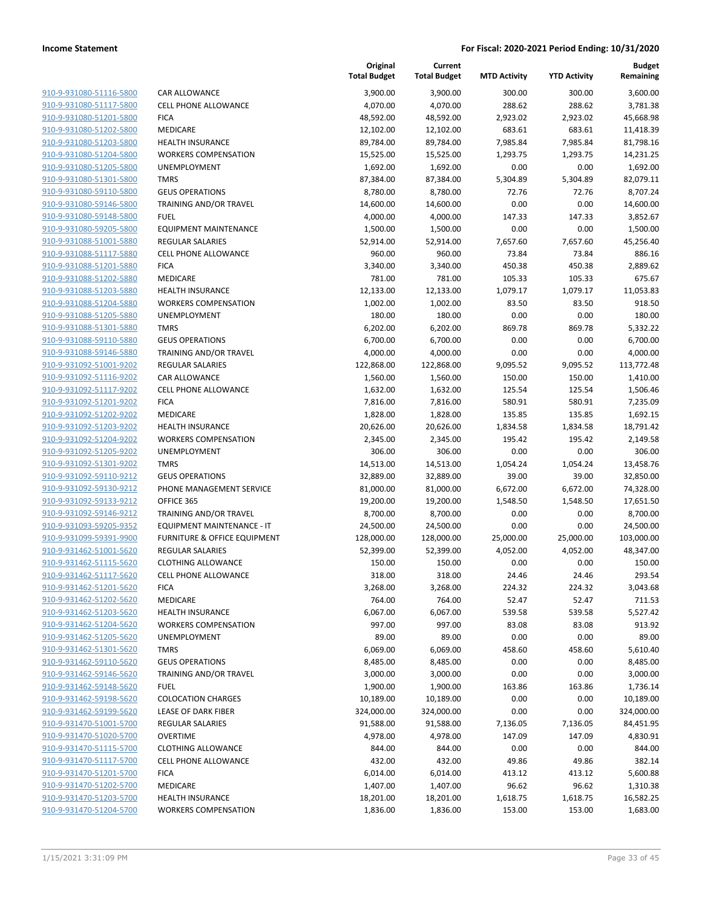**Income Statement** **For Fiscal: 2020-2021 Period Ending: 10/31/2020**

| | | Original Total Budget | Current Total Budget | MTD Activity | YTD Activity | Budget Remaining |
|---|---|---|---|---|---|---|
| 910-9-931080-51116-5800 | CAR ALLOWANCE | 3,900.00 | 3,900.00 | 300.00 | 300.00 | 3,600.00 |
| 910-9-931080-51117-5800 | CELL PHONE ALLOWANCE | 4,070.00 | 4,070.00 | 288.62 | 288.62 | 3,781.38 |
| 910-9-931080-51201-5800 | FICA | 48,592.00 | 48,592.00 | 2,923.02 | 2,923.02 | 45,668.98 |
| 910-9-931080-51202-5800 | MEDICARE | 12,102.00 | 12,102.00 | 683.61 | 683.61 | 11,418.39 |
| 910-9-931080-51203-5800 | HEALTH INSURANCE | 89,784.00 | 89,784.00 | 7,985.84 | 7,985.84 | 81,798.16 |
| 910-9-931080-51204-5800 | WORKERS COMPENSATION | 15,525.00 | 15,525.00 | 1,293.75 | 1,293.75 | 14,231.25 |
| 910-9-931080-51205-5800 | UNEMPLOYMENT | 1,692.00 | 1,692.00 | 0.00 | 0.00 | 1,692.00 |
| 910-9-931080-51301-5800 | TMRS | 87,384.00 | 87,384.00 | 5,304.89 | 5,304.89 | 82,079.11 |
| 910-9-931080-59110-5800 | GEUS OPERATIONS | 8,780.00 | 8,780.00 | 72.76 | 72.76 | 8,707.24 |
| 910-9-931080-59146-5800 | TRAINING AND/OR TRAVEL | 14,600.00 | 14,600.00 | 0.00 | 0.00 | 14,600.00 |
| 910-9-931080-59148-5800 | FUEL | 4,000.00 | 4,000.00 | 147.33 | 147.33 | 3,852.67 |
| 910-9-931080-59205-5800 | EQUIPMENT MAINTENANCE | 1,500.00 | 1,500.00 | 0.00 | 0.00 | 1,500.00 |
| 910-9-931088-51001-5880 | REGULAR SALARIES | 52,914.00 | 52,914.00 | 7,657.60 | 7,657.60 | 45,256.40 |
| 910-9-931088-51117-5880 | CELL PHONE ALLOWANCE | 960.00 | 960.00 | 73.84 | 73.84 | 886.16 |
| 910-9-931088-51201-5880 | FICA | 3,340.00 | 3,340.00 | 450.38 | 450.38 | 2,889.62 |
| 910-9-931088-51202-5880 | MEDICARE | 781.00 | 781.00 | 105.33 | 105.33 | 675.67 |
| 910-9-931088-51203-5880 | HEALTH INSURANCE | 12,133.00 | 12,133.00 | 1,079.17 | 1,079.17 | 11,053.83 |
| 910-9-931088-51204-5880 | WORKERS COMPENSATION | 1,002.00 | 1,002.00 | 83.50 | 83.50 | 918.50 |
| 910-9-931088-51205-5880 | UNEMPLOYMENT | 180.00 | 180.00 | 0.00 | 0.00 | 180.00 |
| 910-9-931088-51301-5880 | TMRS | 6,202.00 | 6,202.00 | 869.78 | 869.78 | 5,332.22 |
| 910-9-931088-59110-5880 | GEUS OPERATIONS | 6,700.00 | 6,700.00 | 0.00 | 0.00 | 6,700.00 |
| 910-9-931088-59146-5880 | TRAINING AND/OR TRAVEL | 4,000.00 | 4,000.00 | 0.00 | 0.00 | 4,000.00 |
| 910-9-931092-51001-9202 | REGULAR SALARIES | 122,868.00 | 122,868.00 | 9,095.52 | 9,095.52 | 113,772.48 |
| 910-9-931092-51116-9202 | CAR ALLOWANCE | 1,560.00 | 1,560.00 | 150.00 | 150.00 | 1,410.00 |
| 910-9-931092-51117-9202 | CELL PHONE ALLOWANCE | 1,632.00 | 1,632.00 | 125.54 | 125.54 | 1,506.46 |
| 910-9-931092-51201-9202 | FICA | 7,816.00 | 7,816.00 | 580.91 | 580.91 | 7,235.09 |
| 910-9-931092-51202-9202 | MEDICARE | 1,828.00 | 1,828.00 | 135.85 | 135.85 | 1,692.15 |
| 910-9-931092-51203-9202 | HEALTH INSURANCE | 20,626.00 | 20,626.00 | 1,834.58 | 1,834.58 | 18,791.42 |
| 910-9-931092-51204-9202 | WORKERS COMPENSATION | 2,345.00 | 2,345.00 | 195.42 | 195.42 | 2,149.58 |
| 910-9-931092-51205-9202 | UNEMPLOYMENT | 306.00 | 306.00 | 0.00 | 0.00 | 306.00 |
| 910-9-931092-51301-9202 | TMRS | 14,513.00 | 14,513.00 | 1,054.24 | 1,054.24 | 13,458.76 |
| 910-9-931092-59110-9212 | GEUS OPERATIONS | 32,889.00 | 32,889.00 | 39.00 | 39.00 | 32,850.00 |
| 910-9-931092-59130-9212 | PHONE MANAGEMENT SERVICE | 81,000.00 | 81,000.00 | 6,672.00 | 6,672.00 | 74,328.00 |
| 910-9-931092-59133-9212 | OFFICE 365 | 19,200.00 | 19,200.00 | 1,548.50 | 1,548.50 | 17,651.50 |
| 910-9-931092-59146-9212 | TRAINING AND/OR TRAVEL | 8,700.00 | 8,700.00 | 0.00 | 0.00 | 8,700.00 |
| 910-9-931093-59205-9352 | EQUIPMENT MAINTENANCE - IT | 24,500.00 | 24,500.00 | 0.00 | 0.00 | 24,500.00 |
| 910-9-931099-59391-9900 | FURNITURE & OFFICE EQUIPMENT | 128,000.00 | 128,000.00 | 25,000.00 | 25,000.00 | 103,000.00 |
| 910-9-931462-51001-5620 | REGULAR SALARIES | 52,399.00 | 52,399.00 | 4,052.00 | 4,052.00 | 48,347.00 |
| 910-9-931462-51115-5620 | CLOTHING ALLOWANCE | 150.00 | 150.00 | 0.00 | 0.00 | 150.00 |
| 910-9-931462-51117-5620 | CELL PHONE ALLOWANCE | 318.00 | 318.00 | 24.46 | 24.46 | 293.54 |
| 910-9-931462-51201-5620 | FICA | 3,268.00 | 3,268.00 | 224.32 | 224.32 | 3,043.68 |
| 910-9-931462-51202-5620 | MEDICARE | 764.00 | 764.00 | 52.47 | 52.47 | 711.53 |
| 910-9-931462-51203-5620 | HEALTH INSURANCE | 6,067.00 | 6,067.00 | 539.58 | 539.58 | 5,527.42 |
| 910-9-931462-51204-5620 | WORKERS COMPENSATION | 997.00 | 997.00 | 83.08 | 83.08 | 913.92 |
| 910-9-931462-51205-5620 | UNEMPLOYMENT | 89.00 | 89.00 | 0.00 | 0.00 | 89.00 |
| 910-9-931462-51301-5620 | TMRS | 6,069.00 | 6,069.00 | 458.60 | 458.60 | 5,610.40 |
| 910-9-931462-59110-5620 | GEUS OPERATIONS | 8,485.00 | 8,485.00 | 0.00 | 0.00 | 8,485.00 |
| 910-9-931462-59146-5620 | TRAINING AND/OR TRAVEL | 3,000.00 | 3,000.00 | 0.00 | 0.00 | 3,000.00 |
| 910-9-931462-59148-5620 | FUEL | 1,900.00 | 1,900.00 | 163.86 | 163.86 | 1,736.14 |
| 910-9-931462-59198-5620 | COLOCATION CHARGES | 10,189.00 | 10,189.00 | 0.00 | 0.00 | 10,189.00 |
| 910-9-931462-59199-5620 | LEASE OF DARK FIBER | 324,000.00 | 324,000.00 | 0.00 | 0.00 | 324,000.00 |
| 910-9-931470-51001-5700 | REGULAR SALARIES | 91,588.00 | 91,588.00 | 7,136.05 | 7,136.05 | 84,451.95 |
| 910-9-931470-51020-5700 | OVERTIME | 4,978.00 | 4,978.00 | 147.09 | 147.09 | 4,830.91 |
| 910-9-931470-51115-5700 | CLOTHING ALLOWANCE | 844.00 | 844.00 | 0.00 | 0.00 | 844.00 |
| 910-9-931470-51117-5700 | CELL PHONE ALLOWANCE | 432.00 | 432.00 | 49.86 | 49.86 | 382.14 |
| 910-9-931470-51201-5700 | FICA | 6,014.00 | 6,014.00 | 413.12 | 413.12 | 5,600.88 |
| 910-9-931470-51202-5700 | MEDICARE | 1,407.00 | 1,407.00 | 96.62 | 96.62 | 1,310.38 |
| 910-9-931470-51203-5700 | HEALTH INSURANCE | 18,201.00 | 18,201.00 | 1,618.75 | 1,618.75 | 16,582.25 |
| 910-9-931470-51204-5700 | WORKERS COMPENSATION | 1,836.00 | 1,836.00 | 153.00 | 153.00 | 1,683.00 |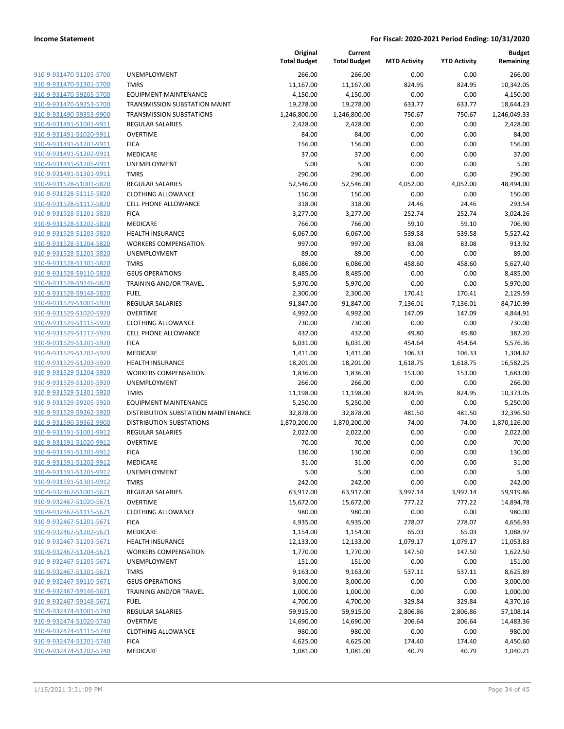**Income Statement** **For Fiscal: 2020-2021 Period Ending: 10/31/2020**

| | | Original Total Budget | Current Total Budget | MTD Activity | YTD Activity | Budget Remaining |
|---|---|---|---|---|---|---|
| 910-9-931470-51205-5700 | UNEMPLOYMENT | 266.00 | 266.00 | 0.00 | 0.00 | 266.00 |
| 910-9-931470-51301-5700 | TMRS | 11,167.00 | 11,167.00 | 824.95 | 824.95 | 10,342.05 |
| 910-9-931470-59205-5700 | EQUIPMENT MAINTENANCE | 4,150.00 | 4,150.00 | 0.00 | 0.00 | 4,150.00 |
| 910-9-931470-59253-5700 | TRANSMISSION SUBSTATION MAINT | 19,278.00 | 19,278.00 | 633.77 | 633.77 | 18,644.23 |
| 910-9-931490-59353-9900 | TRANSMISSION SUBSTATIONS | 1,246,800.00 | 1,246,800.00 | 750.67 | 750.67 | 1,246,049.33 |
| 910-9-931491-51001-9911 | REGULAR SALARIES | 2,428.00 | 2,428.00 | 0.00 | 0.00 | 2,428.00 |
| 910-9-931491-51020-9911 | OVERTIME | 84.00 | 84.00 | 0.00 | 0.00 | 84.00 |
| 910-9-931491-51201-9911 | FICA | 156.00 | 156.00 | 0.00 | 0.00 | 156.00 |
| 910-9-931491-51202-9911 | MEDICARE | 37.00 | 37.00 | 0.00 | 0.00 | 37.00 |
| 910-9-931491-51205-9911 | UNEMPLOYMENT | 5.00 | 5.00 | 0.00 | 0.00 | 5.00 |
| 910-9-931491-51301-9911 | TMRS | 290.00 | 290.00 | 0.00 | 0.00 | 290.00 |
| 910-9-931528-51001-5820 | REGULAR SALARIES | 52,546.00 | 52,546.00 | 4,052.00 | 4,052.00 | 48,494.00 |
| 910-9-931528-51115-5820 | CLOTHING ALLOWANCE | 150.00 | 150.00 | 0.00 | 0.00 | 150.00 |
| 910-9-931528-51117-5820 | CELL PHONE ALLOWANCE | 318.00 | 318.00 | 24.46 | 24.46 | 293.54 |
| 910-9-931528-51201-5820 | FICA | 3,277.00 | 3,277.00 | 252.74 | 252.74 | 3,024.26 |
| 910-9-931528-51202-5820 | MEDICARE | 766.00 | 766.00 | 59.10 | 59.10 | 706.90 |
| 910-9-931528-51203-5820 | HEALTH INSURANCE | 6,067.00 | 6,067.00 | 539.58 | 539.58 | 5,527.42 |
| 910-9-931528-51204-5820 | WORKERS COMPENSATION | 997.00 | 997.00 | 83.08 | 83.08 | 913.92 |
| 910-9-931528-51205-5820 | UNEMPLOYMENT | 89.00 | 89.00 | 0.00 | 0.00 | 89.00 |
| 910-9-931528-51301-5820 | TMRS | 6,086.00 | 6,086.00 | 458.60 | 458.60 | 5,627.40 |
| 910-9-931528-59110-5820 | GEUS OPERATIONS | 8,485.00 | 8,485.00 | 0.00 | 0.00 | 8,485.00 |
| 910-9-931528-59146-5820 | TRAINING AND/OR TRAVEL | 5,970.00 | 5,970.00 | 0.00 | 0.00 | 5,970.00 |
| 910-9-931528-59148-5820 | FUEL | 2,300.00 | 2,300.00 | 170.41 | 170.41 | 2,129.59 |
| 910-9-931529-51001-5920 | REGULAR SALARIES | 91,847.00 | 91,847.00 | 7,136.01 | 7,136.01 | 84,710.99 |
| 910-9-931529-51020-5920 | OVERTIME | 4,992.00 | 4,992.00 | 147.09 | 147.09 | 4,844.91 |
| 910-9-931529-51115-5920 | CLOTHING ALLOWANCE | 730.00 | 730.00 | 0.00 | 0.00 | 730.00 |
| 910-9-931529-51117-5920 | CELL PHONE ALLOWANCE | 432.00 | 432.00 | 49.80 | 49.80 | 382.20 |
| 910-9-931529-51201-5920 | FICA | 6,031.00 | 6,031.00 | 454.64 | 454.64 | 5,576.36 |
| 910-9-931529-51202-5920 | MEDICARE | 1,411.00 | 1,411.00 | 106.33 | 106.33 | 1,304.67 |
| 910-9-931529-51203-5920 | HEALTH INSURANCE | 18,201.00 | 18,201.00 | 1,618.75 | 1,618.75 | 16,582.25 |
| 910-9-931529-51204-5920 | WORKERS COMPENSATION | 1,836.00 | 1,836.00 | 153.00 | 153.00 | 1,683.00 |
| 910-9-931529-51205-5920 | UNEMPLOYMENT | 266.00 | 266.00 | 0.00 | 0.00 | 266.00 |
| 910-9-931529-51301-5920 | TMRS | 11,198.00 | 11,198.00 | 824.95 | 824.95 | 10,373.05 |
| 910-9-931529-59205-5920 | EQUIPMENT MAINTENANCE | 5,250.00 | 5,250.00 | 0.00 | 0.00 | 5,250.00 |
| 910-9-931529-59262-5920 | DISTRIBUTION SUBSTATION MAINTENANCE | 32,878.00 | 32,878.00 | 481.50 | 481.50 | 32,396.50 |
| 910-9-931590-59362-9900 | DISTRIBUTION SUBSTATIONS | 1,870,200.00 | 1,870,200.00 | 74.00 | 74.00 | 1,870,126.00 |
| 910-9-931591-51001-9912 | REGULAR SALARIES | 2,022.00 | 2,022.00 | 0.00 | 0.00 | 2,022.00 |
| 910-9-931591-51020-9912 | OVERTIME | 70.00 | 70.00 | 0.00 | 0.00 | 70.00 |
| 910-9-931591-51201-9912 | FICA | 130.00 | 130.00 | 0.00 | 0.00 | 130.00 |
| 910-9-931591-51202-9912 | MEDICARE | 31.00 | 31.00 | 0.00 | 0.00 | 31.00 |
| 910-9-931591-51205-9912 | UNEMPLOYMENT | 5.00 | 5.00 | 0.00 | 0.00 | 5.00 |
| 910-9-931591-51301-9912 | TMRS | 242.00 | 242.00 | 0.00 | 0.00 | 242.00 |
| 910-9-932467-51001-5671 | REGULAR SALARIES | 63,917.00 | 63,917.00 | 3,997.14 | 3,997.14 | 59,919.86 |
| 910-9-932467-51020-5671 | OVERTIME | 15,672.00 | 15,672.00 | 777.22 | 777.22 | 14,894.78 |
| 910-9-932467-51115-5671 | CLOTHING ALLOWANCE | 980.00 | 980.00 | 0.00 | 0.00 | 980.00 |
| 910-9-932467-51201-5671 | FICA | 4,935.00 | 4,935.00 | 278.07 | 278.07 | 4,656.93 |
| 910-9-932467-51202-5671 | MEDICARE | 1,154.00 | 1,154.00 | 65.03 | 65.03 | 1,088.97 |
| 910-9-932467-51203-5671 | HEALTH INSURANCE | 12,133.00 | 12,133.00 | 1,079.17 | 1,079.17 | 11,053.83 |
| 910-9-932467-51204-5671 | WORKERS COMPENSATION | 1,770.00 | 1,770.00 | 147.50 | 147.50 | 1,622.50 |
| 910-9-932467-51205-5671 | UNEMPLOYMENT | 151.00 | 151.00 | 0.00 | 0.00 | 151.00 |
| 910-9-932467-51301-5671 | TMRS | 9,163.00 | 9,163.00 | 537.11 | 537.11 | 8,625.89 |
| 910-9-932467-59110-5671 | GEUS OPERATIONS | 3,000.00 | 3,000.00 | 0.00 | 0.00 | 3,000.00 |
| 910-9-932467-59146-5671 | TRAINING AND/OR TRAVEL | 1,000.00 | 1,000.00 | 0.00 | 0.00 | 1,000.00 |
| 910-9-932467-59148-5671 | FUEL | 4,700.00 | 4,700.00 | 329.84 | 329.84 | 4,370.16 |
| 910-9-932474-51001-5740 | REGULAR SALARIES | 59,915.00 | 59,915.00 | 2,806.86 | 2,806.86 | 57,108.14 |
| 910-9-932474-51020-5740 | OVERTIME | 14,690.00 | 14,690.00 | 206.64 | 206.64 | 14,483.36 |
| 910-9-932474-51115-5740 | CLOTHING ALLOWANCE | 980.00 | 980.00 | 0.00 | 0.00 | 980.00 |
| 910-9-932474-51201-5740 | FICA | 4,625.00 | 4,625.00 | 174.40 | 174.40 | 4,450.60 |
| 910-9-932474-51202-5740 | MEDICARE | 1,081.00 | 1,081.00 | 40.79 | 40.79 | 1,040.21 |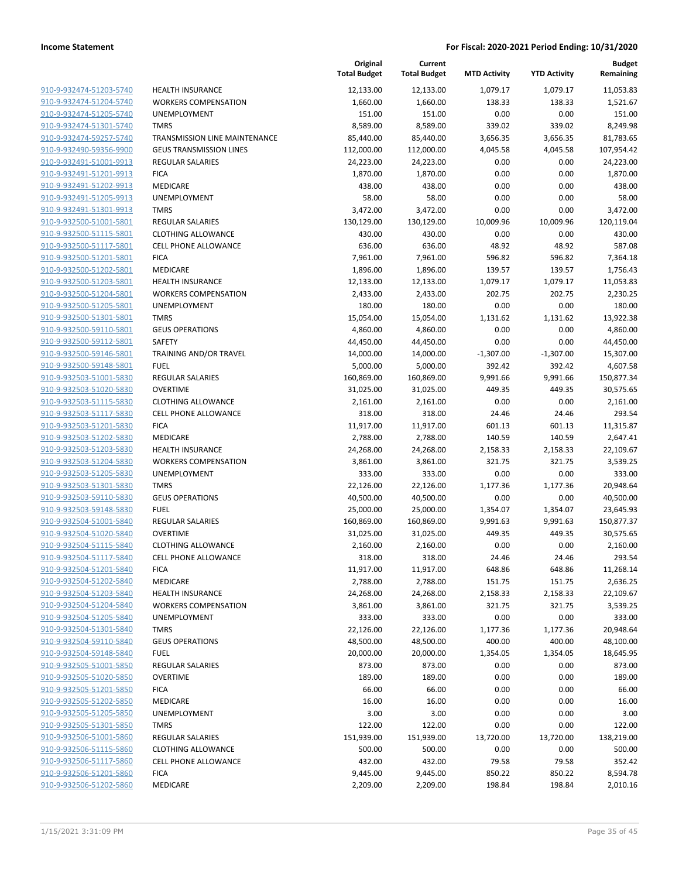| | | Original Total Budget | Current Total Budget | MTD Activity | YTD Activity | Budget Remaining |
|---|---|---|---|---|---|---|
| 910-9-932474-51203-5740 | HEALTH INSURANCE | 12,133.00 | 12,133.00 | 1,079.17 | 1,079.17 | 11,053.83 |
| 910-9-932474-51204-5740 | WORKERS COMPENSATION | 1,660.00 | 1,660.00 | 138.33 | 138.33 | 1,521.67 |
| 910-9-932474-51205-5740 | UNEMPLOYMENT | 151.00 | 151.00 | 0.00 | 0.00 | 151.00 |
| 910-9-932474-51301-5740 | TMRS | 8,589.00 | 8,589.00 | 339.02 | 339.02 | 8,249.98 |
| 910-9-932474-59257-5740 | TRANSMISSION LINE MAINTENANCE | 85,440.00 | 85,440.00 | 3,656.35 | 3,656.35 | 81,783.65 |
| 910-9-932490-59356-9900 | GEUS TRANSMISSION LINES | 112,000.00 | 112,000.00 | 4,045.58 | 4,045.58 | 107,954.42 |
| 910-9-932491-51001-9913 | REGULAR SALARIES | 24,223.00 | 24,223.00 | 0.00 | 0.00 | 24,223.00 |
| 910-9-932491-51201-9913 | FICA | 1,870.00 | 1,870.00 | 0.00 | 0.00 | 1,870.00 |
| 910-9-932491-51202-9913 | MEDICARE | 438.00 | 438.00 | 0.00 | 0.00 | 438.00 |
| 910-9-932491-51205-9913 | UNEMPLOYMENT | 58.00 | 58.00 | 0.00 | 0.00 | 58.00 |
| 910-9-932491-51301-9913 | TMRS | 3,472.00 | 3,472.00 | 0.00 | 0.00 | 3,472.00 |
| 910-9-932500-51001-5801 | REGULAR SALARIES | 130,129.00 | 130,129.00 | 10,009.96 | 10,009.96 | 120,119.04 |
| 910-9-932500-51115-5801 | CLOTHING ALLOWANCE | 430.00 | 430.00 | 0.00 | 0.00 | 430.00 |
| 910-9-932500-51117-5801 | CELL PHONE ALLOWANCE | 636.00 | 636.00 | 48.92 | 48.92 | 587.08 |
| 910-9-932500-51201-5801 | FICA | 7,961.00 | 7,961.00 | 596.82 | 596.82 | 7,364.18 |
| 910-9-932500-51202-5801 | MEDICARE | 1,896.00 | 1,896.00 | 139.57 | 139.57 | 1,756.43 |
| 910-9-932500-51203-5801 | HEALTH INSURANCE | 12,133.00 | 12,133.00 | 1,079.17 | 1,079.17 | 11,053.83 |
| 910-9-932500-51204-5801 | WORKERS COMPENSATION | 2,433.00 | 2,433.00 | 202.75 | 202.75 | 2,230.25 |
| 910-9-932500-51205-5801 | UNEMPLOYMENT | 180.00 | 180.00 | 0.00 | 0.00 | 180.00 |
| 910-9-932500-51301-5801 | TMRS | 15,054.00 | 15,054.00 | 1,131.62 | 1,131.62 | 13,922.38 |
| 910-9-932500-59110-5801 | GEUS OPERATIONS | 4,860.00 | 4,860.00 | 0.00 | 0.00 | 4,860.00 |
| 910-9-932500-59112-5801 | SAFETY | 44,450.00 | 44,450.00 | 0.00 | 0.00 | 44,450.00 |
| 910-9-932500-59146-5801 | TRAINING AND/OR TRAVEL | 14,000.00 | 14,000.00 | -1,307.00 | -1,307.00 | 15,307.00 |
| 910-9-932500-59148-5801 | FUEL | 5,000.00 | 5,000.00 | 392.42 | 392.42 | 4,607.58 |
| 910-9-932503-51001-5830 | REGULAR SALARIES | 160,869.00 | 160,869.00 | 9,991.66 | 9,991.66 | 150,877.34 |
| 910-9-932503-51020-5830 | OVERTIME | 31,025.00 | 31,025.00 | 449.35 | 449.35 | 30,575.65 |
| 910-9-932503-51115-5830 | CLOTHING ALLOWANCE | 2,161.00 | 2,161.00 | 0.00 | 0.00 | 2,161.00 |
| 910-9-932503-51117-5830 | CELL PHONE ALLOWANCE | 318.00 | 318.00 | 24.46 | 24.46 | 293.54 |
| 910-9-932503-51201-5830 | FICA | 11,917.00 | 11,917.00 | 601.13 | 601.13 | 11,315.87 |
| 910-9-932503-51202-5830 | MEDICARE | 2,788.00 | 2,788.00 | 140.59 | 140.59 | 2,647.41 |
| 910-9-932503-51203-5830 | HEALTH INSURANCE | 24,268.00 | 24,268.00 | 2,158.33 | 2,158.33 | 22,109.67 |
| 910-9-932503-51204-5830 | WORKERS COMPENSATION | 3,861.00 | 3,861.00 | 321.75 | 321.75 | 3,539.25 |
| 910-9-932503-51205-5830 | UNEMPLOYMENT | 333.00 | 333.00 | 0.00 | 0.00 | 333.00 |
| 910-9-932503-51301-5830 | TMRS | 22,126.00 | 22,126.00 | 1,177.36 | 1,177.36 | 20,948.64 |
| 910-9-932503-59110-5830 | GEUS OPERATIONS | 40,500.00 | 40,500.00 | 0.00 | 0.00 | 40,500.00 |
| 910-9-932503-59148-5830 | FUEL | 25,000.00 | 25,000.00 | 1,354.07 | 1,354.07 | 23,645.93 |
| 910-9-932504-51001-5840 | REGULAR SALARIES | 160,869.00 | 160,869.00 | 9,991.63 | 9,991.63 | 150,877.37 |
| 910-9-932504-51020-5840 | OVERTIME | 31,025.00 | 31,025.00 | 449.35 | 449.35 | 30,575.65 |
| 910-9-932504-51115-5840 | CLOTHING ALLOWANCE | 2,160.00 | 2,160.00 | 0.00 | 0.00 | 2,160.00 |
| 910-9-932504-51117-5840 | CELL PHONE ALLOWANCE | 318.00 | 318.00 | 24.46 | 24.46 | 293.54 |
| 910-9-932504-51201-5840 | FICA | 11,917.00 | 11,917.00 | 648.86 | 648.86 | 11,268.14 |
| 910-9-932504-51202-5840 | MEDICARE | 2,788.00 | 2,788.00 | 151.75 | 151.75 | 2,636.25 |
| 910-9-932504-51203-5840 | HEALTH INSURANCE | 24,268.00 | 24,268.00 | 2,158.33 | 2,158.33 | 22,109.67 |
| 910-9-932504-51204-5840 | WORKERS COMPENSATION | 3,861.00 | 3,861.00 | 321.75 | 321.75 | 3,539.25 |
| 910-9-932504-51205-5840 | UNEMPLOYMENT | 333.00 | 333.00 | 0.00 | 0.00 | 333.00 |
| 910-9-932504-51301-5840 | TMRS | 22,126.00 | 22,126.00 | 1,177.36 | 1,177.36 | 20,948.64 |
| 910-9-932504-59110-5840 | GEUS OPERATIONS | 48,500.00 | 48,500.00 | 400.00 | 400.00 | 48,100.00 |
| 910-9-932504-59148-5840 | FUEL | 20,000.00 | 20,000.00 | 1,354.05 | 1,354.05 | 18,645.95 |
| 910-9-932505-51001-5850 | REGULAR SALARIES | 873.00 | 873.00 | 0.00 | 0.00 | 873.00 |
| 910-9-932505-51020-5850 | OVERTIME | 189.00 | 189.00 | 0.00 | 0.00 | 189.00 |
| 910-9-932505-51201-5850 | FICA | 66.00 | 66.00 | 0.00 | 0.00 | 66.00 |
| 910-9-932505-51202-5850 | MEDICARE | 16.00 | 16.00 | 0.00 | 0.00 | 16.00 |
| 910-9-932505-51205-5850 | UNEMPLOYMENT | 3.00 | 3.00 | 0.00 | 0.00 | 3.00 |
| 910-9-932505-51301-5850 | TMRS | 122.00 | 122.00 | 0.00 | 0.00 | 122.00 |
| 910-9-932506-51001-5860 | REGULAR SALARIES | 151,939.00 | 151,939.00 | 13,720.00 | 13,720.00 | 138,219.00 |
| 910-9-932506-51115-5860 | CLOTHING ALLOWANCE | 500.00 | 500.00 | 0.00 | 0.00 | 500.00 |
| 910-9-932506-51117-5860 | CELL PHONE ALLOWANCE | 432.00 | 432.00 | 79.58 | 79.58 | 352.42 |
| 910-9-932506-51201-5860 | FICA | 9,445.00 | 9,445.00 | 850.22 | 850.22 | 8,594.78 |
| 910-9-932506-51202-5860 | MEDICARE | 2,209.00 | 2,209.00 | 198.84 | 198.84 | 2,010.16 |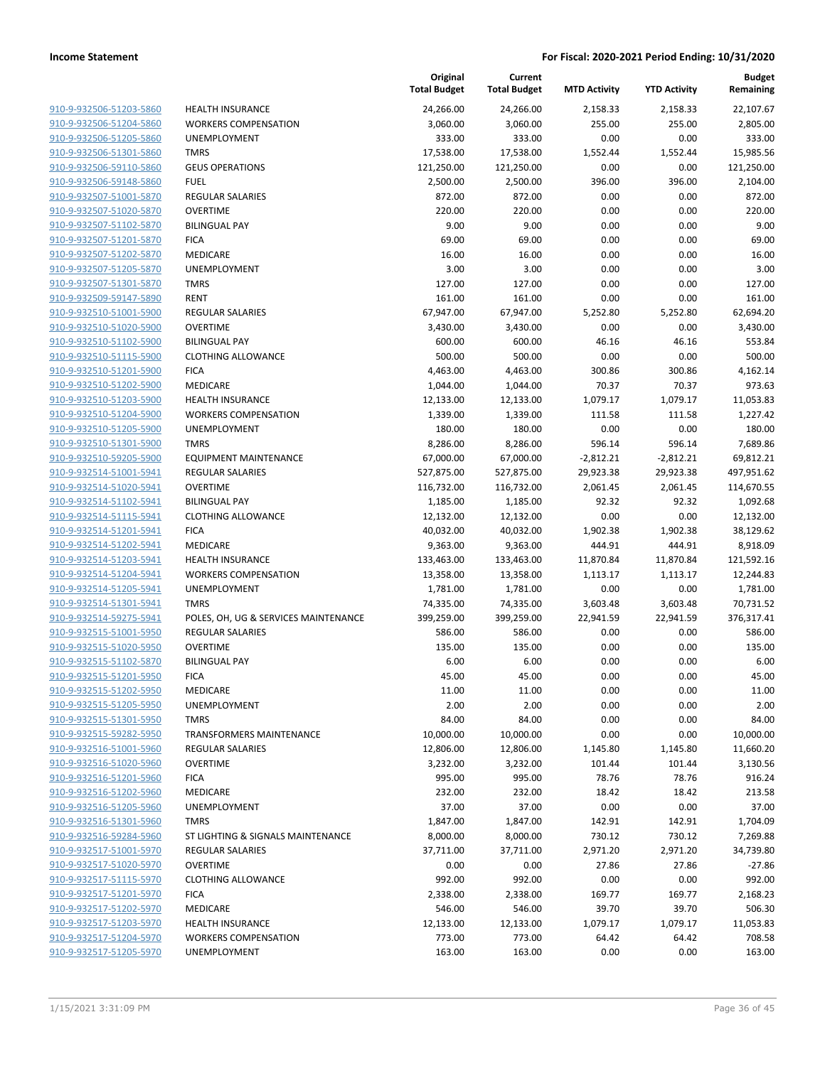| | | Original Total Budget | Current Total Budget | MTD Activity | YTD Activity | Budget Remaining |
|---|---|---|---|---|---|---|
| 910-9-932506-51203-5860 | HEALTH INSURANCE | 24,266.00 | 24,266.00 | 2,158.33 | 2,158.33 | 22,107.67 |
| 910-9-932506-51204-5860 | WORKERS COMPENSATION | 3,060.00 | 3,060.00 | 255.00 | 255.00 | 2,805.00 |
| 910-9-932506-51205-5860 | UNEMPLOYMENT | 333.00 | 333.00 | 0.00 | 0.00 | 333.00 |
| 910-9-932506-51301-5860 | TMRS | 17,538.00 | 17,538.00 | 1,552.44 | 1,552.44 | 15,985.56 |
| 910-9-932506-59110-5860 | GEUS OPERATIONS | 121,250.00 | 121,250.00 | 0.00 | 0.00 | 121,250.00 |
| 910-9-932506-59148-5860 | FUEL | 2,500.00 | 2,500.00 | 396.00 | 396.00 | 2,104.00 |
| 910-9-932507-51001-5870 | REGULAR SALARIES | 872.00 | 872.00 | 0.00 | 0.00 | 872.00 |
| 910-9-932507-51020-5870 | OVERTIME | 220.00 | 220.00 | 0.00 | 0.00 | 220.00 |
| 910-9-932507-51102-5870 | BILINGUAL PAY | 9.00 | 9.00 | 0.00 | 0.00 | 9.00 |
| 910-9-932507-51201-5870 | FICA | 69.00 | 69.00 | 0.00 | 0.00 | 69.00 |
| 910-9-932507-51202-5870 | MEDICARE | 16.00 | 16.00 | 0.00 | 0.00 | 16.00 |
| 910-9-932507-51205-5870 | UNEMPLOYMENT | 3.00 | 3.00 | 0.00 | 0.00 | 3.00 |
| 910-9-932507-51301-5870 | TMRS | 127.00 | 127.00 | 0.00 | 0.00 | 127.00 |
| 910-9-932509-59147-5890 | RENT | 161.00 | 161.00 | 0.00 | 0.00 | 161.00 |
| 910-9-932510-51001-5900 | REGULAR SALARIES | 67,947.00 | 67,947.00 | 5,252.80 | 5,252.80 | 62,694.20 |
| 910-9-932510-51020-5900 | OVERTIME | 3,430.00 | 3,430.00 | 0.00 | 0.00 | 3,430.00 |
| 910-9-932510-51102-5900 | BILINGUAL PAY | 600.00 | 600.00 | 46.16 | 46.16 | 553.84 |
| 910-9-932510-51115-5900 | CLOTHING ALLOWANCE | 500.00 | 500.00 | 0.00 | 0.00 | 500.00 |
| 910-9-932510-51201-5900 | FICA | 4,463.00 | 4,463.00 | 300.86 | 300.86 | 4,162.14 |
| 910-9-932510-51202-5900 | MEDICARE | 1,044.00 | 1,044.00 | 70.37 | 70.37 | 973.63 |
| 910-9-932510-51203-5900 | HEALTH INSURANCE | 12,133.00 | 12,133.00 | 1,079.17 | 1,079.17 | 11,053.83 |
| 910-9-932510-51204-5900 | WORKERS COMPENSATION | 1,339.00 | 1,339.00 | 111.58 | 111.58 | 1,227.42 |
| 910-9-932510-51205-5900 | UNEMPLOYMENT | 180.00 | 180.00 | 0.00 | 0.00 | 180.00 |
| 910-9-932510-51301-5900 | TMRS | 8,286.00 | 8,286.00 | 596.14 | 596.14 | 7,689.86 |
| 910-9-932510-59205-5900 | EQUIPMENT MAINTENANCE | 67,000.00 | 67,000.00 | -2,812.21 | -2,812.21 | 69,812.21 |
| 910-9-932514-51001-5941 | REGULAR SALARIES | 527,875.00 | 527,875.00 | 29,923.38 | 29,923.38 | 497,951.62 |
| 910-9-932514-51020-5941 | OVERTIME | 116,732.00 | 116,732.00 | 2,061.45 | 2,061.45 | 114,670.55 |
| 910-9-932514-51102-5941 | BILINGUAL PAY | 1,185.00 | 1,185.00 | 92.32 | 92.32 | 1,092.68 |
| 910-9-932514-51115-5941 | CLOTHING ALLOWANCE | 12,132.00 | 12,132.00 | 0.00 | 0.00 | 12,132.00 |
| 910-9-932514-51201-5941 | FICA | 40,032.00 | 40,032.00 | 1,902.38 | 1,902.38 | 38,129.62 |
| 910-9-932514-51202-5941 | MEDICARE | 9,363.00 | 9,363.00 | 444.91 | 444.91 | 8,918.09 |
| 910-9-932514-51203-5941 | HEALTH INSURANCE | 133,463.00 | 133,463.00 | 11,870.84 | 11,870.84 | 121,592.16 |
| 910-9-932514-51204-5941 | WORKERS COMPENSATION | 13,358.00 | 13,358.00 | 1,113.17 | 1,113.17 | 12,244.83 |
| 910-9-932514-51205-5941 | UNEMPLOYMENT | 1,781.00 | 1,781.00 | 0.00 | 0.00 | 1,781.00 |
| 910-9-932514-51301-5941 | TMRS | 74,335.00 | 74,335.00 | 3,603.48 | 3,603.48 | 70,731.52 |
| 910-9-932514-59275-5941 | POLES, OH, UG & SERVICES MAINTENANCE | 399,259.00 | 399,259.00 | 22,941.59 | 22,941.59 | 376,317.41 |
| 910-9-932515-51001-5950 | REGULAR SALARIES | 586.00 | 586.00 | 0.00 | 0.00 | 586.00 |
| 910-9-932515-51020-5950 | OVERTIME | 135.00 | 135.00 | 0.00 | 0.00 | 135.00 |
| 910-9-932515-51102-5870 | BILINGUAL PAY | 6.00 | 6.00 | 0.00 | 0.00 | 6.00 |
| 910-9-932515-51201-5950 | FICA | 45.00 | 45.00 | 0.00 | 0.00 | 45.00 |
| 910-9-932515-51202-5950 | MEDICARE | 11.00 | 11.00 | 0.00 | 0.00 | 11.00 |
| 910-9-932515-51205-5950 | UNEMPLOYMENT | 2.00 | 2.00 | 0.00 | 0.00 | 2.00 |
| 910-9-932515-51301-5950 | TMRS | 84.00 | 84.00 | 0.00 | 0.00 | 84.00 |
| 910-9-932515-59282-5950 | TRANSFORMERS MAINTENANCE | 10,000.00 | 10,000.00 | 0.00 | 0.00 | 10,000.00 |
| 910-9-932516-51001-5960 | REGULAR SALARIES | 12,806.00 | 12,806.00 | 1,145.80 | 1,145.80 | 11,660.20 |
| 910-9-932516-51020-5960 | OVERTIME | 3,232.00 | 3,232.00 | 101.44 | 101.44 | 3,130.56 |
| 910-9-932516-51201-5960 | FICA | 995.00 | 995.00 | 78.76 | 78.76 | 916.24 |
| 910-9-932516-51202-5960 | MEDICARE | 232.00 | 232.00 | 18.42 | 18.42 | 213.58 |
| 910-9-932516-51205-5960 | UNEMPLOYMENT | 37.00 | 37.00 | 0.00 | 0.00 | 37.00 |
| 910-9-932516-51301-5960 | TMRS | 1,847.00 | 1,847.00 | 142.91 | 142.91 | 1,704.09 |
| 910-9-932516-59284-5960 | ST LIGHTING & SIGNALS MAINTENANCE | 8,000.00 | 8,000.00 | 730.12 | 730.12 | 7,269.88 |
| 910-9-932517-51001-5970 | REGULAR SALARIES | 37,711.00 | 37,711.00 | 2,971.20 | 2,971.20 | 34,739.80 |
| 910-9-932517-51020-5970 | OVERTIME | 0.00 | 0.00 | 27.86 | 27.86 | -27.86 |
| 910-9-932517-51115-5970 | CLOTHING ALLOWANCE | 992.00 | 992.00 | 0.00 | 0.00 | 992.00 |
| 910-9-932517-51201-5970 | FICA | 2,338.00 | 2,338.00 | 169.77 | 169.77 | 2,168.23 |
| 910-9-932517-51202-5970 | MEDICARE | 546.00 | 546.00 | 39.70 | 39.70 | 506.30 |
| 910-9-932517-51203-5970 | HEALTH INSURANCE | 12,133.00 | 12,133.00 | 1,079.17 | 1,079.17 | 11,053.83 |
| 910-9-932517-51204-5970 | WORKERS COMPENSATION | 773.00 | 773.00 | 64.42 | 64.42 | 708.58 |
| 910-9-932517-51205-5970 | UNEMPLOYMENT | 163.00 | 163.00 | 0.00 | 0.00 | 163.00 |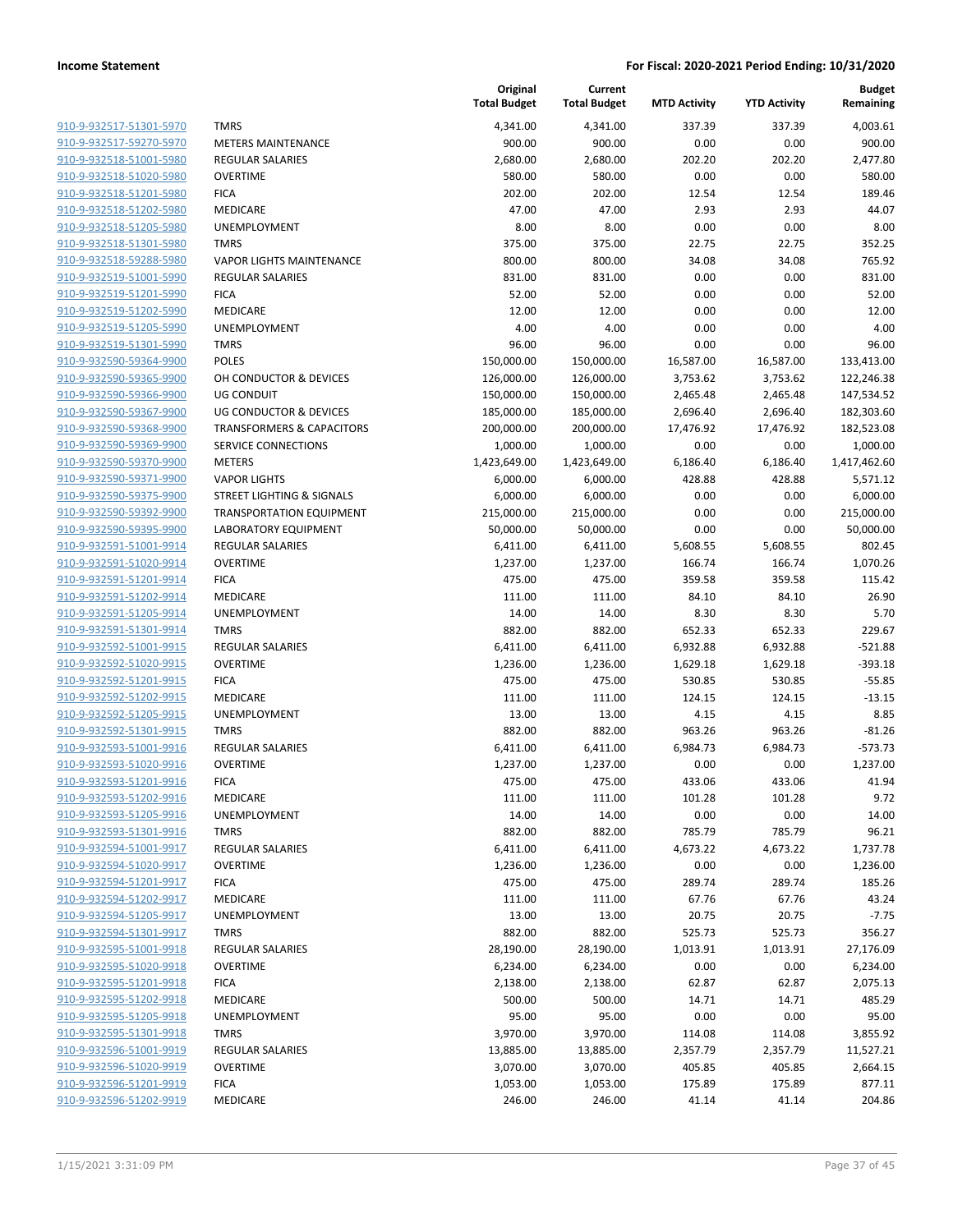| | | Original Total Budget | Current Total Budget | MTD Activity | YTD Activity | Budget Remaining |
|---|---|---|---|---|---|---|
| 910-9-932517-51301-5970 | TMRS | 4,341.00 | 4,341.00 | 337.39 | 337.39 | 4,003.61 |
| 910-9-932517-59270-5970 | METERS MAINTENANCE | 900.00 | 900.00 | 0.00 | 0.00 | 900.00 |
| 910-9-932518-51001-5980 | REGULAR SALARIES | 2,680.00 | 2,680.00 | 202.20 | 202.20 | 2,477.80 |
| 910-9-932518-51020-5980 | OVERTIME | 580.00 | 580.00 | 0.00 | 0.00 | 580.00 |
| 910-9-932518-51201-5980 | FICA | 202.00 | 202.00 | 12.54 | 12.54 | 189.46 |
| 910-9-932518-51202-5980 | MEDICARE | 47.00 | 47.00 | 2.93 | 2.93 | 44.07 |
| 910-9-932518-51205-5980 | UNEMPLOYMENT | 8.00 | 8.00 | 0.00 | 0.00 | 8.00 |
| 910-9-932518-51301-5980 | TMRS | 375.00 | 375.00 | 22.75 | 22.75 | 352.25 |
| 910-9-932518-59288-5980 | VAPOR LIGHTS MAINTENANCE | 800.00 | 800.00 | 34.08 | 34.08 | 765.92 |
| 910-9-932519-51001-5990 | REGULAR SALARIES | 831.00 | 831.00 | 0.00 | 0.00 | 831.00 |
| 910-9-932519-51201-5990 | FICA | 52.00 | 52.00 | 0.00 | 0.00 | 52.00 |
| 910-9-932519-51202-5990 | MEDICARE | 12.00 | 12.00 | 0.00 | 0.00 | 12.00 |
| 910-9-932519-51205-5990 | UNEMPLOYMENT | 4.00 | 4.00 | 0.00 | 0.00 | 4.00 |
| 910-9-932519-51301-5990 | TMRS | 96.00 | 96.00 | 0.00 | 0.00 | 96.00 |
| 910-9-932590-59364-9900 | POLES | 150,000.00 | 150,000.00 | 16,587.00 | 16,587.00 | 133,413.00 |
| 910-9-932590-59365-9900 | OH CONDUCTOR & DEVICES | 126,000.00 | 126,000.00 | 3,753.62 | 3,753.62 | 122,246.38 |
| 910-9-932590-59366-9900 | UG CONDUIT | 150,000.00 | 150,000.00 | 2,465.48 | 2,465.48 | 147,534.52 |
| 910-9-932590-59367-9900 | UG CONDUCTOR & DEVICES | 185,000.00 | 185,000.00 | 2,696.40 | 2,696.40 | 182,303.60 |
| 910-9-932590-59368-9900 | TRANSFORMERS & CAPACITORS | 200,000.00 | 200,000.00 | 17,476.92 | 17,476.92 | 182,523.08 |
| 910-9-932590-59369-9900 | SERVICE CONNECTIONS | 1,000.00 | 1,000.00 | 0.00 | 0.00 | 1,000.00 |
| 910-9-932590-59370-9900 | METERS | 1,423,649.00 | 1,423,649.00 | 6,186.40 | 6,186.40 | 1,417,462.60 |
| 910-9-932590-59371-9900 | VAPOR LIGHTS | 6,000.00 | 6,000.00 | 428.88 | 428.88 | 5,571.12 |
| 910-9-932590-59375-9900 | STREET LIGHTING & SIGNALS | 6,000.00 | 6,000.00 | 0.00 | 0.00 | 6,000.00 |
| 910-9-932590-59392-9900 | TRANSPORTATION EQUIPMENT | 215,000.00 | 215,000.00 | 0.00 | 0.00 | 215,000.00 |
| 910-9-932590-59395-9900 | LABORATORY EQUIPMENT | 50,000.00 | 50,000.00 | 0.00 | 0.00 | 50,000.00 |
| 910-9-932591-51001-9914 | REGULAR SALARIES | 6,411.00 | 6,411.00 | 5,608.55 | 5,608.55 | 802.45 |
| 910-9-932591-51020-9914 | OVERTIME | 1,237.00 | 1,237.00 | 166.74 | 166.74 | 1,070.26 |
| 910-9-932591-51201-9914 | FICA | 475.00 | 475.00 | 359.58 | 359.58 | 115.42 |
| 910-9-932591-51202-9914 | MEDICARE | 111.00 | 111.00 | 84.10 | 84.10 | 26.90 |
| 910-9-932591-51205-9914 | UNEMPLOYMENT | 14.00 | 14.00 | 8.30 | 8.30 | 5.70 |
| 910-9-932591-51301-9914 | TMRS | 882.00 | 882.00 | 652.33 | 652.33 | 229.67 |
| 910-9-932592-51001-9915 | REGULAR SALARIES | 6,411.00 | 6,411.00 | 6,932.88 | 6,932.88 | -521.88 |
| 910-9-932592-51020-9915 | OVERTIME | 1,236.00 | 1,236.00 | 1,629.18 | 1,629.18 | -393.18 |
| 910-9-932592-51201-9915 | FICA | 475.00 | 475.00 | 530.85 | 530.85 | -55.85 |
| 910-9-932592-51202-9915 | MEDICARE | 111.00 | 111.00 | 124.15 | 124.15 | -13.15 |
| 910-9-932592-51205-9915 | UNEMPLOYMENT | 13.00 | 13.00 | 4.15 | 4.15 | 8.85 |
| 910-9-932592-51301-9915 | TMRS | 882.00 | 882.00 | 963.26 | 963.26 | -81.26 |
| 910-9-932593-51001-9916 | REGULAR SALARIES | 6,411.00 | 6,411.00 | 6,984.73 | 6,984.73 | -573.73 |
| 910-9-932593-51020-9916 | OVERTIME | 1,237.00 | 1,237.00 | 0.00 | 0.00 | 1,237.00 |
| 910-9-932593-51201-9916 | FICA | 475.00 | 475.00 | 433.06 | 433.06 | 41.94 |
| 910-9-932593-51202-9916 | MEDICARE | 111.00 | 111.00 | 101.28 | 101.28 | 9.72 |
| 910-9-932593-51205-9916 | UNEMPLOYMENT | 14.00 | 14.00 | 0.00 | 0.00 | 14.00 |
| 910-9-932593-51301-9916 | TMRS | 882.00 | 882.00 | 785.79 | 785.79 | 96.21 |
| 910-9-932594-51001-9917 | REGULAR SALARIES | 6,411.00 | 6,411.00 | 4,673.22 | 4,673.22 | 1,737.78 |
| 910-9-932594-51020-9917 | OVERTIME | 1,236.00 | 1,236.00 | 0.00 | 0.00 | 1,236.00 |
| 910-9-932594-51201-9917 | FICA | 475.00 | 475.00 | 289.74 | 289.74 | 185.26 |
| 910-9-932594-51202-9917 | MEDICARE | 111.00 | 111.00 | 67.76 | 67.76 | 43.24 |
| 910-9-932594-51205-9917 | UNEMPLOYMENT | 13.00 | 13.00 | 20.75 | 20.75 | -7.75 |
| 910-9-932594-51301-9917 | TMRS | 882.00 | 882.00 | 525.73 | 525.73 | 356.27 |
| 910-9-932595-51001-9918 | REGULAR SALARIES | 28,190.00 | 28,190.00 | 1,013.91 | 1,013.91 | 27,176.09 |
| 910-9-932595-51020-9918 | OVERTIME | 6,234.00 | 6,234.00 | 0.00 | 0.00 | 6,234.00 |
| 910-9-932595-51201-9918 | FICA | 2,138.00 | 2,138.00 | 62.87 | 62.87 | 2,075.13 |
| 910-9-932595-51202-9918 | MEDICARE | 500.00 | 500.00 | 14.71 | 14.71 | 485.29 |
| 910-9-932595-51205-9918 | UNEMPLOYMENT | 95.00 | 95.00 | 0.00 | 0.00 | 95.00 |
| 910-9-932595-51301-9918 | TMRS | 3,970.00 | 3,970.00 | 114.08 | 114.08 | 3,855.92 |
| 910-9-932596-51001-9919 | REGULAR SALARIES | 13,885.00 | 13,885.00 | 2,357.79 | 2,357.79 | 11,527.21 |
| 910-9-932596-51020-9919 | OVERTIME | 3,070.00 | 3,070.00 | 405.85 | 405.85 | 2,664.15 |
| 910-9-932596-51201-9919 | FICA | 1,053.00 | 1,053.00 | 175.89 | 175.89 | 877.11 |
| 910-9-932596-51202-9919 | MEDICARE | 246.00 | 246.00 | 41.14 | 41.14 | 204.86 |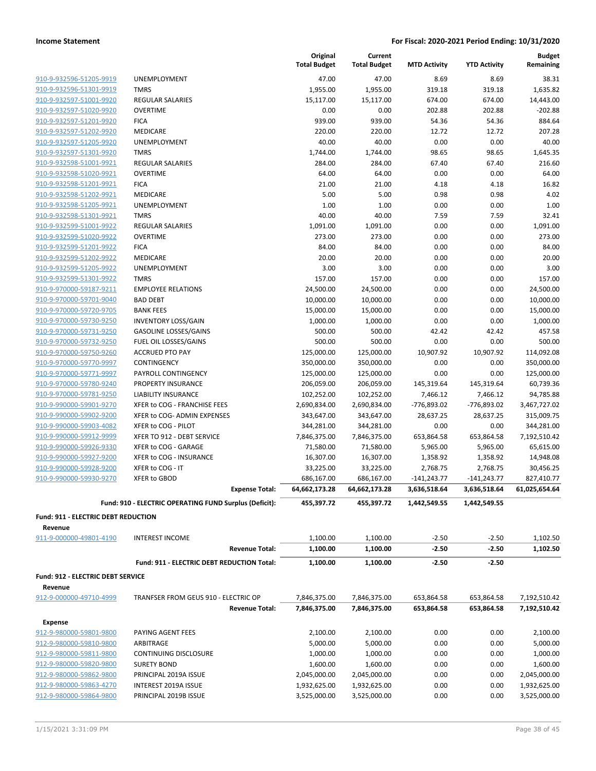**Income Statement** — **For Fiscal: 2020-2021 Period Ending: 10/31/2020**

| | | Original Total Budget | Current Total Budget | MTD Activity | YTD Activity | Budget Remaining |
|---|---|---|---|---|---|---|
| 910-9-932596-51205-9919 | UNEMPLOYMENT | 47.00 | 47.00 | 8.69 | 8.69 | 38.31 |
| 910-9-932596-51301-9919 | TMRS | 1,955.00 | 1,955.00 | 319.18 | 319.18 | 1,635.82 |
| 910-9-932597-51001-9920 | REGULAR SALARIES | 15,117.00 | 15,117.00 | 674.00 | 674.00 | 14,443.00 |
| 910-9-932597-51020-9920 | OVERTIME | 0.00 | 0.00 | 202.88 | 202.88 | -202.88 |
| 910-9-932597-51201-9920 | FICA | 939.00 | 939.00 | 54.36 | 54.36 | 884.64 |
| 910-9-932597-51202-9920 | MEDICARE | 220.00 | 220.00 | 12.72 | 12.72 | 207.28 |
| 910-9-932597-51205-9920 | UNEMPLOYMENT | 40.00 | 40.00 | 0.00 | 0.00 | 40.00 |
| 910-9-932597-51301-9920 | TMRS | 1,744.00 | 1,744.00 | 98.65 | 98.65 | 1,645.35 |
| 910-9-932598-51001-9921 | REGULAR SALARIES | 284.00 | 284.00 | 67.40 | 67.40 | 216.60 |
| 910-9-932598-51020-9921 | OVERTIME | 64.00 | 64.00 | 0.00 | 0.00 | 64.00 |
| 910-9-932598-51201-9921 | FICA | 21.00 | 21.00 | 4.18 | 4.18 | 16.82 |
| 910-9-932598-51202-9921 | MEDICARE | 5.00 | 5.00 | 0.98 | 0.98 | 4.02 |
| 910-9-932598-51205-9921 | UNEMPLOYMENT | 1.00 | 1.00 | 0.00 | 0.00 | 1.00 |
| 910-9-932598-51301-9921 | TMRS | 40.00 | 40.00 | 7.59 | 7.59 | 32.41 |
| 910-9-932599-51001-9922 | REGULAR SALARIES | 1,091.00 | 1,091.00 | 0.00 | 0.00 | 1,091.00 |
| 910-9-932599-51020-9922 | OVERTIME | 273.00 | 273.00 | 0.00 | 0.00 | 273.00 |
| 910-9-932599-51201-9922 | FICA | 84.00 | 84.00 | 0.00 | 0.00 | 84.00 |
| 910-9-932599-51202-9922 | MEDICARE | 20.00 | 20.00 | 0.00 | 0.00 | 20.00 |
| 910-9-932599-51205-9922 | UNEMPLOYMENT | 3.00 | 3.00 | 0.00 | 0.00 | 3.00 |
| 910-9-932599-51301-9922 | TMRS | 157.00 | 157.00 | 0.00 | 0.00 | 157.00 |
| 910-9-970000-59187-9211 | EMPLOYEE RELATIONS | 24,500.00 | 24,500.00 | 0.00 | 0.00 | 24,500.00 |
| 910-9-970000-59701-9040 | BAD DEBT | 10,000.00 | 10,000.00 | 0.00 | 0.00 | 10,000.00 |
| 910-9-970000-59720-9705 | BANK FEES | 15,000.00 | 15,000.00 | 0.00 | 0.00 | 15,000.00 |
| 910-9-970000-59730-9250 | INVENTORY LOSS/GAIN | 1,000.00 | 1,000.00 | 0.00 | 0.00 | 1,000.00 |
| 910-9-970000-59731-9250 | GASOLINE LOSSES/GAINS | 500.00 | 500.00 | 42.42 | 42.42 | 457.58 |
| 910-9-970000-59732-9250 | FUEL OIL LOSSES/GAINS | 500.00 | 500.00 | 0.00 | 0.00 | 500.00 |
| 910-9-970000-59750-9260 | ACCRUED PTO PAY | 125,000.00 | 125,000.00 | 10,907.92 | 10,907.92 | 114,092.08 |
| 910-9-970000-59770-9997 | CONTINGENCY | 350,000.00 | 350,000.00 | 0.00 | 0.00 | 350,000.00 |
| 910-9-970000-59771-9997 | PAYROLL CONTINGENCY | 125,000.00 | 125,000.00 | 0.00 | 0.00 | 125,000.00 |
| 910-9-970000-59780-9240 | PROPERTY INSURANCE | 206,059.00 | 206,059.00 | 145,319.64 | 145,319.64 | 60,739.36 |
| 910-9-970000-59781-9250 | LIABILITY INSURANCE | 102,252.00 | 102,252.00 | 7,466.12 | 7,466.12 | 94,785.88 |
| 910-9-990000-59901-9270 | XFER to COG - FRANCHISE FEES | 2,690,834.00 | 2,690,834.00 | -776,893.02 | -776,893.02 | 3,467,727.02 |
| 910-9-990000-59902-9200 | XFER to COG- ADMIN EXPENSES | 343,647.00 | 343,647.00 | 28,637.25 | 28,637.25 | 315,009.75 |
| 910-9-990000-59903-4082 | XFER to COG - PILOT | 344,281.00 | 344,281.00 | 0.00 | 0.00 | 344,281.00 |
| 910-9-990000-59912-9999 | XFER TO 912 - DEBT SERVICE | 7,846,375.00 | 7,846,375.00 | 653,864.58 | 653,864.58 | 7,192,510.42 |
| 910-9-990000-59926-9330 | XFER to COG - GARAGE | 71,580.00 | 71,580.00 | 5,965.00 | 5,965.00 | 65,615.00 |
| 910-9-990000-59927-9200 | XFER to COG - INSURANCE | 16,307.00 | 16,307.00 | 1,358.92 | 1,358.92 | 14,948.08 |
| 910-9-990000-59928-9200 | XFER to COG - IT | 33,225.00 | 33,225.00 | 2,768.75 | 2,768.75 | 30,456.25 |
| 910-9-990000-59930-9270 | XFER to GBOD | 686,167.00 | 686,167.00 | -141,243.77 | -141,243.77 | 827,410.77 |
| | **Expense Total:** | **64,662,173.28** | **64,662,173.28** | **3,636,518.64** | **3,636,518.64** | **61,025,654.64** |
| | **Fund: 910 - ELECTRIC OPERATING FUND Surplus (Deficit):** | **455,397.72** | **455,397.72** | **1,442,549.55** | **1,442,549.55** | |
| **Fund: 911 - ELECTRIC DEBT REDUCTION** | | | | | | |
| **Revenue** | | | | | | |
| 911-9-000000-49801-4190 | INTEREST INCOME | 1,100.00 | 1,100.00 | -2.50 | -2.50 | 1,102.50 |
| | **Revenue Total:** | **1,100.00** | **1,100.00** | **-2.50** | **-2.50** | **1,102.50** |
| | **Fund: 911 - ELECTRIC DEBT REDUCTION Total:** | **1,100.00** | **1,100.00** | **-2.50** | **-2.50** | |
| **Fund: 912 - ELECTRIC DEBT SERVICE** | | | | | | |
| **Revenue** | | | | | | |
| 912-9-000000-49710-4999 | TRANFSER FROM GEUS 910 - ELECTRIC OP | 7,846,375.00 | 7,846,375.00 | 653,864.58 | 653,864.58 | 7,192,510.42 |
| | **Revenue Total:** | **7,846,375.00** | **7,846,375.00** | **653,864.58** | **653,864.58** | **7,192,510.42** |
| **Expense** | | | | | | |
| 912-9-980000-59801-9800 | PAYING AGENT FEES | 2,100.00 | 2,100.00 | 0.00 | 0.00 | 2,100.00 |
| 912-9-980000-59810-9800 | ARBITRAGE | 5,000.00 | 5,000.00 | 0.00 | 0.00 | 5,000.00 |
| 912-9-980000-59811-9800 | CONTINUING DISCLOSURE | 1,000.00 | 1,000.00 | 0.00 | 0.00 | 1,000.00 |
| 912-9-980000-59820-9800 | SURETY BOND | 1,600.00 | 1,600.00 | 0.00 | 0.00 | 1,600.00 |
| 912-9-980000-59862-9800 | PRINCIPAL 2019A ISSUE | 2,045,000.00 | 2,045,000.00 | 0.00 | 0.00 | 2,045,000.00 |
| 912-9-980000-59863-4270 | INTEREST 2019A ISSUE | 1,932,625.00 | 1,932,625.00 | 0.00 | 0.00 | 1,932,625.00 |
| 912-9-980000-59864-9800 | PRINCIPAL 2019B ISSUE | 3,525,000.00 | 3,525,000.00 | 0.00 | 0.00 | 3,525,000.00 |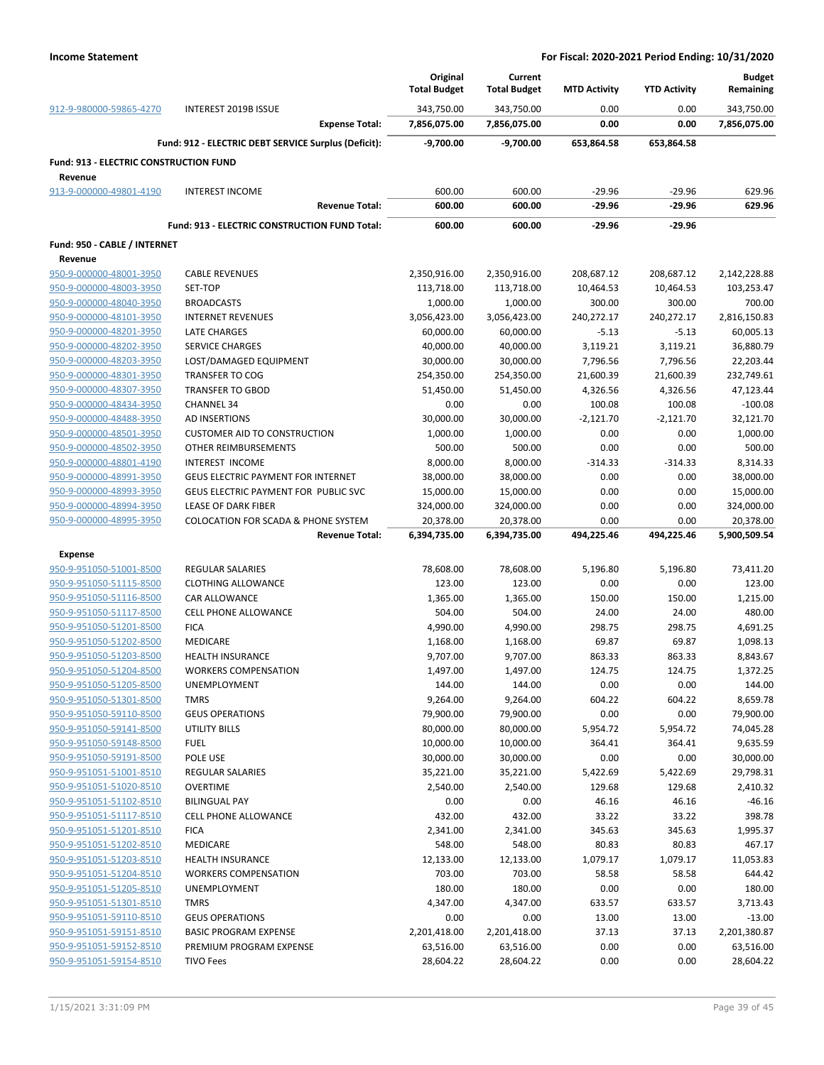| | | Original Total Budget | Current Total Budget | MTD Activity | YTD Activity | Budget Remaining |
|---|---|---|---|---|---|---|
| 912-9-980000-59865-4270 | INTEREST 2019B ISSUE | 343,750.00 | 343,750.00 | 0.00 | 0.00 | 343,750.00 |
| | **Expense Total:** | **7,856,075.00** | **7,856,075.00** | **0.00** | **0.00** | **7,856,075.00** |
| | **Fund: 912 - ELECTRIC DEBT SERVICE Surplus (Deficit):** | **-9,700.00** | **-9,700.00** | **653,864.58** | **653,864.58** | |
| **Fund: 913 - ELECTRIC CONSTRUCTION FUND** | | | | | | |
| **Revenue** | | | | | | |
| 913-9-000000-49801-4190 | INTEREST INCOME | 600.00 | 600.00 | -29.96 | -29.96 | 629.96 |
| | **Revenue Total:** | **600.00** | **600.00** | **-29.96** | **-29.96** | **629.96** |
| | **Fund: 913 - ELECTRIC CONSTRUCTION FUND Total:** | **600.00** | **600.00** | **-29.96** | **-29.96** | |
| **Fund: 950 - CABLE / INTERNET** | | | | | | |
| **Revenue** | | | | | | |
| 950-9-000000-48001-3950 | CABLE REVENUES | 2,350,916.00 | 2,350,916.00 | 208,687.12 | 208,687.12 | 2,142,228.88 |
| 950-9-000000-48003-3950 | SET-TOP | 113,718.00 | 113,718.00 | 10,464.53 | 10,464.53 | 103,253.47 |
| 950-9-000000-48040-3950 | BROADCASTS | 1,000.00 | 1,000.00 | 300.00 | 300.00 | 700.00 |
| 950-9-000000-48101-3950 | INTERNET REVENUES | 3,056,423.00 | 3,056,423.00 | 240,272.17 | 240,272.17 | 2,816,150.83 |
| 950-9-000000-48201-3950 | LATE CHARGES | 60,000.00 | 60,000.00 | -5.13 | -5.13 | 60,005.13 |
| 950-9-000000-48202-3950 | SERVICE CHARGES | 40,000.00 | 40,000.00 | 3,119.21 | 3,119.21 | 36,880.79 |
| 950-9-000000-48203-3950 | LOST/DAMAGED EQUIPMENT | 30,000.00 | 30,000.00 | 7,796.56 | 7,796.56 | 22,203.44 |
| 950-9-000000-48301-3950 | TRANSFER TO COG | 254,350.00 | 254,350.00 | 21,600.39 | 21,600.39 | 232,749.61 |
| 950-9-000000-48307-3950 | TRANSFER TO GBOD | 51,450.00 | 51,450.00 | 4,326.56 | 4,326.56 | 47,123.44 |
| 950-9-000000-48434-3950 | CHANNEL 34 | 0.00 | 0.00 | 100.08 | 100.08 | -100.08 |
| 950-9-000000-48488-3950 | AD INSERTIONS | 30,000.00 | 30,000.00 | -2,121.70 | -2,121.70 | 32,121.70 |
| 950-9-000000-48501-3950 | CUSTOMER AID TO CONSTRUCTION | 1,000.00 | 1,000.00 | 0.00 | 0.00 | 1,000.00 |
| 950-9-000000-48502-3950 | OTHER REIMBURSEMENTS | 500.00 | 500.00 | 0.00 | 0.00 | 500.00 |
| 950-9-000000-48801-4190 | INTEREST INCOME | 8,000.00 | 8,000.00 | -314.33 | -314.33 | 8,314.33 |
| 950-9-000000-48991-3950 | GEUS ELECTRIC PAYMENT FOR INTERNET | 38,000.00 | 38,000.00 | 0.00 | 0.00 | 38,000.00 |
| 950-9-000000-48993-3950 | GEUS ELECTRIC PAYMENT FOR PUBLIC SVC | 15,000.00 | 15,000.00 | 0.00 | 0.00 | 15,000.00 |
| 950-9-000000-48994-3950 | LEASE OF DARK FIBER | 324,000.00 | 324,000.00 | 0.00 | 0.00 | 324,000.00 |
| 950-9-000000-48995-3950 | COLOCATION FOR SCADA & PHONE SYSTEM | 20,378.00 | 20,378.00 | 0.00 | 0.00 | 20,378.00 |
| | **Revenue Total:** | **6,394,735.00** | **6,394,735.00** | **494,225.46** | **494,225.46** | **5,900,509.54** |
| **Expense** | | | | | | |
| 950-9-951050-51001-8500 | REGULAR SALARIES | 78,608.00 | 78,608.00 | 5,196.80 | 5,196.80 | 73,411.20 |
| 950-9-951050-51115-8500 | CLOTHING ALLOWANCE | 123.00 | 123.00 | 0.00 | 0.00 | 123.00 |
| 950-9-951050-51116-8500 | CAR ALLOWANCE | 1,365.00 | 1,365.00 | 150.00 | 150.00 | 1,215.00 |
| 950-9-951050-51117-8500 | CELL PHONE ALLOWANCE | 504.00 | 504.00 | 24.00 | 24.00 | 480.00 |
| 950-9-951050-51201-8500 | FICA | 4,990.00 | 4,990.00 | 298.75 | 298.75 | 4,691.25 |
| 950-9-951050-51202-8500 | MEDICARE | 1,168.00 | 1,168.00 | 69.87 | 69.87 | 1,098.13 |
| 950-9-951050-51203-8500 | HEALTH INSURANCE | 9,707.00 | 9,707.00 | 863.33 | 863.33 | 8,843.67 |
| 950-9-951050-51204-8500 | WORKERS COMPENSATION | 1,497.00 | 1,497.00 | 124.75 | 124.75 | 1,372.25 |
| 950-9-951050-51205-8500 | UNEMPLOYMENT | 144.00 | 144.00 | 0.00 | 0.00 | 144.00 |
| 950-9-951050-51301-8500 | TMRS | 9,264.00 | 9,264.00 | 604.22 | 604.22 | 8,659.78 |
| 950-9-951050-59110-8500 | GEUS OPERATIONS | 79,900.00 | 79,900.00 | 0.00 | 0.00 | 79,900.00 |
| 950-9-951050-59141-8500 | UTILITY BILLS | 80,000.00 | 80,000.00 | 5,954.72 | 5,954.72 | 74,045.28 |
| 950-9-951050-59148-8500 | FUEL | 10,000.00 | 10,000.00 | 364.41 | 364.41 | 9,635.59 |
| 950-9-951050-59191-8500 | POLE USE | 30,000.00 | 30,000.00 | 0.00 | 0.00 | 30,000.00 |
| 950-9-951051-51001-8510 | REGULAR SALARIES | 35,221.00 | 35,221.00 | 5,422.69 | 5,422.69 | 29,798.31 |
| 950-9-951051-51020-8510 | OVERTIME | 2,540.00 | 2,540.00 | 129.68 | 129.68 | 2,410.32 |
| 950-9-951051-51102-8510 | BILINGUAL PAY | 0.00 | 0.00 | 46.16 | 46.16 | -46.16 |
| 950-9-951051-51117-8510 | CELL PHONE ALLOWANCE | 432.00 | 432.00 | 33.22 | 33.22 | 398.78 |
| 950-9-951051-51201-8510 | FICA | 2,341.00 | 2,341.00 | 345.63 | 345.63 | 1,995.37 |
| 950-9-951051-51202-8510 | MEDICARE | 548.00 | 548.00 | 80.83 | 80.83 | 467.17 |
| 950-9-951051-51203-8510 | HEALTH INSURANCE | 12,133.00 | 12,133.00 | 1,079.17 | 1,079.17 | 11,053.83 |
| 950-9-951051-51204-8510 | WORKERS COMPENSATION | 703.00 | 703.00 | 58.58 | 58.58 | 644.42 |
| 950-9-951051-51205-8510 | UNEMPLOYMENT | 180.00 | 180.00 | 0.00 | 0.00 | 180.00 |
| 950-9-951051-51301-8510 | TMRS | 4,347.00 | 4,347.00 | 633.57 | 633.57 | 3,713.43 |
| 950-9-951051-59110-8510 | GEUS OPERATIONS | 0.00 | 0.00 | 13.00 | 13.00 | -13.00 |
| 950-9-951051-59151-8510 | BASIC PROGRAM EXPENSE | 2,201,418.00 | 2,201,418.00 | 37.13 | 37.13 | 2,201,380.87 |
| 950-9-951051-59152-8510 | PREMIUM PROGRAM EXPENSE | 63,516.00 | 63,516.00 | 0.00 | 0.00 | 63,516.00 |
| 950-9-951051-59154-8510 | TIVO Fees | 28,604.22 | 28,604.22 | 0.00 | 0.00 | 28,604.22 |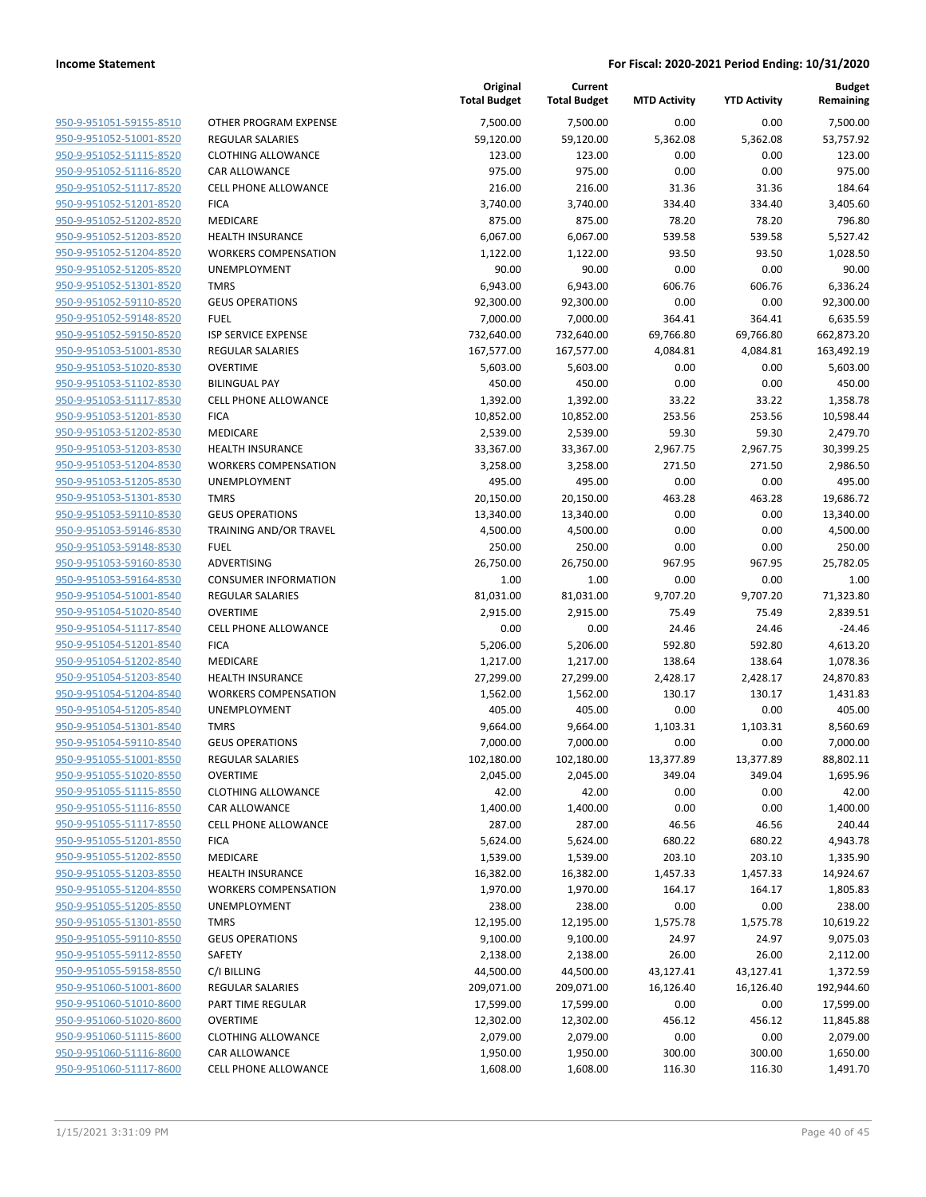| | | Original Total Budget | Current Total Budget | MTD Activity | YTD Activity | Budget Remaining |
|---|---|---|---|---|---|---|
| 950-9-951051-59155-8510 | OTHER PROGRAM EXPENSE | 7,500.00 | 7,500.00 | 0.00 | 0.00 | 7,500.00 |
| 950-9-951052-51001-8520 | REGULAR SALARIES | 59,120.00 | 59,120.00 | 5,362.08 | 5,362.08 | 53,757.92 |
| 950-9-951052-51115-8520 | CLOTHING ALLOWANCE | 123.00 | 123.00 | 0.00 | 0.00 | 123.00 |
| 950-9-951052-51116-8520 | CAR ALLOWANCE | 975.00 | 975.00 | 0.00 | 0.00 | 975.00 |
| 950-9-951052-51117-8520 | CELL PHONE ALLOWANCE | 216.00 | 216.00 | 31.36 | 31.36 | 184.64 |
| 950-9-951052-51201-8520 | FICA | 3,740.00 | 3,740.00 | 334.40 | 334.40 | 3,405.60 |
| 950-9-951052-51202-8520 | MEDICARE | 875.00 | 875.00 | 78.20 | 78.20 | 796.80 |
| 950-9-951052-51203-8520 | HEALTH INSURANCE | 6,067.00 | 6,067.00 | 539.58 | 539.58 | 5,527.42 |
| 950-9-951052-51204-8520 | WORKERS COMPENSATION | 1,122.00 | 1,122.00 | 93.50 | 93.50 | 1,028.50 |
| 950-9-951052-51205-8520 | UNEMPLOYMENT | 90.00 | 90.00 | 0.00 | 0.00 | 90.00 |
| 950-9-951052-51301-8520 | TMRS | 6,943.00 | 6,943.00 | 606.76 | 606.76 | 6,336.24 |
| 950-9-951052-59110-8520 | GEUS OPERATIONS | 92,300.00 | 92,300.00 | 0.00 | 0.00 | 92,300.00 |
| 950-9-951052-59148-8520 | FUEL | 7,000.00 | 7,000.00 | 364.41 | 364.41 | 6,635.59 |
| 950-9-951052-59150-8520 | ISP SERVICE EXPENSE | 732,640.00 | 732,640.00 | 69,766.80 | 69,766.80 | 662,873.20 |
| 950-9-951053-51001-8530 | REGULAR SALARIES | 167,577.00 | 167,577.00 | 4,084.81 | 4,084.81 | 163,492.19 |
| 950-9-951053-51020-8530 | OVERTIME | 5,603.00 | 5,603.00 | 0.00 | 0.00 | 5,603.00 |
| 950-9-951053-51102-8530 | BILINGUAL PAY | 450.00 | 450.00 | 0.00 | 0.00 | 450.00 |
| 950-9-951053-51117-8530 | CELL PHONE ALLOWANCE | 1,392.00 | 1,392.00 | 33.22 | 33.22 | 1,358.78 |
| 950-9-951053-51201-8530 | FICA | 10,852.00 | 10,852.00 | 253.56 | 253.56 | 10,598.44 |
| 950-9-951053-51202-8530 | MEDICARE | 2,539.00 | 2,539.00 | 59.30 | 59.30 | 2,479.70 |
| 950-9-951053-51203-8530 | HEALTH INSURANCE | 33,367.00 | 33,367.00 | 2,967.75 | 2,967.75 | 30,399.25 |
| 950-9-951053-51204-8530 | WORKERS COMPENSATION | 3,258.00 | 3,258.00 | 271.50 | 271.50 | 2,986.50 |
| 950-9-951053-51205-8530 | UNEMPLOYMENT | 495.00 | 495.00 | 0.00 | 0.00 | 495.00 |
| 950-9-951053-51301-8530 | TMRS | 20,150.00 | 20,150.00 | 463.28 | 463.28 | 19,686.72 |
| 950-9-951053-59110-8530 | GEUS OPERATIONS | 13,340.00 | 13,340.00 | 0.00 | 0.00 | 13,340.00 |
| 950-9-951053-59146-8530 | TRAINING AND/OR TRAVEL | 4,500.00 | 4,500.00 | 0.00 | 0.00 | 4,500.00 |
| 950-9-951053-59148-8530 | FUEL | 250.00 | 250.00 | 0.00 | 0.00 | 250.00 |
| 950-9-951053-59160-8530 | ADVERTISING | 26,750.00 | 26,750.00 | 967.95 | 967.95 | 25,782.05 |
| 950-9-951053-59164-8530 | CONSUMER INFORMATION | 1.00 | 1.00 | 0.00 | 0.00 | 1.00 |
| 950-9-951054-51001-8540 | REGULAR SALARIES | 81,031.00 | 81,031.00 | 9,707.20 | 9,707.20 | 71,323.80 |
| 950-9-951054-51020-8540 | OVERTIME | 2,915.00 | 2,915.00 | 75.49 | 75.49 | 2,839.51 |
| 950-9-951054-51117-8540 | CELL PHONE ALLOWANCE | 0.00 | 0.00 | 24.46 | 24.46 | -24.46 |
| 950-9-951054-51201-8540 | FICA | 5,206.00 | 5,206.00 | 592.80 | 592.80 | 4,613.20 |
| 950-9-951054-51202-8540 | MEDICARE | 1,217.00 | 1,217.00 | 138.64 | 138.64 | 1,078.36 |
| 950-9-951054-51203-8540 | HEALTH INSURANCE | 27,299.00 | 27,299.00 | 2,428.17 | 2,428.17 | 24,870.83 |
| 950-9-951054-51204-8540 | WORKERS COMPENSATION | 1,562.00 | 1,562.00 | 130.17 | 130.17 | 1,431.83 |
| 950-9-951054-51205-8540 | UNEMPLOYMENT | 405.00 | 405.00 | 0.00 | 0.00 | 405.00 |
| 950-9-951054-51301-8540 | TMRS | 9,664.00 | 9,664.00 | 1,103.31 | 1,103.31 | 8,560.69 |
| 950-9-951054-59110-8540 | GEUS OPERATIONS | 7,000.00 | 7,000.00 | 0.00 | 0.00 | 7,000.00 |
| 950-9-951055-51001-8550 | REGULAR SALARIES | 102,180.00 | 102,180.00 | 13,377.89 | 13,377.89 | 88,802.11 |
| 950-9-951055-51020-8550 | OVERTIME | 2,045.00 | 2,045.00 | 349.04 | 349.04 | 1,695.96 |
| 950-9-951055-51115-8550 | CLOTHING ALLOWANCE | 42.00 | 42.00 | 0.00 | 0.00 | 42.00 |
| 950-9-951055-51116-8550 | CAR ALLOWANCE | 1,400.00 | 1,400.00 | 0.00 | 0.00 | 1,400.00 |
| 950-9-951055-51117-8550 | CELL PHONE ALLOWANCE | 287.00 | 287.00 | 46.56 | 46.56 | 240.44 |
| 950-9-951055-51201-8550 | FICA | 5,624.00 | 5,624.00 | 680.22 | 680.22 | 4,943.78 |
| 950-9-951055-51202-8550 | MEDICARE | 1,539.00 | 1,539.00 | 203.10 | 203.10 | 1,335.90 |
| 950-9-951055-51203-8550 | HEALTH INSURANCE | 16,382.00 | 16,382.00 | 1,457.33 | 1,457.33 | 14,924.67 |
| 950-9-951055-51204-8550 | WORKERS COMPENSATION | 1,970.00 | 1,970.00 | 164.17 | 164.17 | 1,805.83 |
| 950-9-951055-51205-8550 | UNEMPLOYMENT | 238.00 | 238.00 | 0.00 | 0.00 | 238.00 |
| 950-9-951055-51301-8550 | TMRS | 12,195.00 | 12,195.00 | 1,575.78 | 1,575.78 | 10,619.22 |
| 950-9-951055-59110-8550 | GEUS OPERATIONS | 9,100.00 | 9,100.00 | 24.97 | 24.97 | 9,075.03 |
| 950-9-951055-59112-8550 | SAFETY | 2,138.00 | 2,138.00 | 26.00 | 26.00 | 2,112.00 |
| 950-9-951055-59158-8550 | C/I BILLING | 44,500.00 | 44,500.00 | 43,127.41 | 43,127.41 | 1,372.59 |
| 950-9-951060-51001-8600 | REGULAR SALARIES | 209,071.00 | 209,071.00 | 16,126.40 | 16,126.40 | 192,944.60 |
| 950-9-951060-51010-8600 | PART TIME REGULAR | 17,599.00 | 17,599.00 | 0.00 | 0.00 | 17,599.00 |
| 950-9-951060-51020-8600 | OVERTIME | 12,302.00 | 12,302.00 | 456.12 | 456.12 | 11,845.88 |
| 950-9-951060-51115-8600 | CLOTHING ALLOWANCE | 2,079.00 | 2,079.00 | 0.00 | 0.00 | 2,079.00 |
| 950-9-951060-51116-8600 | CAR ALLOWANCE | 1,950.00 | 1,950.00 | 300.00 | 300.00 | 1,650.00 |
| 950-9-951060-51117-8600 | CELL PHONE ALLOWANCE | 1,608.00 | 1,608.00 | 116.30 | 116.30 | 1,491.70 |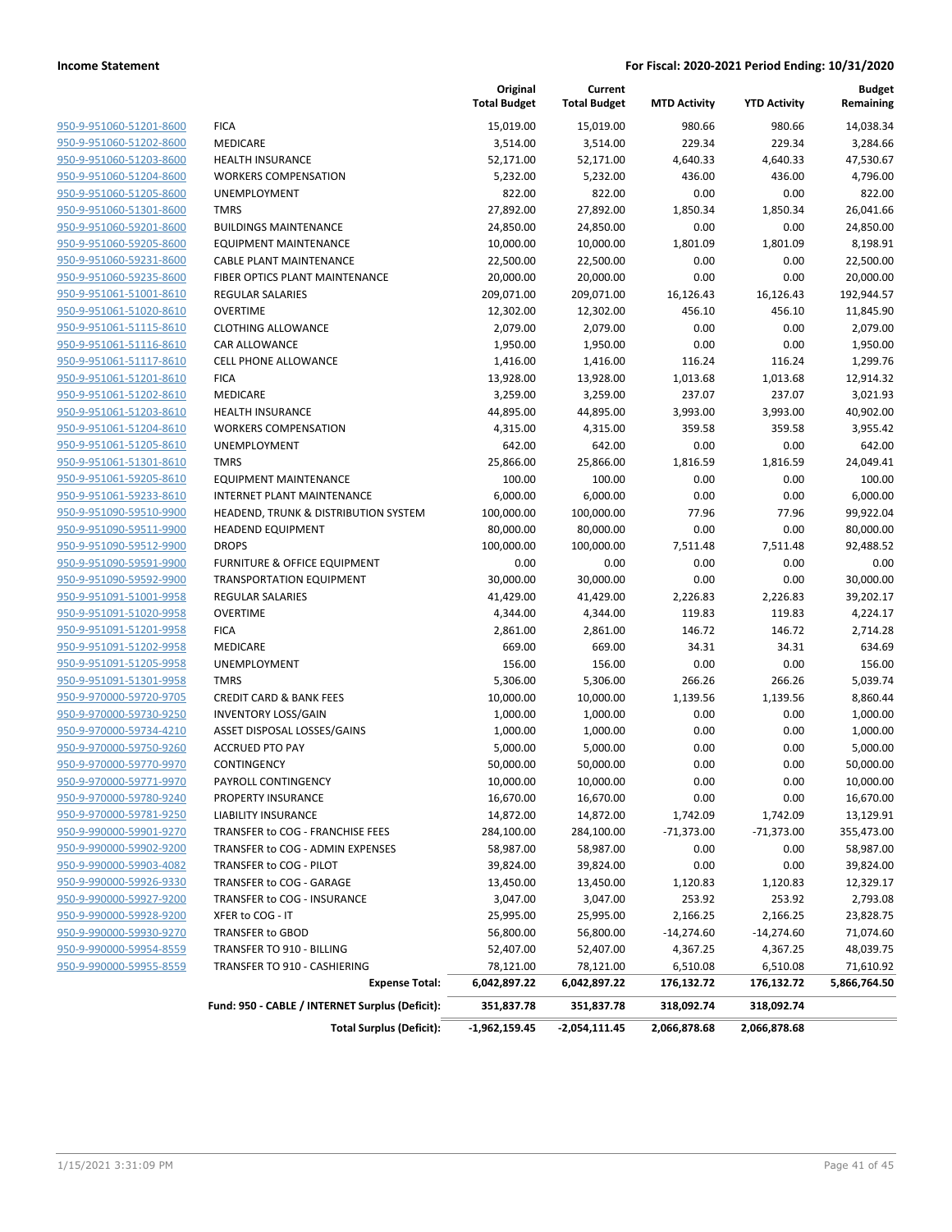| | | Original Total Budget | Current Total Budget | MTD Activity | YTD Activity | Budget Remaining |
|---|---|---|---|---|---|---|
| 950-9-951060-51201-8600 | FICA | 15,019.00 | 15,019.00 | 980.66 | 980.66 | 14,038.34 |
| 950-9-951060-51202-8600 | MEDICARE | 3,514.00 | 3,514.00 | 229.34 | 229.34 | 3,284.66 |
| 950-9-951060-51203-8600 | HEALTH INSURANCE | 52,171.00 | 52,171.00 | 4,640.33 | 4,640.33 | 47,530.67 |
| 950-9-951060-51204-8600 | WORKERS COMPENSATION | 5,232.00 | 5,232.00 | 436.00 | 436.00 | 4,796.00 |
| 950-9-951060-51205-8600 | UNEMPLOYMENT | 822.00 | 822.00 | 0.00 | 0.00 | 822.00 |
| 950-9-951060-51301-8600 | TMRS | 27,892.00 | 27,892.00 | 1,850.34 | 1,850.34 | 26,041.66 |
| 950-9-951060-59201-8600 | BUILDINGS MAINTENANCE | 24,850.00 | 24,850.00 | 0.00 | 0.00 | 24,850.00 |
| 950-9-951060-59205-8600 | EQUIPMENT MAINTENANCE | 10,000.00 | 10,000.00 | 1,801.09 | 1,801.09 | 8,198.91 |
| 950-9-951060-59231-8600 | CABLE PLANT MAINTENANCE | 22,500.00 | 22,500.00 | 0.00 | 0.00 | 22,500.00 |
| 950-9-951060-59235-8600 | FIBER OPTICS PLANT MAINTENANCE | 20,000.00 | 20,000.00 | 0.00 | 0.00 | 20,000.00 |
| 950-9-951061-51001-8610 | REGULAR SALARIES | 209,071.00 | 209,071.00 | 16,126.43 | 16,126.43 | 192,944.57 |
| 950-9-951061-51020-8610 | OVERTIME | 12,302.00 | 12,302.00 | 456.10 | 456.10 | 11,845.90 |
| 950-9-951061-51115-8610 | CLOTHING ALLOWANCE | 2,079.00 | 2,079.00 | 0.00 | 0.00 | 2,079.00 |
| 950-9-951061-51116-8610 | CAR ALLOWANCE | 1,950.00 | 1,950.00 | 0.00 | 0.00 | 1,950.00 |
| 950-9-951061-51117-8610 | CELL PHONE ALLOWANCE | 1,416.00 | 1,416.00 | 116.24 | 116.24 | 1,299.76 |
| 950-9-951061-51201-8610 | FICA | 13,928.00 | 13,928.00 | 1,013.68 | 1,013.68 | 12,914.32 |
| 950-9-951061-51202-8610 | MEDICARE | 3,259.00 | 3,259.00 | 237.07 | 237.07 | 3,021.93 |
| 950-9-951061-51203-8610 | HEALTH INSURANCE | 44,895.00 | 44,895.00 | 3,993.00 | 3,993.00 | 40,902.00 |
| 950-9-951061-51204-8610 | WORKERS COMPENSATION | 4,315.00 | 4,315.00 | 359.58 | 359.58 | 3,955.42 |
| 950-9-951061-51205-8610 | UNEMPLOYMENT | 642.00 | 642.00 | 0.00 | 0.00 | 642.00 |
| 950-9-951061-51301-8610 | TMRS | 25,866.00 | 25,866.00 | 1,816.59 | 1,816.59 | 24,049.41 |
| 950-9-951061-59205-8610 | EQUIPMENT MAINTENANCE | 100.00 | 100.00 | 0.00 | 0.00 | 100.00 |
| 950-9-951061-59233-8610 | INTERNET PLANT MAINTENANCE | 6,000.00 | 6,000.00 | 0.00 | 0.00 | 6,000.00 |
| 950-9-951090-59510-9900 | HEADEND, TRUNK & DISTRIBUTION SYSTEM | 100,000.00 | 100,000.00 | 77.96 | 77.96 | 99,922.04 |
| 950-9-951090-59511-9900 | HEADEND EQUIPMENT | 80,000.00 | 80,000.00 | 0.00 | 0.00 | 80,000.00 |
| 950-9-951090-59512-9900 | DROPS | 100,000.00 | 100,000.00 | 7,511.48 | 7,511.48 | 92,488.52 |
| 950-9-951090-59591-9900 | FURNITURE & OFFICE EQUIPMENT | 0.00 | 0.00 | 0.00 | 0.00 | 0.00 |
| 950-9-951090-59592-9900 | TRANSPORTATION EQUIPMENT | 30,000.00 | 30,000.00 | 0.00 | 0.00 | 30,000.00 |
| 950-9-951091-51001-9958 | REGULAR SALARIES | 41,429.00 | 41,429.00 | 2,226.83 | 2,226.83 | 39,202.17 |
| 950-9-951091-51020-9958 | OVERTIME | 4,344.00 | 4,344.00 | 119.83 | 119.83 | 4,224.17 |
| 950-9-951091-51201-9958 | FICA | 2,861.00 | 2,861.00 | 146.72 | 146.72 | 2,714.28 |
| 950-9-951091-51202-9958 | MEDICARE | 669.00 | 669.00 | 34.31 | 34.31 | 634.69 |
| 950-9-951091-51205-9958 | UNEMPLOYMENT | 156.00 | 156.00 | 0.00 | 0.00 | 156.00 |
| 950-9-951091-51301-9958 | TMRS | 5,306.00 | 5,306.00 | 266.26 | 266.26 | 5,039.74 |
| 950-9-970000-59720-9705 | CREDIT CARD & BANK FEES | 10,000.00 | 10,000.00 | 1,139.56 | 1,139.56 | 8,860.44 |
| 950-9-970000-59730-9250 | INVENTORY LOSS/GAIN | 1,000.00 | 1,000.00 | 0.00 | 0.00 | 1,000.00 |
| 950-9-970000-59734-4210 | ASSET DISPOSAL LOSSES/GAINS | 1,000.00 | 1,000.00 | 0.00 | 0.00 | 1,000.00 |
| 950-9-970000-59750-9260 | ACCRUED PTO PAY | 5,000.00 | 5,000.00 | 0.00 | 0.00 | 5,000.00 |
| 950-9-970000-59770-9970 | CONTINGENCY | 50,000.00 | 50,000.00 | 0.00 | 0.00 | 50,000.00 |
| 950-9-970000-59771-9970 | PAYROLL CONTINGENCY | 10,000.00 | 10,000.00 | 0.00 | 0.00 | 10,000.00 |
| 950-9-970000-59780-9240 | PROPERTY INSURANCE | 16,670.00 | 16,670.00 | 0.00 | 0.00 | 16,670.00 |
| 950-9-970000-59781-9250 | LIABILITY INSURANCE | 14,872.00 | 14,872.00 | 1,742.09 | 1,742.09 | 13,129.91 |
| 950-9-990000-59901-9270 | TRANSFER to COG - FRANCHISE FEES | 284,100.00 | 284,100.00 | -71,373.00 | -71,373.00 | 355,473.00 |
| 950-9-990000-59902-9200 | TRANSFER to COG - ADMIN EXPENSES | 58,987.00 | 58,987.00 | 0.00 | 0.00 | 58,987.00 |
| 950-9-990000-59903-4082 | TRANSFER to COG - PILOT | 39,824.00 | 39,824.00 | 0.00 | 0.00 | 39,824.00 |
| 950-9-990000-59926-9330 | TRANSFER to COG - GARAGE | 13,450.00 | 13,450.00 | 1,120.83 | 1,120.83 | 12,329.17 |
| 950-9-990000-59927-9200 | TRANSFER to COG - INSURANCE | 3,047.00 | 3,047.00 | 253.92 | 253.92 | 2,793.08 |
| 950-9-990000-59928-9200 | XFER to COG - IT | 25,995.00 | 25,995.00 | 2,166.25 | 2,166.25 | 23,828.75 |
| 950-9-990000-59930-9270 | TRANSFER to GBOD | 56,800.00 | 56,800.00 | -14,274.60 | -14,274.60 | 71,074.60 |
| 950-9-990000-59954-8559 | TRANSFER TO 910 - BILLING | 52,407.00 | 52,407.00 | 4,367.25 | 4,367.25 | 48,039.75 |
| 950-9-990000-59955-8559 | TRANSFER TO 910 - CASHIERING | 78,121.00 | 78,121.00 | 6,510.08 | 6,510.08 | 71,610.92 |
| | **Expense Total:** | **6,042,897.22** | **6,042,897.22** | **176,132.72** | **176,132.72** | **5,866,764.50** |
| | **Fund: 950 - CABLE / INTERNET Surplus (Deficit):** | **351,837.78** | **351,837.78** | **318,092.74** | **318,092.74** | |
| | **Total Surplus (Deficit):** | **-1,962,159.45** | **-2,054,111.45** | **2,066,878.68** | **2,066,878.68** | |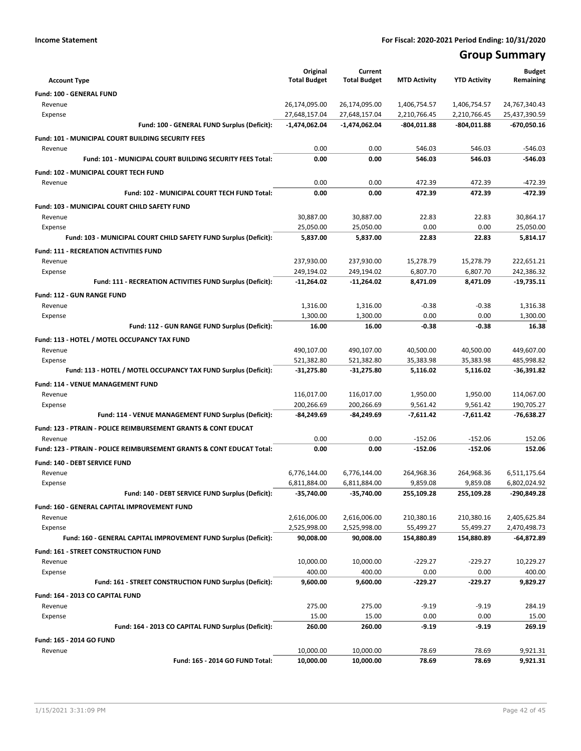**Income Statement** **For Fiscal: 2020-2021 Period Ending: 10/31/2020**

# Group Summary

| Account Type | Original Total Budget | Current Total Budget | MTD Activity | YTD Activity | Budget Remaining |
|---|---|---|---|---|---|
| **Fund: 100 - GENERAL FUND** | | | | | |
| Revenue | 26,174,095.00 | 26,174,095.00 | 1,406,754.57 | 1,406,754.57 | 24,767,340.43 |
| Expense | 27,648,157.04 | 27,648,157.04 | 2,210,766.45 | 2,210,766.45 | 25,437,390.59 |
| **Fund: 100 - GENERAL FUND Surplus (Deficit):** | **-1,474,062.04** | **-1,474,062.04** | **-804,011.88** | **-804,011.88** | **-670,050.16** |
| **Fund: 101 - MUNICIPAL COURT BUILDING SECURITY FEES** | | | | | |
| Revenue | 0.00 | 0.00 | 546.03 | 546.03 | -546.03 |
| **Fund: 101 - MUNICIPAL COURT BUILDING SECURITY FEES Total:** | **0.00** | **0.00** | **546.03** | **546.03** | **-546.03** |
| **Fund: 102 - MUNICIPAL COURT TECH FUND** | | | | | |
| Revenue | 0.00 | 0.00 | 472.39 | 472.39 | -472.39 |
| **Fund: 102 - MUNICIPAL COURT TECH FUND Total:** | **0.00** | **0.00** | **472.39** | **472.39** | **-472.39** |
| **Fund: 103 - MUNICIPAL COURT CHILD SAFETY FUND** | | | | | |
| Revenue | 30,887.00 | 30,887.00 | 22.83 | 22.83 | 30,864.17 |
| Expense | 25,050.00 | 25,050.00 | 0.00 | 0.00 | 25,050.00 |
| **Fund: 103 - MUNICIPAL COURT CHILD SAFETY FUND Surplus (Deficit):** | **5,837.00** | **5,837.00** | **22.83** | **22.83** | **5,814.17** |
| **Fund: 111 - RECREATION ACTIVITIES FUND** | | | | | |
| Revenue | 237,930.00 | 237,930.00 | 15,278.79 | 15,278.79 | 222,651.21 |
| Expense | 249,194.02 | 249,194.02 | 6,807.70 | 6,807.70 | 242,386.32 |
| **Fund: 111 - RECREATION ACTIVITIES FUND Surplus (Deficit):** | **-11,264.02** | **-11,264.02** | **8,471.09** | **8,471.09** | **-19,735.11** |
| **Fund: 112 - GUN RANGE FUND** | | | | | |
| Revenue | 1,316.00 | 1,316.00 | -0.38 | -0.38 | 1,316.38 |
| Expense | 1,300.00 | 1,300.00 | 0.00 | 0.00 | 1,300.00 |
| **Fund: 112 - GUN RANGE FUND Surplus (Deficit):** | **16.00** | **16.00** | **-0.38** | **-0.38** | **16.38** |
| **Fund: 113 - HOTEL / MOTEL OCCUPANCY TAX FUND** | | | | | |
| Revenue | 490,107.00 | 490,107.00 | 40,500.00 | 40,500.00 | 449,607.00 |
| Expense | 521,382.80 | 521,382.80 | 35,383.98 | 35,383.98 | 485,998.82 |
| **Fund: 113 - HOTEL / MOTEL OCCUPANCY TAX FUND Surplus (Deficit):** | **-31,275.80** | **-31,275.80** | **5,116.02** | **5,116.02** | **-36,391.82** |
| **Fund: 114 - VENUE MANAGEMENT FUND** | | | | | |
| Revenue | 116,017.00 | 116,017.00 | 1,950.00 | 1,950.00 | 114,067.00 |
| Expense | 200,266.69 | 200,266.69 | 9,561.42 | 9,561.42 | 190,705.27 |
| **Fund: 114 - VENUE MANAGEMENT FUND Surplus (Deficit):** | **-84,249.69** | **-84,249.69** | **-7,611.42** | **-7,611.42** | **-76,638.27** |
| **Fund: 123 - PTRAIN - POLICE REIMBURSEMENT GRANTS & CONT EDUCAT** | | | | | |
| Revenue | 0.00 | 0.00 | -152.06 | -152.06 | 152.06 |
| **Fund: 123 - PTRAIN - POLICE REIMBURSEMENT GRANTS & CONT EDUCAT Total:** | **0.00** | **0.00** | **-152.06** | **-152.06** | **152.06** |
| **Fund: 140 - DEBT SERVICE FUND** | | | | | |
| Revenue | 6,776,144.00 | 6,776,144.00 | 264,968.36 | 264,968.36 | 6,511,175.64 |
| Expense | 6,811,884.00 | 6,811,884.00 | 9,859.08 | 9,859.08 | 6,802,024.92 |
| **Fund: 140 - DEBT SERVICE FUND Surplus (Deficit):** | **-35,740.00** | **-35,740.00** | **255,109.28** | **255,109.28** | **-290,849.28** |
| **Fund: 160 - GENERAL CAPITAL IMPROVEMENT FUND** | | | | | |
| Revenue | 2,616,006.00 | 2,616,006.00 | 210,380.16 | 210,380.16 | 2,405,625.84 |
| Expense | 2,525,998.00 | 2,525,998.00 | 55,499.27 | 55,499.27 | 2,470,498.73 |
| **Fund: 160 - GENERAL CAPITAL IMPROVEMENT FUND Surplus (Deficit):** | **90,008.00** | **90,008.00** | **154,880.89** | **154,880.89** | **-64,872.89** |
| **Fund: 161 - STREET CONSTRUCTION FUND** | | | | | |
| Revenue | 10,000.00 | 10,000.00 | -229.27 | -229.27 | 10,229.27 |
| Expense | 400.00 | 400.00 | 0.00 | 0.00 | 400.00 |
| **Fund: 161 - STREET CONSTRUCTION FUND Surplus (Deficit):** | **9,600.00** | **9,600.00** | **-229.27** | **-229.27** | **9,829.27** |
| **Fund: 164 - 2013 CO CAPITAL FUND** | | | | | |
| Revenue | 275.00 | 275.00 | -9.19 | -9.19 | 284.19 |
| Expense | 15.00 | 15.00 | 0.00 | 0.00 | 15.00 |
| **Fund: 164 - 2013 CO CAPITAL FUND Surplus (Deficit):** | **260.00** | **260.00** | **-9.19** | **-9.19** | **269.19** |
| **Fund: 165 - 2014 GO FUND** | | | | | |
| Revenue | 10,000.00 | 10,000.00 | 78.69 | 78.69 | 9,921.31 |
| **Fund: 165 - 2014 GO FUND Total:** | **10,000.00** | **10,000.00** | **78.69** | **78.69** | **9,921.31** |

1/15/2021 3:31:09 PM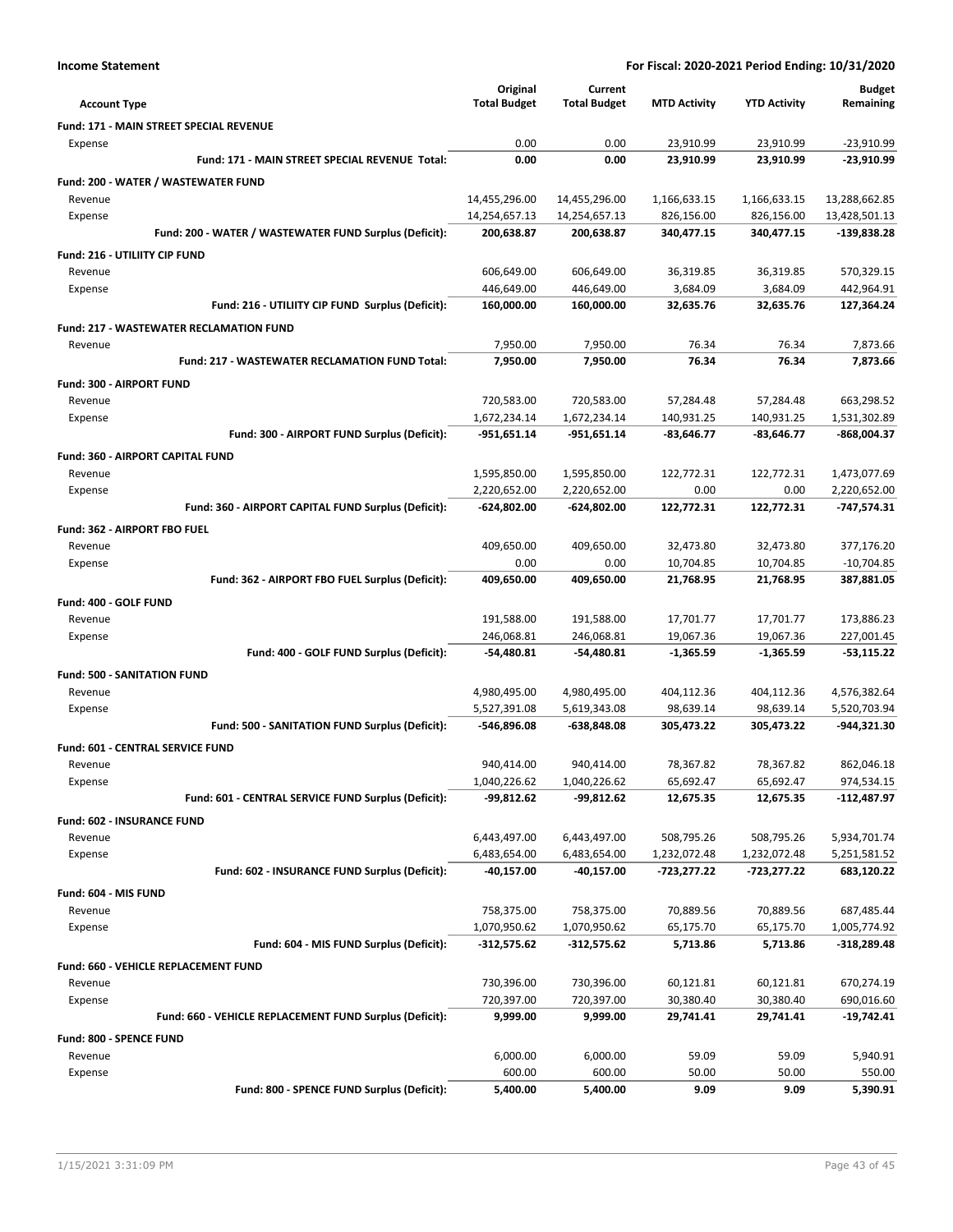**Income Statement** — For Fiscal: 2020-2021 Period Ending: 10/31/2020

| Account Type | Original Total Budget | Current Total Budget | MTD Activity | YTD Activity | Budget Remaining |
|---|---|---|---|---|---|
| **Fund: 171 - MAIN STREET SPECIAL REVENUE** | | | | | |
| Expense | 0.00 | 0.00 | 23,910.99 | 23,910.99 | -23,910.99 |
| **Fund: 171 - MAIN STREET SPECIAL REVENUE Total:** | **0.00** | **0.00** | **23,910.99** | **23,910.99** | **-23,910.99** |
| **Fund: 200 - WATER / WASTEWATER FUND** | | | | | |
| Revenue | 14,455,296.00 | 14,455,296.00 | 1,166,633.15 | 1,166,633.15 | 13,288,662.85 |
| Expense | 14,254,657.13 | 14,254,657.13 | 826,156.00 | 826,156.00 | 13,428,501.13 |
| **Fund: 200 - WATER / WASTEWATER FUND Surplus (Deficit):** | **200,638.87** | **200,638.87** | **340,477.15** | **340,477.15** | **-139,838.28** |
| **Fund: 216 - UTILIITY CIP FUND** | | | | | |
| Revenue | 606,649.00 | 606,649.00 | 36,319.85 | 36,319.85 | 570,329.15 |
| Expense | 446,649.00 | 446,649.00 | 3,684.09 | 3,684.09 | 442,964.91 |
| **Fund: 216 - UTILIITY CIP FUND Surplus (Deficit):** | **160,000.00** | **160,000.00** | **32,635.76** | **32,635.76** | **127,364.24** |
| **Fund: 217 - WASTEWATER RECLAMATION FUND** | | | | | |
| Revenue | 7,950.00 | 7,950.00 | 76.34 | 76.34 | 7,873.66 |
| **Fund: 217 - WASTEWATER RECLAMATION FUND Total:** | **7,950.00** | **7,950.00** | **76.34** | **76.34** | **7,873.66** |
| **Fund: 300 - AIRPORT FUND** | | | | | |
| Revenue | 720,583.00 | 720,583.00 | 57,284.48 | 57,284.48 | 663,298.52 |
| Expense | 1,672,234.14 | 1,672,234.14 | 140,931.25 | 140,931.25 | 1,531,302.89 |
| **Fund: 300 - AIRPORT FUND Surplus (Deficit):** | **-951,651.14** | **-951,651.14** | **-83,646.77** | **-83,646.77** | **-868,004.37** |
| **Fund: 360 - AIRPORT CAPITAL FUND** | | | | | |
| Revenue | 1,595,850.00 | 1,595,850.00 | 122,772.31 | 122,772.31 | 1,473,077.69 |
| Expense | 2,220,652.00 | 2,220,652.00 | 0.00 | 0.00 | 2,220,652.00 |
| **Fund: 360 - AIRPORT CAPITAL FUND Surplus (Deficit):** | **-624,802.00** | **-624,802.00** | **122,772.31** | **122,772.31** | **-747,574.31** |
| **Fund: 362 - AIRPORT FBO FUEL** | | | | | |
| Revenue | 409,650.00 | 409,650.00 | 32,473.80 | 32,473.80 | 377,176.20 |
| Expense | 0.00 | 0.00 | 10,704.85 | 10,704.85 | -10,704.85 |
| **Fund: 362 - AIRPORT FBO FUEL Surplus (Deficit):** | **409,650.00** | **409,650.00** | **21,768.95** | **21,768.95** | **387,881.05** |
| **Fund: 400 - GOLF FUND** | | | | | |
| Revenue | 191,588.00 | 191,588.00 | 17,701.77 | 17,701.77 | 173,886.23 |
| Expense | 246,068.81 | 246,068.81 | 19,067.36 | 19,067.36 | 227,001.45 |
| **Fund: 400 - GOLF FUND Surplus (Deficit):** | **-54,480.81** | **-54,480.81** | **-1,365.59** | **-1,365.59** | **-53,115.22** |
| **Fund: 500 - SANITATION FUND** | | | | | |
| Revenue | 4,980,495.00 | 4,980,495.00 | 404,112.36 | 404,112.36 | 4,576,382.64 |
| Expense | 5,527,391.08 | 5,619,343.08 | 98,639.14 | 98,639.14 | 5,520,703.94 |
| **Fund: 500 - SANITATION FUND Surplus (Deficit):** | **-546,896.08** | **-638,848.08** | **305,473.22** | **305,473.22** | **-944,321.30** |
| **Fund: 601 - CENTRAL SERVICE FUND** | | | | | |
| Revenue | 940,414.00 | 940,414.00 | 78,367.82 | 78,367.82 | 862,046.18 |
| Expense | 1,040,226.62 | 1,040,226.62 | 65,692.47 | 65,692.47 | 974,534.15 |
| **Fund: 601 - CENTRAL SERVICE FUND Surplus (Deficit):** | **-99,812.62** | **-99,812.62** | **12,675.35** | **12,675.35** | **-112,487.97** |
| **Fund: 602 - INSURANCE FUND** | | | | | |
| Revenue | 6,443,497.00 | 6,443,497.00 | 508,795.26 | 508,795.26 | 5,934,701.74 |
| Expense | 6,483,654.00 | 6,483,654.00 | 1,232,072.48 | 1,232,072.48 | 5,251,581.52 |
| **Fund: 602 - INSURANCE FUND Surplus (Deficit):** | **-40,157.00** | **-40,157.00** | **-723,277.22** | **-723,277.22** | **683,120.22** |
| **Fund: 604 - MIS FUND** | | | | | |
| Revenue | 758,375.00 | 758,375.00 | 70,889.56 | 70,889.56 | 687,485.44 |
| Expense | 1,070,950.62 | 1,070,950.62 | 65,175.70 | 65,175.70 | 1,005,774.92 |
| **Fund: 604 - MIS FUND Surplus (Deficit):** | **-312,575.62** | **-312,575.62** | **5,713.86** | **5,713.86** | **-318,289.48** |
| **Fund: 660 - VEHICLE REPLACEMENT FUND** | | | | | |
| Revenue | 730,396.00 | 730,396.00 | 60,121.81 | 60,121.81 | 670,274.19 |
| Expense | 720,397.00 | 720,397.00 | 30,380.40 | 30,380.40 | 690,016.60 |
| **Fund: 660 - VEHICLE REPLACEMENT FUND Surplus (Deficit):** | **9,999.00** | **9,999.00** | **29,741.41** | **29,741.41** | **-19,742.41** |
| **Fund: 800 - SPENCE FUND** | | | | | |
| Revenue | 6,000.00 | 6,000.00 | 59.09 | 59.09 | 5,940.91 |
| Expense | 600.00 | 600.00 | 50.00 | 50.00 | 550.00 |
| **Fund: 800 - SPENCE FUND Surplus (Deficit):** | **5,400.00** | **5,400.00** | **9.09** | **9.09** | **5,390.91** |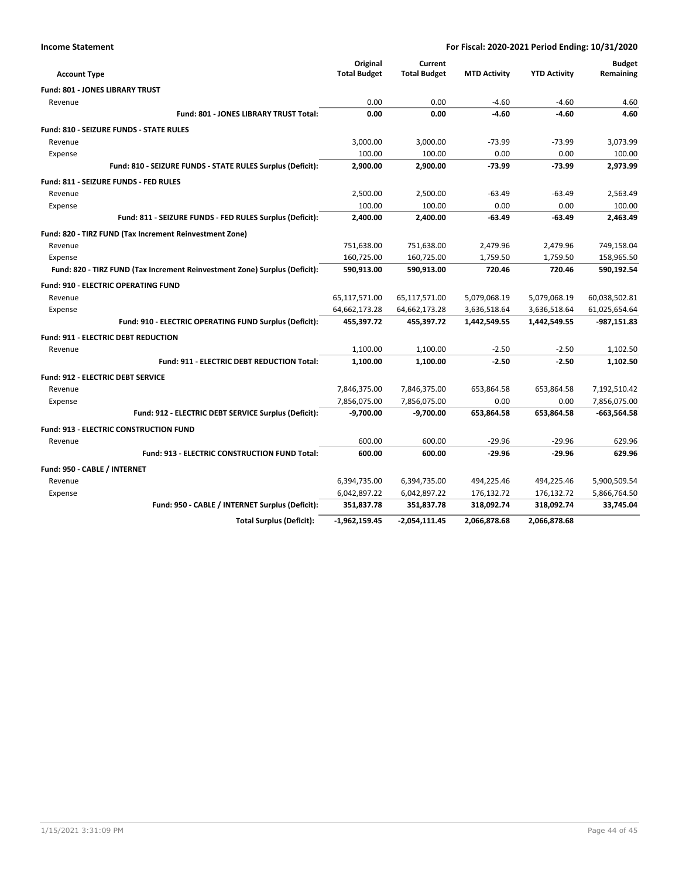**Income Statement** | **For Fiscal: 2020-2021 Period Ending: 10/31/2020**

| Account Type | Original Total Budget | Current Total Budget | MTD Activity | YTD Activity | Budget Remaining |
|---|---|---|---|---|---|
| **Fund: 801 - JONES LIBRARY TRUST** | | | | | |
| Revenue | 0.00 | 0.00 | -4.60 | -4.60 | 4.60 |
| **Fund: 801 - JONES LIBRARY TRUST Total:** | **0.00** | **0.00** | **-4.60** | **-4.60** | **4.60** |
| **Fund: 810 - SEIZURE FUNDS - STATE RULES** | | | | | |
| Revenue | 3,000.00 | 3,000.00 | -73.99 | -73.99 | 3,073.99 |
| Expense | 100.00 | 100.00 | 0.00 | 0.00 | 100.00 |
| **Fund: 810 - SEIZURE FUNDS - STATE RULES Surplus (Deficit):** | **2,900.00** | **2,900.00** | **-73.99** | **-73.99** | **2,973.99** |
| **Fund: 811 - SEIZURE FUNDS - FED RULES** | | | | | |
| Revenue | 2,500.00 | 2,500.00 | -63.49 | -63.49 | 2,563.49 |
| Expense | 100.00 | 100.00 | 0.00 | 0.00 | 100.00 |
| **Fund: 811 - SEIZURE FUNDS - FED RULES Surplus (Deficit):** | **2,400.00** | **2,400.00** | **-63.49** | **-63.49** | **2,463.49** |
| **Fund: 820 - TIRZ FUND (Tax Increment Reinvestment Zone)** | | | | | |
| Revenue | 751,638.00 | 751,638.00 | 2,479.96 | 2,479.96 | 749,158.04 |
| Expense | 160,725.00 | 160,725.00 | 1,759.50 | 1,759.50 | 158,965.50 |
| **Fund: 820 - TIRZ FUND (Tax Increment Reinvestment Zone) Surplus (Deficit):** | **590,913.00** | **590,913.00** | **720.46** | **720.46** | **590,192.54** |
| **Fund: 910 - ELECTRIC OPERATING FUND** | | | | | |
| Revenue | 65,117,571.00 | 65,117,571.00 | 5,079,068.19 | 5,079,068.19 | 60,038,502.81 |
| Expense | 64,662,173.28 | 64,662,173.28 | 3,636,518.64 | 3,636,518.64 | 61,025,654.64 |
| **Fund: 910 - ELECTRIC OPERATING FUND Surplus (Deficit):** | **455,397.72** | **455,397.72** | **1,442,549.55** | **1,442,549.55** | **-987,151.83** |
| **Fund: 911 - ELECTRIC DEBT REDUCTION** | | | | | |
| Revenue | 1,100.00 | 1,100.00 | -2.50 | -2.50 | 1,102.50 |
| **Fund: 911 - ELECTRIC DEBT REDUCTION Total:** | **1,100.00** | **1,100.00** | **-2.50** | **-2.50** | **1,102.50** |
| **Fund: 912 - ELECTRIC DEBT SERVICE** | | | | | |
| Revenue | 7,846,375.00 | 7,846,375.00 | 653,864.58 | 653,864.58 | 7,192,510.42 |
| Expense | 7,856,075.00 | 7,856,075.00 | 0.00 | 0.00 | 7,856,075.00 |
| **Fund: 912 - ELECTRIC DEBT SERVICE Surplus (Deficit):** | **-9,700.00** | **-9,700.00** | **653,864.58** | **653,864.58** | **-663,564.58** |
| **Fund: 913 - ELECTRIC CONSTRUCTION FUND** | | | | | |
| Revenue | 600.00 | 600.00 | -29.96 | -29.96 | 629.96 |
| **Fund: 913 - ELECTRIC CONSTRUCTION FUND Total:** | **600.00** | **600.00** | **-29.96** | **-29.96** | **629.96** |
| **Fund: 950 - CABLE / INTERNET** | | | | | |
| Revenue | 6,394,735.00 | 6,394,735.00 | 494,225.46 | 494,225.46 | 5,900,509.54 |
| Expense | 6,042,897.22 | 6,042,897.22 | 176,132.72 | 176,132.72 | 5,866,764.50 |
| **Fund: 950 - CABLE / INTERNET Surplus (Deficit):** | **351,837.78** | **351,837.78** | **318,092.74** | **318,092.74** | **33,745.04** |
| **Total Surplus (Deficit):** | **-1,962,159.45** | **-2,054,111.45** | **2,066,878.68** | **2,066,878.68** | |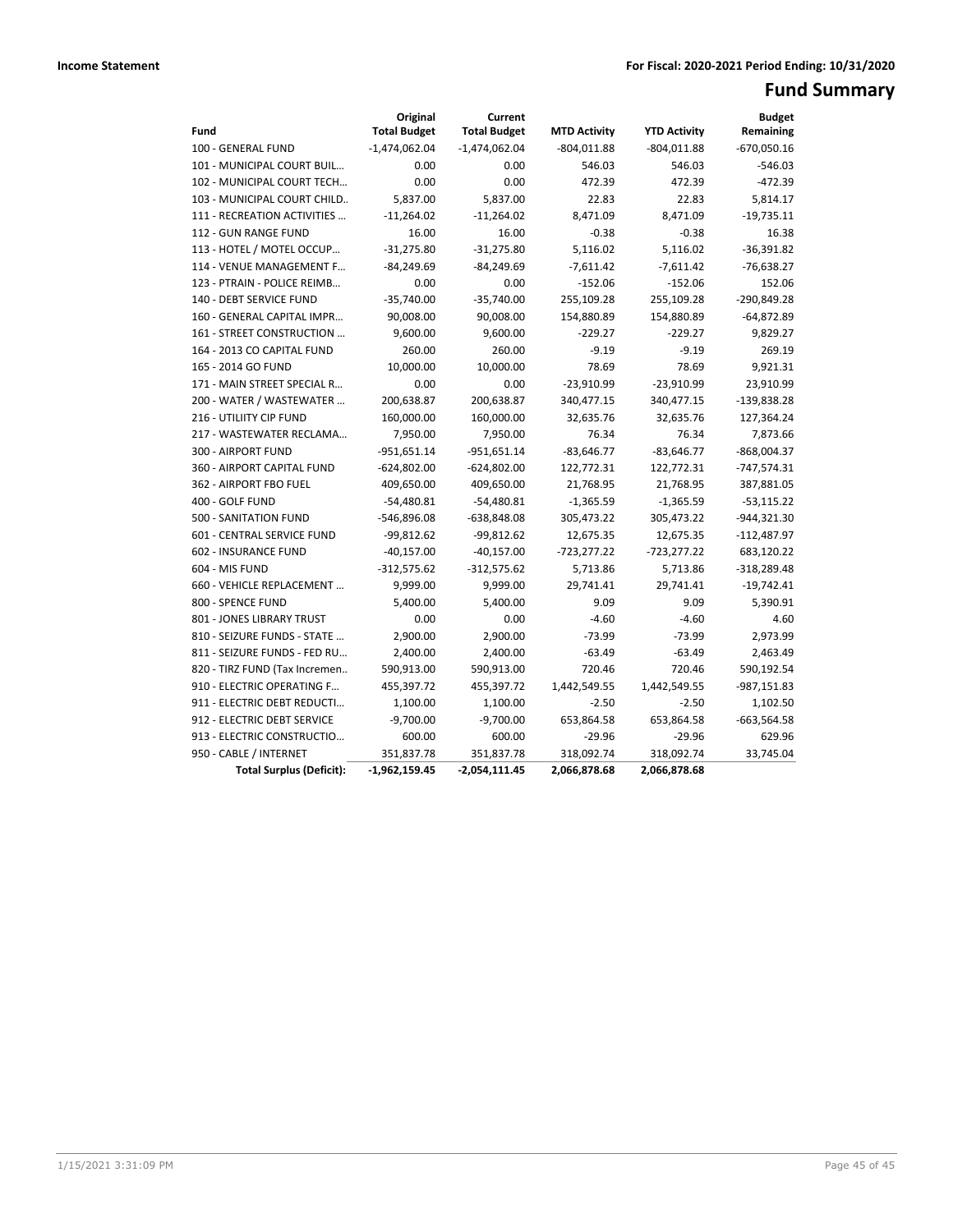**Income Statement** **For Fiscal: 2020-2021 Period Ending: 10/31/2020**

# Fund Summary

| Fund | Original Total Budget | Current Total Budget | MTD Activity | YTD Activity | Budget Remaining |
|---|---|---|---|---|---|
| 100 - GENERAL FUND | -1,474,062.04 | -1,474,062.04 | -804,011.88 | -804,011.88 | -670,050.16 |
| 101 - MUNICIPAL COURT BUIL… | 0.00 | 0.00 | 546.03 | 546.03 | -546.03 |
| 102 - MUNICIPAL COURT TECH… | 0.00 | 0.00 | 472.39 | 472.39 | -472.39 |
| 103 - MUNICIPAL COURT CHILD.. | 5,837.00 | 5,837.00 | 22.83 | 22.83 | 5,814.17 |
| 111 - RECREATION ACTIVITIES … | -11,264.02 | -11,264.02 | 8,471.09 | 8,471.09 | -19,735.11 |
| 112 - GUN RANGE FUND | 16.00 | 16.00 | -0.38 | -0.38 | 16.38 |
| 113 - HOTEL / MOTEL OCCUP… | -31,275.80 | -31,275.80 | 5,116.02 | 5,116.02 | -36,391.82 |
| 114 - VENUE MANAGEMENT F… | -84,249.69 | -84,249.69 | -7,611.42 | -7,611.42 | -76,638.27 |
| 123 - PTRAIN - POLICE REIMB… | 0.00 | 0.00 | -152.06 | -152.06 | 152.06 |
| 140 - DEBT SERVICE FUND | -35,740.00 | -35,740.00 | 255,109.28 | 255,109.28 | -290,849.28 |
| 160 - GENERAL CAPITAL IMPR… | 90,008.00 | 90,008.00 | 154,880.89 | 154,880.89 | -64,872.89 |
| 161 - STREET CONSTRUCTION … | 9,600.00 | 9,600.00 | -229.27 | -229.27 | 9,829.27 |
| 164 - 2013 CO CAPITAL FUND | 260.00 | 260.00 | -9.19 | -9.19 | 269.19 |
| 165 - 2014 GO FUND | 10,000.00 | 10,000.00 | 78.69 | 78.69 | 9,921.31 |
| 171 - MAIN STREET SPECIAL R… | 0.00 | 0.00 | -23,910.99 | -23,910.99 | 23,910.99 |
| 200 - WATER / WASTEWATER … | 200,638.87 | 200,638.87 | 340,477.15 | 340,477.15 | -139,838.28 |
| 216 - UTILIITY CIP FUND | 160,000.00 | 160,000.00 | 32,635.76 | 32,635.76 | 127,364.24 |
| 217 - WASTEWATER RECLAMA… | 7,950.00 | 7,950.00 | 76.34 | 76.34 | 7,873.66 |
| 300 - AIRPORT FUND | -951,651.14 | -951,651.14 | -83,646.77 | -83,646.77 | -868,004.37 |
| 360 - AIRPORT CAPITAL FUND | -624,802.00 | -624,802.00 | 122,772.31 | 122,772.31 | -747,574.31 |
| 362 - AIRPORT FBO FUEL | 409,650.00 | 409,650.00 | 21,768.95 | 21,768.95 | 387,881.05 |
| 400 - GOLF FUND | -54,480.81 | -54,480.81 | -1,365.59 | -1,365.59 | -53,115.22 |
| 500 - SANITATION FUND | -546,896.08 | -638,848.08 | 305,473.22 | 305,473.22 | -944,321.30 |
| 601 - CENTRAL SERVICE FUND | -99,812.62 | -99,812.62 | 12,675.35 | 12,675.35 | -112,487.97 |
| 602 - INSURANCE FUND | -40,157.00 | -40,157.00 | -723,277.22 | -723,277.22 | 683,120.22 |
| 604 - MIS FUND | -312,575.62 | -312,575.62 | 5,713.86 | 5,713.86 | -318,289.48 |
| 660 - VEHICLE REPLACEMENT … | 9,999.00 | 9,999.00 | 29,741.41 | 29,741.41 | -19,742.41 |
| 800 - SPENCE FUND | 5,400.00 | 5,400.00 | 9.09 | 9.09 | 5,390.91 |
| 801 - JONES LIBRARY TRUST | 0.00 | 0.00 | -4.60 | -4.60 | 4.60 |
| 810 - SEIZURE FUNDS - STATE … | 2,900.00 | 2,900.00 | -73.99 | -73.99 | 2,973.99 |
| 811 - SEIZURE FUNDS - FED RU… | 2,400.00 | 2,400.00 | -63.49 | -63.49 | 2,463.49 |
| 820 - TIRZ FUND (Tax Incremen.. | 590,913.00 | 590,913.00 | 720.46 | 720.46 | 590,192.54 |
| 910 - ELECTRIC OPERATING F… | 455,397.72 | 455,397.72 | 1,442,549.55 | 1,442,549.55 | -987,151.83 |
| 911 - ELECTRIC DEBT REDUCTI… | 1,100.00 | 1,100.00 | -2.50 | -2.50 | 1,102.50 |
| 912 - ELECTRIC DEBT SERVICE | -9,700.00 | -9,700.00 | 653,864.58 | 653,864.58 | -663,564.58 |
| 913 - ELECTRIC CONSTRUCTIO… | 600.00 | 600.00 | -29.96 | -29.96 | 629.96 |
| 950 - CABLE / INTERNET | 351,837.78 | 351,837.78 | 318,092.74 | 318,092.74 | 33,745.04 |
| **Total Surplus (Deficit):** | **-1,962,159.45** | **-2,054,111.45** | **2,066,878.68** | **2,066,878.68** | |